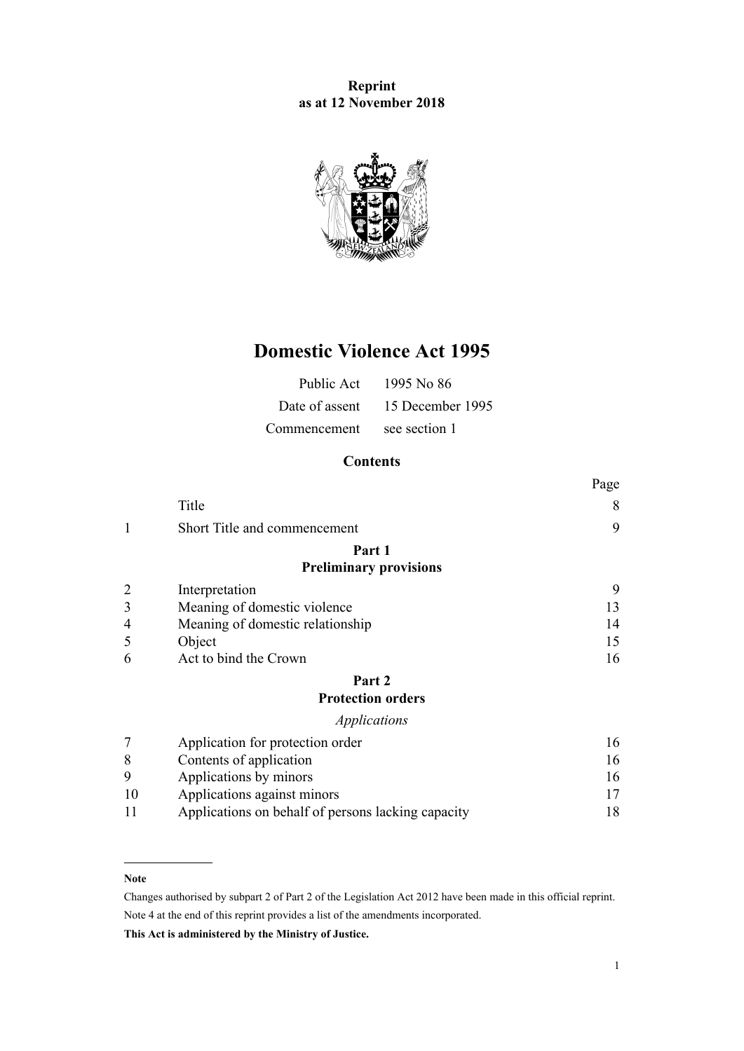**Reprint**
**as at 12 November 2018**

# Domestic Violence Act 1995

| | |
|---|---|
| Public Act | 1995 No 86 |
| Date of assent | 15 December 1995 |
| Commencement | see section 1 |

## Contents

| | | Page |
|---|---|---|
| | Title | 8 |
| 1 | Short Title and commencement | 9 |
| | **Part 1** **Preliminary provisions** | |
| 2 | Interpretation | 9 |
| 3 | Meaning of domestic violence | 13 |
| 4 | Meaning of domestic relationship | 14 |
| 5 | Object | 15 |
| 6 | Act to bind the Crown | 16 |
| | **Part 2** **Protection orders** | |
| | *Applications* | |
| 7 | Application for protection order | 16 |
| 8 | Contents of application | 16 |
| 9 | Applications by minors | 16 |
| 10 | Applications against minors | 17 |
| 11 | Applications on behalf of persons lacking capacity | 18 |

---

**Note**

Changes authorised by subpart 2 of Part 2 of the Legislation Act 2012 have been made in this official reprint.

Note 4 at the end of this reprint provides a list of the amendments incorporated.

**This Act is administered by the Ministry of Justice.**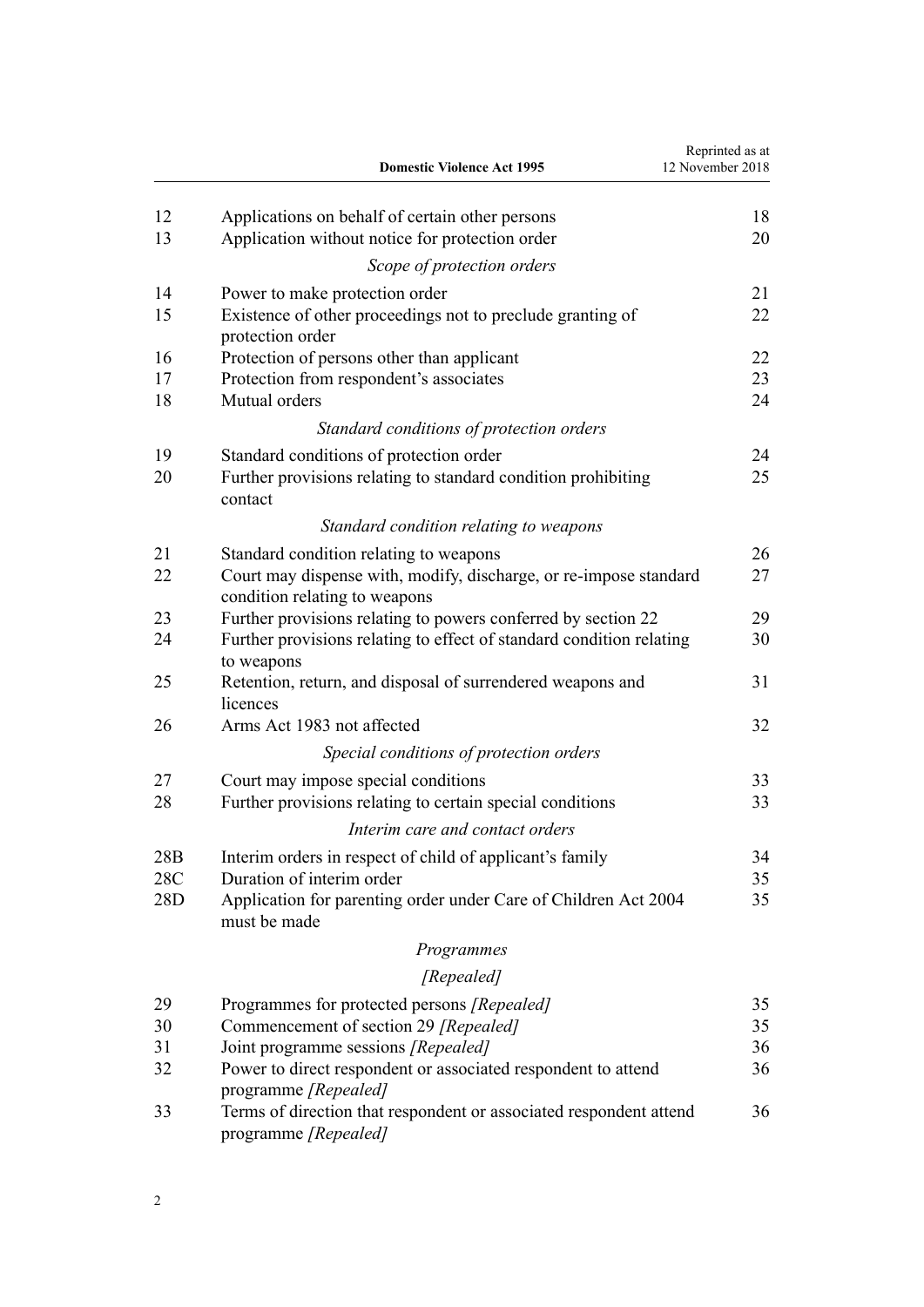| | | |
|---|---|---|
| 12 | Applications on behalf of certain other persons | 18 |
| 13 | Application without notice for protection order | 20 |
| | *Scope of protection orders* | |
| 14 | Power to make protection order | 21 |
| 15 | Existence of other proceedings not to preclude granting of protection order | 22 |
| 16 | Protection of persons other than applicant | 22 |
| 17 | Protection from respondent's associates | 23 |
| 18 | Mutual orders | 24 |
| | *Standard conditions of protection orders* | |
| 19 | Standard conditions of protection order | 24 |
| 20 | Further provisions relating to standard condition prohibiting contact | 25 |
| | *Standard condition relating to weapons* | |
| 21 | Standard condition relating to weapons | 26 |
| 22 | Court may dispense with, modify, discharge, or re-impose standard condition relating to weapons | 27 |
| 23 | Further provisions relating to powers conferred by section 22 | 29 |
| 24 | Further provisions relating to effect of standard condition relating to weapons | 30 |
| 25 | Retention, return, and disposal of surrendered weapons and licences | 31 |
| 26 | Arms Act 1983 not affected | 32 |
| | *Special conditions of protection orders* | |
| 27 | Court may impose special conditions | 33 |
| 28 | Further provisions relating to certain special conditions | 33 |
| | *Interim care and contact orders* | |
| 28B | Interim orders in respect of child of applicant's family | 34 |
| 28C | Duration of interim order | 35 |
| 28D | Application for parenting order under Care of Children Act 2004 must be made | 35 |
| | *Programmes* | |
| | *[Repealed]* | |
| 29 | Programmes for protected persons *[Repealed]* | 35 |
| 30 | Commencement of section 29 *[Repealed]* | 35 |
| 31 | Joint programme sessions *[Repealed]* | 36 |
| 32 | Power to direct respondent or associated respondent to attend programme *[Repealed]* | 36 |
| 33 | Terms of direction that respondent or associated respondent attend programme *[Repealed]* | 36 |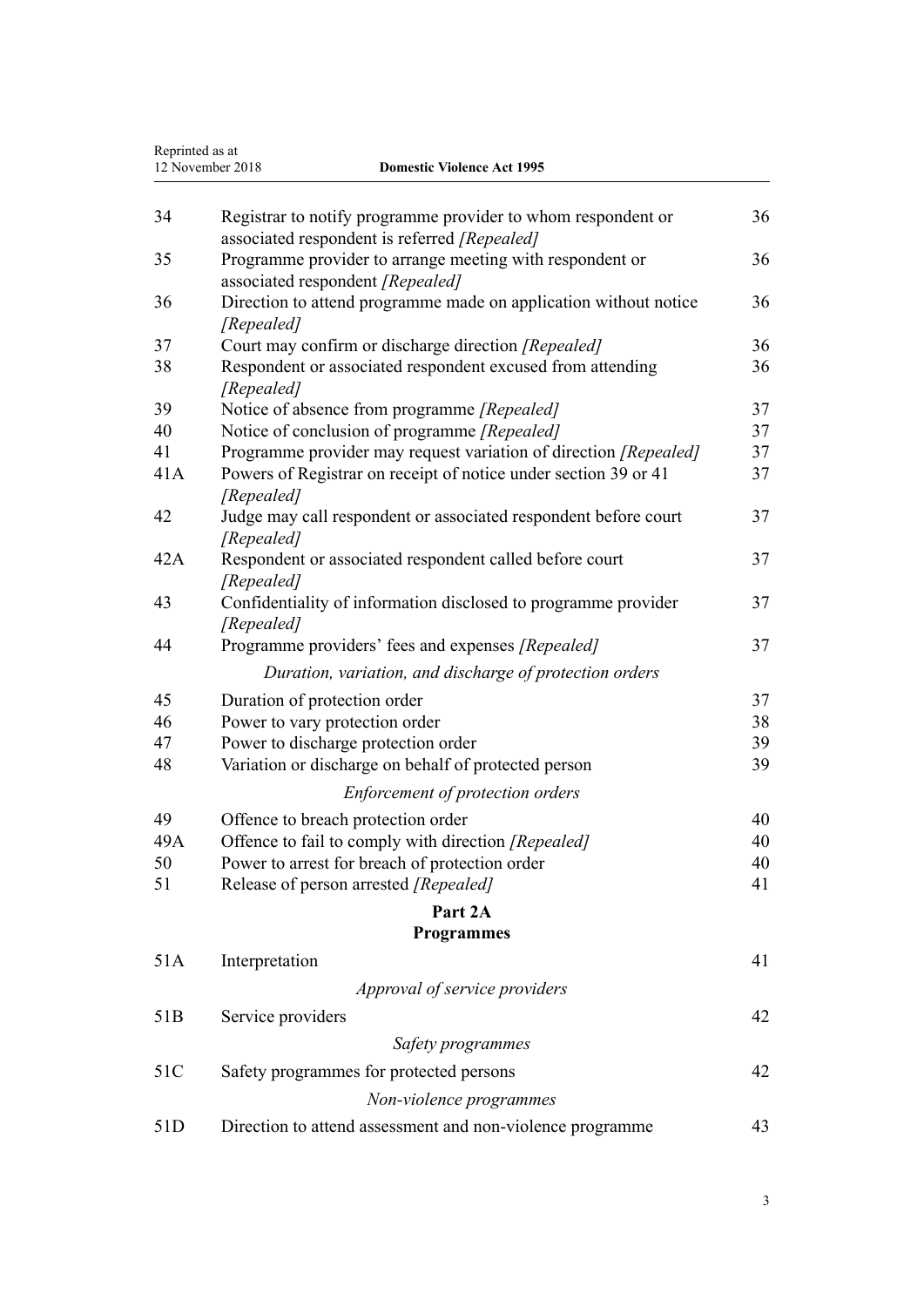| | | |
|---|---|---|
| 34 | Registrar to notify programme provider to whom respondent or associated respondent is referred *[Repealed]* | 36 |
| 35 | Programme provider to arrange meeting with respondent or associated respondent *[Repealed]* | 36 |
| 36 | Direction to attend programme made on application without notice *[Repealed]* | 36 |
| 37 | Court may confirm or discharge direction *[Repealed]* | 36 |
| 38 | Respondent or associated respondent excused from attending *[Repealed]* | 36 |
| 39 | Notice of absence from programme *[Repealed]* | 37 |
| 40 | Notice of conclusion of programme *[Repealed]* | 37 |
| 41 | Programme provider may request variation of direction *[Repealed]* | 37 |
| 41A | Powers of Registrar on receipt of notice under section 39 or 41 *[Repealed]* | 37 |
| 42 | Judge may call respondent or associated respondent before court *[Repealed]* | 37 |
| 42A | Respondent or associated respondent called before court *[Repealed]* | 37 |
| 43 | Confidentiality of information disclosed to programme provider *[Repealed]* | 37 |
| 44 | Programme providers' fees and expenses *[Repealed]* | 37 |
| | *Duration, variation, and discharge of protection orders* | |
| 45 | Duration of protection order | 37 |
| 46 | Power to vary protection order | 38 |
| 47 | Power to discharge protection order | 39 |
| 48 | Variation or discharge on behalf of protected person | 39 |
| | *Enforcement of protection orders* | |
| 49 | Offence to breach protection order | 40 |
| 49A | Offence to fail to comply with direction *[Repealed]* | 40 |
| 50 | Power to arrest for breach of protection order | 40 |
| 51 | Release of person arrested *[Repealed]* | 41 |
| | **Part 2A** **Programmes** | |
| 51A | Interpretation | 41 |
| | *Approval of service providers* | |
| 51B | Service providers | 42 |
| | *Safety programmes* | |
| 51C | Safety programmes for protected persons | 42 |
| | *Non-violence programmes* | |
| 51D | Direction to attend assessment and non-violence programme | 43 |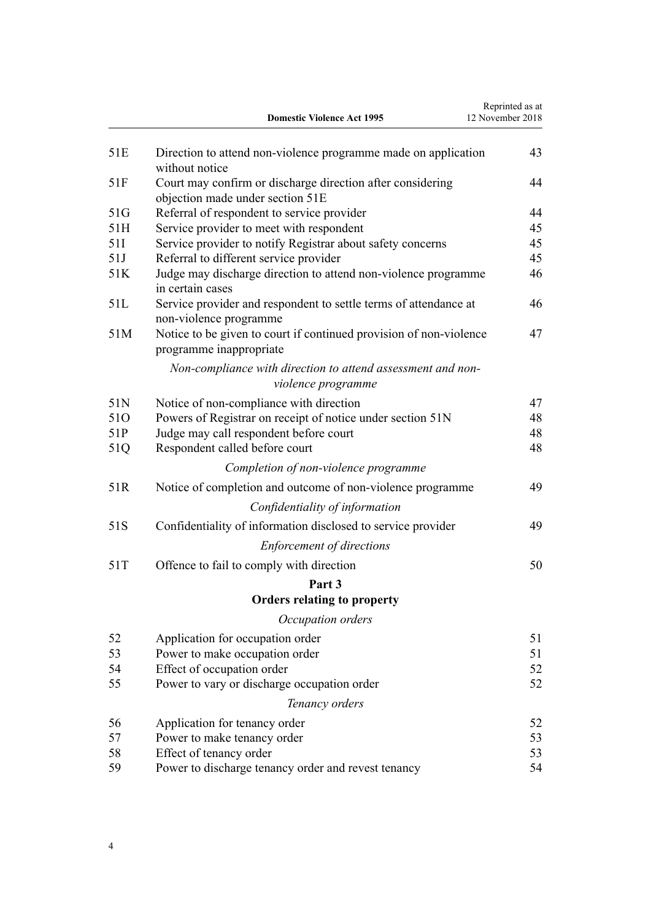| | | |
|---|---|---|
| 51E | Direction to attend non-violence programme made on application without notice | 43 |
| 51F | Court may confirm or discharge direction after considering objection made under section 51E | 44 |
| 51G | Referral of respondent to service provider | 44 |
| 51H | Service provider to meet with respondent | 45 |
| 51I | Service provider to notify Registrar about safety concerns | 45 |
| 51J | Referral to different service provider | 45 |
| 51K | Judge may discharge direction to attend non-violence programme in certain cases | 46 |
| 51L | Service provider and respondent to settle terms of attendance at non-violence programme | 46 |
| 51M | Notice to be given to court if continued provision of non-violence programme inappropriate | 47 |
| | *Non-compliance with direction to attend assessment and non-violence programme* | |
| 51N | Notice of non-compliance with direction | 47 |
| 51O | Powers of Registrar on receipt of notice under section 51N | 48 |
| 51P | Judge may call respondent before court | 48 |
| 51Q | Respondent called before court | 48 |
| | *Completion of non-violence programme* | |
| 51R | Notice of completion and outcome of non-violence programme | 49 |
| | *Confidentiality of information* | |
| 51S | Confidentiality of information disclosed to service provider | 49 |
| | *Enforcement of directions* | |
| 51T | Offence to fail to comply with direction | 50 |
| | **Part 3** **Orders relating to property** | |
| | *Occupation orders* | |
| 52 | Application for occupation order | 51 |
| 53 | Power to make occupation order | 51 |
| 54 | Effect of occupation order | 52 |
| 55 | Power to vary or discharge occupation order | 52 |
| | *Tenancy orders* | |
| 56 | Application for tenancy order | 52 |
| 57 | Power to make tenancy order | 53 |
| 58 | Effect of tenancy order | 53 |
| 59 | Power to discharge tenancy order and revest tenancy | 54 |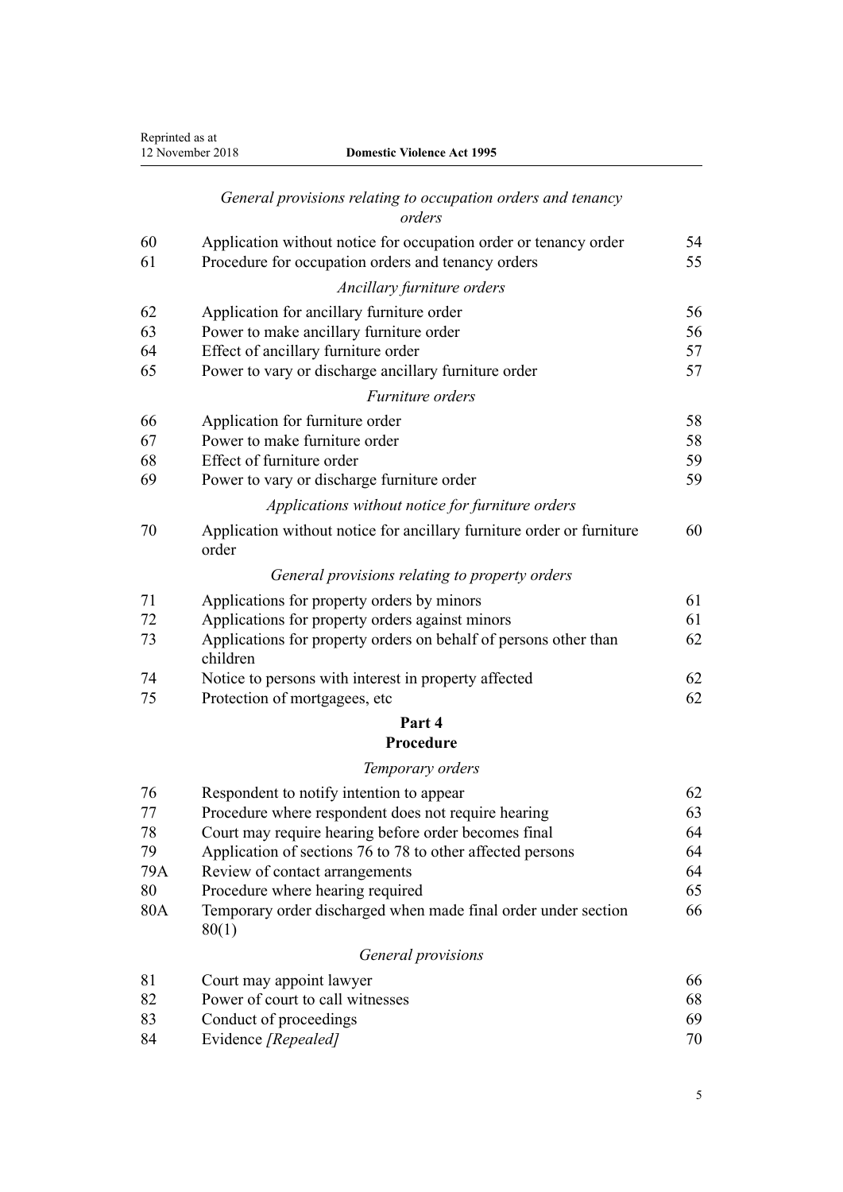*General provisions relating to occupation orders and tenancy orders*

| | | |
|---|---|---|
| 60 | Application without notice for occupation order or tenancy order | 54 |
| 61 | Procedure for occupation orders and tenancy orders | 55 |

*Ancillary furniture orders*

| | | |
|---|---|---|
| 62 | Application for ancillary furniture order | 56 |
| 63 | Power to make ancillary furniture order | 56 |
| 64 | Effect of ancillary furniture order | 57 |
| 65 | Power to vary or discharge ancillary furniture order | 57 |

*Furniture orders*

| | | |
|---|---|---|
| 66 | Application for furniture order | 58 |
| 67 | Power to make furniture order | 58 |
| 68 | Effect of furniture order | 59 |
| 69 | Power to vary or discharge furniture order | 59 |

*Applications without notice for furniture orders*

| | | |
|---|---|---|
| 70 | Application without notice for ancillary furniture order or furniture order | 60 |

*General provisions relating to property orders*

| | | |
|---|---|---|
| 71 | Applications for property orders by minors | 61 |
| 72 | Applications for property orders against minors | 61 |
| 73 | Applications for property orders on behalf of persons other than children | 62 |
| 74 | Notice to persons with interest in property affected | 62 |
| 75 | Protection of mortgagees, etc | 62 |

## Part 4
## Procedure

*Temporary orders*

| | | |
|---|---|---|
| 76 | Respondent to notify intention to appear | 62 |
| 77 | Procedure where respondent does not require hearing | 63 |
| 78 | Court may require hearing before order becomes final | 64 |
| 79 | Application of sections 76 to 78 to other affected persons | 64 |
| 79A | Review of contact arrangements | 64 |
| 80 | Procedure where hearing required | 65 |
| 80A | Temporary order discharged when made final order under section 80(1) | 66 |

*General provisions*

| | | |
|---|---|---|
| 81 | Court may appoint lawyer | 66 |
| 82 | Power of court to call witnesses | 68 |
| 83 | Conduct of proceedings | 69 |
| 84 | Evidence *[Repealed]* | 70 |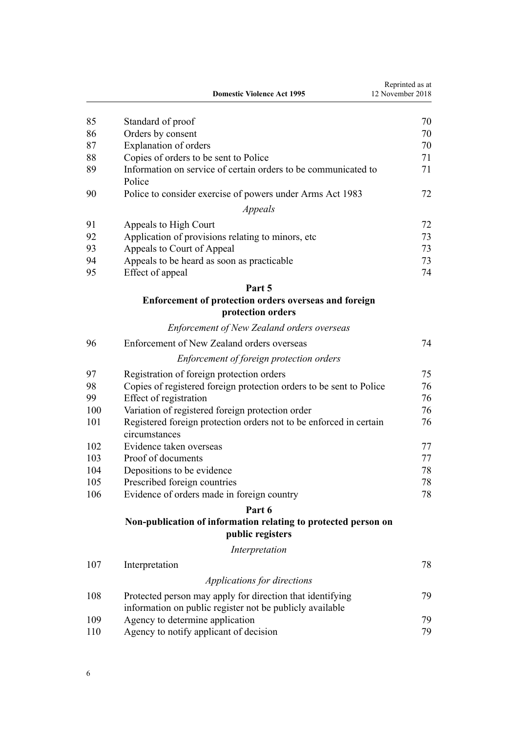| | | |
|---|---|---|
| 85 | Standard of proof | 70 |
| 86 | Orders by consent | 70 |
| 87 | Explanation of orders | 70 |
| 88 | Copies of orders to be sent to Police | 71 |
| 89 | Information on service of certain orders to be communicated to Police | 71 |
| 90 | Police to consider exercise of powers under Arms Act 1983 | 72 |
| | *Appeals* | |
| 91 | Appeals to High Court | 72 |
| 92 | Application of provisions relating to minors, etc | 73 |
| 93 | Appeals to Court of Appeal | 73 |
| 94 | Appeals to be heard as soon as practicable | 73 |
| 95 | Effect of appeal | 74 |

**Part 5**

**Enforcement of protection orders overseas and foreign protection orders**

| | | |
|---|---|---|
| | *Enforcement of New Zealand orders overseas* | |
| 96 | Enforcement of New Zealand orders overseas | 74 |
| | *Enforcement of foreign protection orders* | |
| 97 | Registration of foreign protection orders | 75 |
| 98 | Copies of registered foreign protection orders to be sent to Police | 76 |
| 99 | Effect of registration | 76 |
| 100 | Variation of registered foreign protection order | 76 |
| 101 | Registered foreign protection orders not to be enforced in certain circumstances | 76 |
| 102 | Evidence taken overseas | 77 |
| 103 | Proof of documents | 77 |
| 104 | Depositions to be evidence | 78 |
| 105 | Prescribed foreign countries | 78 |
| 106 | Evidence of orders made in foreign country | 78 |

**Part 6**

**Non-publication of information relating to protected person on public registers**

| | | |
|---|---|---|
| | *Interpretation* | |
| 107 | Interpretation | 78 |
| | *Applications for directions* | |
| 108 | Protected person may apply for direction that identifying information on public register not be publicly available | 79 |
| 109 | Agency to determine application | 79 |
| 110 | Agency to notify applicant of decision | 79 |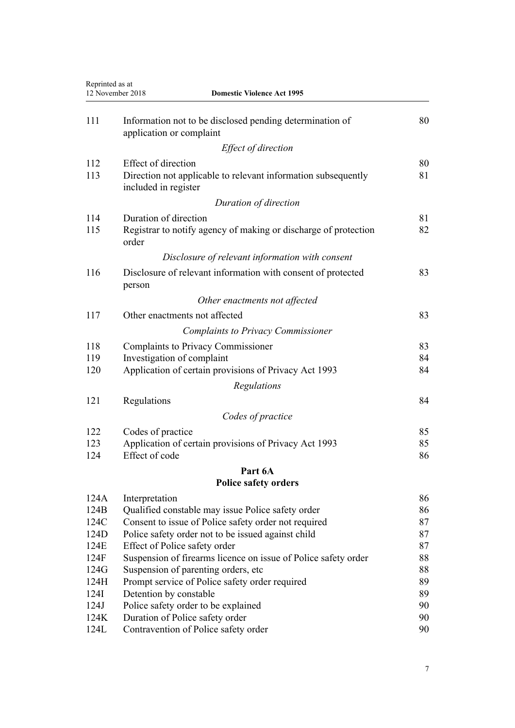| | | |
|---|---|---|
| 111 | Information not to be disclosed pending determination of application or complaint | 80 |
| | *Effect of direction* | |
| 112 | Effect of direction | 80 |
| 113 | Direction not applicable to relevant information subsequently included in register | 81 |
| | *Duration of direction* | |
| 114 | Duration of direction | 81 |
| 115 | Registrar to notify agency of making or discharge of protection order | 82 |
| | *Disclosure of relevant information with consent* | |
| 116 | Disclosure of relevant information with consent of protected person | 83 |
| | *Other enactments not affected* | |
| 117 | Other enactments not affected | 83 |
| | *Complaints to Privacy Commissioner* | |
| 118 | Complaints to Privacy Commissioner | 83 |
| 119 | Investigation of complaint | 84 |
| 120 | Application of certain provisions of Privacy Act 1993 | 84 |
| | *Regulations* | |
| 121 | Regulations | 84 |
| | *Codes of practice* | |
| 122 | Codes of practice | 85 |
| 123 | Application of certain provisions of Privacy Act 1993 | 85 |
| 124 | Effect of code | 86 |

## Part 6A
## Police safety orders

| | | |
|---|---|---|
| 124A | Interpretation | 86 |
| 124B | Qualified constable may issue Police safety order | 86 |
| 124C | Consent to issue of Police safety order not required | 87 |
| 124D | Police safety order not to be issued against child | 87 |
| 124E | Effect of Police safety order | 87 |
| 124F | Suspension of firearms licence on issue of Police safety order | 88 |
| 124G | Suspension of parenting orders, etc | 88 |
| 124H | Prompt service of Police safety order required | 89 |
| 124I | Detention by constable | 89 |
| 124J | Police safety order to be explained | 90 |
| 124K | Duration of Police safety order | 90 |
| 124L | Contravention of Police safety order | 90 |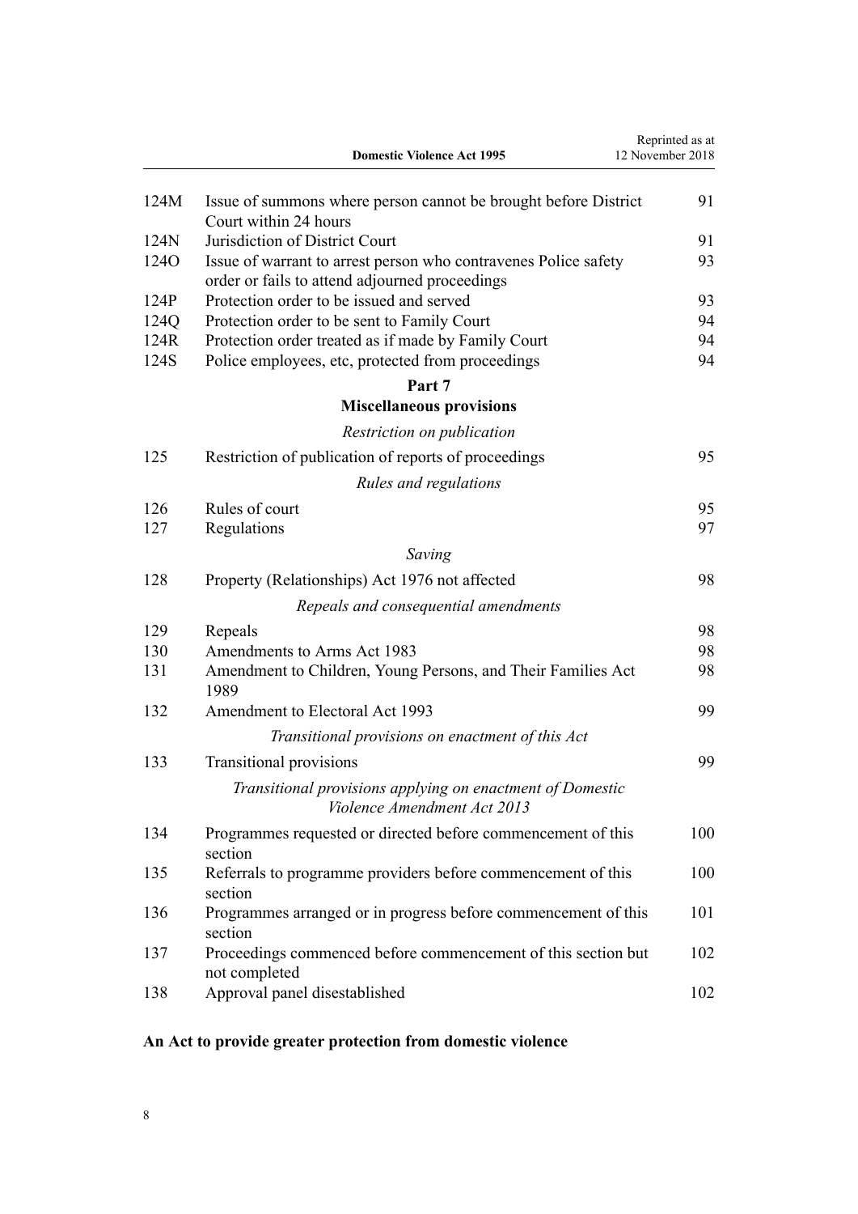| | | |
|---|---|---|
| 124M | Issue of summons where person cannot be brought before District Court within 24 hours | 91 |
| 124N | Jurisdiction of District Court | 91 |
| 124O | Issue of warrant to arrest person who contravenes Police safety order or fails to attend adjourned proceedings | 93 |
| 124P | Protection order to be issued and served | 93 |
| 124Q | Protection order to be sent to Family Court | 94 |
| 124R | Protection order treated as if made by Family Court | 94 |
| 124S | Police employees, etc, protected from proceedings | 94 |

**Part 7**
**Miscellaneous provisions**

*Restriction on publication*

| | | |
|---|---|---|
| 125 | Restriction of publication of reports of proceedings | 95 |

*Rules and regulations*

| | | |
|---|---|---|
| 126 | Rules of court | 95 |
| 127 | Regulations | 97 |

*Saving*

| | | |
|---|---|---|
| 128 | Property (Relationships) Act 1976 not affected | 98 |

*Repeals and consequential amendments*

| | | |
|---|---|---|
| 129 | Repeals | 98 |
| 130 | Amendments to Arms Act 1983 | 98 |
| 131 | Amendment to Children, Young Persons, and Their Families Act 1989 | 98 |
| 132 | Amendment to Electoral Act 1993 | 99 |

*Transitional provisions on enactment of this Act*

| | | |
|---|---|---|
| 133 | Transitional provisions | 99 |

*Transitional provisions applying on enactment of Domestic Violence Amendment Act 2013*

| | | |
|---|---|---|
| 134 | Programmes requested or directed before commencement of this section | 100 |
| 135 | Referrals to programme providers before commencement of this section | 100 |
| 136 | Programmes arranged or in progress before commencement of this section | 101 |
| 137 | Proceedings commenced before commencement of this section but not completed | 102 |
| 138 | Approval panel disestablished | 102 |

**An Act to provide greater protection from domestic violence**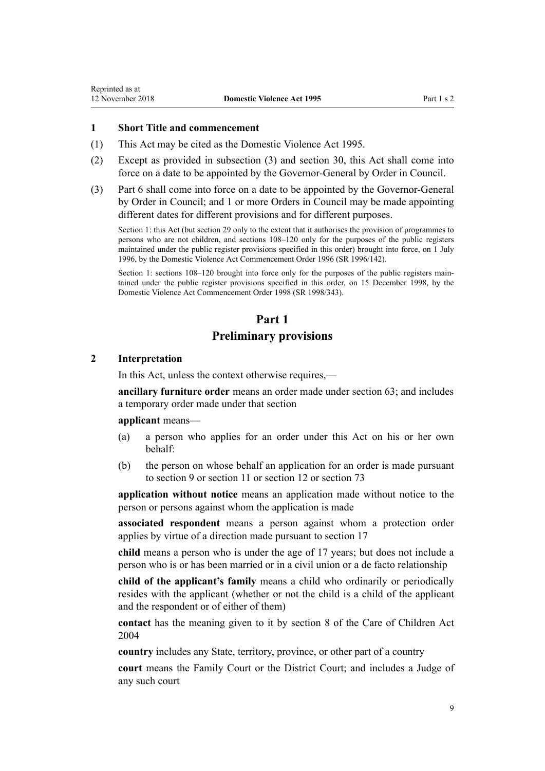### 1 Short Title and commencement

(1) This Act may be cited as the Domestic Violence Act 1995.

(2) Except as provided in subsection (3) and section 30, this Act shall come into force on a date to be appointed by the Governor-General by Order in Council.

(3) Part 6 shall come into force on a date to be appointed by the Governor-General by Order in Council; and 1 or more Orders in Council may be made appointing different dates for different provisions and for different purposes.

Section 1: this Act (but section 29 only to the extent that it authorises the provision of programmes to persons who are not children, and sections 108–120 only for the purposes of the public registers maintained under the public register provisions specified in this order) brought into force, on 1 July 1996, by the Domestic Violence Act Commencement Order 1996 (SR 1996/142).

Section 1: sections 108–120 brought into force only for the purposes of the public registers maintained under the public register provisions specified in this order, on 15 December 1998, by the Domestic Violence Act Commencement Order 1998 (SR 1998/343).

## Part 1
## Preliminary provisions

### 2 Interpretation

In this Act, unless the context otherwise requires,—

**ancillary furniture order** means an order made under section 63; and includes a temporary order made under that section

**applicant** means—

(a) a person who applies for an order under this Act on his or her own behalf:

(b) the person on whose behalf an application for an order is made pursuant to section 9 or section 11 or section 12 or section 73

**application without notice** means an application made without notice to the person or persons against whom the application is made

**associated respondent** means a person against whom a protection order applies by virtue of a direction made pursuant to section 17

**child** means a person who is under the age of 17 years; but does not include a person who is or has been married or in a civil union or a de facto relationship

**child of the applicant's family** means a child who ordinarily or periodically resides with the applicant (whether or not the child is a child of the applicant and the respondent or of either of them)

**contact** has the meaning given to it by section 8 of the Care of Children Act 2004

**country** includes any State, territory, province, or other part of a country

**court** means the Family Court or the District Court; and includes a Judge of any such court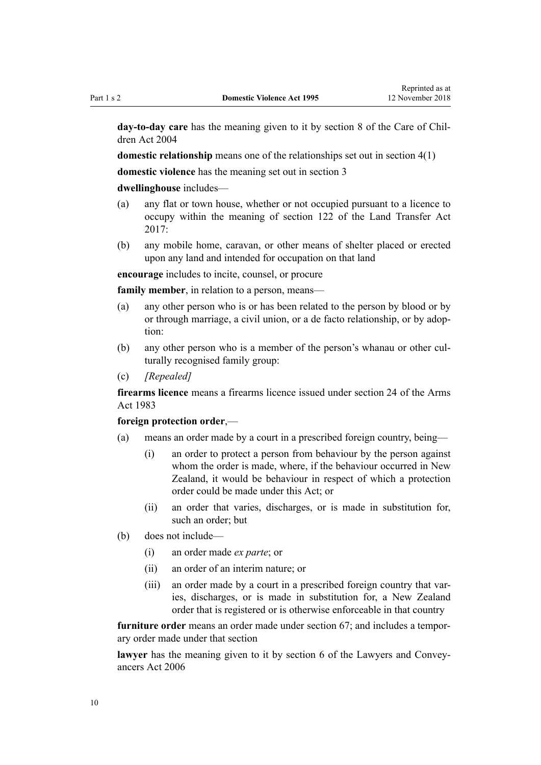**day-to-day care** has the meaning given to it by section 8 of the Care of Children Act 2004

**domestic relationship** means one of the relationships set out in section 4(1)

**domestic violence** has the meaning set out in section 3

**dwellinghouse** includes—

- (a) any flat or town house, whether or not occupied pursuant to a licence to occupy within the meaning of section 122 of the Land Transfer Act 2017:
- (b) any mobile home, caravan, or other means of shelter placed or erected upon any land and intended for occupation on that land

**encourage** includes to incite, counsel, or procure

**family member**, in relation to a person, means—

- (a) any other person who is or has been related to the person by blood or by or through marriage, a civil union, or a de facto relationship, or by adoption:
- (b) any other person who is a member of the person's whanau or other culturally recognised family group:
- (c) *[Repealed]*

**firearms licence** means a firearms licence issued under section 24 of the Arms Act 1983

**foreign protection order**,—

- (a) means an order made by a court in a prescribed foreign country, being—
  - (i) an order to protect a person from behaviour by the person against whom the order is made, where, if the behaviour occurred in New Zealand, it would be behaviour in respect of which a protection order could be made under this Act; or
  - (ii) an order that varies, discharges, or is made in substitution for, such an order; but
- (b) does not include—
  - (i) an order made *ex parte*; or
  - (ii) an order of an interim nature; or
  - (iii) an order made by a court in a prescribed foreign country that varies, discharges, or is made in substitution for, a New Zealand order that is registered or is otherwise enforceable in that country

**furniture order** means an order made under section 67; and includes a temporary order made under that section

**lawyer** has the meaning given to it by section 6 of the Lawyers and Conveyancers Act 2006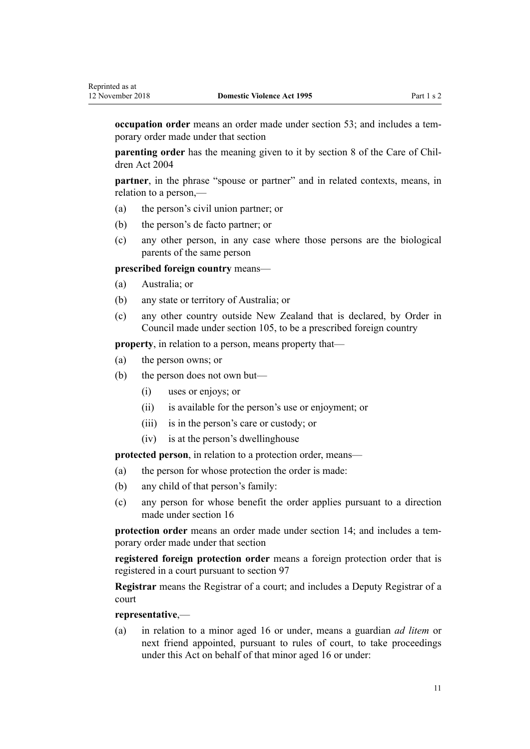**occupation order** means an order made under section 53; and includes a temporary order made under that section

**parenting order** has the meaning given to it by section 8 of the Care of Children Act 2004

**partner**, in the phrase “spouse or partner” and in related contexts, means, in relation to a person,—

(a) the person’s civil union partner; or

(b) the person’s de facto partner; or

(c) any other person, in any case where those persons are the biological parents of the same person

**prescribed foreign country** means—

(a) Australia; or

(b) any state or territory of Australia; or

(c) any other country outside New Zealand that is declared, by Order in Council made under section 105, to be a prescribed foreign country

**property**, in relation to a person, means property that—

(a) the person owns; or

(b) the person does not own but—

  (i) uses or enjoys; or

  (ii) is available for the person’s use or enjoyment; or

  (iii) is in the person’s care or custody; or

  (iv) is at the person’s dwellinghouse

**protected person**, in relation to a protection order, means—

(a) the person for whose protection the order is made:

(b) any child of that person’s family:

(c) any person for whose benefit the order applies pursuant to a direction made under section 16

**protection order** means an order made under section 14; and includes a temporary order made under that section

**registered foreign protection order** means a foreign protection order that is registered in a court pursuant to section 97

**Registrar** means the Registrar of a court; and includes a Deputy Registrar of a court

**representative**,—

(a) in relation to a minor aged 16 or under, means a guardian *ad litem* or next friend appointed, pursuant to rules of court, to take proceedings under this Act on behalf of that minor aged 16 or under: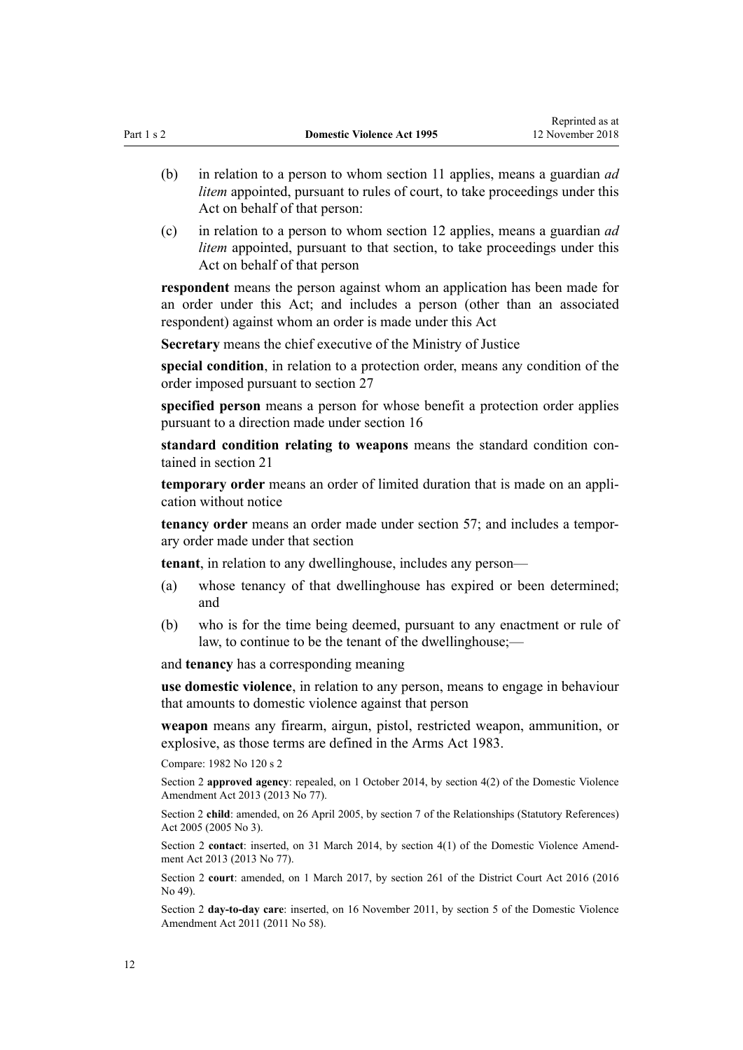(b) in relation to a person to whom section 11 applies, means a guardian *ad litem* appointed, pursuant to rules of court, to take proceedings under this Act on behalf of that person:

(c) in relation to a person to whom section 12 applies, means a guardian *ad litem* appointed, pursuant to that section, to take proceedings under this Act on behalf of that person

**respondent** means the person against whom an application has been made for an order under this Act; and includes a person (other than an associated respondent) against whom an order is made under this Act

**Secretary** means the chief executive of the Ministry of Justice

**special condition**, in relation to a protection order, means any condition of the order imposed pursuant to section 27

**specified person** means a person for whose benefit a protection order applies pursuant to a direction made under section 16

**standard condition relating to weapons** means the standard condition contained in section 21

**temporary order** means an order of limited duration that is made on an application without notice

**tenancy order** means an order made under section 57; and includes a temporary order made under that section

**tenant**, in relation to any dwellinghouse, includes any person—

(a) whose tenancy of that dwellinghouse has expired or been determined; and

(b) who is for the time being deemed, pursuant to any enactment or rule of law, to continue to be the tenant of the dwellinghouse;—

and **tenancy** has a corresponding meaning

**use domestic violence**, in relation to any person, means to engage in behaviour that amounts to domestic violence against that person

**weapon** means any firearm, airgun, pistol, restricted weapon, ammunition, or explosive, as those terms are defined in the Arms Act 1983.

Compare: 1982 No 120 s 2

Section 2 **approved agency**: repealed, on 1 October 2014, by section 4(2) of the Domestic Violence Amendment Act 2013 (2013 No 77).

Section 2 **child**: amended, on 26 April 2005, by section 7 of the Relationships (Statutory References) Act 2005 (2005 No 3).

Section 2 **contact**: inserted, on 31 March 2014, by section 4(1) of the Domestic Violence Amendment Act 2013 (2013 No 77).

Section 2 **court**: amended, on 1 March 2017, by section 261 of the District Court Act 2016 (2016 No 49).

Section 2 **day-to-day care**: inserted, on 16 November 2011, by section 5 of the Domestic Violence Amendment Act 2011 (2011 No 58).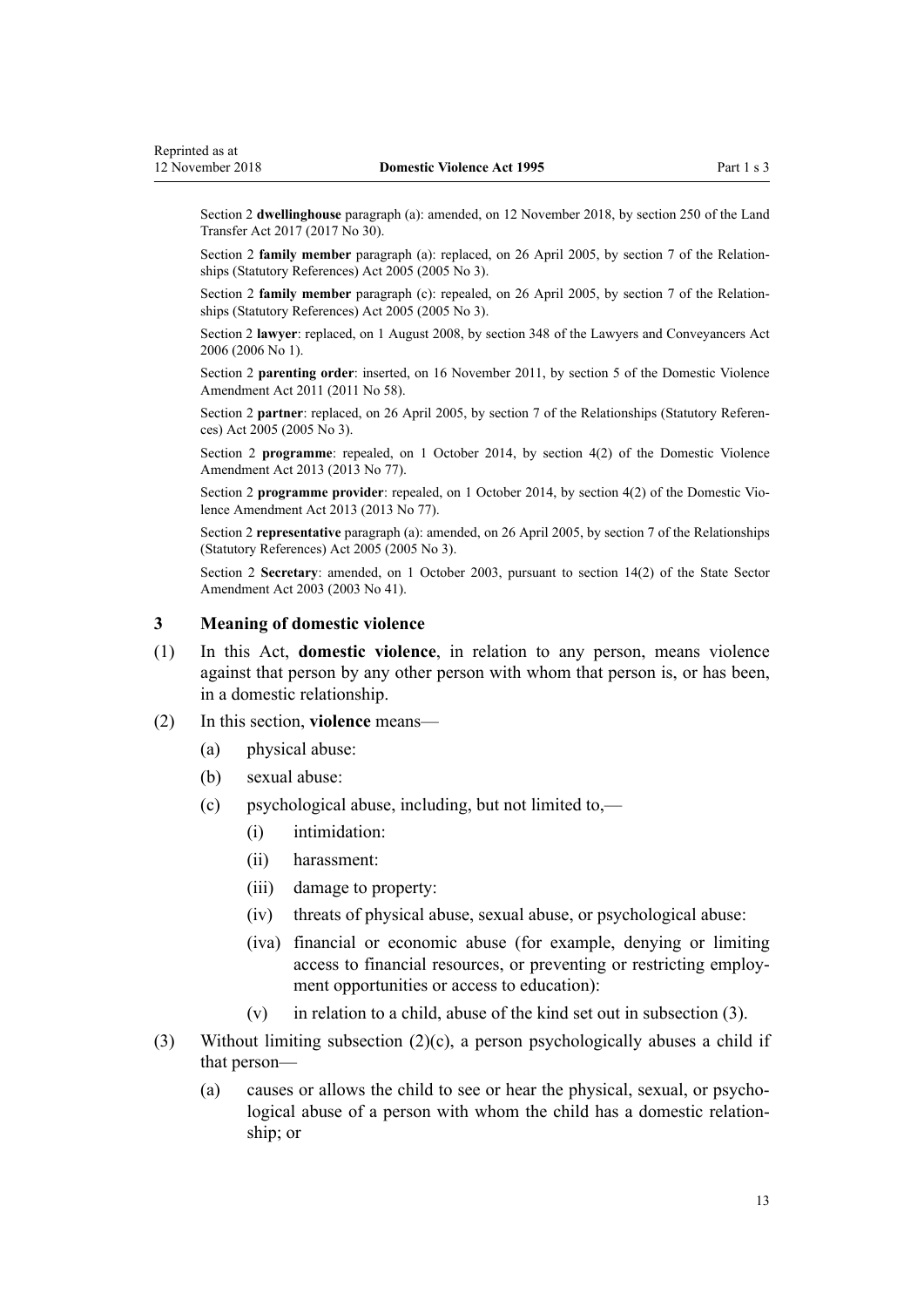Section 2 **dwellinghouse** paragraph (a): amended, on 12 November 2018, by section 250 of the Land Transfer Act 2017 (2017 No 30).

Section 2 **family member** paragraph (a): replaced, on 26 April 2005, by section 7 of the Relationships (Statutory References) Act 2005 (2005 No 3).

Section 2 **family member** paragraph (c): repealed, on 26 April 2005, by section 7 of the Relationships (Statutory References) Act 2005 (2005 No 3).

Section 2 **lawyer**: replaced, on 1 August 2008, by section 348 of the Lawyers and Conveyancers Act 2006 (2006 No 1).

Section 2 **parenting order**: inserted, on 16 November 2011, by section 5 of the Domestic Violence Amendment Act 2011 (2011 No 58).

Section 2 **partner**: replaced, on 26 April 2005, by section 7 of the Relationships (Statutory References) Act 2005 (2005 No 3).

Section 2 **programme**: repealed, on 1 October 2014, by section 4(2) of the Domestic Violence Amendment Act 2013 (2013 No 77).

Section 2 **programme provider**: repealed, on 1 October 2014, by section 4(2) of the Domestic Violence Amendment Act 2013 (2013 No 77).

Section 2 **representative** paragraph (a): amended, on 26 April 2005, by section 7 of the Relationships (Statutory References) Act 2005 (2005 No 3).

Section 2 **Secretary**: amended, on 1 October 2003, pursuant to section 14(2) of the State Sector Amendment Act 2003 (2003 No 41).

### 3 Meaning of domestic violence

(1) In this Act, **domestic violence**, in relation to any person, means violence against that person by any other person with whom that person is, or has been, in a domestic relationship.

(2) In this section, **violence** means—

- (a) physical abuse:
- (b) sexual abuse:
- (c) psychological abuse, including, but not limited to,—
  - (i) intimidation:
  - (ii) harassment:
  - (iii) damage to property:
  - (iv) threats of physical abuse, sexual abuse, or psychological abuse:
  - (iva) financial or economic abuse (for example, denying or limiting access to financial resources, or preventing or restricting employment opportunities or access to education):
  - (v) in relation to a child, abuse of the kind set out in subsection (3).

(3) Without limiting subsection (2)(c), a person psychologically abuses a child if that person—

- (a) causes or allows the child to see or hear the physical, sexual, or psychological abuse of a person with whom the child has a domestic relationship; or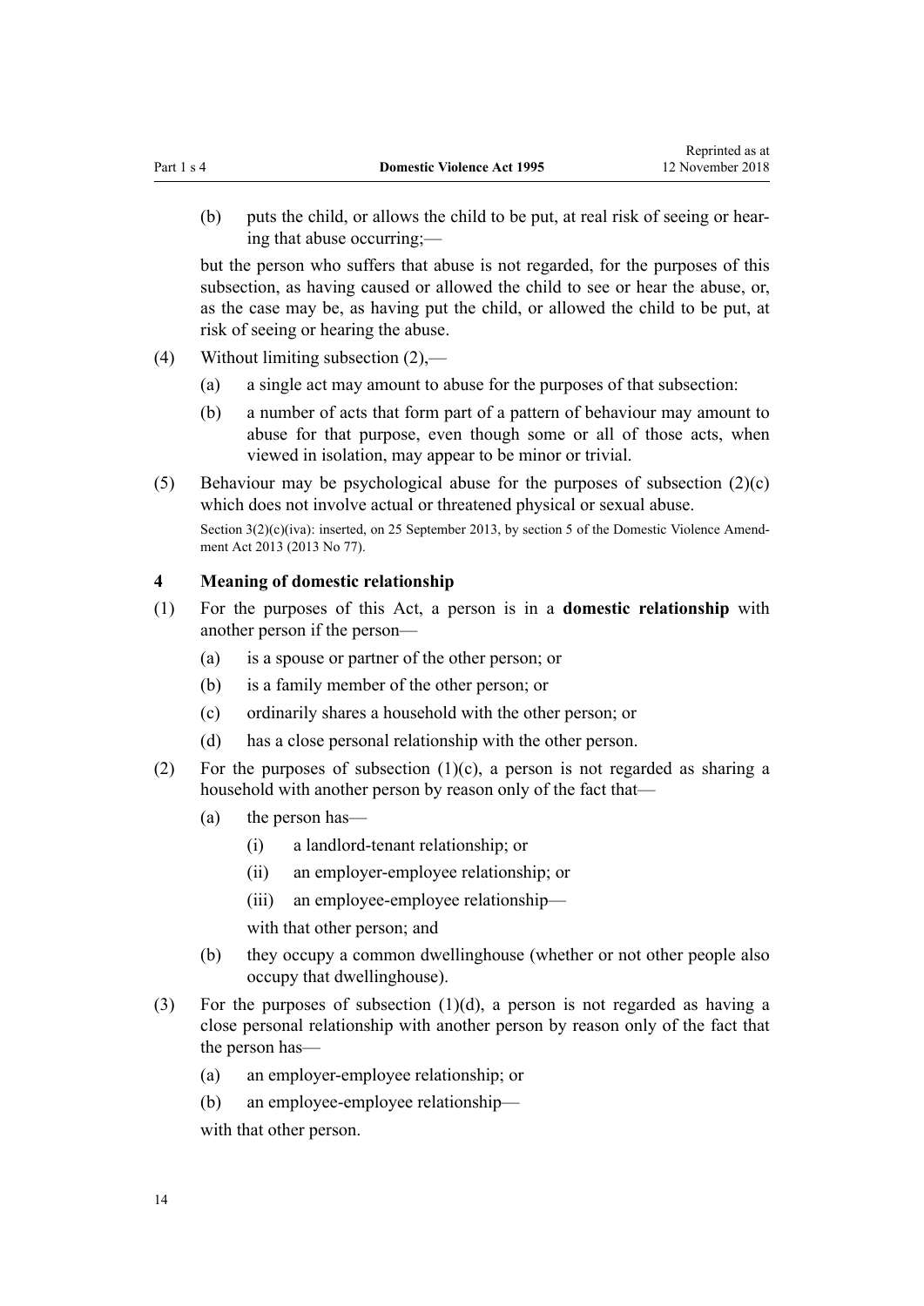(b) puts the child, or allows the child to be put, at real risk of seeing or hearing that abuse occurring;—

but the person who suffers that abuse is not regarded, for the purposes of this subsection, as having caused or allowed the child to see or hear the abuse, or, as the case may be, as having put the child, or allowed the child to be put, at risk of seeing or hearing the abuse.

(4) Without limiting subsection (2),—

(a) a single act may amount to abuse for the purposes of that subsection:

(b) a number of acts that form part of a pattern of behaviour may amount to abuse for that purpose, even though some or all of those acts, when viewed in isolation, may appear to be minor or trivial.

(5) Behaviour may be psychological abuse for the purposes of subsection (2)(c) which does not involve actual or threatened physical or sexual abuse.

Section 3(2)(c)(iva): inserted, on 25 September 2013, by section 5 of the Domestic Violence Amendment Act 2013 (2013 No 77).

### 4 Meaning of domestic relationship

(1) For the purposes of this Act, a person is in a **domestic relationship** with another person if the person—

(a) is a spouse or partner of the other person; or

(b) is a family member of the other person; or

(c) ordinarily shares a household with the other person; or

(d) has a close personal relationship with the other person.

(2) For the purposes of subsection (1)(c), a person is not regarded as sharing a household with another person by reason only of the fact that—

(a) the person has—

(i) a landlord-tenant relationship; or

(ii) an employer-employee relationship; or

(iii) an employee-employee relationship—

with that other person; and

(b) they occupy a common dwellinghouse (whether or not other people also occupy that dwellinghouse).

(3) For the purposes of subsection (1)(d), a person is not regarded as having a close personal relationship with another person by reason only of the fact that the person has—

(a) an employer-employee relationship; or

(b) an employee-employee relationship—

with that other person.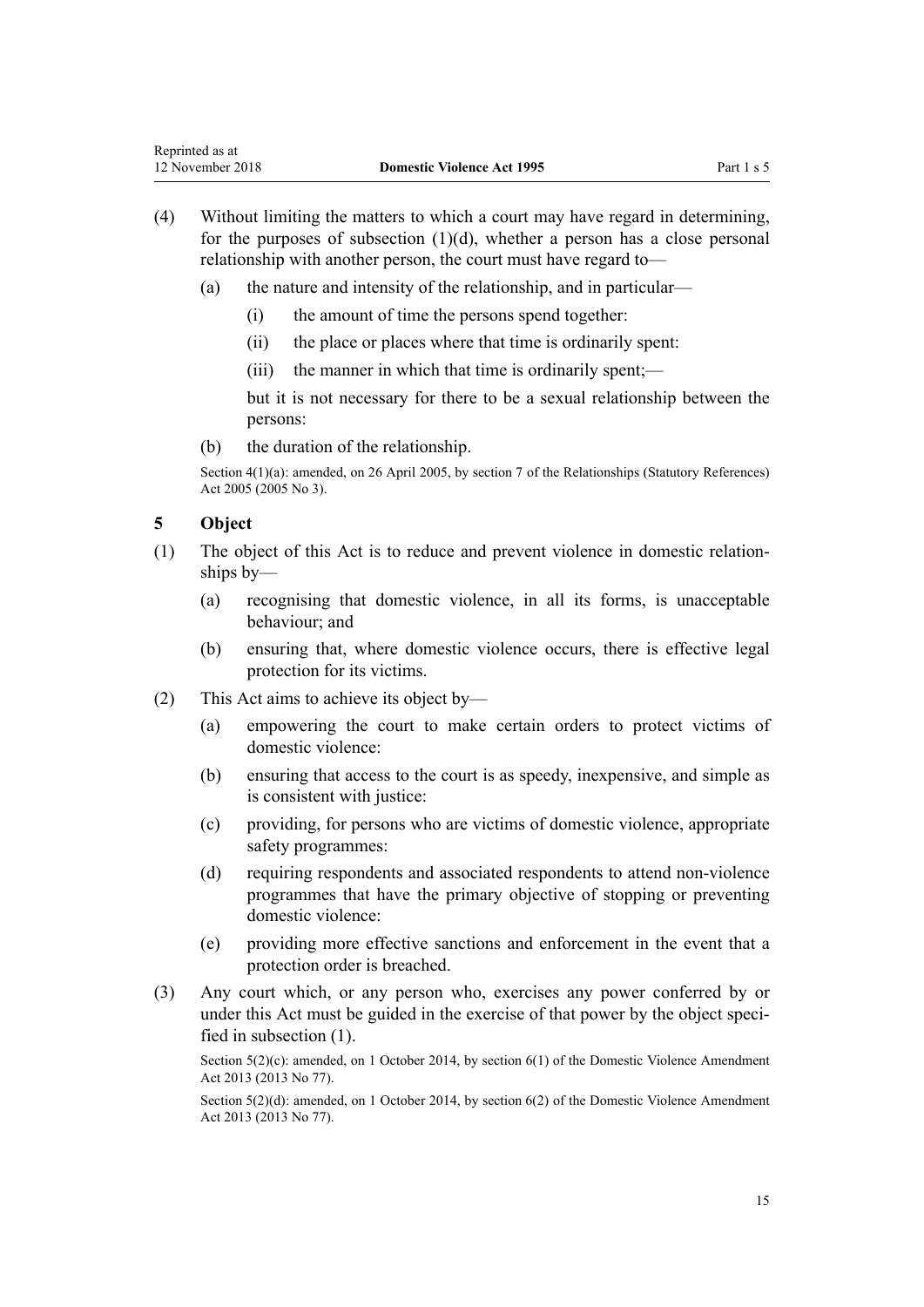(4) Without limiting the matters to which a court may have regard in determining, for the purposes of subsection (1)(d), whether a person has a close personal relationship with another person, the court must have regard to—

  (a) the nature and intensity of the relationship, and in particular—

    (i) the amount of time the persons spend together:

    (ii) the place or places where that time is ordinarily spent:

    (iii) the manner in which that time is ordinarily spent;—

  but it is not necessary for there to be a sexual relationship between the persons:

  (b) the duration of the relationship.

Section 4(1)(a): amended, on 26 April 2005, by section 7 of the Relationships (Statutory References) Act 2005 (2005 No 3).

### 5 Object

(1) The object of this Act is to reduce and prevent violence in domestic relationships by—

  (a) recognising that domestic violence, in all its forms, is unacceptable behaviour; and

  (b) ensuring that, where domestic violence occurs, there is effective legal protection for its victims.

(2) This Act aims to achieve its object by—

  (a) empowering the court to make certain orders to protect victims of domestic violence:

  (b) ensuring that access to the court is as speedy, inexpensive, and simple as is consistent with justice:

  (c) providing, for persons who are victims of domestic violence, appropriate safety programmes:

  (d) requiring respondents and associated respondents to attend non-violence programmes that have the primary objective of stopping or preventing domestic violence:

  (e) providing more effective sanctions and enforcement in the event that a protection order is breached.

(3) Any court which, or any person who, exercises any power conferred by or under this Act must be guided in the exercise of that power by the object specified in subsection (1).

Section 5(2)(c): amended, on 1 October 2014, by section 6(1) of the Domestic Violence Amendment Act 2013 (2013 No 77).

Section 5(2)(d): amended, on 1 October 2014, by section 6(2) of the Domestic Violence Amendment Act 2013 (2013 No 77).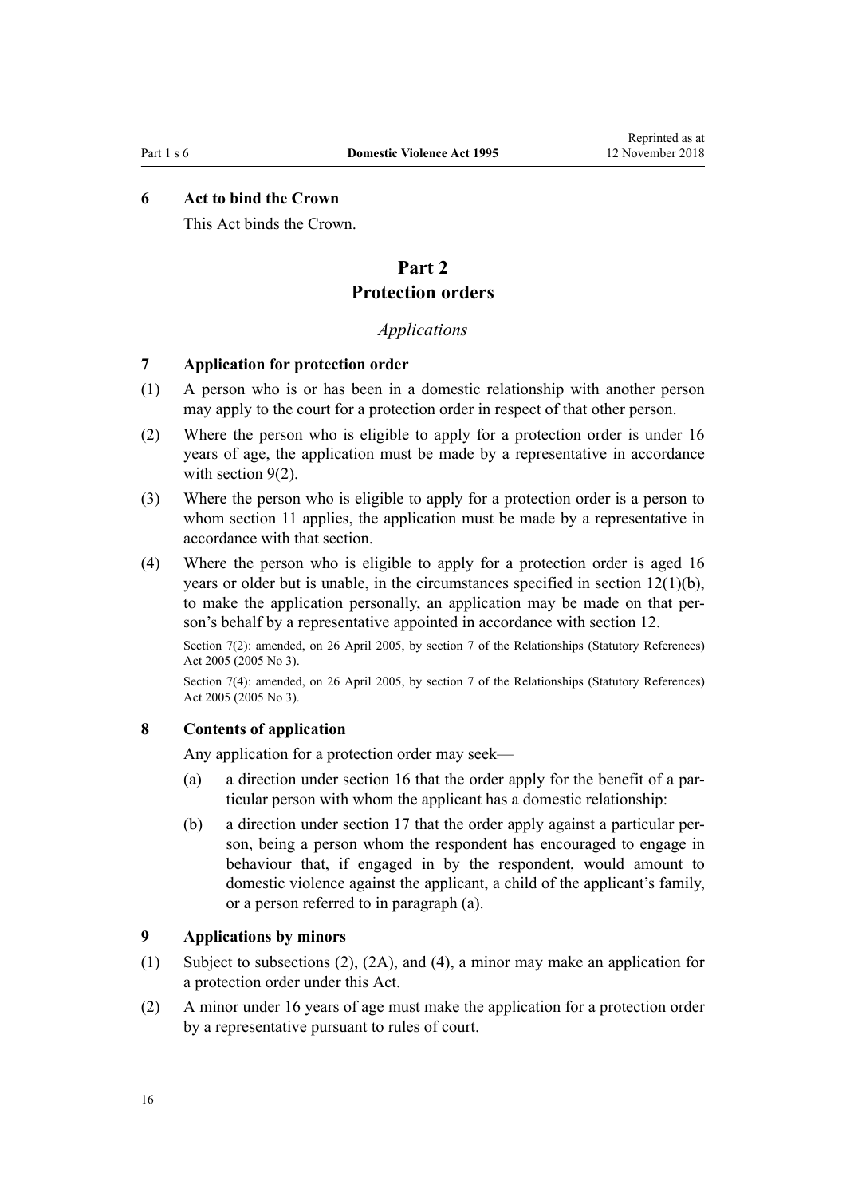### 6 Act to bind the Crown

This Act binds the Crown.

# Part 2
# Protection orders

*Applications*

### 7 Application for protection order

(1) A person who is or has been in a domestic relationship with another person may apply to the court for a protection order in respect of that other person.

(2) Where the person who is eligible to apply for a protection order is under 16 years of age, the application must be made by a representative in accordance with section 9(2).

(3) Where the person who is eligible to apply for a protection order is a person to whom section 11 applies, the application must be made by a representative in accordance with that section.

(4) Where the person who is eligible to apply for a protection order is aged 16 years or older but is unable, in the circumstances specified in section 12(1)(b), to make the application personally, an application may be made on that person's behalf by a representative appointed in accordance with section 12.

Section 7(2): amended, on 26 April 2005, by section 7 of the Relationships (Statutory References) Act 2005 (2005 No 3).

Section 7(4): amended, on 26 April 2005, by section 7 of the Relationships (Statutory References) Act 2005 (2005 No 3).

### 8 Contents of application

Any application for a protection order may seek—

(a) a direction under section 16 that the order apply for the benefit of a particular person with whom the applicant has a domestic relationship:

(b) a direction under section 17 that the order apply against a particular person, being a person whom the respondent has encouraged to engage in behaviour that, if engaged in by the respondent, would amount to domestic violence against the applicant, a child of the applicant's family, or a person referred to in paragraph (a).

### 9 Applications by minors

(1) Subject to subsections (2), (2A), and (4), a minor may make an application for a protection order under this Act.

(2) A minor under 16 years of age must make the application for a protection order by a representative pursuant to rules of court.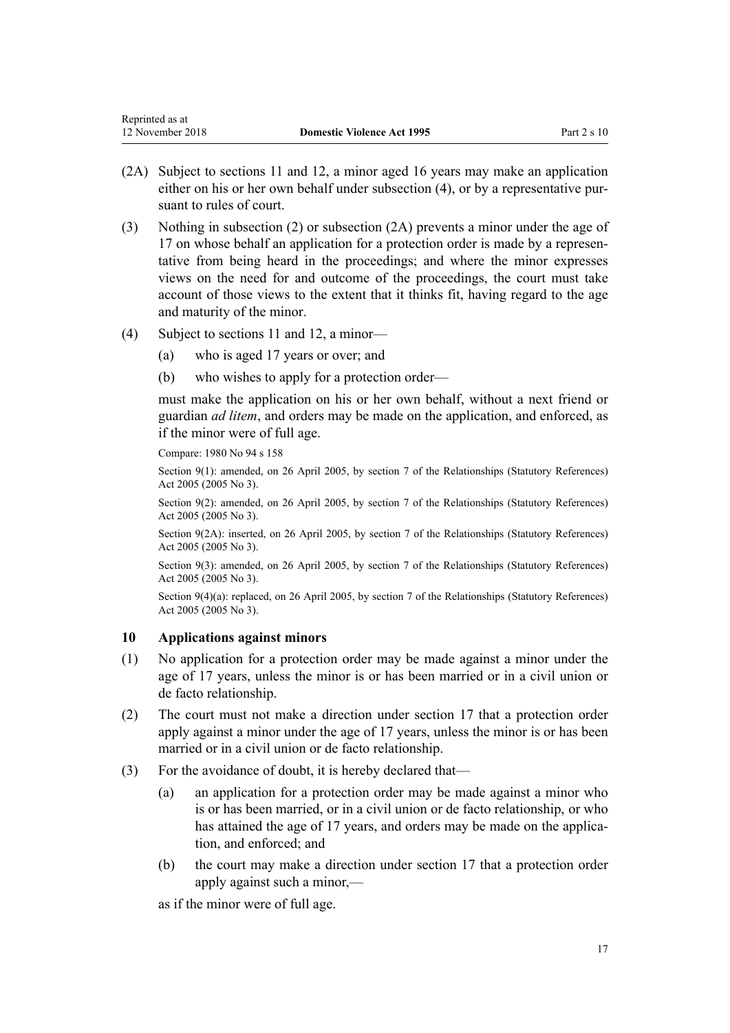(2A) Subject to sections 11 and 12, a minor aged 16 years may make an application either on his or her own behalf under subsection (4), or by a representative pursuant to rules of court.

(3) Nothing in subsection (2) or subsection (2A) prevents a minor under the age of 17 on whose behalf an application for a protection order is made by a representative from being heard in the proceedings; and where the minor expresses views on the need for and outcome of the proceedings, the court must take account of those views to the extent that it thinks fit, having regard to the age and maturity of the minor.

(4) Subject to sections 11 and 12, a minor—

  (a) who is aged 17 years or over; and

  (b) who wishes to apply for a protection order—

must make the application on his or her own behalf, without a next friend or guardian *ad litem*, and orders may be made on the application, and enforced, as if the minor were of full age.

Compare: 1980 No 94 s 158

Section 9(1): amended, on 26 April 2005, by section 7 of the Relationships (Statutory References) Act 2005 (2005 No 3).

Section 9(2): amended, on 26 April 2005, by section 7 of the Relationships (Statutory References) Act 2005 (2005 No 3).

Section 9(2A): inserted, on 26 April 2005, by section 7 of the Relationships (Statutory References) Act 2005 (2005 No 3).

Section 9(3): amended, on 26 April 2005, by section 7 of the Relationships (Statutory References) Act 2005 (2005 No 3).

Section 9(4)(a): replaced, on 26 April 2005, by section 7 of the Relationships (Statutory References) Act 2005 (2005 No 3).

### 10 Applications against minors

(1) No application for a protection order may be made against a minor under the age of 17 years, unless the minor is or has been married or in a civil union or de facto relationship.

(2) The court must not make a direction under section 17 that a protection order apply against a minor under the age of 17 years, unless the minor is or has been married or in a civil union or de facto relationship.

(3) For the avoidance of doubt, it is hereby declared that—

  (a) an application for a protection order may be made against a minor who is or has been married, or in a civil union or de facto relationship, or who has attained the age of 17 years, and orders may be made on the application, and enforced; and

  (b) the court may make a direction under section 17 that a protection order apply against such a minor,—

as if the minor were of full age.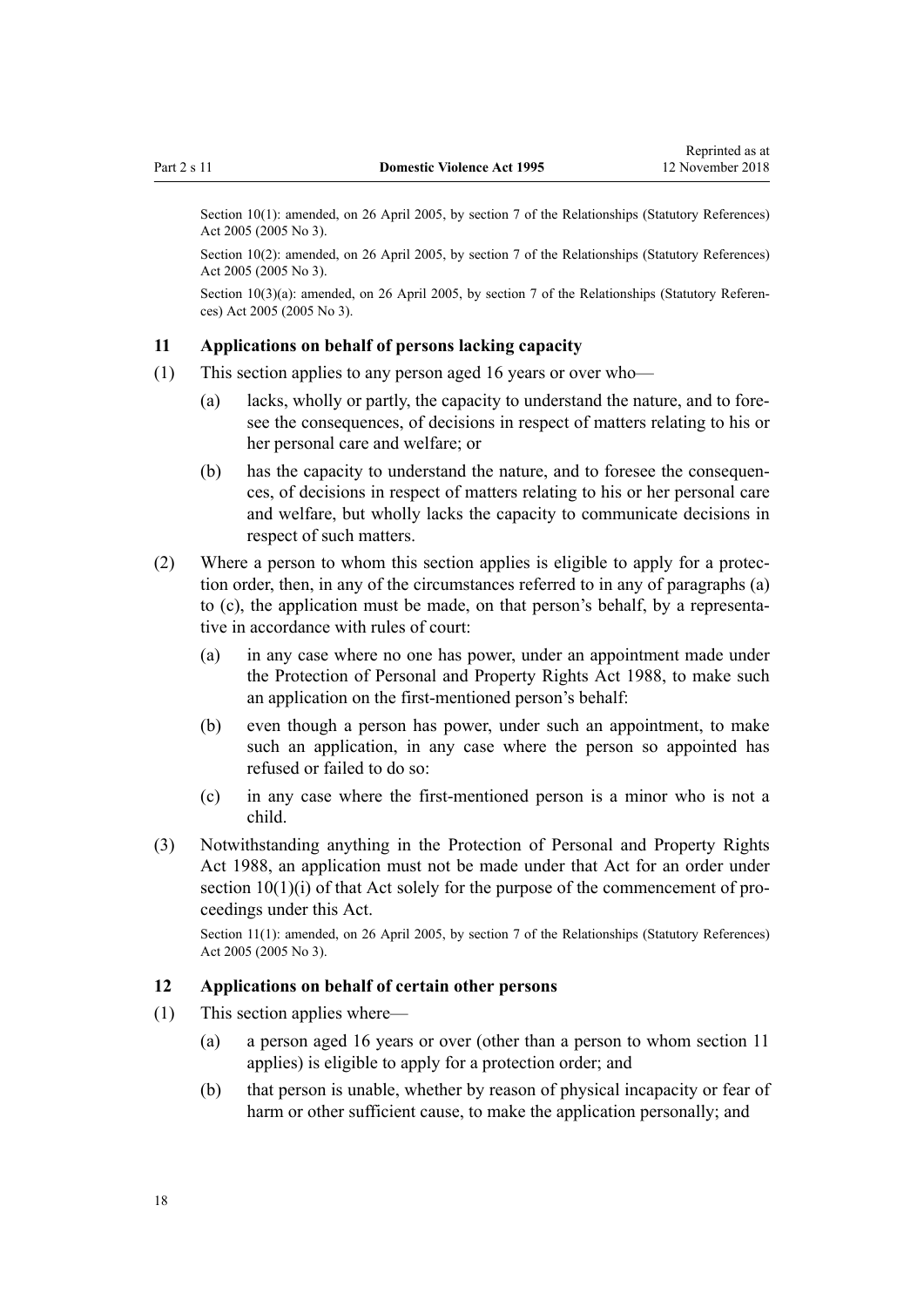Section 10(1): amended, on 26 April 2005, by section 7 of the Relationships (Statutory References) Act 2005 (2005 No 3).

Section 10(2): amended, on 26 April 2005, by section 7 of the Relationships (Statutory References) Act 2005 (2005 No 3).

Section 10(3)(a): amended, on 26 April 2005, by section 7 of the Relationships (Statutory References) Act 2005 (2005 No 3).

### 11 Applications on behalf of persons lacking capacity

(1) This section applies to any person aged 16 years or over who—

- (a) lacks, wholly or partly, the capacity to understand the nature, and to foresee the consequences, of decisions in respect of matters relating to his or her personal care and welfare; or
- (b) has the capacity to understand the nature, and to foresee the consequences, of decisions in respect of matters relating to his or her personal care and welfare, but wholly lacks the capacity to communicate decisions in respect of such matters.

(2) Where a person to whom this section applies is eligible to apply for a protection order, then, in any of the circumstances referred to in any of paragraphs (a) to (c), the application must be made, on that person's behalf, by a representative in accordance with rules of court:

- (a) in any case where no one has power, under an appointment made under the Protection of Personal and Property Rights Act 1988, to make such an application on the first-mentioned person's behalf:
- (b) even though a person has power, under such an appointment, to make such an application, in any case where the person so appointed has refused or failed to do so:
- (c) in any case where the first-mentioned person is a minor who is not a child.

(3) Notwithstanding anything in the Protection of Personal and Property Rights Act 1988, an application must not be made under that Act for an order under section 10(1)(i) of that Act solely for the purpose of the commencement of proceedings under this Act.

Section 11(1): amended, on 26 April 2005, by section 7 of the Relationships (Statutory References) Act 2005 (2005 No 3).

### 12 Applications on behalf of certain other persons

(1) This section applies where—

- (a) a person aged 16 years or over (other than a person to whom section 11 applies) is eligible to apply for a protection order; and
- (b) that person is unable, whether by reason of physical incapacity or fear of harm or other sufficient cause, to make the application personally; and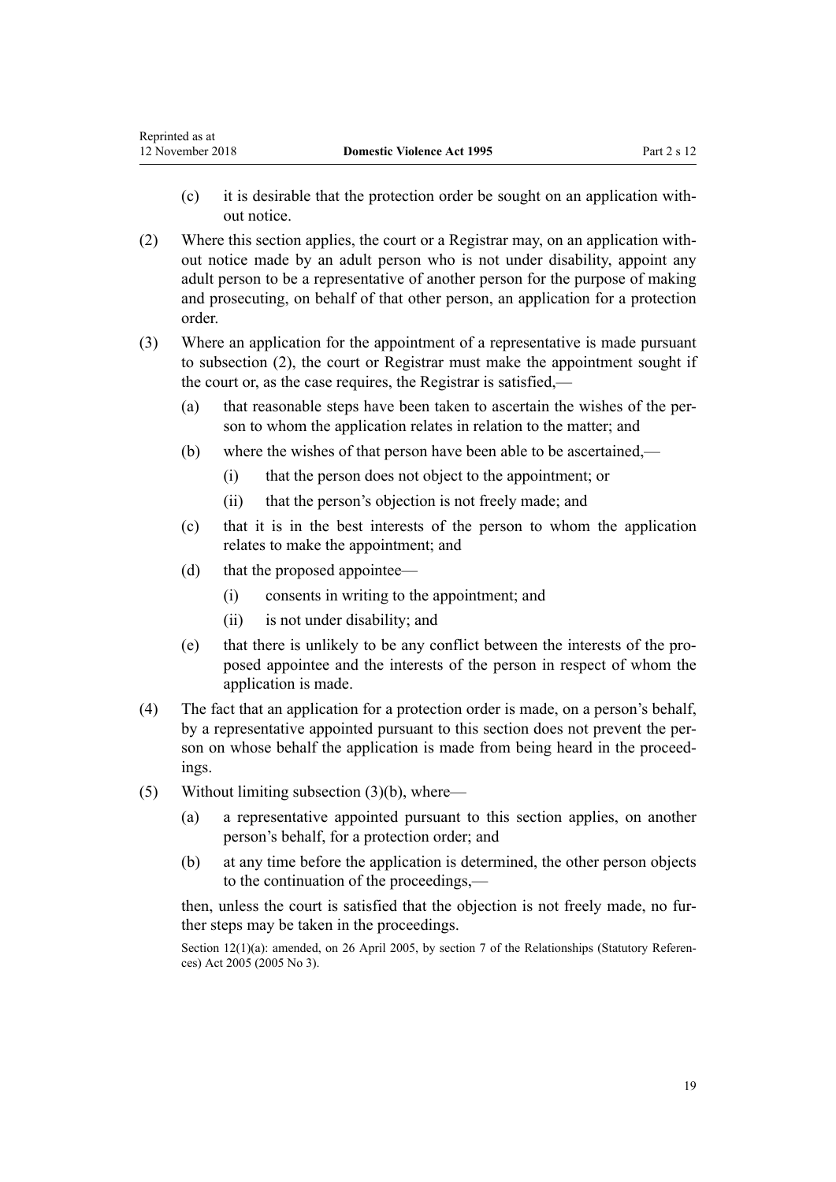(c) it is desirable that the protection order be sought on an application without notice.

(2) Where this section applies, the court or a Registrar may, on an application without notice made by an adult person who is not under disability, appoint any adult person to be a representative of another person for the purpose of making and prosecuting, on behalf of that other person, an application for a protection order.

(3) Where an application for the appointment of a representative is made pursuant to subsection (2), the court or Registrar must make the appointment sought if the court or, as the case requires, the Registrar is satisfied,—

(a) that reasonable steps have been taken to ascertain the wishes of the person to whom the application relates in relation to the matter; and

(b) where the wishes of that person have been able to be ascertained,—

(i) that the person does not object to the appointment; or

(ii) that the person's objection is not freely made; and

(c) that it is in the best interests of the person to whom the application relates to make the appointment; and

(d) that the proposed appointee—

(i) consents in writing to the appointment; and

(ii) is not under disability; and

(e) that there is unlikely to be any conflict between the interests of the proposed appointee and the interests of the person in respect of whom the application is made.

(4) The fact that an application for a protection order is made, on a person's behalf, by a representative appointed pursuant to this section does not prevent the person on whose behalf the application is made from being heard in the proceedings.

(5) Without limiting subsection (3)(b), where—

(a) a representative appointed pursuant to this section applies, on another person's behalf, for a protection order; and

(b) at any time before the application is determined, the other person objects to the continuation of the proceedings,—

then, unless the court is satisfied that the objection is not freely made, no further steps may be taken in the proceedings.

Section 12(1)(a): amended, on 26 April 2005, by section 7 of the Relationships (Statutory References) Act 2005 (2005 No 3).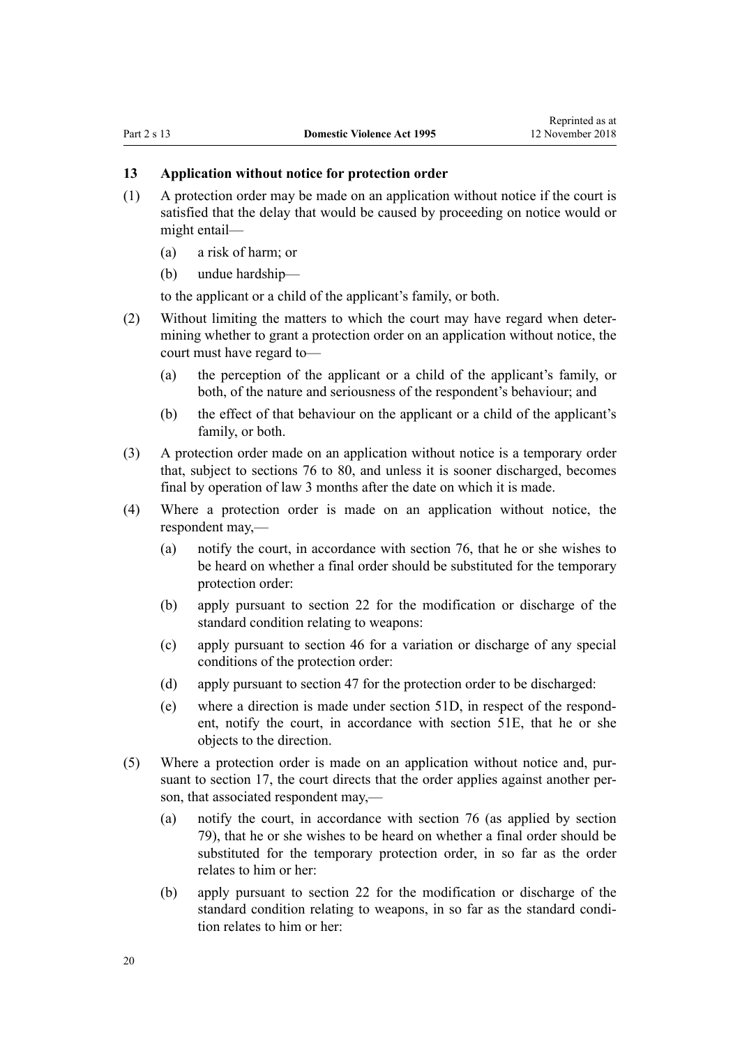### 13 Application without notice for protection order

(1) A protection order may be made on an application without notice if the court is satisfied that the delay that would be caused by proceeding on notice would or might entail—

  (a) a risk of harm; or

  (b) undue hardship—

  to the applicant or a child of the applicant's family, or both.

(2) Without limiting the matters to which the court may have regard when determining whether to grant a protection order on an application without notice, the court must have regard to—

  (a) the perception of the applicant or a child of the applicant's family, or both, of the nature and seriousness of the respondent's behaviour; and

  (b) the effect of that behaviour on the applicant or a child of the applicant's family, or both.

(3) A protection order made on an application without notice is a temporary order that, subject to sections 76 to 80, and unless it is sooner discharged, becomes final by operation of law 3 months after the date on which it is made.

(4) Where a protection order is made on an application without notice, the respondent may,—

  (a) notify the court, in accordance with section 76, that he or she wishes to be heard on whether a final order should be substituted for the temporary protection order:

  (b) apply pursuant to section 22 for the modification or discharge of the standard condition relating to weapons:

  (c) apply pursuant to section 46 for a variation or discharge of any special conditions of the protection order:

  (d) apply pursuant to section 47 for the protection order to be discharged:

  (e) where a direction is made under section 51D, in respect of the respondent, notify the court, in accordance with section 51E, that he or she objects to the direction.

(5) Where a protection order is made on an application without notice and, pursuant to section 17, the court directs that the order applies against another person, that associated respondent may,—

  (a) notify the court, in accordance with section 76 (as applied by section 79), that he or she wishes to be heard on whether a final order should be substituted for the temporary protection order, in so far as the order relates to him or her:

  (b) apply pursuant to section 22 for the modification or discharge of the standard condition relating to weapons, in so far as the standard condition relates to him or her: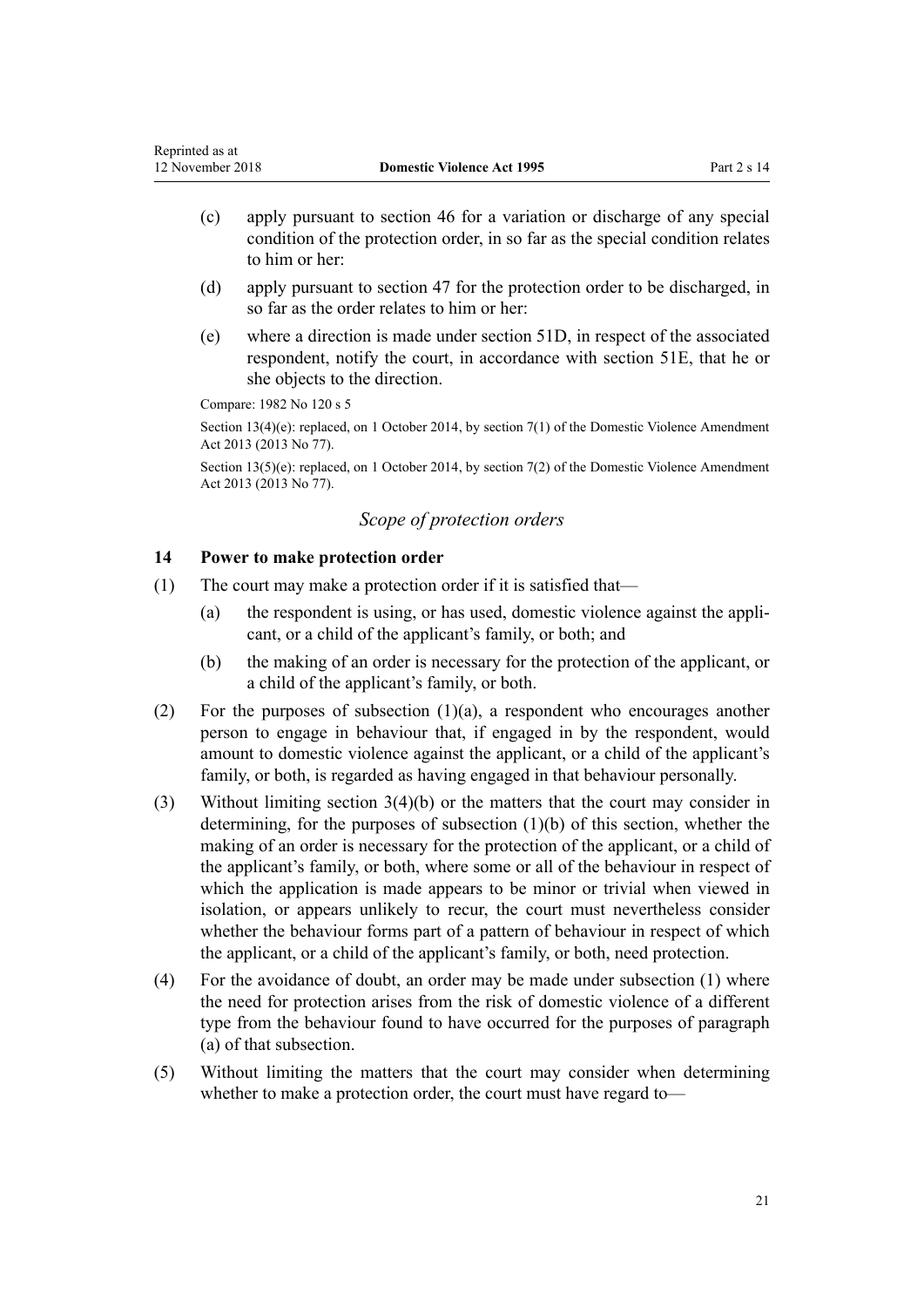(c) apply pursuant to section 46 for a variation or discharge of any special condition of the protection order, in so far as the special condition relates to him or her:

(d) apply pursuant to section 47 for the protection order to be discharged, in so far as the order relates to him or her:

(e) where a direction is made under section 51D, in respect of the associated respondent, notify the court, in accordance with section 51E, that he or she objects to the direction.

Compare: 1982 No 120 s 5

Section 13(4)(e): replaced, on 1 October 2014, by section 7(1) of the Domestic Violence Amendment Act 2013 (2013 No 77).

Section 13(5)(e): replaced, on 1 October 2014, by section 7(2) of the Domestic Violence Amendment Act 2013 (2013 No 77).

### *Scope of protection orders*

### 14 Power to make protection order

(1) The court may make a protection order if it is satisfied that—

(a) the respondent is using, or has used, domestic violence against the applicant, or a child of the applicant's family, or both; and

(b) the making of an order is necessary for the protection of the applicant, or a child of the applicant's family, or both.

(2) For the purposes of subsection (1)(a), a respondent who encourages another person to engage in behaviour that, if engaged in by the respondent, would amount to domestic violence against the applicant, or a child of the applicant's family, or both, is regarded as having engaged in that behaviour personally.

(3) Without limiting section 3(4)(b) or the matters that the court may consider in determining, for the purposes of subsection (1)(b) of this section, whether the making of an order is necessary for the protection of the applicant, or a child of the applicant's family, or both, where some or all of the behaviour in respect of which the application is made appears to be minor or trivial when viewed in isolation, or appears unlikely to recur, the court must nevertheless consider whether the behaviour forms part of a pattern of behaviour in respect of which the applicant, or a child of the applicant's family, or both, need protection.

(4) For the avoidance of doubt, an order may be made under subsection (1) where the need for protection arises from the risk of domestic violence of a different type from the behaviour found to have occurred for the purposes of paragraph (a) of that subsection.

(5) Without limiting the matters that the court may consider when determining whether to make a protection order, the court must have regard to—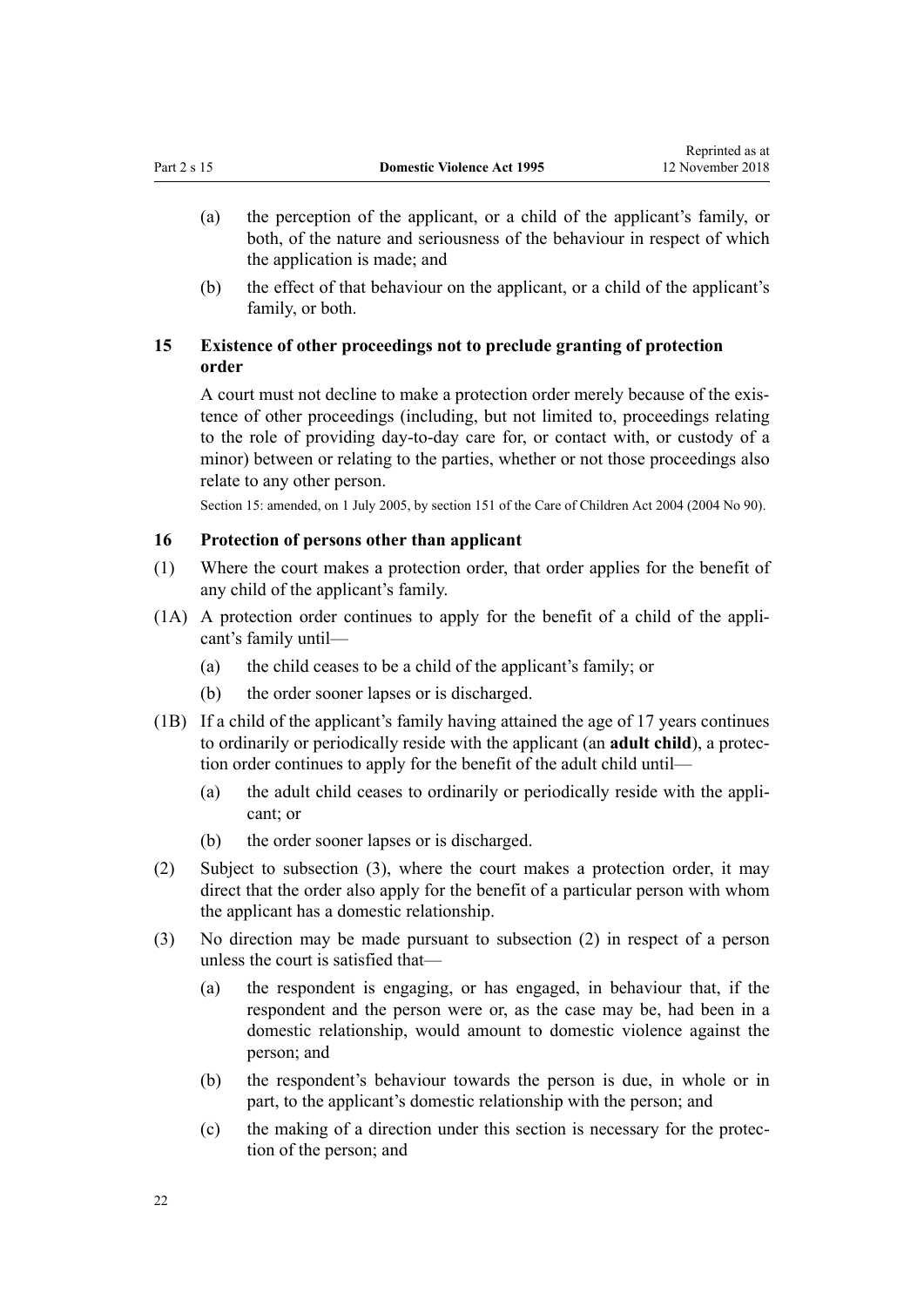(a) the perception of the applicant, or a child of the applicant's family, or both, of the nature and seriousness of the behaviour in respect of which the application is made; and

(b) the effect of that behaviour on the applicant, or a child of the applicant's family, or both.

### 15 Existence of other proceedings not to preclude granting of protection order

A court must not decline to make a protection order merely because of the existence of other proceedings (including, but not limited to, proceedings relating to the role of providing day-to-day care for, or contact with, or custody of a minor) between or relating to the parties, whether or not those proceedings also relate to any other person.

Section 15: amended, on 1 July 2005, by section 151 of the Care of Children Act 2004 (2004 No 90).

### 16 Protection of persons other than applicant

(1) Where the court makes a protection order, that order applies for the benefit of any child of the applicant's family.

(1A) A protection order continues to apply for the benefit of a child of the applicant's family until—

(a) the child ceases to be a child of the applicant's family; or

(b) the order sooner lapses or is discharged.

(1B) If a child of the applicant's family having attained the age of 17 years continues to ordinarily or periodically reside with the applicant (an **adult child**), a protection order continues to apply for the benefit of the adult child until—

(a) the adult child ceases to ordinarily or periodically reside with the applicant; or

(b) the order sooner lapses or is discharged.

(2) Subject to subsection (3), where the court makes a protection order, it may direct that the order also apply for the benefit of a particular person with whom the applicant has a domestic relationship.

(3) No direction may be made pursuant to subsection (2) in respect of a person unless the court is satisfied that—

(a) the respondent is engaging, or has engaged, in behaviour that, if the respondent and the person were or, as the case may be, had been in a domestic relationship, would amount to domestic violence against the person; and

(b) the respondent's behaviour towards the person is due, in whole or in part, to the applicant's domestic relationship with the person; and

(c) the making of a direction under this section is necessary for the protection of the person; and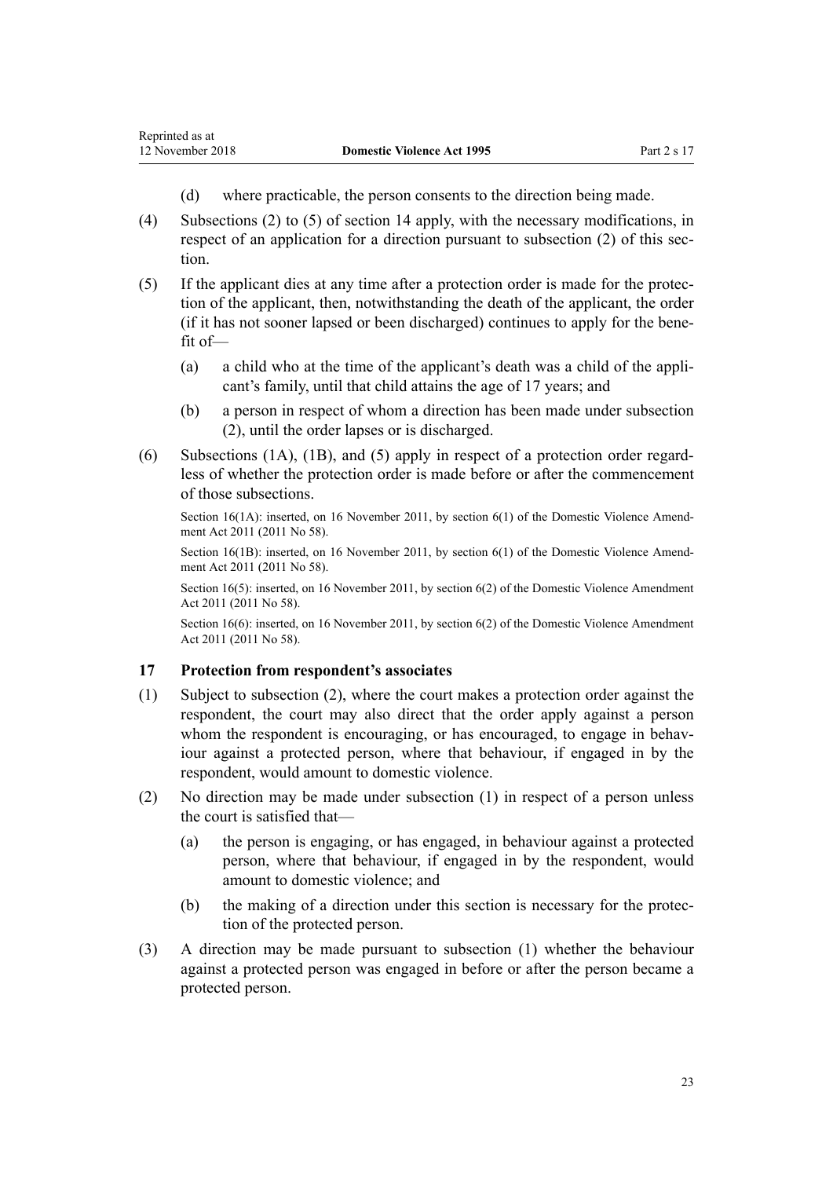(d) where practicable, the person consents to the direction being made.

(4) Subsections (2) to (5) of section 14 apply, with the necessary modifications, in respect of an application for a direction pursuant to subsection (2) of this section.

(5) If the applicant dies at any time after a protection order is made for the protection of the applicant, then, notwithstanding the death of the applicant, the order (if it has not sooner lapsed or been discharged) continues to apply for the benefit of—

(a) a child who at the time of the applicant's death was a child of the applicant's family, until that child attains the age of 17 years; and

(b) a person in respect of whom a direction has been made under subsection (2), until the order lapses or is discharged.

(6) Subsections (1A), (1B), and (5) apply in respect of a protection order regardless of whether the protection order is made before or after the commencement of those subsections.

Section 16(1A): inserted, on 16 November 2011, by section 6(1) of the Domestic Violence Amendment Act 2011 (2011 No 58).

Section 16(1B): inserted, on 16 November 2011, by section 6(1) of the Domestic Violence Amendment Act 2011 (2011 No 58).

Section 16(5): inserted, on 16 November 2011, by section 6(2) of the Domestic Violence Amendment Act 2011 (2011 No 58).

Section 16(6): inserted, on 16 November 2011, by section 6(2) of the Domestic Violence Amendment Act 2011 (2011 No 58).

### 17 Protection from respondent's associates

(1) Subject to subsection (2), where the court makes a protection order against the respondent, the court may also direct that the order apply against a person whom the respondent is encouraging, or has encouraged, to engage in behaviour against a protected person, where that behaviour, if engaged in by the respondent, would amount to domestic violence.

(2) No direction may be made under subsection (1) in respect of a person unless the court is satisfied that—

(a) the person is engaging, or has engaged, in behaviour against a protected person, where that behaviour, if engaged in by the respondent, would amount to domestic violence; and

(b) the making of a direction under this section is necessary for the protection of the protected person.

(3) A direction may be made pursuant to subsection (1) whether the behaviour against a protected person was engaged in before or after the person became a protected person.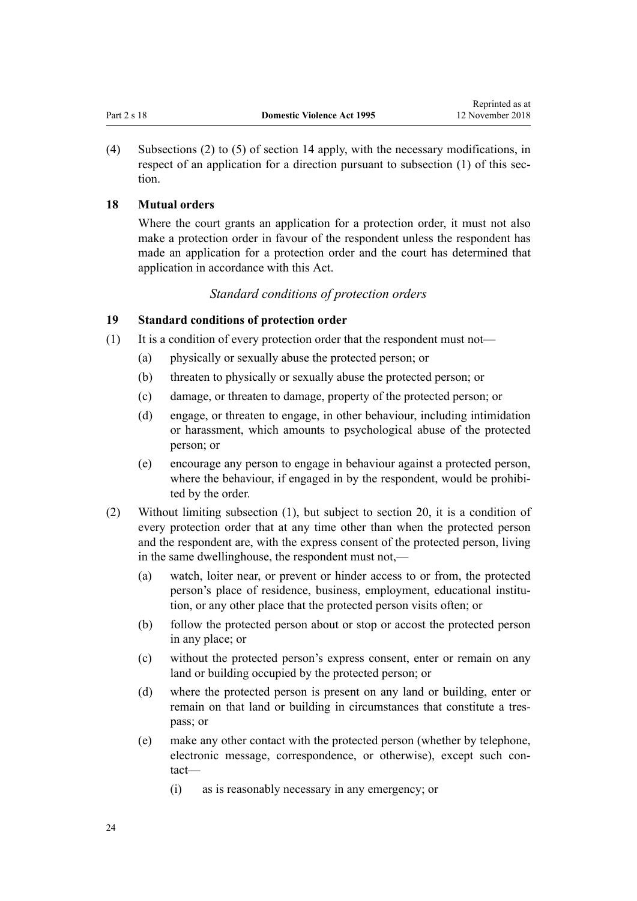(4) Subsections (2) to (5) of section 14 apply, with the necessary modifications, in respect of an application for a direction pursuant to subsection (1) of this section.

### 18 Mutual orders

Where the court grants an application for a protection order, it must not also make a protection order in favour of the respondent unless the respondent has made an application for a protection order and the court has determined that application in accordance with this Act.

*Standard conditions of protection orders*

### 19 Standard conditions of protection order

(1) It is a condition of every protection order that the respondent must not—

- (a) physically or sexually abuse the protected person; or
- (b) threaten to physically or sexually abuse the protected person; or
- (c) damage, or threaten to damage, property of the protected person; or
- (d) engage, or threaten to engage, in other behaviour, including intimidation or harassment, which amounts to psychological abuse of the protected person; or
- (e) encourage any person to engage in behaviour against a protected person, where the behaviour, if engaged in by the respondent, would be prohibited by the order.

(2) Without limiting subsection (1), but subject to section 20, it is a condition of every protection order that at any time other than when the protected person and the respondent are, with the express consent of the protected person, living in the same dwellinghouse, the respondent must not,—

- (a) watch, loiter near, or prevent or hinder access to or from, the protected person's place of residence, business, employment, educational institution, or any other place that the protected person visits often; or
- (b) follow the protected person about or stop or accost the protected person in any place; or
- (c) without the protected person's express consent, enter or remain on any land or building occupied by the protected person; or
- (d) where the protected person is present on any land or building, enter or remain on that land or building in circumstances that constitute a trespass; or
- (e) make any other contact with the protected person (whether by telephone, electronic message, correspondence, or otherwise), except such contact—
  - (i) as is reasonably necessary in any emergency; or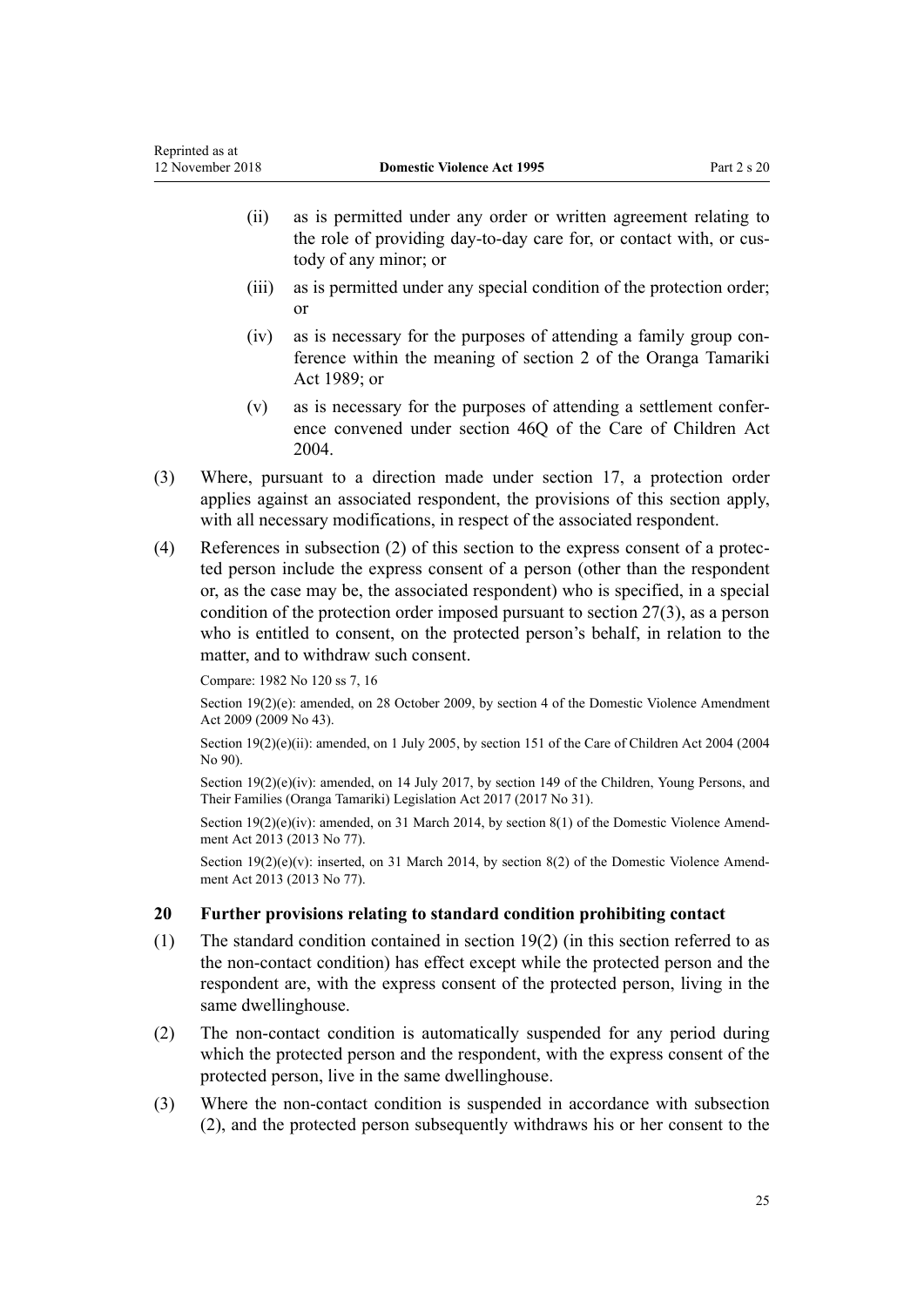(ii) as is permitted under any order or written agreement relating to the role of providing day-to-day care for, or contact with, or custody of any minor; or

(iii) as is permitted under any special condition of the protection order; or

(iv) as is necessary for the purposes of attending a family group conference within the meaning of section 2 of the Oranga Tamariki Act 1989; or

(v) as is necessary for the purposes of attending a settlement conference convened under section 46Q of the Care of Children Act 2004.

(3) Where, pursuant to a direction made under section 17, a protection order applies against an associated respondent, the provisions of this section apply, with all necessary modifications, in respect of the associated respondent.

(4) References in subsection (2) of this section to the express consent of a protected person include the express consent of a person (other than the respondent or, as the case may be, the associated respondent) who is specified, in a special condition of the protection order imposed pursuant to section 27(3), as a person who is entitled to consent, on the protected person's behalf, in relation to the matter, and to withdraw such consent.

Compare: 1982 No 120 ss 7, 16

Section 19(2)(e): amended, on 28 October 2009, by section 4 of the Domestic Violence Amendment Act 2009 (2009 No 43).

Section 19(2)(e)(ii): amended, on 1 July 2005, by section 151 of the Care of Children Act 2004 (2004 No 90).

Section 19(2)(e)(iv): amended, on 14 July 2017, by section 149 of the Children, Young Persons, and Their Families (Oranga Tamariki) Legislation Act 2017 (2017 No 31).

Section 19(2)(e)(iv): amended, on 31 March 2014, by section 8(1) of the Domestic Violence Amendment Act 2013 (2013 No 77).

Section 19(2)(e)(v): inserted, on 31 March 2014, by section 8(2) of the Domestic Violence Amendment Act 2013 (2013 No 77).

### 20 Further provisions relating to standard condition prohibiting contact

(1) The standard condition contained in section 19(2) (in this section referred to as the non-contact condition) has effect except while the protected person and the respondent are, with the express consent of the protected person, living in the same dwellinghouse.

(2) The non-contact condition is automatically suspended for any period during which the protected person and the respondent, with the express consent of the protected person, live in the same dwellinghouse.

(3) Where the non-contact condition is suspended in accordance with subsection (2), and the protected person subsequently withdraws his or her consent to the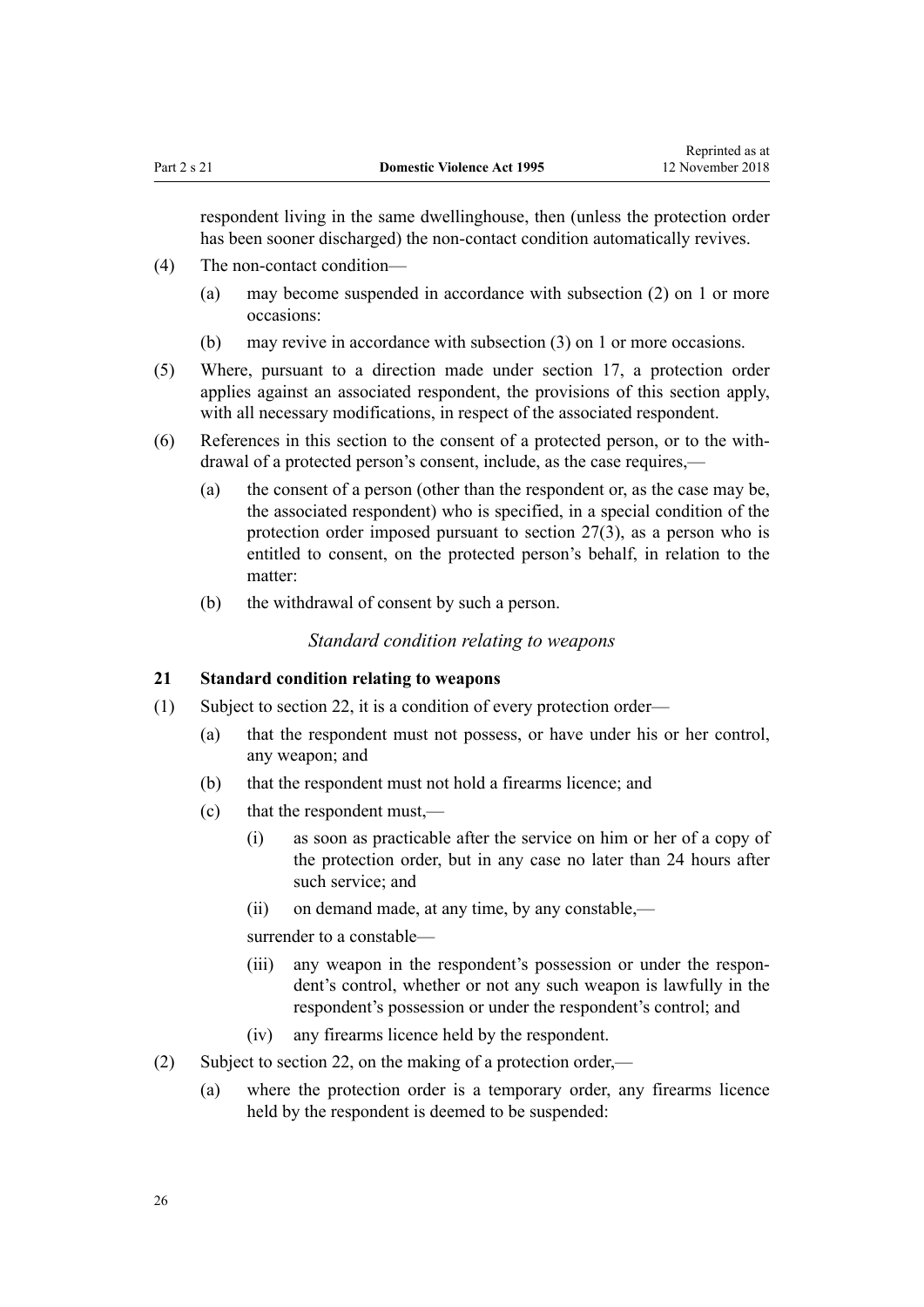respondent living in the same dwellinghouse, then (unless the protection order has been sooner discharged) the non-contact condition automatically revives.

(4) The non-contact condition—

(a) may become suspended in accordance with subsection (2) on 1 or more occasions:

(b) may revive in accordance with subsection (3) on 1 or more occasions.

(5) Where, pursuant to a direction made under section 17, a protection order applies against an associated respondent, the provisions of this section apply, with all necessary modifications, in respect of the associated respondent.

(6) References in this section to the consent of a protected person, or to the withdrawal of a protected person's consent, include, as the case requires,—

(a) the consent of a person (other than the respondent or, as the case may be, the associated respondent) who is specified, in a special condition of the protection order imposed pursuant to section 27(3), as a person who is entitled to consent, on the protected person's behalf, in relation to the matter:

(b) the withdrawal of consent by such a person.

*Standard condition relating to weapons*

### 21 Standard condition relating to weapons

(1) Subject to section 22, it is a condition of every protection order—

(a) that the respondent must not possess, or have under his or her control, any weapon; and

(b) that the respondent must not hold a firearms licence; and

(c) that the respondent must,—

(i) as soon as practicable after the service on him or her of a copy of the protection order, but in any case no later than 24 hours after such service; and

(ii) on demand made, at any time, by any constable,—

surrender to a constable—

(iii) any weapon in the respondent's possession or under the respondent's control, whether or not any such weapon is lawfully in the respondent's possession or under the respondent's control; and

(iv) any firearms licence held by the respondent.

(2) Subject to section 22, on the making of a protection order,—

(a) where the protection order is a temporary order, any firearms licence held by the respondent is deemed to be suspended: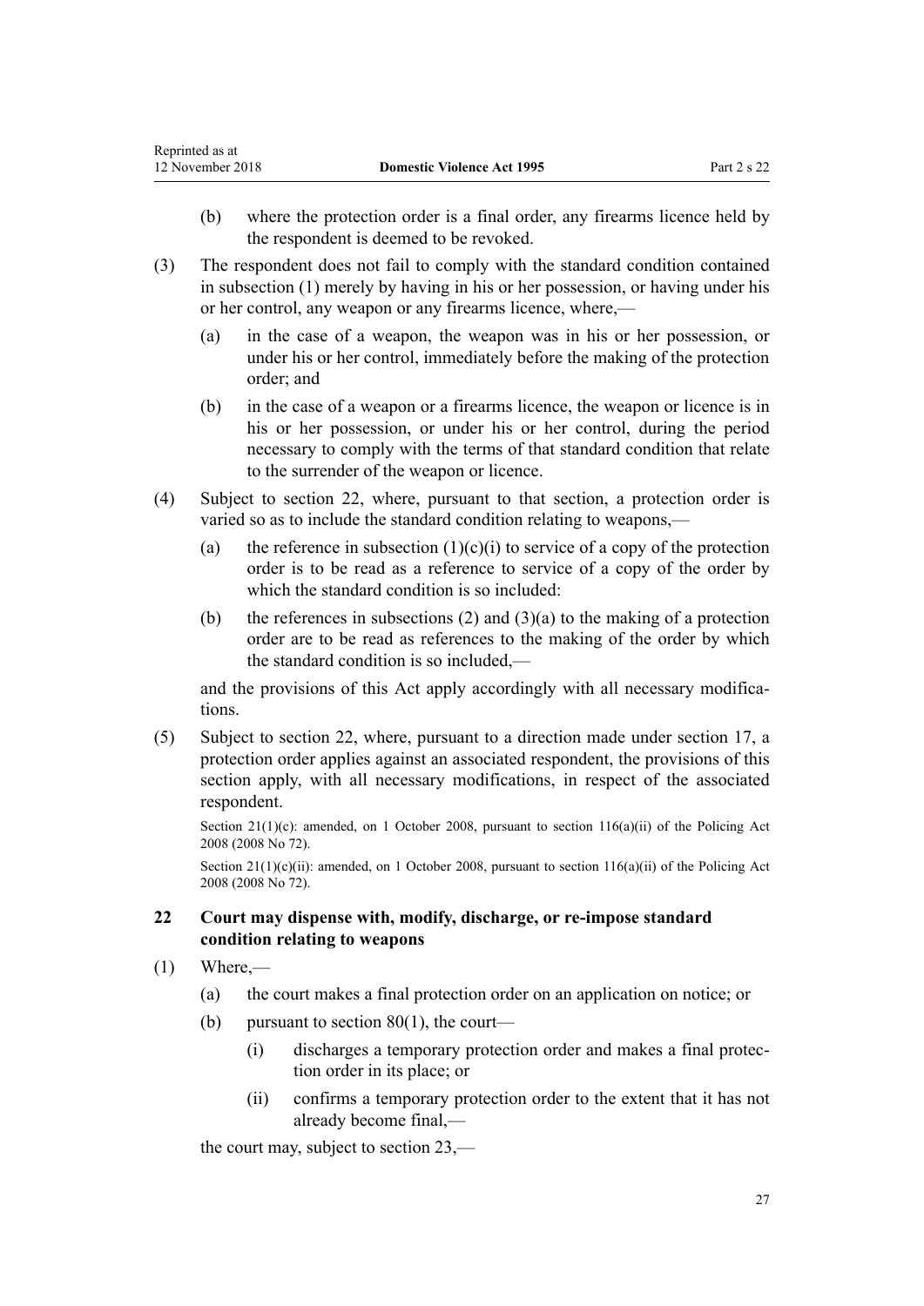(b) where the protection order is a final order, any firearms licence held by the respondent is deemed to be revoked.

(3) The respondent does not fail to comply with the standard condition contained in subsection (1) merely by having in his or her possession, or having under his or her control, any weapon or any firearms licence, where,—

(a) in the case of a weapon, the weapon was in his or her possession, or under his or her control, immediately before the making of the protection order; and

(b) in the case of a weapon or a firearms licence, the weapon or licence is in his or her possession, or under his or her control, during the period necessary to comply with the terms of that standard condition that relate to the surrender of the weapon or licence.

(4) Subject to section 22, where, pursuant to that section, a protection order is varied so as to include the standard condition relating to weapons,—

(a) the reference in subsection (1)(c)(i) to service of a copy of the protection order is to be read as a reference to service of a copy of the order by which the standard condition is so included:

(b) the references in subsections (2) and (3)(a) to the making of a protection order are to be read as references to the making of the order by which the standard condition is so included,—

and the provisions of this Act apply accordingly with all necessary modifications.

(5) Subject to section 22, where, pursuant to a direction made under section 17, a protection order applies against an associated respondent, the provisions of this section apply, with all necessary modifications, in respect of the associated respondent.

Section 21(1)(c): amended, on 1 October 2008, pursuant to section 116(a)(ii) of the Policing Act 2008 (2008 No 72).

Section 21(1)(c)(ii): amended, on 1 October 2008, pursuant to section 116(a)(ii) of the Policing Act 2008 (2008 No 72).

## 22 Court may dispense with, modify, discharge, or re-impose standard condition relating to weapons

(1) Where,—

(a) the court makes a final protection order on an application on notice; or

(b) pursuant to section 80(1), the court—

(i) discharges a temporary protection order and makes a final protection order in its place; or

(ii) confirms a temporary protection order to the extent that it has not already become final,—

the court may, subject to section 23,—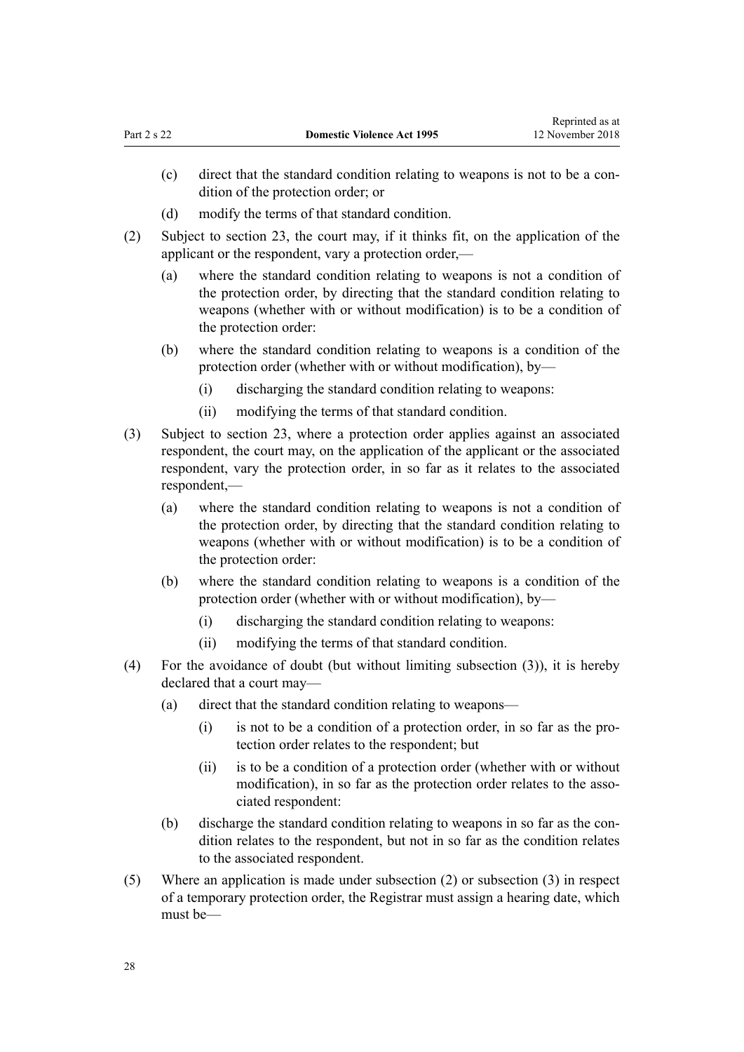(c) direct that the standard condition relating to weapons is not to be a condition of the protection order; or

(d) modify the terms of that standard condition.

(2) Subject to section 23, the court may, if it thinks fit, on the application of the applicant or the respondent, vary a protection order,—

(a) where the standard condition relating to weapons is not a condition of the protection order, by directing that the standard condition relating to weapons (whether with or without modification) is to be a condition of the protection order:

(b) where the standard condition relating to weapons is a condition of the protection order (whether with or without modification), by—

(i) discharging the standard condition relating to weapons:

(ii) modifying the terms of that standard condition.

(3) Subject to section 23, where a protection order applies against an associated respondent, the court may, on the application of the applicant or the associated respondent, vary the protection order, in so far as it relates to the associated respondent,—

(a) where the standard condition relating to weapons is not a condition of the protection order, by directing that the standard condition relating to weapons (whether with or without modification) is to be a condition of the protection order:

(b) where the standard condition relating to weapons is a condition of the protection order (whether with or without modification), by—

(i) discharging the standard condition relating to weapons:

(ii) modifying the terms of that standard condition.

(4) For the avoidance of doubt (but without limiting subsection (3)), it is hereby declared that a court may—

(a) direct that the standard condition relating to weapons—

(i) is not to be a condition of a protection order, in so far as the protection order relates to the respondent; but

(ii) is to be a condition of a protection order (whether with or without modification), in so far as the protection order relates to the associated respondent:

(b) discharge the standard condition relating to weapons in so far as the condition relates to the respondent, but not in so far as the condition relates to the associated respondent.

(5) Where an application is made under subsection (2) or subsection (3) in respect of a temporary protection order, the Registrar must assign a hearing date, which must be—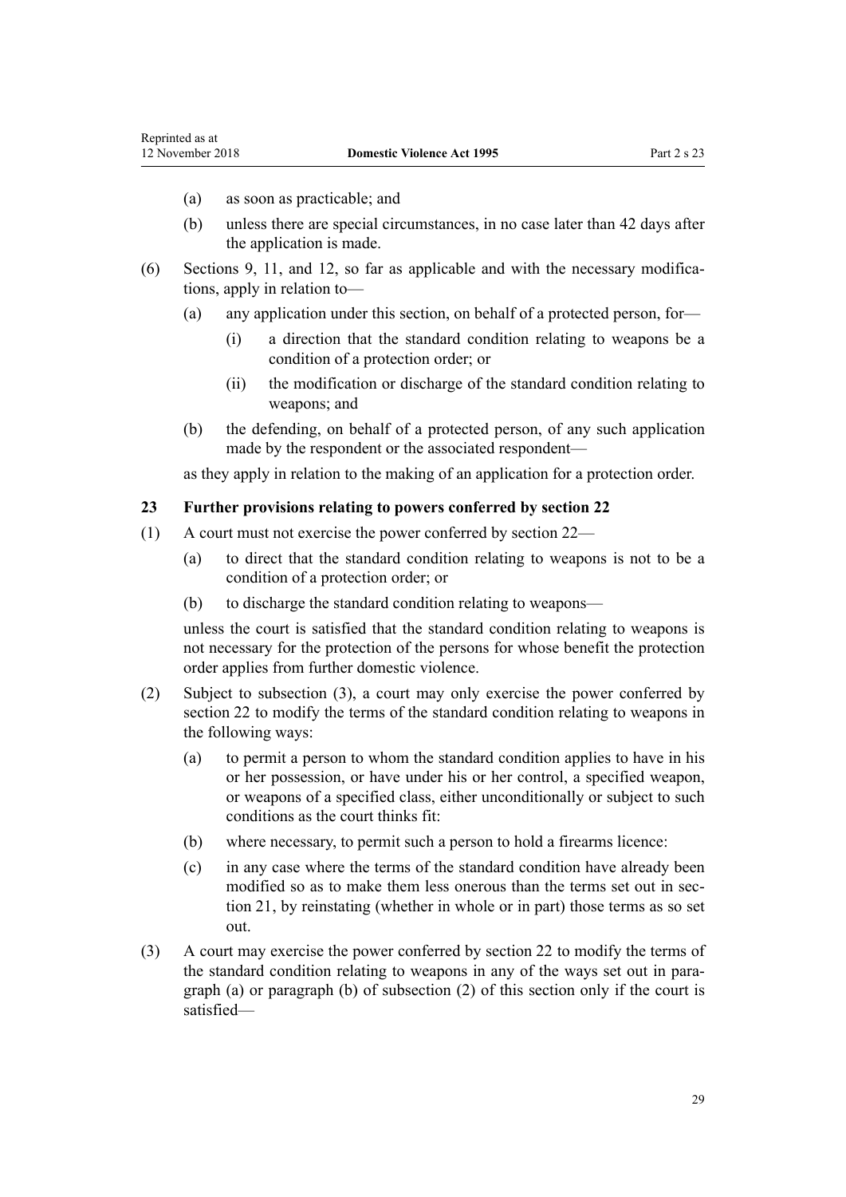(a) as soon as practicable; and

(b) unless there are special circumstances, in no case later than 42 days after the application is made.

(6) Sections 9, 11, and 12, so far as applicable and with the necessary modifications, apply in relation to—

(a) any application under this section, on behalf of a protected person, for—

(i) a direction that the standard condition relating to weapons be a condition of a protection order; or

(ii) the modification or discharge of the standard condition relating to weapons; and

(b) the defending, on behalf of a protected person, of any such application made by the respondent or the associated respondent—

as they apply in relation to the making of an application for a protection order.

### 23 Further provisions relating to powers conferred by section 22

(1) A court must not exercise the power conferred by section 22—

(a) to direct that the standard condition relating to weapons is not to be a condition of a protection order; or

(b) to discharge the standard condition relating to weapons—

unless the court is satisfied that the standard condition relating to weapons is not necessary for the protection of the persons for whose benefit the protection order applies from further domestic violence.

(2) Subject to subsection (3), a court may only exercise the power conferred by section 22 to modify the terms of the standard condition relating to weapons in the following ways:

(a) to permit a person to whom the standard condition applies to have in his or her possession, or have under his or her control, a specified weapon, or weapons of a specified class, either unconditionally or subject to such conditions as the court thinks fit:

(b) where necessary, to permit such a person to hold a firearms licence:

(c) in any case where the terms of the standard condition have already been modified so as to make them less onerous than the terms set out in section 21, by reinstating (whether in whole or in part) those terms as so set out.

(3) A court may exercise the power conferred by section 22 to modify the terms of the standard condition relating to weapons in any of the ways set out in paragraph (a) or paragraph (b) of subsection (2) of this section only if the court is satisfied—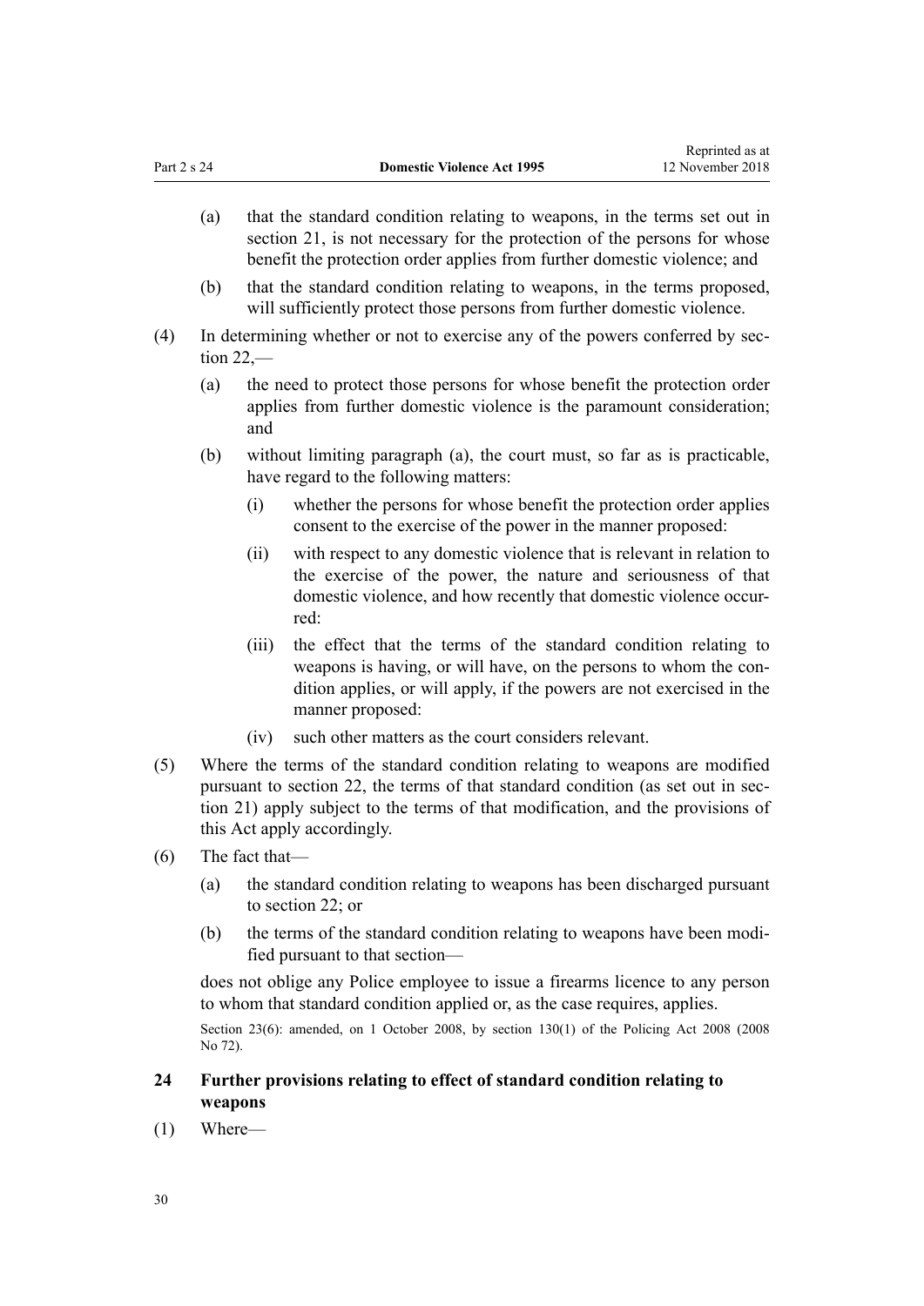(a) that the standard condition relating to weapons, in the terms set out in section 21, is not necessary for the protection of the persons for whose benefit the protection order applies from further domestic violence; and

(b) that the standard condition relating to weapons, in the terms proposed, will sufficiently protect those persons from further domestic violence.

(4) In determining whether or not to exercise any of the powers conferred by section 22,—

(a) the need to protect those persons for whose benefit the protection order applies from further domestic violence is the paramount consideration; and

(b) without limiting paragraph (a), the court must, so far as is practicable, have regard to the following matters:

(i) whether the persons for whose benefit the protection order applies consent to the exercise of the power in the manner proposed:

(ii) with respect to any domestic violence that is relevant in relation to the exercise of the power, the nature and seriousness of that domestic violence, and how recently that domestic violence occurred:

(iii) the effect that the terms of the standard condition relating to weapons is having, or will have, on the persons to whom the condition applies, or will apply, if the powers are not exercised in the manner proposed:

(iv) such other matters as the court considers relevant.

(5) Where the terms of the standard condition relating to weapons are modified pursuant to section 22, the terms of that standard condition (as set out in section 21) apply subject to the terms of that modification, and the provisions of this Act apply accordingly.

(6) The fact that—

(a) the standard condition relating to weapons has been discharged pursuant to section 22; or

(b) the terms of the standard condition relating to weapons have been modified pursuant to that section—

does not oblige any Police employee to issue a firearms licence to any person to whom that standard condition applied or, as the case requires, applies.

Section 23(6): amended, on 1 October 2008, by section 130(1) of the Policing Act 2008 (2008 No 72).

### 24 Further provisions relating to effect of standard condition relating to weapons

(1) Where—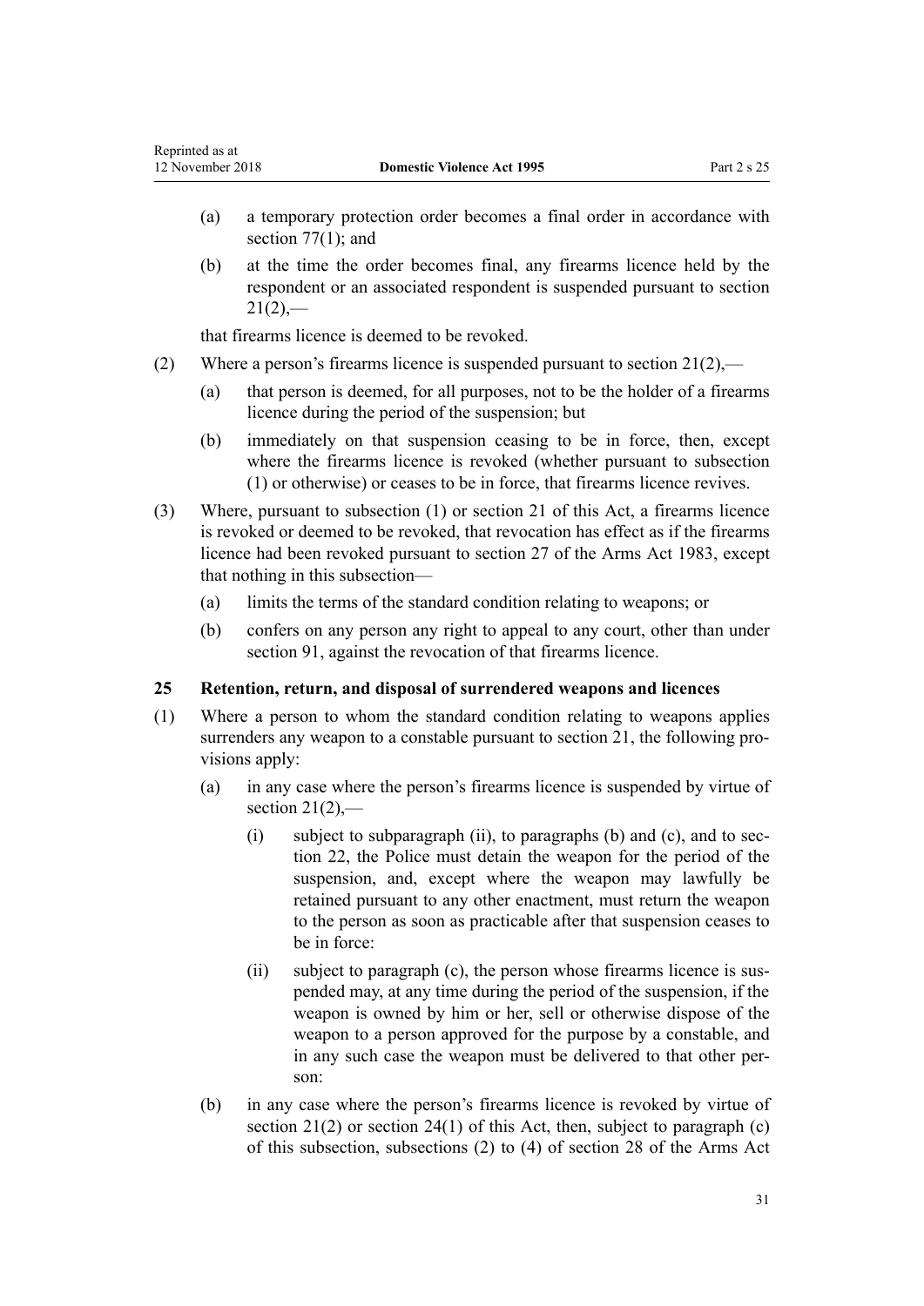(a) a temporary protection order becomes a final order in accordance with section 77(1); and

(b) at the time the order becomes final, any firearms licence held by the respondent or an associated respondent is suspended pursuant to section 21(2),—

that firearms licence is deemed to be revoked.

(2) Where a person's firearms licence is suspended pursuant to section 21(2),—

(a) that person is deemed, for all purposes, not to be the holder of a firearms licence during the period of the suspension; but

(b) immediately on that suspension ceasing to be in force, then, except where the firearms licence is revoked (whether pursuant to subsection (1) or otherwise) or ceases to be in force, that firearms licence revives.

(3) Where, pursuant to subsection (1) or section 21 of this Act, a firearms licence is revoked or deemed to be revoked, that revocation has effect as if the firearms licence had been revoked pursuant to section 27 of the Arms Act 1983, except that nothing in this subsection—

(a) limits the terms of the standard condition relating to weapons; or

(b) confers on any person any right to appeal to any court, other than under section 91, against the revocation of that firearms licence.

### 25 Retention, return, and disposal of surrendered weapons and licences

(1) Where a person to whom the standard condition relating to weapons applies surrenders any weapon to a constable pursuant to section 21, the following provisions apply:

(a) in any case where the person's firearms licence is suspended by virtue of section 21(2),—

(i) subject to subparagraph (ii), to paragraphs (b) and (c), and to section 22, the Police must detain the weapon for the period of the suspension, and, except where the weapon may lawfully be retained pursuant to any other enactment, must return the weapon to the person as soon as practicable after that suspension ceases to be in force:

(ii) subject to paragraph (c), the person whose firearms licence is suspended may, at any time during the period of the suspension, if the weapon is owned by him or her, sell or otherwise dispose of the weapon to a person approved for the purpose by a constable, and in any such case the weapon must be delivered to that other person:

(b) in any case where the person's firearms licence is revoked by virtue of section 21(2) or section 24(1) of this Act, then, subject to paragraph (c) of this subsection, subsections (2) to (4) of section 28 of the Arms Act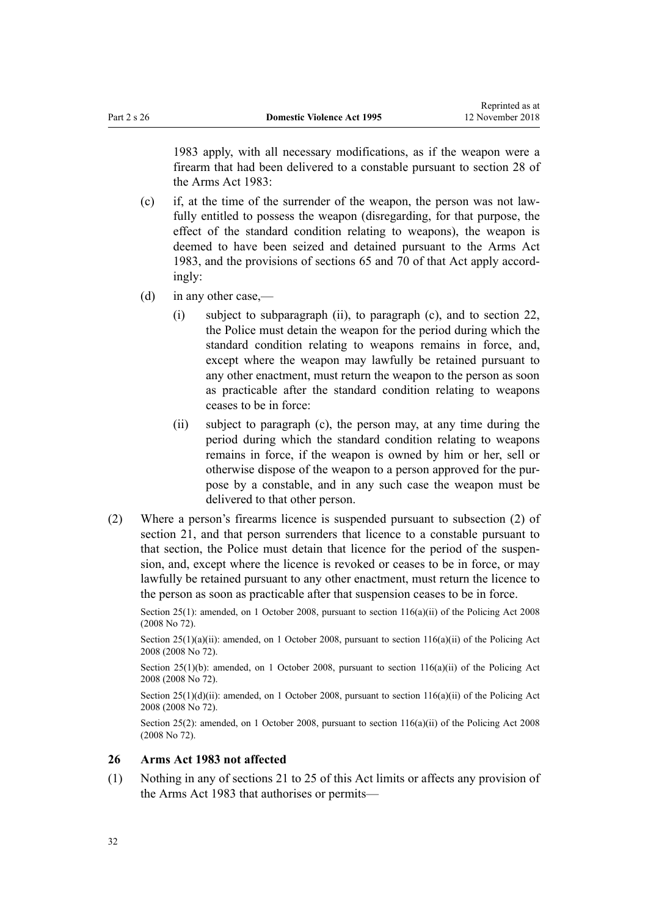1983 apply, with all necessary modifications, as if the weapon were a firearm that had been delivered to a constable pursuant to section 28 of the Arms Act 1983:

(c) if, at the time of the surrender of the weapon, the person was not lawfully entitled to possess the weapon (disregarding, for that purpose, the effect of the standard condition relating to weapons), the weapon is deemed to have been seized and detained pursuant to the Arms Act 1983, and the provisions of sections 65 and 70 of that Act apply accordingly:

(d) in any other case,—

(i) subject to subparagraph (ii), to paragraph (c), and to section 22, the Police must detain the weapon for the period during which the standard condition relating to weapons remains in force, and, except where the weapon may lawfully be retained pursuant to any other enactment, must return the weapon to the person as soon as practicable after the standard condition relating to weapons ceases to be in force:

(ii) subject to paragraph (c), the person may, at any time during the period during which the standard condition relating to weapons remains in force, if the weapon is owned by him or her, sell or otherwise dispose of the weapon to a person approved for the purpose by a constable, and in any such case the weapon must be delivered to that other person.

(2) Where a person's firearms licence is suspended pursuant to subsection (2) of section 21, and that person surrenders that licence to a constable pursuant to that section, the Police must detain that licence for the period of the suspension, and, except where the licence is revoked or ceases to be in force, or may lawfully be retained pursuant to any other enactment, must return the licence to the person as soon as practicable after that suspension ceases to be in force.

Section 25(1): amended, on 1 October 2008, pursuant to section 116(a)(ii) of the Policing Act 2008 (2008 No 72).

Section 25(1)(a)(ii): amended, on 1 October 2008, pursuant to section 116(a)(ii) of the Policing Act 2008 (2008 No 72).

Section 25(1)(b): amended, on 1 October 2008, pursuant to section 116(a)(ii) of the Policing Act 2008 (2008 No 72).

Section 25(1)(d)(ii): amended, on 1 October 2008, pursuant to section 116(a)(ii) of the Policing Act 2008 (2008 No 72).

Section 25(2): amended, on 1 October 2008, pursuant to section 116(a)(ii) of the Policing Act 2008 (2008 No 72).

### 26 Arms Act 1983 not affected

(1) Nothing in any of sections 21 to 25 of this Act limits or affects any provision of the Arms Act 1983 that authorises or permits—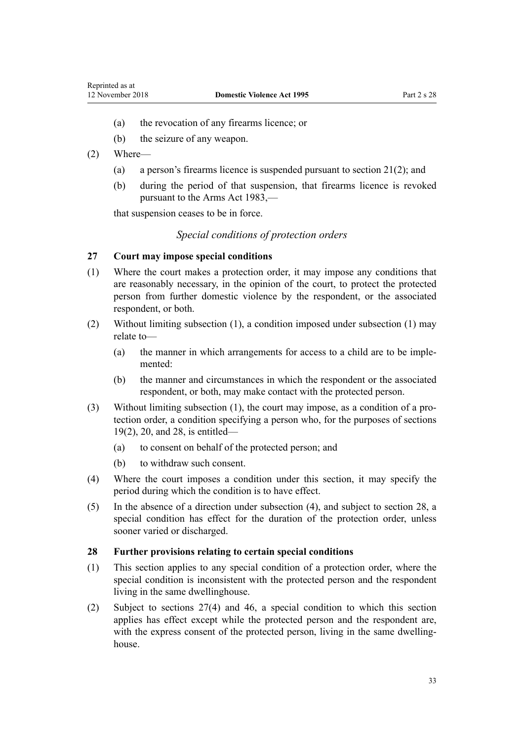(a) the revocation of any firearms licence; or

(b) the seizure of any weapon.

(2) Where—

(a) a person's firearms licence is suspended pursuant to section 21(2); and

(b) during the period of that suspension, that firearms licence is revoked pursuant to the Arms Act 1983,—

that suspension ceases to be in force.

*Special conditions of protection orders*

### 27 Court may impose special conditions

(1) Where the court makes a protection order, it may impose any conditions that are reasonably necessary, in the opinion of the court, to protect the protected person from further domestic violence by the respondent, or the associated respondent, or both.

(2) Without limiting subsection (1), a condition imposed under subsection (1) may relate to—

(a) the manner in which arrangements for access to a child are to be implemented:

(b) the manner and circumstances in which the respondent or the associated respondent, or both, may make contact with the protected person.

(3) Without limiting subsection (1), the court may impose, as a condition of a protection order, a condition specifying a person who, for the purposes of sections 19(2), 20, and 28, is entitled—

(a) to consent on behalf of the protected person; and

(b) to withdraw such consent.

(4) Where the court imposes a condition under this section, it may specify the period during which the condition is to have effect.

(5) In the absence of a direction under subsection (4), and subject to section 28, a special condition has effect for the duration of the protection order, unless sooner varied or discharged.

### 28 Further provisions relating to certain special conditions

(1) This section applies to any special condition of a protection order, where the special condition is inconsistent with the protected person and the respondent living in the same dwellinghouse.

(2) Subject to sections 27(4) and 46, a special condition to which this section applies has effect except while the protected person and the respondent are, with the express consent of the protected person, living in the same dwellinghouse.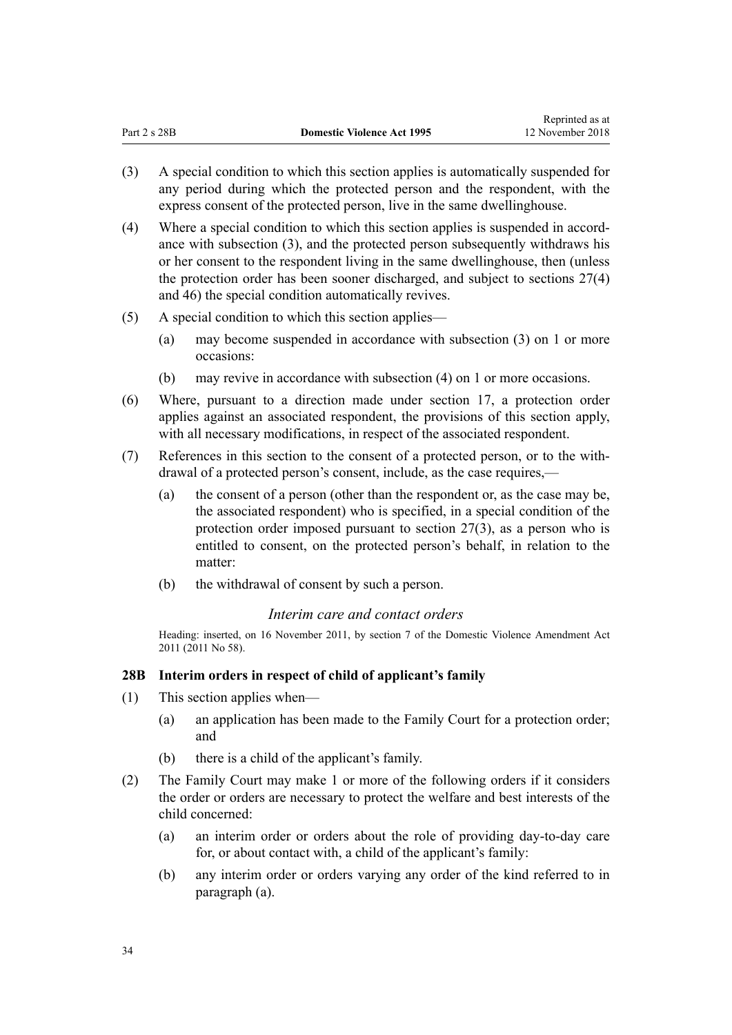(3) A special condition to which this section applies is automatically suspended for any period during which the protected person and the respondent, with the express consent of the protected person, live in the same dwellinghouse.

(4) Where a special condition to which this section applies is suspended in accordance with subsection (3), and the protected person subsequently withdraws his or her consent to the respondent living in the same dwellinghouse, then (unless the protection order has been sooner discharged, and subject to sections 27(4) and 46) the special condition automatically revives.

(5) A special condition to which this section applies—

- (a) may become suspended in accordance with subsection (3) on 1 or more occasions:
- (b) may revive in accordance with subsection (4) on 1 or more occasions.

(6) Where, pursuant to a direction made under section 17, a protection order applies against an associated respondent, the provisions of this section apply, with all necessary modifications, in respect of the associated respondent.

(7) References in this section to the consent of a protected person, or to the withdrawal of a protected person's consent, include, as the case requires,—

- (a) the consent of a person (other than the respondent or, as the case may be, the associated respondent) who is specified, in a special condition of the protection order imposed pursuant to section 27(3), as a person who is entitled to consent, on the protected person's behalf, in relation to the matter:
- (b) the withdrawal of consent by such a person.

### *Interim care and contact orders*

Heading: inserted, on 16 November 2011, by section 7 of the Domestic Violence Amendment Act 2011 (2011 No 58).

### 28B Interim orders in respect of child of applicant's family

(1) This section applies when—

- (a) an application has been made to the Family Court for a protection order; and
- (b) there is a child of the applicant's family.

(2) The Family Court may make 1 or more of the following orders if it considers the order or orders are necessary to protect the welfare and best interests of the child concerned:

- (a) an interim order or orders about the role of providing day-to-day care for, or about contact with, a child of the applicant's family:
- (b) any interim order or orders varying any order of the kind referred to in paragraph (a).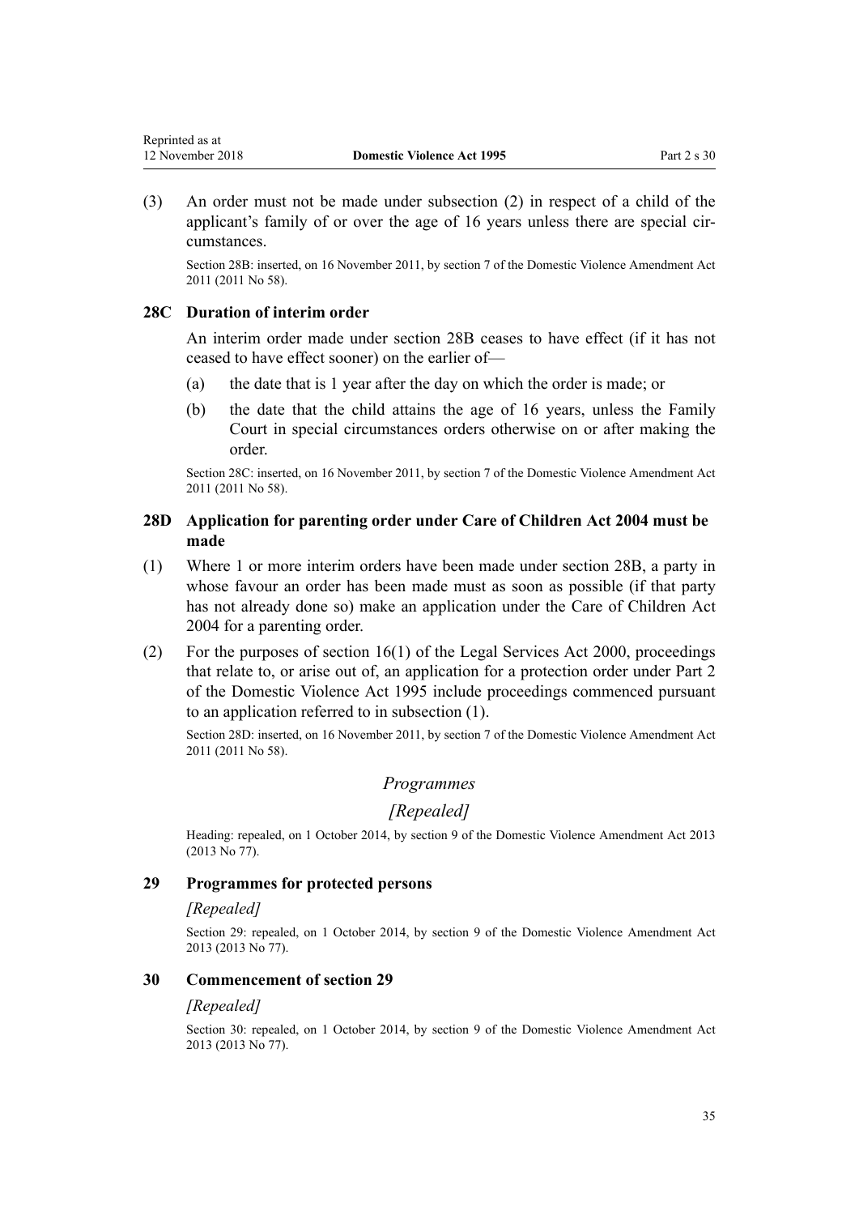(3) An order must not be made under subsection (2) in respect of a child of the applicant's family of or over the age of 16 years unless there are special circumstances.

Section 28B: inserted, on 16 November 2011, by section 7 of the Domestic Violence Amendment Act 2011 (2011 No 58).

### 28C Duration of interim order

An interim order made under section 28B ceases to have effect (if it has not ceased to have effect sooner) on the earlier of—

(a) the date that is 1 year after the day on which the order is made; or

(b) the date that the child attains the age of 16 years, unless the Family Court in special circumstances orders otherwise on or after making the order.

Section 28C: inserted, on 16 November 2011, by section 7 of the Domestic Violence Amendment Act 2011 (2011 No 58).

### 28D Application for parenting order under Care of Children Act 2004 must be made

(1) Where 1 or more interim orders have been made under section 28B, a party in whose favour an order has been made must as soon as possible (if that party has not already done so) make an application under the Care of Children Act 2004 for a parenting order.

(2) For the purposes of section 16(1) of the Legal Services Act 2000, proceedings that relate to, or arise out of, an application for a protection order under Part 2 of the Domestic Violence Act 1995 include proceedings commenced pursuant to an application referred to in subsection (1).

Section 28D: inserted, on 16 November 2011, by section 7 of the Domestic Violence Amendment Act 2011 (2011 No 58).

## *Programmes*

## *[Repealed]*

Heading: repealed, on 1 October 2014, by section 9 of the Domestic Violence Amendment Act 2013 (2013 No 77).

### 29 Programmes for protected persons

*[Repealed]*

Section 29: repealed, on 1 October 2014, by section 9 of the Domestic Violence Amendment Act 2013 (2013 No 77).

### 30 Commencement of section 29

*[Repealed]*

Section 30: repealed, on 1 October 2014, by section 9 of the Domestic Violence Amendment Act 2013 (2013 No 77).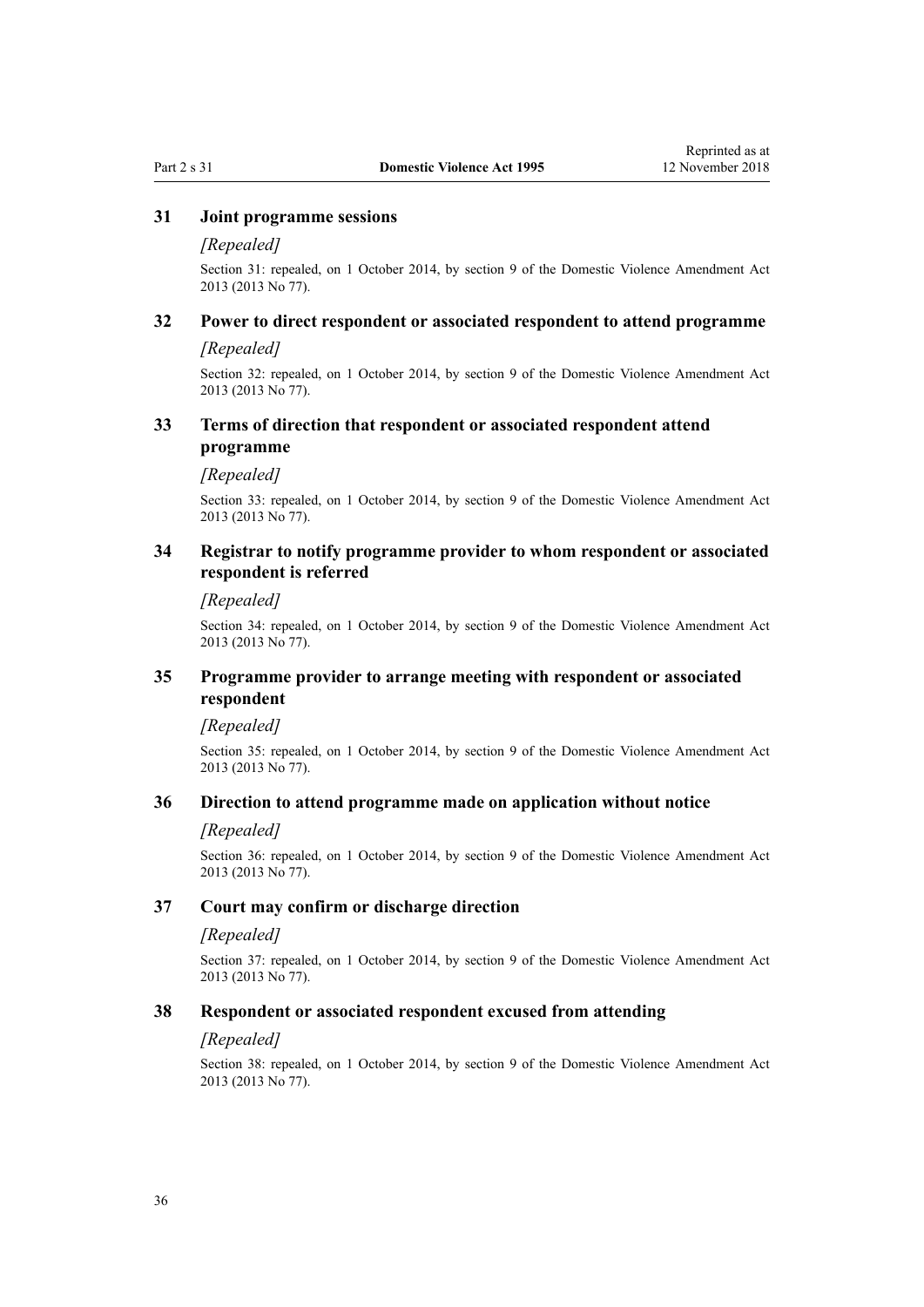### 31 Joint programme sessions

*[Repealed]*

Section 31: repealed, on 1 October 2014, by section 9 of the Domestic Violence Amendment Act 2013 (2013 No 77).

### 32 Power to direct respondent or associated respondent to attend programme

*[Repealed]*

Section 32: repealed, on 1 October 2014, by section 9 of the Domestic Violence Amendment Act 2013 (2013 No 77).

### 33 Terms of direction that respondent or associated respondent attend programme

*[Repealed]*

Section 33: repealed, on 1 October 2014, by section 9 of the Domestic Violence Amendment Act 2013 (2013 No 77).

### 34 Registrar to notify programme provider to whom respondent or associated respondent is referred

*[Repealed]*

Section 34: repealed, on 1 October 2014, by section 9 of the Domestic Violence Amendment Act 2013 (2013 No 77).

### 35 Programme provider to arrange meeting with respondent or associated respondent

*[Repealed]*

Section 35: repealed, on 1 October 2014, by section 9 of the Domestic Violence Amendment Act 2013 (2013 No 77).

### 36 Direction to attend programme made on application without notice

*[Repealed]*

Section 36: repealed, on 1 October 2014, by section 9 of the Domestic Violence Amendment Act 2013 (2013 No 77).

### 37 Court may confirm or discharge direction

*[Repealed]*

Section 37: repealed, on 1 October 2014, by section 9 of the Domestic Violence Amendment Act 2013 (2013 No 77).

### 38 Respondent or associated respondent excused from attending

*[Repealed]*

Section 38: repealed, on 1 October 2014, by section 9 of the Domestic Violence Amendment Act 2013 (2013 No 77).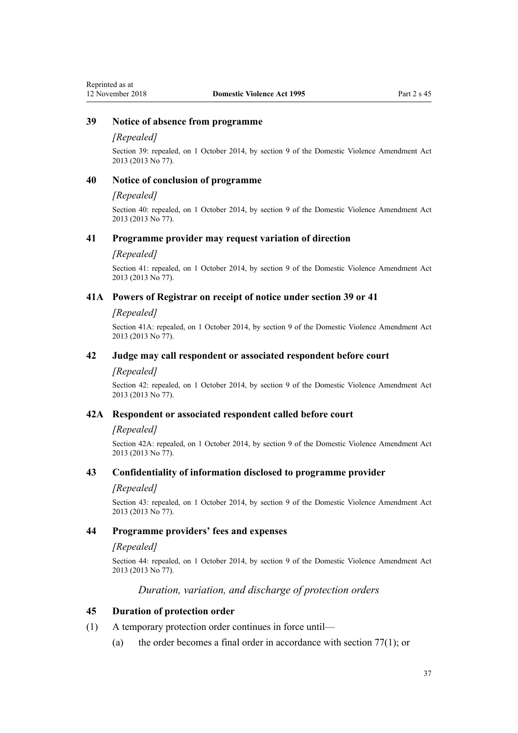### 39 Notice of absence from programme

*[Repealed]*

Section 39: repealed, on 1 October 2014, by section 9 of the Domestic Violence Amendment Act 2013 (2013 No 77).

### 40 Notice of conclusion of programme

*[Repealed]*

Section 40: repealed, on 1 October 2014, by section 9 of the Domestic Violence Amendment Act 2013 (2013 No 77).

### 41 Programme provider may request variation of direction

*[Repealed]*

Section 41: repealed, on 1 October 2014, by section 9 of the Domestic Violence Amendment Act 2013 (2013 No 77).

### 41A Powers of Registrar on receipt of notice under section 39 or 41

*[Repealed]*

Section 41A: repealed, on 1 October 2014, by section 9 of the Domestic Violence Amendment Act 2013 (2013 No 77).

### 42 Judge may call respondent or associated respondent before court

*[Repealed]*

Section 42: repealed, on 1 October 2014, by section 9 of the Domestic Violence Amendment Act 2013 (2013 No 77).

### 42A Respondent or associated respondent called before court

*[Repealed]*

Section 42A: repealed, on 1 October 2014, by section 9 of the Domestic Violence Amendment Act 2013 (2013 No 77).

### 43 Confidentiality of information disclosed to programme provider

*[Repealed]*

Section 43: repealed, on 1 October 2014, by section 9 of the Domestic Violence Amendment Act 2013 (2013 No 77).

### 44 Programme providers' fees and expenses

*[Repealed]*

Section 44: repealed, on 1 October 2014, by section 9 of the Domestic Violence Amendment Act 2013 (2013 No 77).

*Duration, variation, and discharge of protection orders*

### 45 Duration of protection order

(1) A temporary protection order continues in force until—

(a) the order becomes a final order in accordance with section 77(1); or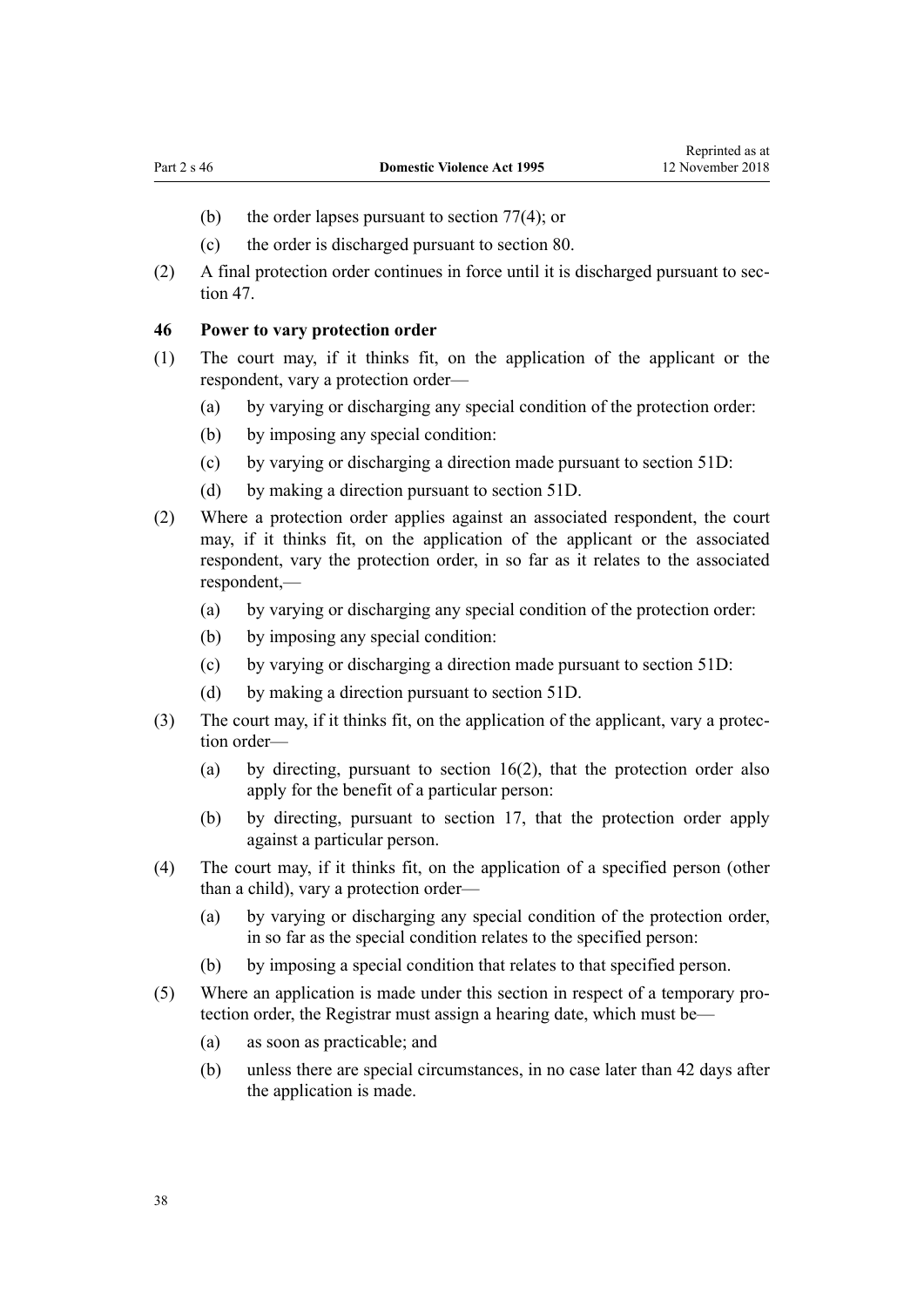(b) the order lapses pursuant to section 77(4); or

(c) the order is discharged pursuant to section 80.

(2) A final protection order continues in force until it is discharged pursuant to section 47.

### 46 Power to vary protection order

(1) The court may, if it thinks fit, on the application of the applicant or the respondent, vary a protection order—

(a) by varying or discharging any special condition of the protection order:

(b) by imposing any special condition:

(c) by varying or discharging a direction made pursuant to section 51D:

(d) by making a direction pursuant to section 51D.

(2) Where a protection order applies against an associated respondent, the court may, if it thinks fit, on the application of the applicant or the associated respondent, vary the protection order, in so far as it relates to the associated respondent,—

(a) by varying or discharging any special condition of the protection order:

(b) by imposing any special condition:

(c) by varying or discharging a direction made pursuant to section 51D:

(d) by making a direction pursuant to section 51D.

(3) The court may, if it thinks fit, on the application of the applicant, vary a protection order—

(a) by directing, pursuant to section 16(2), that the protection order also apply for the benefit of a particular person:

(b) by directing, pursuant to section 17, that the protection order apply against a particular person.

(4) The court may, if it thinks fit, on the application of a specified person (other than a child), vary a protection order—

(a) by varying or discharging any special condition of the protection order, in so far as the special condition relates to the specified person:

(b) by imposing a special condition that relates to that specified person.

(5) Where an application is made under this section in respect of a temporary protection order, the Registrar must assign a hearing date, which must be—

(a) as soon as practicable; and

(b) unless there are special circumstances, in no case later than 42 days after the application is made.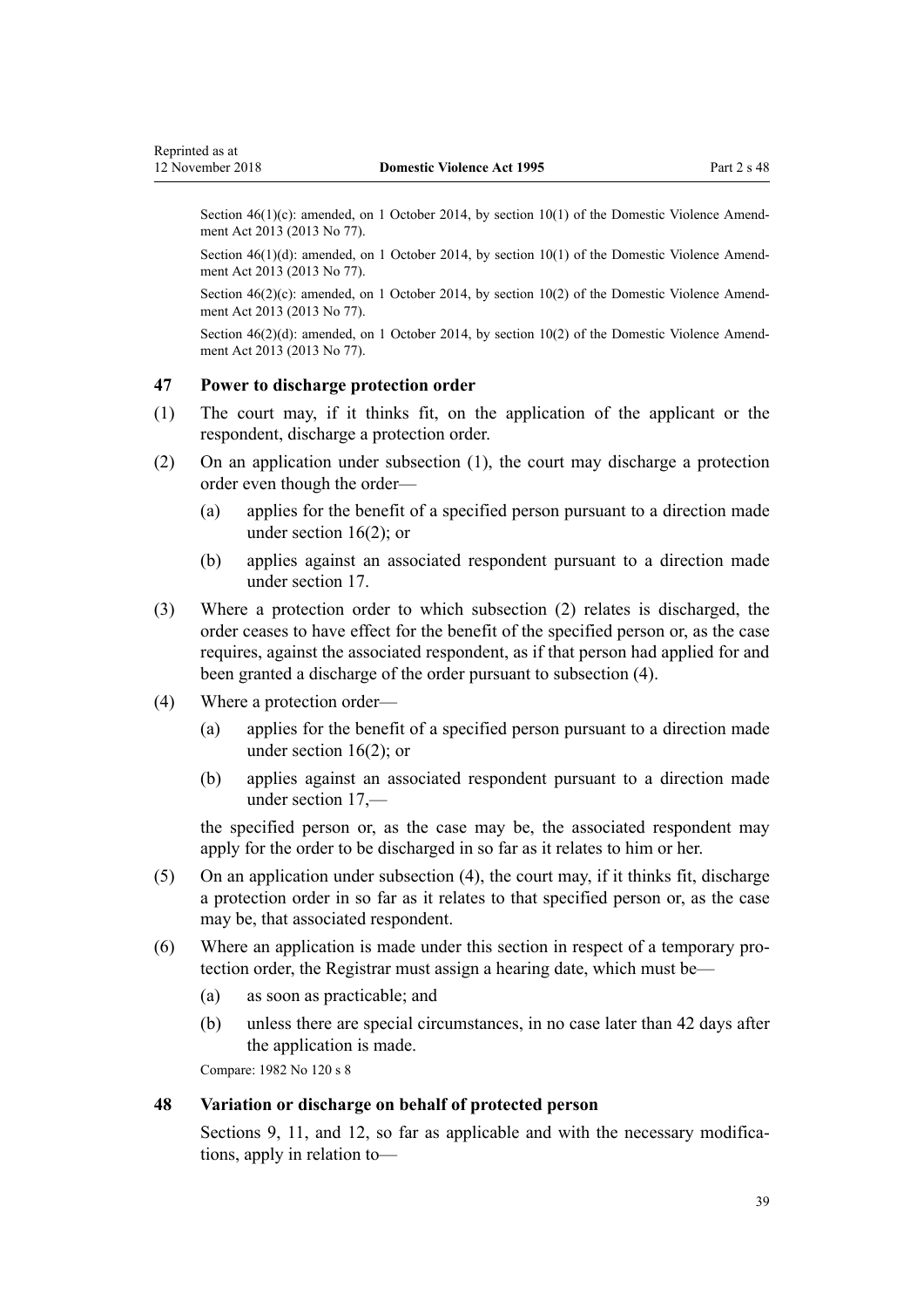Section 46(1)(c): amended, on 1 October 2014, by section 10(1) of the Domestic Violence Amendment Act 2013 (2013 No 77).

Section 46(1)(d): amended, on 1 October 2014, by section 10(1) of the Domestic Violence Amendment Act 2013 (2013 No 77).

Section 46(2)(c): amended, on 1 October 2014, by section 10(2) of the Domestic Violence Amendment Act 2013 (2013 No 77).

Section 46(2)(d): amended, on 1 October 2014, by section 10(2) of the Domestic Violence Amendment Act 2013 (2013 No 77).

### 47 Power to discharge protection order

(1) The court may, if it thinks fit, on the application of the applicant or the respondent, discharge a protection order.

(2) On an application under subsection (1), the court may discharge a protection order even though the order—

   (a) applies for the benefit of a specified person pursuant to a direction made under section 16(2); or

   (b) applies against an associated respondent pursuant to a direction made under section 17.

(3) Where a protection order to which subsection (2) relates is discharged, the order ceases to have effect for the benefit of the specified person or, as the case requires, against the associated respondent, as if that person had applied for and been granted a discharge of the order pursuant to subsection (4).

(4) Where a protection order—

   (a) applies for the benefit of a specified person pursuant to a direction made under section 16(2); or

   (b) applies against an associated respondent pursuant to a direction made under section 17,—

   the specified person or, as the case may be, the associated respondent may apply for the order to be discharged in so far as it relates to him or her.

(5) On an application under subsection (4), the court may, if it thinks fit, discharge a protection order in so far as it relates to that specified person or, as the case may be, that associated respondent.

(6) Where an application is made under this section in respect of a temporary protection order, the Registrar must assign a hearing date, which must be—

   (a) as soon as practicable; and

   (b) unless there are special circumstances, in no case later than 42 days after the application is made.

Compare: 1982 No 120 s 8

### 48 Variation or discharge on behalf of protected person

Sections 9, 11, and 12, so far as applicable and with the necessary modifications, apply in relation to—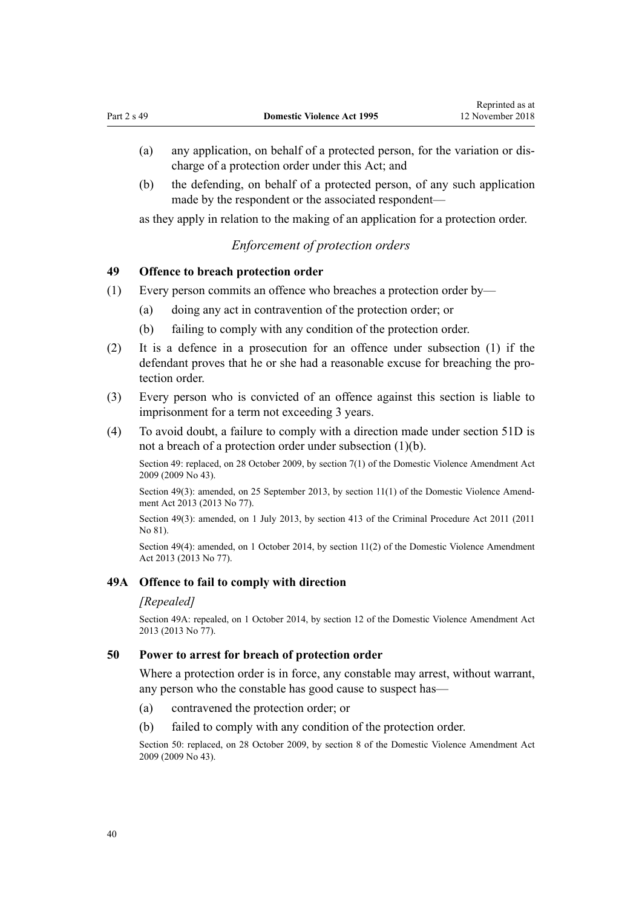(a) any application, on behalf of a protected person, for the variation or discharge of a protection order under this Act; and

(b) the defending, on behalf of a protected person, of any such application made by the respondent or the associated respondent—

as they apply in relation to the making of an application for a protection order.

*Enforcement of protection orders*

### 49 Offence to breach protection order

(1) Every person commits an offence who breaches a protection order by—

(a) doing any act in contravention of the protection order; or

(b) failing to comply with any condition of the protection order.

(2) It is a defence in a prosecution for an offence under subsection (1) if the defendant proves that he or she had a reasonable excuse for breaching the protection order.

(3) Every person who is convicted of an offence against this section is liable to imprisonment for a term not exceeding 3 years.

(4) To avoid doubt, a failure to comply with a direction made under section 51D is not a breach of a protection order under subsection (1)(b).

Section 49: replaced, on 28 October 2009, by section 7(1) of the Domestic Violence Amendment Act 2009 (2009 No 43).

Section 49(3): amended, on 25 September 2013, by section 11(1) of the Domestic Violence Amendment Act 2013 (2013 No 77).

Section 49(3): amended, on 1 July 2013, by section 413 of the Criminal Procedure Act 2011 (2011 No 81).

Section 49(4): amended, on 1 October 2014, by section 11(2) of the Domestic Violence Amendment Act 2013 (2013 No 77).

### 49A Offence to fail to comply with direction

*[Repealed]*

Section 49A: repealed, on 1 October 2014, by section 12 of the Domestic Violence Amendment Act 2013 (2013 No 77).

### 50 Power to arrest for breach of protection order

Where a protection order is in force, any constable may arrest, without warrant, any person who the constable has good cause to suspect has—

(a) contravened the protection order; or

(b) failed to comply with any condition of the protection order.

Section 50: replaced, on 28 October 2009, by section 8 of the Domestic Violence Amendment Act 2009 (2009 No 43).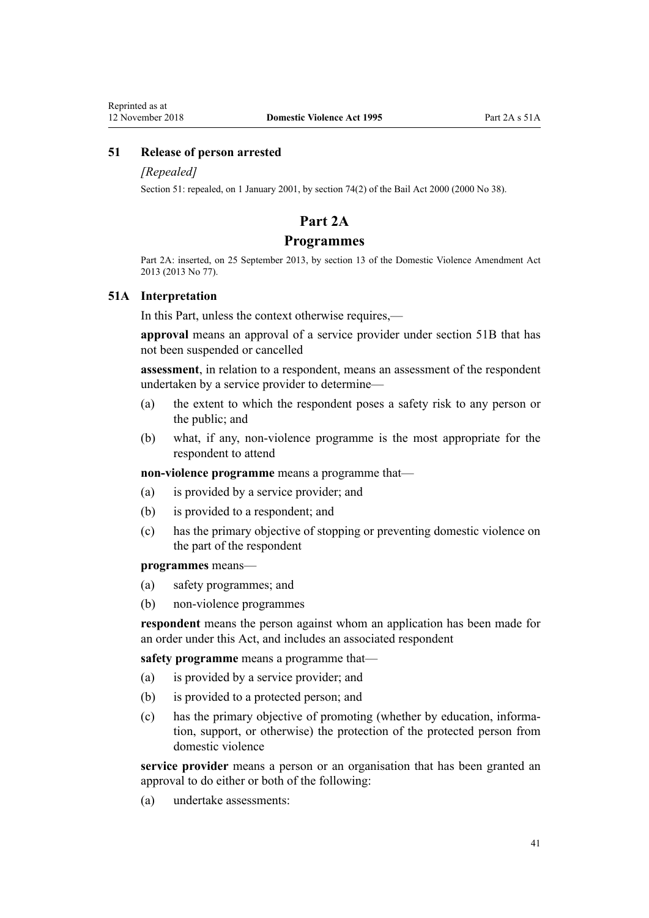### 51 Release of person arrested

*[Repealed]*

Section 51: repealed, on 1 January 2001, by section 74(2) of the Bail Act 2000 (2000 No 38).

## Part 2A

## Programmes

Part 2A: inserted, on 25 September 2013, by section 13 of the Domestic Violence Amendment Act 2013 (2013 No 77).

### 51A Interpretation

In this Part, unless the context otherwise requires,—

**approval** means an approval of a service provider under section 51B that has not been suspended or cancelled

**assessment**, in relation to a respondent, means an assessment of the respondent undertaken by a service provider to determine—

(a) the extent to which the respondent poses a safety risk to any person or the public; and

(b) what, if any, non-violence programme is the most appropriate for the respondent to attend

**non-violence programme** means a programme that—

(a) is provided by a service provider; and

(b) is provided to a respondent; and

(c) has the primary objective of stopping or preventing domestic violence on the part of the respondent

**programmes** means—

(a) safety programmes; and

(b) non-violence programmes

**respondent** means the person against whom an application has been made for an order under this Act, and includes an associated respondent

**safety programme** means a programme that—

(a) is provided by a service provider; and

(b) is provided to a protected person; and

(c) has the primary objective of promoting (whether by education, information, support, or otherwise) the protection of the protected person from domestic violence

**service provider** means a person or an organisation that has been granted an approval to do either or both of the following:

(a) undertake assessments: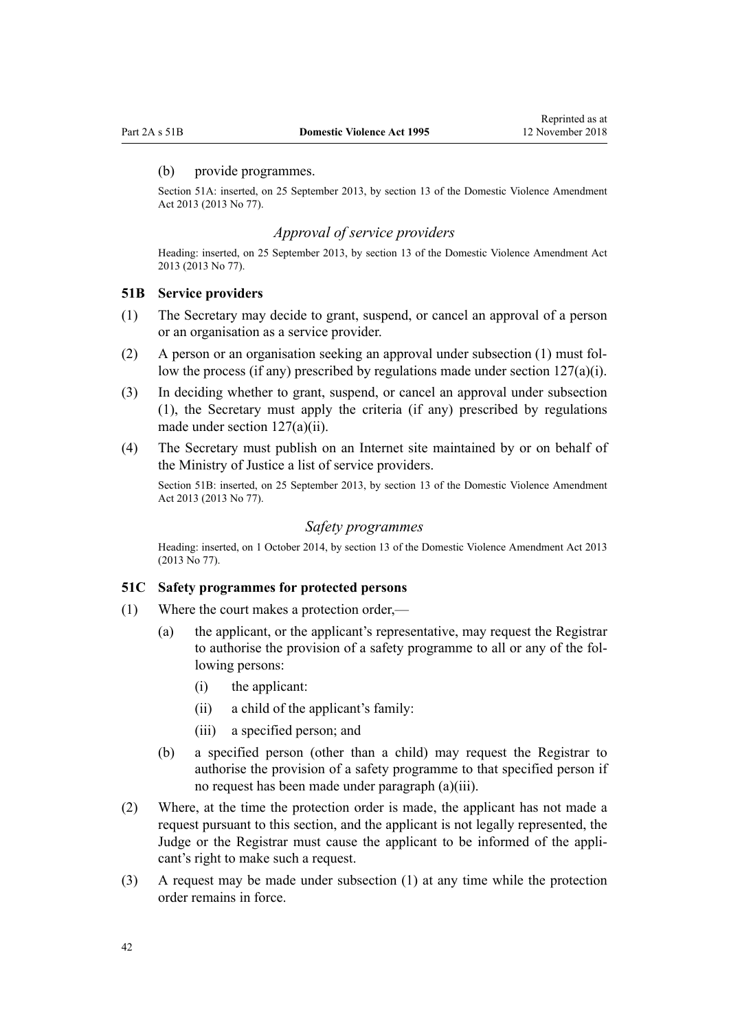(b) provide programmes.

Section 51A: inserted, on 25 September 2013, by section 13 of the Domestic Violence Amendment Act 2013 (2013 No 77).

### *Approval of service providers*

Heading: inserted, on 25 September 2013, by section 13 of the Domestic Violence Amendment Act 2013 (2013 No 77).

## 51B Service providers

(1) The Secretary may decide to grant, suspend, or cancel an approval of a person or an organisation as a service provider.

(2) A person or an organisation seeking an approval under subsection (1) must follow the process (if any) prescribed by regulations made under section 127(a)(i).

(3) In deciding whether to grant, suspend, or cancel an approval under subsection (1), the Secretary must apply the criteria (if any) prescribed by regulations made under section 127(a)(ii).

(4) The Secretary must publish on an Internet site maintained by or on behalf of the Ministry of Justice a list of service providers.

Section 51B: inserted, on 25 September 2013, by section 13 of the Domestic Violence Amendment Act 2013 (2013 No 77).

### *Safety programmes*

Heading: inserted, on 1 October 2014, by section 13 of the Domestic Violence Amendment Act 2013 (2013 No 77).

## 51C Safety programmes for protected persons

(1) Where the court makes a protection order,—

   (a) the applicant, or the applicant's representative, may request the Registrar to authorise the provision of a safety programme to all or any of the following persons:

      (i) the applicant:

      (ii) a child of the applicant's family:

      (iii) a specified person; and

   (b) a specified person (other than a child) may request the Registrar to authorise the provision of a safety programme to that specified person if no request has been made under paragraph (a)(iii).

(2) Where, at the time the protection order is made, the applicant has not made a request pursuant to this section, and the applicant is not legally represented, the Judge or the Registrar must cause the applicant to be informed of the applicant's right to make such a request.

(3) A request may be made under subsection (1) at any time while the protection order remains in force.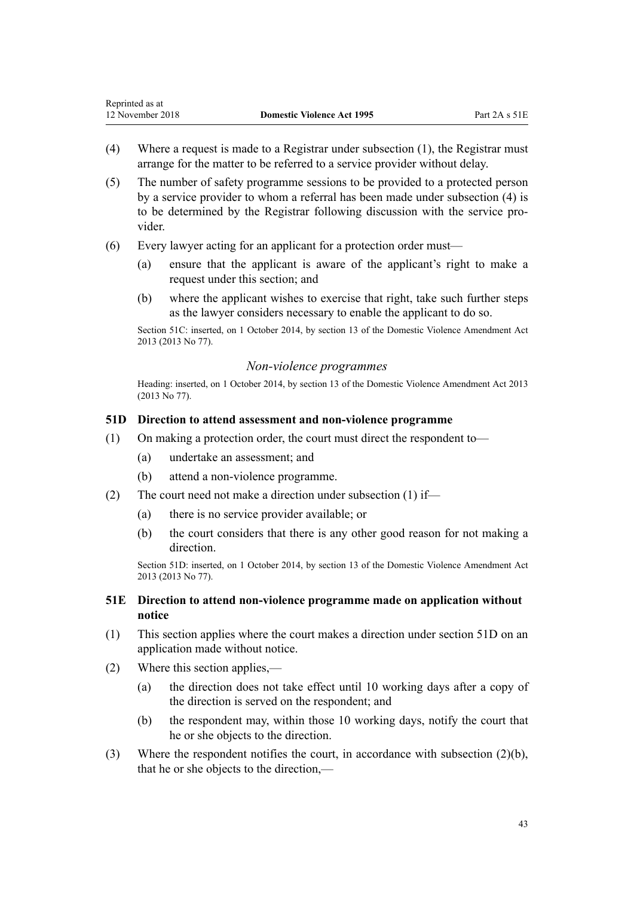(4) Where a request is made to a Registrar under subsection (1), the Registrar must arrange for the matter to be referred to a service provider without delay.

(5) The number of safety programme sessions to be provided to a protected person by a service provider to whom a referral has been made under subsection (4) is to be determined by the Registrar following discussion with the service provider.

(6) Every lawyer acting for an applicant for a protection order must—

- (a) ensure that the applicant is aware of the applicant's right to make a request under this section; and
- (b) where the applicant wishes to exercise that right, take such further steps as the lawyer considers necessary to enable the applicant to do so.

Section 51C: inserted, on 1 October 2014, by section 13 of the Domestic Violence Amendment Act 2013 (2013 No 77).

### *Non-violence programmes*

Heading: inserted, on 1 October 2014, by section 13 of the Domestic Violence Amendment Act 2013 (2013 No 77).

### **51D Direction to attend assessment and non-violence programme**

(1) On making a protection order, the court must direct the respondent to—

- (a) undertake an assessment; and
- (b) attend a non-violence programme.

(2) The court need not make a direction under subsection (1) if—

- (a) there is no service provider available; or
- (b) the court considers that there is any other good reason for not making a direction.

Section 51D: inserted, on 1 October 2014, by section 13 of the Domestic Violence Amendment Act 2013 (2013 No 77).

### **51E Direction to attend non-violence programme made on application without notice**

(1) This section applies where the court makes a direction under section 51D on an application made without notice.

(2) Where this section applies,—

- (a) the direction does not take effect until 10 working days after a copy of the direction is served on the respondent; and
- (b) the respondent may, within those 10 working days, notify the court that he or she objects to the direction.

(3) Where the respondent notifies the court, in accordance with subsection (2)(b), that he or she objects to the direction,—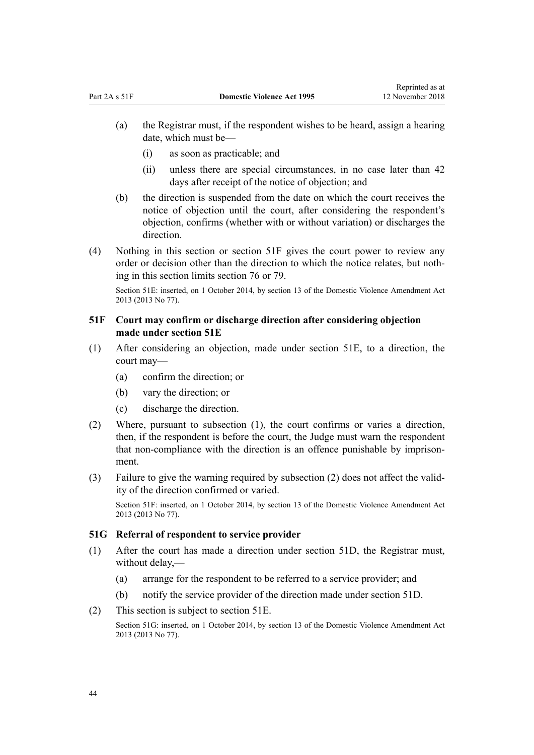(a) the Registrar must, if the respondent wishes to be heard, assign a hearing date, which must be—

  (i) as soon as practicable; and

  (ii) unless there are special circumstances, in no case later than 42 days after receipt of the notice of objection; and

(b) the direction is suspended from the date on which the court receives the notice of objection until the court, after considering the respondent's objection, confirms (whether with or without variation) or discharges the direction.

(4) Nothing in this section or section 51F gives the court power to review any order or decision other than the direction to which the notice relates, but nothing in this section limits section 76 or 79.

Section 51E: inserted, on 1 October 2014, by section 13 of the Domestic Violence Amendment Act 2013 (2013 No 77).

### 51F Court may confirm or discharge direction after considering objection made under section 51E

(1) After considering an objection, made under section 51E, to a direction, the court may—

  (a) confirm the direction; or

  (b) vary the direction; or

  (c) discharge the direction.

(2) Where, pursuant to subsection (1), the court confirms or varies a direction, then, if the respondent is before the court, the Judge must warn the respondent that non-compliance with the direction is an offence punishable by imprisonment.

(3) Failure to give the warning required by subsection (2) does not affect the validity of the direction confirmed or varied.

Section 51F: inserted, on 1 October 2014, by section 13 of the Domestic Violence Amendment Act 2013 (2013 No 77).

### 51G Referral of respondent to service provider

(1) After the court has made a direction under section 51D, the Registrar must, without delay,—

  (a) arrange for the respondent to be referred to a service provider; and

  (b) notify the service provider of the direction made under section 51D.

(2) This section is subject to section 51E.

Section 51G: inserted, on 1 October 2014, by section 13 of the Domestic Violence Amendment Act 2013 (2013 No 77).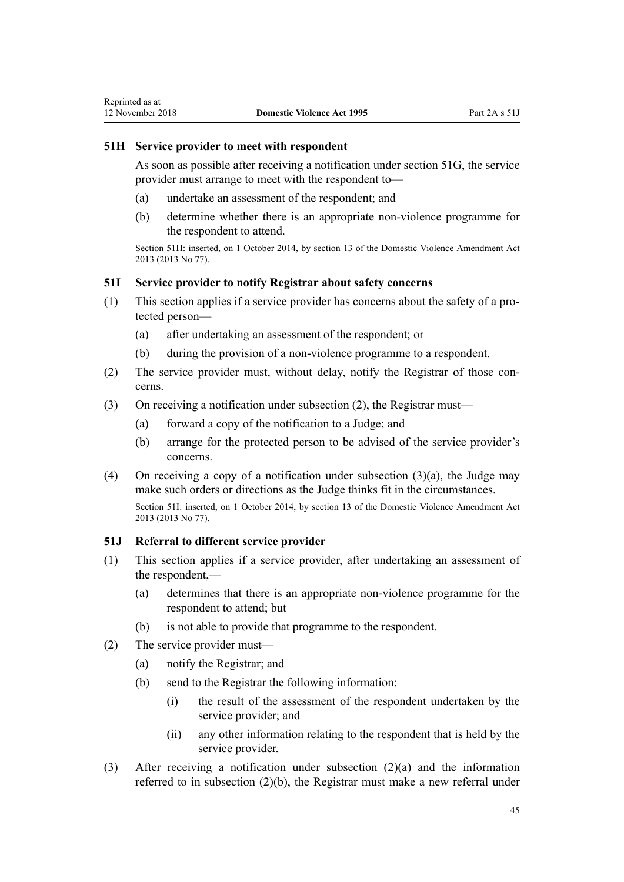### 51H Service provider to meet with respondent

As soon as possible after receiving a notification under section 51G, the service provider must arrange to meet with the respondent to—

(a) undertake an assessment of the respondent; and

(b) determine whether there is an appropriate non-violence programme for the respondent to attend.

Section 51H: inserted, on 1 October 2014, by section 13 of the Domestic Violence Amendment Act 2013 (2013 No 77).

### 51I Service provider to notify Registrar about safety concerns

(1) This section applies if a service provider has concerns about the safety of a protected person—

(a) after undertaking an assessment of the respondent; or

(b) during the provision of a non-violence programme to a respondent.

(2) The service provider must, without delay, notify the Registrar of those concerns.

(3) On receiving a notification under subsection (2), the Registrar must—

(a) forward a copy of the notification to a Judge; and

(b) arrange for the protected person to be advised of the service provider's concerns.

(4) On receiving a copy of a notification under subsection (3)(a), the Judge may make such orders or directions as the Judge thinks fit in the circumstances.

Section 51I: inserted, on 1 October 2014, by section 13 of the Domestic Violence Amendment Act 2013 (2013 No 77).

### 51J Referral to different service provider

(1) This section applies if a service provider, after undertaking an assessment of the respondent,—

(a) determines that there is an appropriate non-violence programme for the respondent to attend; but

(b) is not able to provide that programme to the respondent.

(2) The service provider must—

(a) notify the Registrar; and

(b) send to the Registrar the following information:

(i) the result of the assessment of the respondent undertaken by the service provider; and

(ii) any other information relating to the respondent that is held by the service provider.

(3) After receiving a notification under subsection (2)(a) and the information referred to in subsection (2)(b), the Registrar must make a new referral under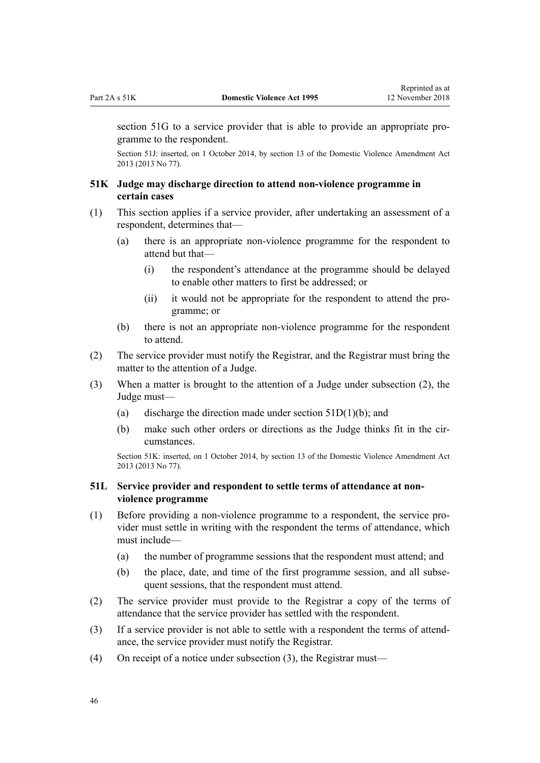section 51G to a service provider that is able to provide an appropriate programme to the respondent.

Section 51J: inserted, on 1 October 2014, by section 13 of the Domestic Violence Amendment Act 2013 (2013 No 77).

### 51K Judge may discharge direction to attend non-violence programme in certain cases

(1) This section applies if a service provider, after undertaking an assessment of a respondent, determines that—

(a) there is an appropriate non-violence programme for the respondent to attend but that—

(i) the respondent's attendance at the programme should be delayed to enable other matters to first be addressed; or

(ii) it would not be appropriate for the respondent to attend the programme; or

(b) there is not an appropriate non-violence programme for the respondent to attend.

(2) The service provider must notify the Registrar, and the Registrar must bring the matter to the attention of a Judge.

(3) When a matter is brought to the attention of a Judge under subsection (2), the Judge must—

(a) discharge the direction made under section 51D(1)(b); and

(b) make such other orders or directions as the Judge thinks fit in the circumstances.

Section 51K: inserted, on 1 October 2014, by section 13 of the Domestic Violence Amendment Act 2013 (2013 No 77).

### 51L Service provider and respondent to settle terms of attendance at non-violence programme

(1) Before providing a non-violence programme to a respondent, the service provider must settle in writing with the respondent the terms of attendance, which must include—

(a) the number of programme sessions that the respondent must attend; and

(b) the place, date, and time of the first programme session, and all subsequent sessions, that the respondent must attend.

(2) The service provider must provide to the Registrar a copy of the terms of attendance that the service provider has settled with the respondent.

(3) If a service provider is not able to settle with a respondent the terms of attendance, the service provider must notify the Registrar.

(4) On receipt of a notice under subsection (3), the Registrar must—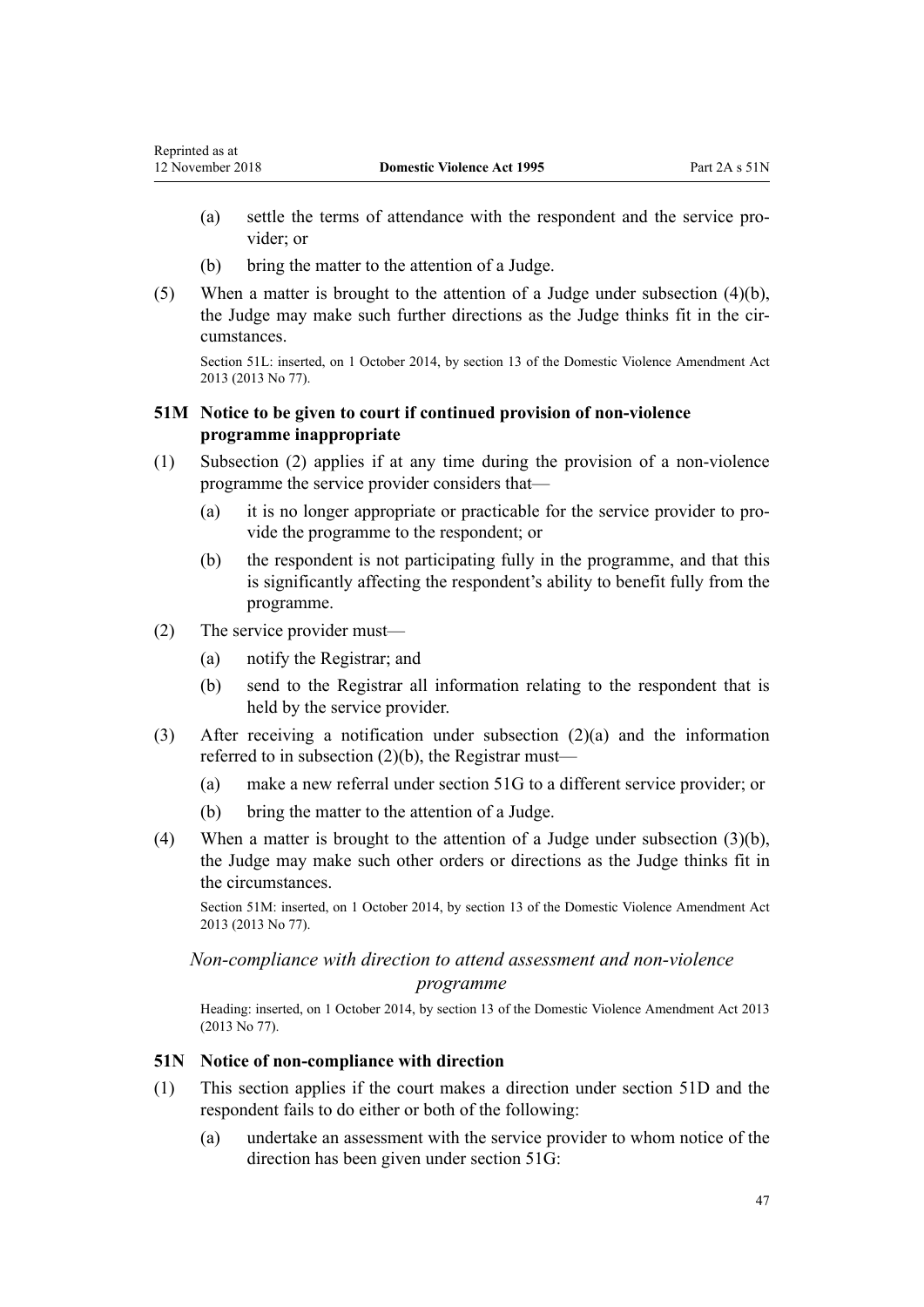(a) settle the terms of attendance with the respondent and the service provider; or

(b) bring the matter to the attention of a Judge.

(5) When a matter is brought to the attention of a Judge under subsection (4)(b), the Judge may make such further directions as the Judge thinks fit in the circumstances.

Section 51L: inserted, on 1 October 2014, by section 13 of the Domestic Violence Amendment Act 2013 (2013 No 77).

### 51M Notice to be given to court if continued provision of non-violence programme inappropriate

(1) Subsection (2) applies if at any time during the provision of a non-violence programme the service provider considers that—

(a) it is no longer appropriate or practicable for the service provider to provide the programme to the respondent; or

(b) the respondent is not participating fully in the programme, and that this is significantly affecting the respondent's ability to benefit fully from the programme.

(2) The service provider must—

(a) notify the Registrar; and

(b) send to the Registrar all information relating to the respondent that is held by the service provider.

(3) After receiving a notification under subsection (2)(a) and the information referred to in subsection (2)(b), the Registrar must—

(a) make a new referral under section 51G to a different service provider; or

(b) bring the matter to the attention of a Judge.

(4) When a matter is brought to the attention of a Judge under subsection (3)(b), the Judge may make such other orders or directions as the Judge thinks fit in the circumstances.

Section 51M: inserted, on 1 October 2014, by section 13 of the Domestic Violence Amendment Act 2013 (2013 No 77).

*Non-compliance with direction to attend assessment and non-violence programme*

Heading: inserted, on 1 October 2014, by section 13 of the Domestic Violence Amendment Act 2013 (2013 No 77).

### 51N Notice of non-compliance with direction

(1) This section applies if the court makes a direction under section 51D and the respondent fails to do either or both of the following:

(a) undertake an assessment with the service provider to whom notice of the direction has been given under section 51G: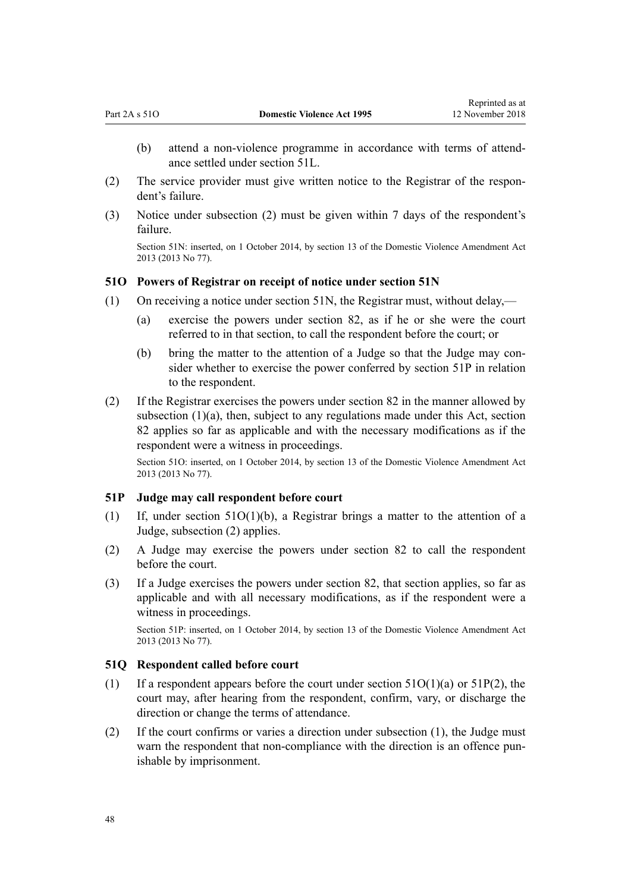(b) attend a non-violence programme in accordance with terms of attendance settled under section 51L.

(2) The service provider must give written notice to the Registrar of the respondent's failure.

(3) Notice under subsection (2) must be given within 7 days of the respondent's failure.

Section 51N: inserted, on 1 October 2014, by section 13 of the Domestic Violence Amendment Act 2013 (2013 No 77).

### 51O Powers of Registrar on receipt of notice under section 51N

(1) On receiving a notice under section 51N, the Registrar must, without delay,—

(a) exercise the powers under section 82, as if he or she were the court referred to in that section, to call the respondent before the court; or

(b) bring the matter to the attention of a Judge so that the Judge may consider whether to exercise the power conferred by section 51P in relation to the respondent.

(2) If the Registrar exercises the powers under section 82 in the manner allowed by subsection (1)(a), then, subject to any regulations made under this Act, section 82 applies so far as applicable and with the necessary modifications as if the respondent were a witness in proceedings.

Section 51O: inserted, on 1 October 2014, by section 13 of the Domestic Violence Amendment Act 2013 (2013 No 77).

### 51P Judge may call respondent before court

(1) If, under section 51O(1)(b), a Registrar brings a matter to the attention of a Judge, subsection (2) applies.

(2) A Judge may exercise the powers under section 82 to call the respondent before the court.

(3) If a Judge exercises the powers under section 82, that section applies, so far as applicable and with all necessary modifications, as if the respondent were a witness in proceedings.

Section 51P: inserted, on 1 October 2014, by section 13 of the Domestic Violence Amendment Act 2013 (2013 No 77).

### 51Q Respondent called before court

(1) If a respondent appears before the court under section 51O(1)(a) or 51P(2), the court may, after hearing from the respondent, confirm, vary, or discharge the direction or change the terms of attendance.

(2) If the court confirms or varies a direction under subsection (1), the Judge must warn the respondent that non-compliance with the direction is an offence punishable by imprisonment.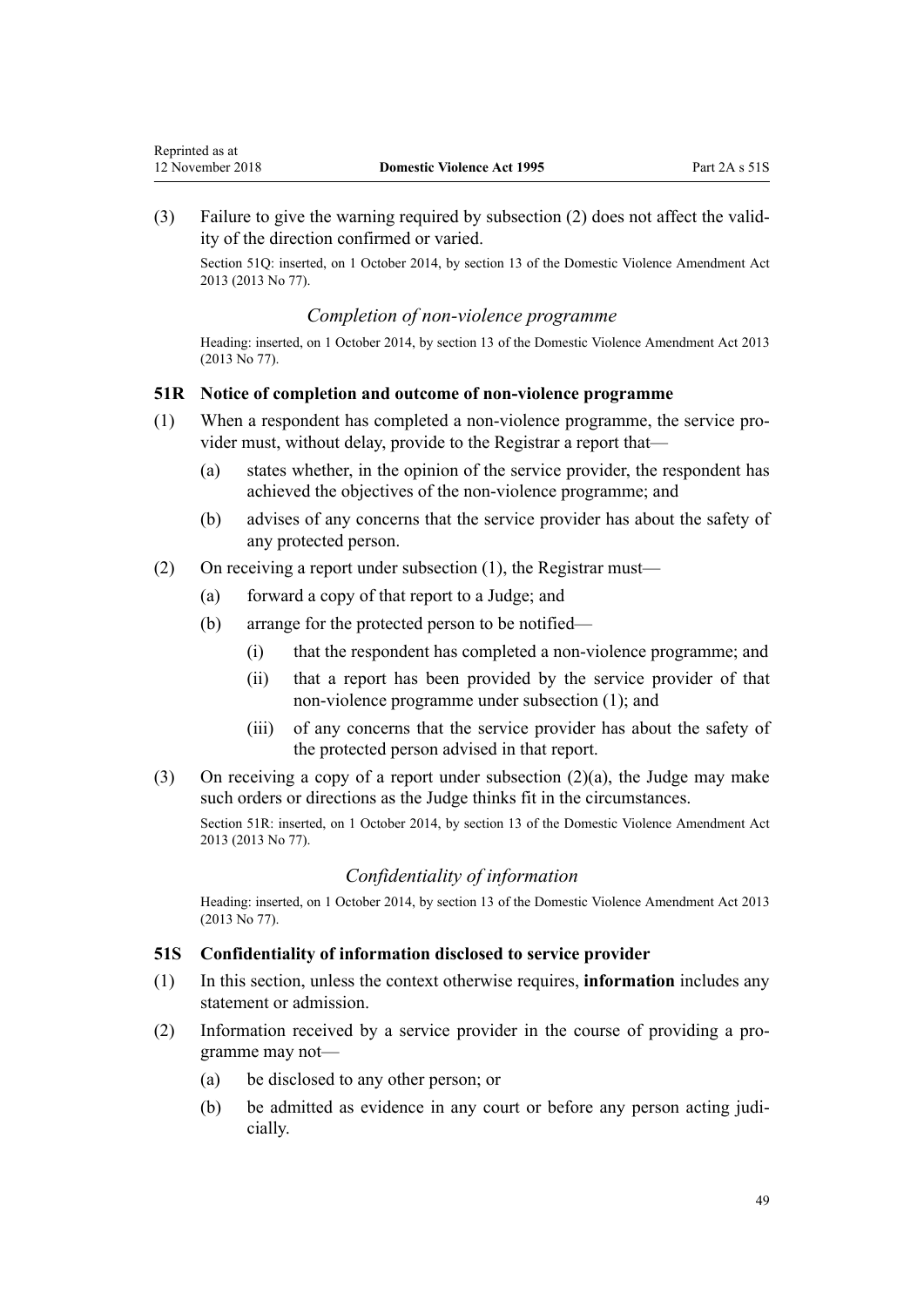(3) Failure to give the warning required by subsection (2) does not affect the validity of the direction confirmed or varied.

Section 51Q: inserted, on 1 October 2014, by section 13 of the Domestic Violence Amendment Act 2013 (2013 No 77).

### *Completion of non-violence programme*

Heading: inserted, on 1 October 2014, by section 13 of the Domestic Violence Amendment Act 2013 (2013 No 77).

#### 51R Notice of completion and outcome of non-violence programme

(1) When a respondent has completed a non-violence programme, the service provider must, without delay, provide to the Registrar a report that—

- (a) states whether, in the opinion of the service provider, the respondent has achieved the objectives of the non-violence programme; and
- (b) advises of any concerns that the service provider has about the safety of any protected person.

(2) On receiving a report under subsection (1), the Registrar must—

- (a) forward a copy of that report to a Judge; and
- (b) arrange for the protected person to be notified—
  - (i) that the respondent has completed a non-violence programme; and
  - (ii) that a report has been provided by the service provider of that non-violence programme under subsection (1); and
  - (iii) of any concerns that the service provider has about the safety of the protected person advised in that report.

(3) On receiving a copy of a report under subsection (2)(a), the Judge may make such orders or directions as the Judge thinks fit in the circumstances.

Section 51R: inserted, on 1 October 2014, by section 13 of the Domestic Violence Amendment Act 2013 (2013 No 77).

### *Confidentiality of information*

Heading: inserted, on 1 October 2014, by section 13 of the Domestic Violence Amendment Act 2013 (2013 No 77).

#### 51S Confidentiality of information disclosed to service provider

(1) In this section, unless the context otherwise requires, **information** includes any statement or admission.

(2) Information received by a service provider in the course of providing a programme may not—

- (a) be disclosed to any other person; or
- (b) be admitted as evidence in any court or before any person acting judicially.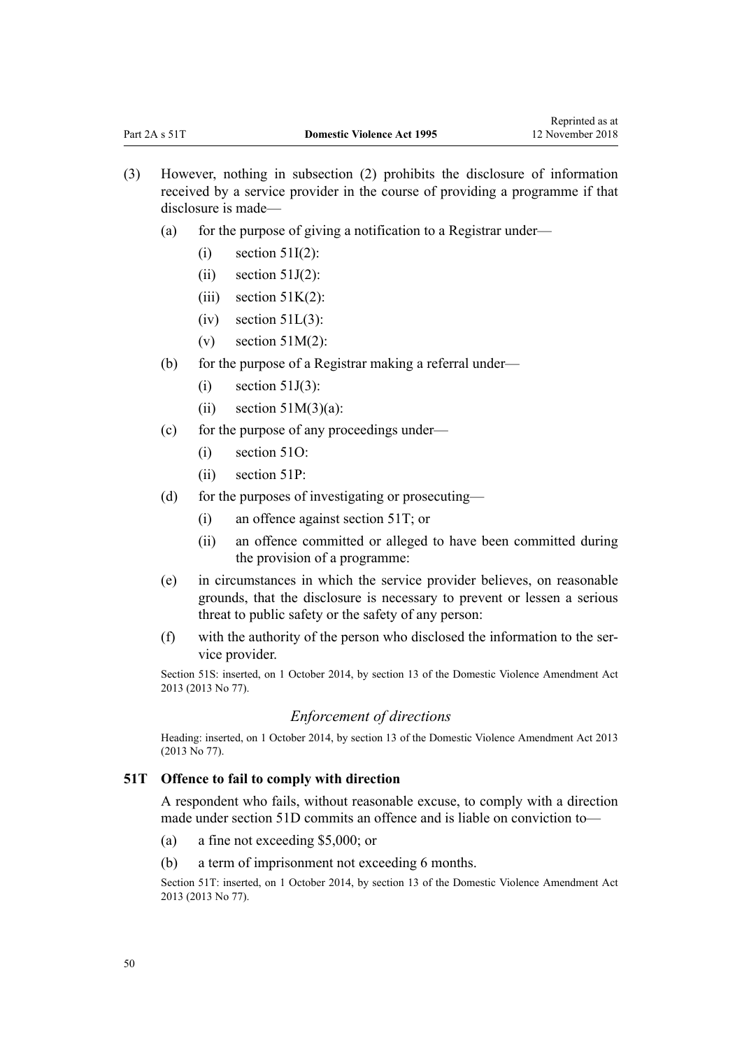(3) However, nothing in subsection (2) prohibits the disclosure of information received by a service provider in the course of providing a programme if that disclosure is made—

(a) for the purpose of giving a notification to a Registrar under—

(i) section 51I(2):

(ii) section 51J(2):

(iii) section 51K(2):

(iv) section 51L(3):

(v) section 51M(2):

(b) for the purpose of a Registrar making a referral under—

(i) section 51J(3):

(ii) section 51M(3)(a):

(c) for the purpose of any proceedings under—

(i) section 51O:

(ii) section 51P:

(d) for the purposes of investigating or prosecuting—

(i) an offence against section 51T; or

(ii) an offence committed or alleged to have been committed during the provision of a programme:

(e) in circumstances in which the service provider believes, on reasonable grounds, that the disclosure is necessary to prevent or lessen a serious threat to public safety or the safety of any person:

(f) with the authority of the person who disclosed the information to the service provider.

Section 51S: inserted, on 1 October 2014, by section 13 of the Domestic Violence Amendment Act 2013 (2013 No 77).

### *Enforcement of directions*

Heading: inserted, on 1 October 2014, by section 13 of the Domestic Violence Amendment Act 2013 (2013 No 77).

### 51T Offence to fail to comply with direction

A respondent who fails, without reasonable excuse, to comply with a direction made under section 51D commits an offence and is liable on conviction to—

(a) a fine not exceeding $5,000; or

(b) a term of imprisonment not exceeding 6 months.

Section 51T: inserted, on 1 October 2014, by section 13 of the Domestic Violence Amendment Act 2013 (2013 No 77).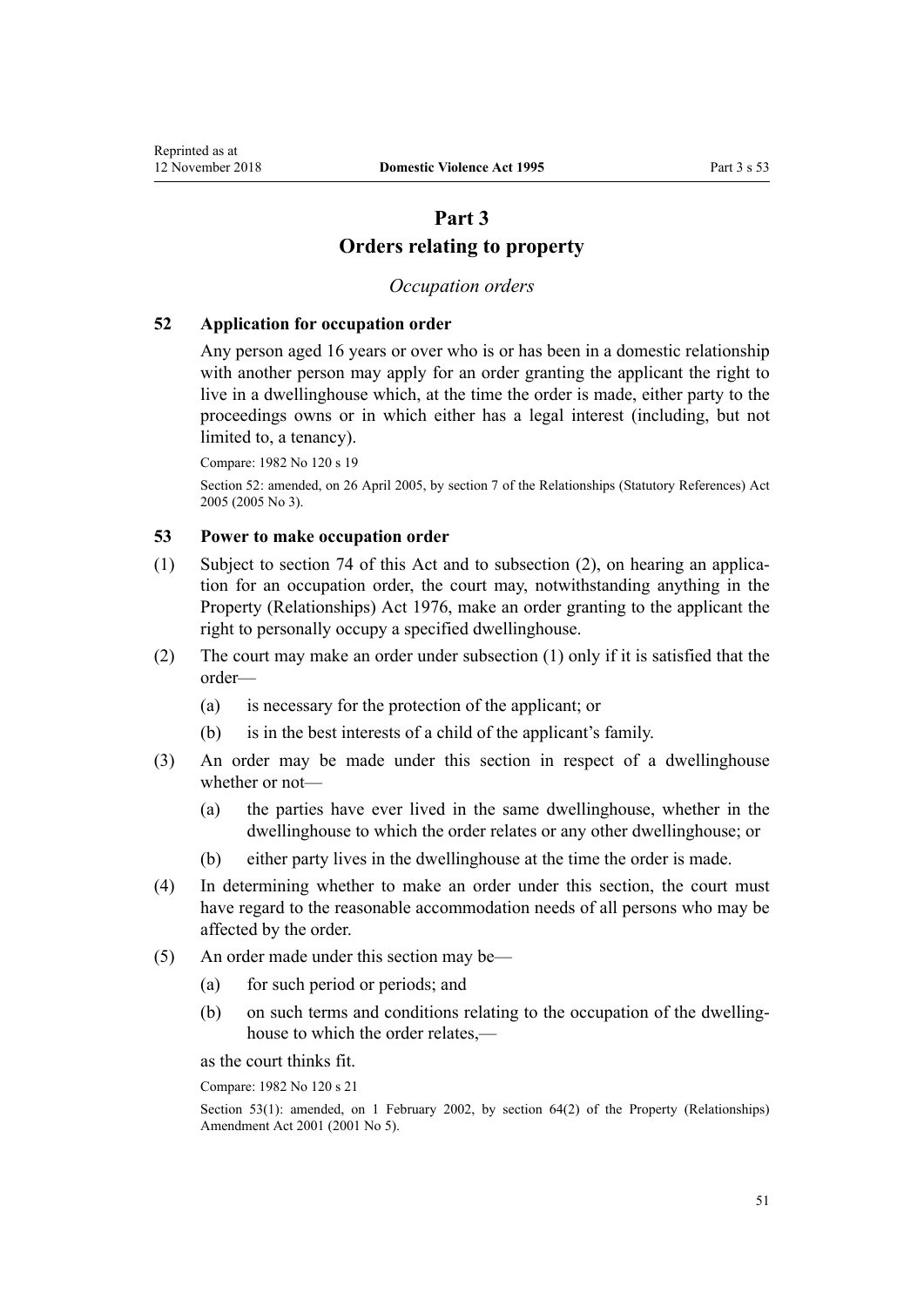# Part 3
# Orders relating to property

*Occupation orders*

### 52 Application for occupation order

Any person aged 16 years or over who is or has been in a domestic relationship with another person may apply for an order granting the applicant the right to live in a dwellinghouse which, at the time the order is made, either party to the proceedings owns or in which either has a legal interest (including, but not limited to, a tenancy).

Compare: 1982 No 120 s 19

Section 52: amended, on 26 April 2005, by section 7 of the Relationships (Statutory References) Act 2005 (2005 No 3).

### 53 Power to make occupation order

(1) Subject to section 74 of this Act and to subsection (2), on hearing an application for an occupation order, the court may, notwithstanding anything in the Property (Relationships) Act 1976, make an order granting to the applicant the right to personally occupy a specified dwellinghouse.

(2) The court may make an order under subsection (1) only if it is satisfied that the order—

- (a) is necessary for the protection of the applicant; or
- (b) is in the best interests of a child of the applicant's family.

(3) An order may be made under this section in respect of a dwellinghouse whether or not—

- (a) the parties have ever lived in the same dwellinghouse, whether in the dwellinghouse to which the order relates or any other dwellinghouse; or
- (b) either party lives in the dwellinghouse at the time the order is made.

(4) In determining whether to make an order under this section, the court must have regard to the reasonable accommodation needs of all persons who may be affected by the order.

(5) An order made under this section may be—

- (a) for such period or periods; and
- (b) on such terms and conditions relating to the occupation of the dwellinghouse to which the order relates,—

as the court thinks fit.

Compare: 1982 No 120 s 21

Section 53(1): amended, on 1 February 2002, by section 64(2) of the Property (Relationships) Amendment Act 2001 (2001 No 5).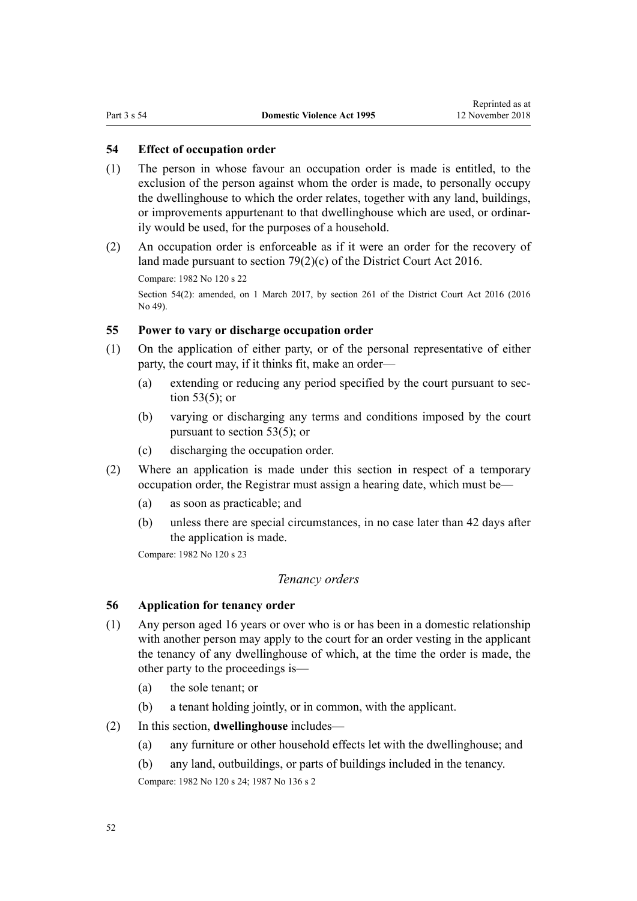### 54 Effect of occupation order

(1) The person in whose favour an occupation order is made is entitled, to the exclusion of the person against whom the order is made, to personally occupy the dwellinghouse to which the order relates, together with any land, buildings, or improvements appurtenant to that dwellinghouse which are used, or ordinarily would be used, for the purposes of a household.

(2) An occupation order is enforceable as if it were an order for the recovery of land made pursuant to section 79(2)(c) of the District Court Act 2016.

Compare: 1982 No 120 s 22

Section 54(2): amended, on 1 March 2017, by section 261 of the District Court Act 2016 (2016 No 49).

### 55 Power to vary or discharge occupation order

(1) On the application of either party, or of the personal representative of either party, the court may, if it thinks fit, make an order—

  (a) extending or reducing any period specified by the court pursuant to section 53(5); or

  (b) varying or discharging any terms and conditions imposed by the court pursuant to section 53(5); or

  (c) discharging the occupation order.

(2) Where an application is made under this section in respect of a temporary occupation order, the Registrar must assign a hearing date, which must be—

  (a) as soon as practicable; and

  (b) unless there are special circumstances, in no case later than 42 days after the application is made.

Compare: 1982 No 120 s 23

## *Tenancy orders*

### 56 Application for tenancy order

(1) Any person aged 16 years or over who is or has been in a domestic relationship with another person may apply to the court for an order vesting in the applicant the tenancy of any dwellinghouse of which, at the time the order is made, the other party to the proceedings is—

  (a) the sole tenant; or

  (b) a tenant holding jointly, or in common, with the applicant.

(2) In this section, **dwellinghouse** includes—

  (a) any furniture or other household effects let with the dwellinghouse; and

  (b) any land, outbuildings, or parts of buildings included in the tenancy.

Compare: 1982 No 120 s 24; 1987 No 136 s 2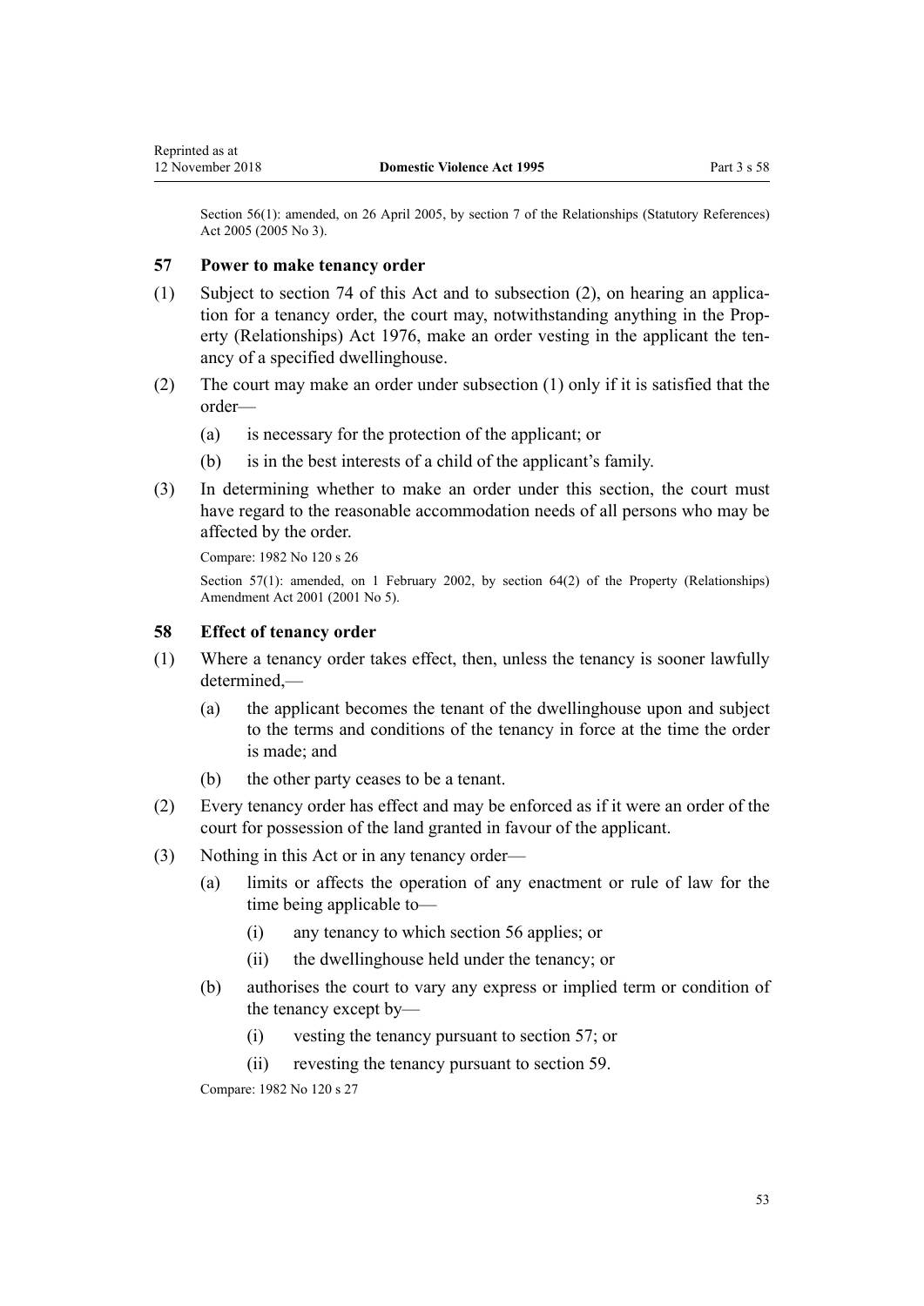Section 56(1): amended, on 26 April 2005, by section 7 of the Relationships (Statutory References) Act 2005 (2005 No 3).

### 57 Power to make tenancy order

(1) Subject to section 74 of this Act and to subsection (2), on hearing an application for a tenancy order, the court may, notwithstanding anything in the Property (Relationships) Act 1976, make an order vesting in the applicant the tenancy of a specified dwellinghouse.

(2) The court may make an order under subsection (1) only if it is satisfied that the order—

- (a) is necessary for the protection of the applicant; or
- (b) is in the best interests of a child of the applicant's family.

(3) In determining whether to make an order under this section, the court must have regard to the reasonable accommodation needs of all persons who may be affected by the order.

Compare: 1982 No 120 s 26

Section 57(1): amended, on 1 February 2002, by section 64(2) of the Property (Relationships) Amendment Act 2001 (2001 No 5).

### 58 Effect of tenancy order

(1) Where a tenancy order takes effect, then, unless the tenancy is sooner lawfully determined,—

- (a) the applicant becomes the tenant of the dwellinghouse upon and subject to the terms and conditions of the tenancy in force at the time the order is made; and
- (b) the other party ceases to be a tenant.

(2) Every tenancy order has effect and may be enforced as if it were an order of the court for possession of the land granted in favour of the applicant.

(3) Nothing in this Act or in any tenancy order—

- (a) limits or affects the operation of any enactment or rule of law for the time being applicable to—
  - (i) any tenancy to which section 56 applies; or
  - (ii) the dwellinghouse held under the tenancy; or
- (b) authorises the court to vary any express or implied term or condition of the tenancy except by—
  - (i) vesting the tenancy pursuant to section 57; or
  - (ii) revesting the tenancy pursuant to section 59.

Compare: 1982 No 120 s 27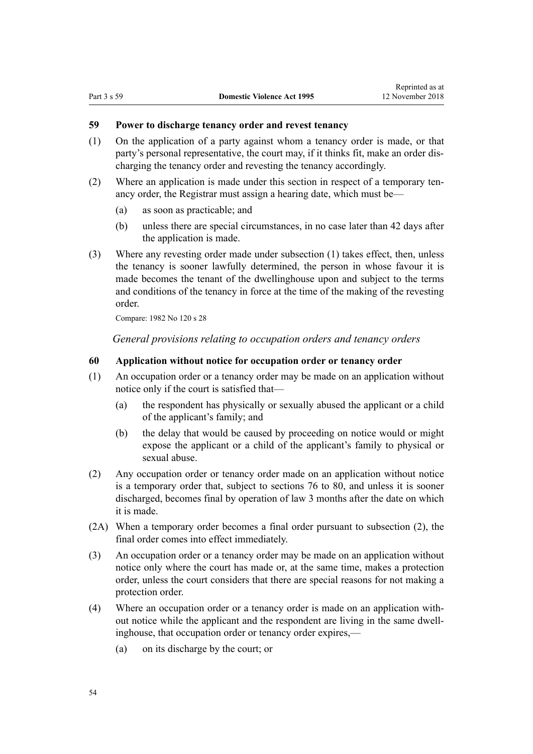### 59 Power to discharge tenancy order and revest tenancy

(1) On the application of a party against whom a tenancy order is made, or that party's personal representative, the court may, if it thinks fit, make an order discharging the tenancy order and revesting the tenancy accordingly.

(2) Where an application is made under this section in respect of a temporary tenancy order, the Registrar must assign a hearing date, which must be—

- (a) as soon as practicable; and
- (b) unless there are special circumstances, in no case later than 42 days after the application is made.

(3) Where any revesting order made under subsection (1) takes effect, then, unless the tenancy is sooner lawfully determined, the person in whose favour it is made becomes the tenant of the dwellinghouse upon and subject to the terms and conditions of the tenancy in force at the time of the making of the revesting order.

Compare: 1982 No 120 s 28

*General provisions relating to occupation orders and tenancy orders*

### 60 Application without notice for occupation order or tenancy order

(1) An occupation order or a tenancy order may be made on an application without notice only if the court is satisfied that—

- (a) the respondent has physically or sexually abused the applicant or a child of the applicant's family; and
- (b) the delay that would be caused by proceeding on notice would or might expose the applicant or a child of the applicant's family to physical or sexual abuse.

(2) Any occupation order or tenancy order made on an application without notice is a temporary order that, subject to sections 76 to 80, and unless it is sooner discharged, becomes final by operation of law 3 months after the date on which it is made.

(2A) When a temporary order becomes a final order pursuant to subsection (2), the final order comes into effect immediately.

(3) An occupation order or a tenancy order may be made on an application without notice only where the court has made or, at the same time, makes a protection order, unless the court considers that there are special reasons for not making a protection order.

(4) Where an occupation order or a tenancy order is made on an application without notice while the applicant and the respondent are living in the same dwellinghouse, that occupation order or tenancy order expires,—

- (a) on its discharge by the court; or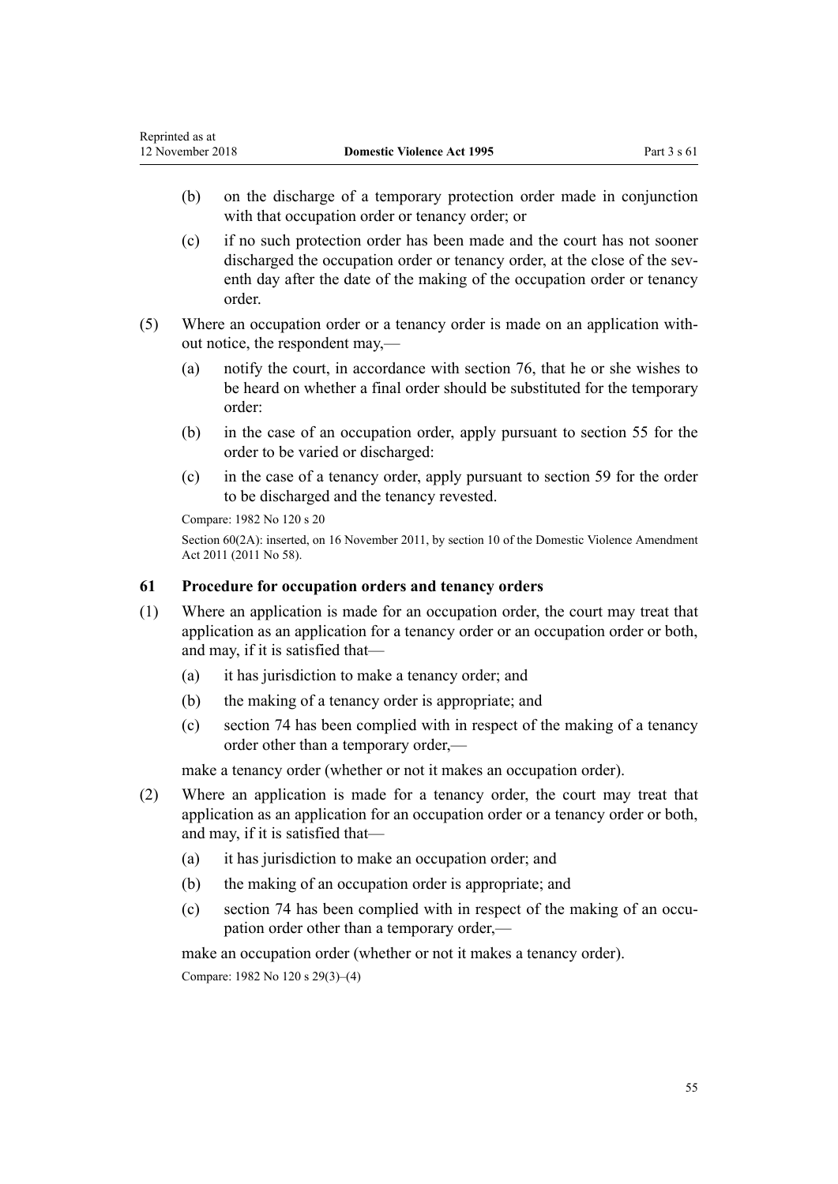(b) on the discharge of a temporary protection order made in conjunction with that occupation order or tenancy order; or

(c) if no such protection order has been made and the court has not sooner discharged the occupation order or tenancy order, at the close of the seventh day after the date of the making of the occupation order or tenancy order.

(5) Where an occupation order or a tenancy order is made on an application without notice, the respondent may,—

(a) notify the court, in accordance with section 76, that he or she wishes to be heard on whether a final order should be substituted for the temporary order:

(b) in the case of an occupation order, apply pursuant to section 55 for the order to be varied or discharged:

(c) in the case of a tenancy order, apply pursuant to section 59 for the order to be discharged and the tenancy revested.

Compare: 1982 No 120 s 20

Section 60(2A): inserted, on 16 November 2011, by section 10 of the Domestic Violence Amendment Act 2011 (2011 No 58).

### 61 Procedure for occupation orders and tenancy orders

(1) Where an application is made for an occupation order, the court may treat that application as an application for a tenancy order or an occupation order or both, and may, if it is satisfied that—

(a) it has jurisdiction to make a tenancy order; and

(b) the making of a tenancy order is appropriate; and

(c) section 74 has been complied with in respect of the making of a tenancy order other than a temporary order,—

make a tenancy order (whether or not it makes an occupation order).

(2) Where an application is made for a tenancy order, the court may treat that application as an application for an occupation order or a tenancy order or both, and may, if it is satisfied that—

(a) it has jurisdiction to make an occupation order; and

(b) the making of an occupation order is appropriate; and

(c) section 74 has been complied with in respect of the making of an occupation order other than a temporary order,—

make an occupation order (whether or not it makes a tenancy order).

Compare: 1982 No 120 s 29(3)–(4)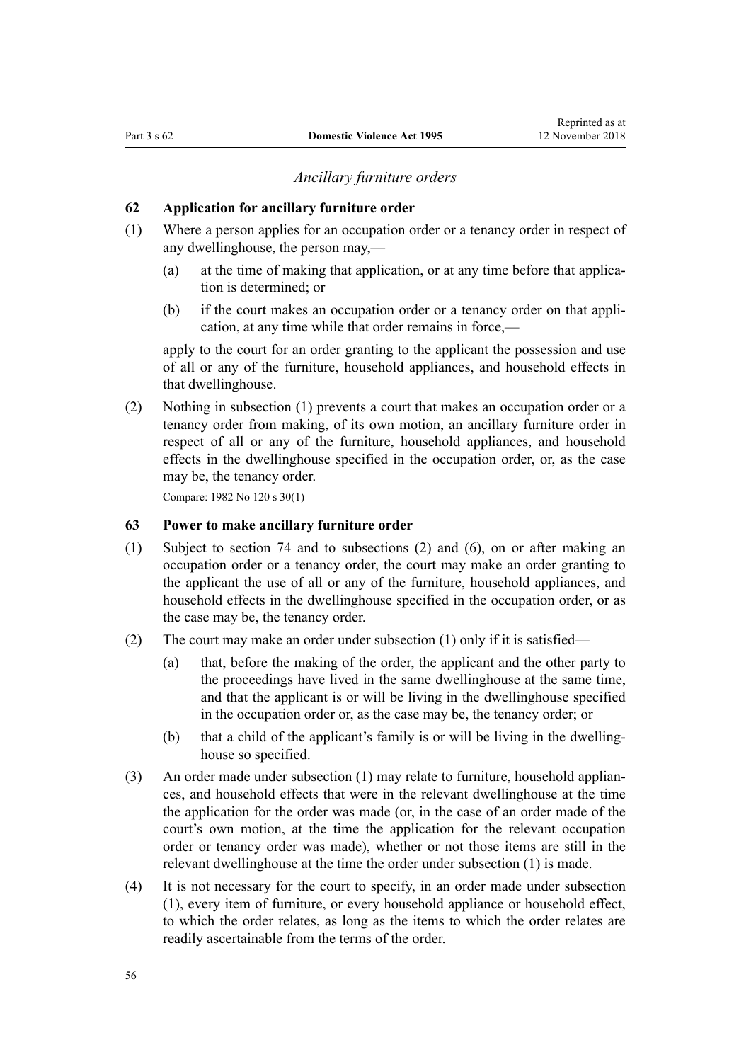*Ancillary furniture orders*

**62 Application for ancillary furniture order**

(1) Where a person applies for an occupation order or a tenancy order in respect of any dwellinghouse, the person may,—

(a) at the time of making that application, or at any time before that application is determined; or

(b) if the court makes an occupation order or a tenancy order on that application, at any time while that order remains in force,—

apply to the court for an order granting to the applicant the possession and use of all or any of the furniture, household appliances, and household effects in that dwellinghouse.

(2) Nothing in subsection (1) prevents a court that makes an occupation order or a tenancy order from making, of its own motion, an ancillary furniture order in respect of all or any of the furniture, household appliances, and household effects in the dwellinghouse specified in the occupation order, or, as the case may be, the tenancy order.

Compare: 1982 No 120 s 30(1)

**63 Power to make ancillary furniture order**

(1) Subject to section 74 and to subsections (2) and (6), on or after making an occupation order or a tenancy order, the court may make an order granting to the applicant the use of all or any of the furniture, household appliances, and household effects in the dwellinghouse specified in the occupation order, or as the case may be, the tenancy order.

(2) The court may make an order under subsection (1) only if it is satisfied—

(a) that, before the making of the order, the applicant and the other party to the proceedings have lived in the same dwellinghouse at the same time, and that the applicant is or will be living in the dwellinghouse specified in the occupation order or, as the case may be, the tenancy order; or

(b) that a child of the applicant's family is or will be living in the dwellinghouse so specified.

(3) An order made under subsection (1) may relate to furniture, household appliances, and household effects that were in the relevant dwellinghouse at the time the application for the order was made (or, in the case of an order made of the court's own motion, at the time the application for the relevant occupation order or tenancy order was made), whether or not those items are still in the relevant dwellinghouse at the time the order under subsection (1) is made.

(4) It is not necessary for the court to specify, in an order made under subsection (1), every item of furniture, or every household appliance or household effect, to which the order relates, as long as the items to which the order relates are readily ascertainable from the terms of the order.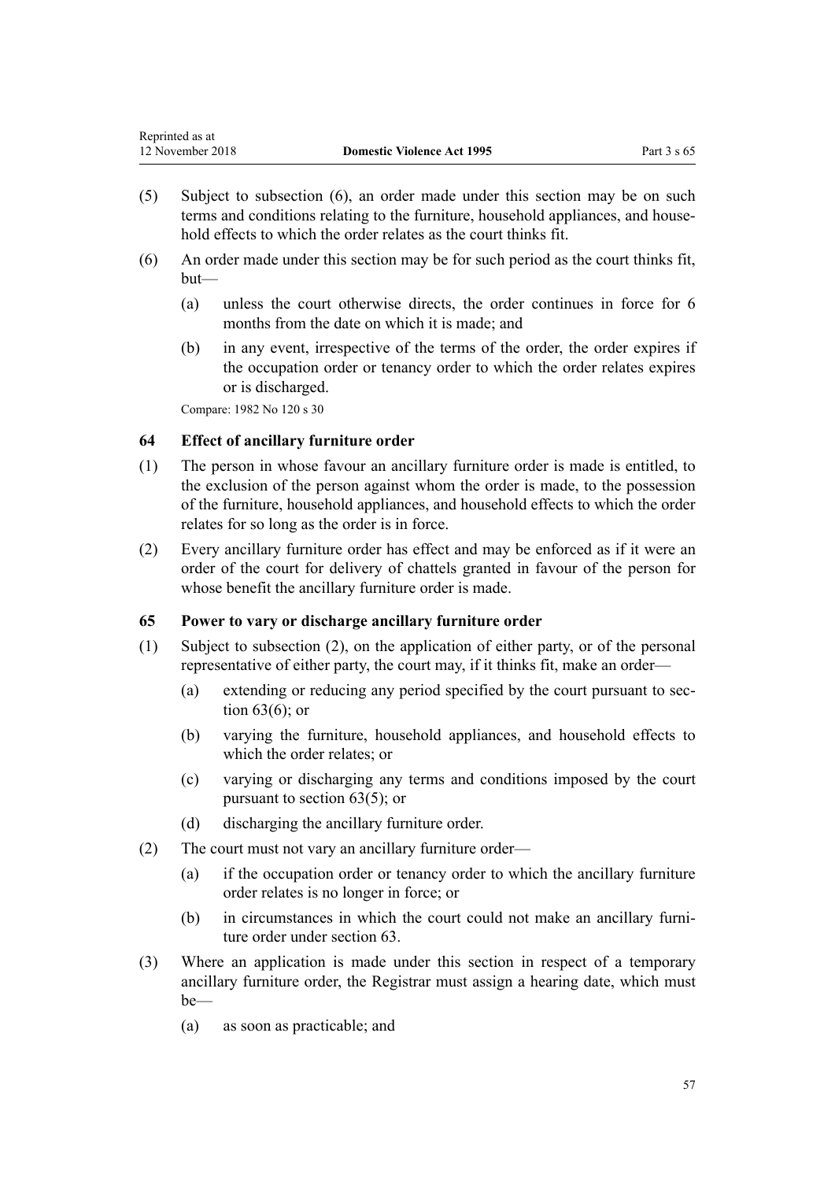(5) Subject to subsection (6), an order made under this section may be on such terms and conditions relating to the furniture, household appliances, and household effects to which the order relates as the court thinks fit.

(6) An order made under this section may be for such period as the court thinks fit, but—

(a) unless the court otherwise directs, the order continues in force for 6 months from the date on which it is made; and

(b) in any event, irrespective of the terms of the order, the order expires if the occupation order or tenancy order to which the order relates expires or is discharged.

Compare: 1982 No 120 s 30

### 64 Effect of ancillary furniture order

(1) The person in whose favour an ancillary furniture order is made is entitled, to the exclusion of the person against whom the order is made, to the possession of the furniture, household appliances, and household effects to which the order relates for so long as the order is in force.

(2) Every ancillary furniture order has effect and may be enforced as if it were an order of the court for delivery of chattels granted in favour of the person for whose benefit the ancillary furniture order is made.

### 65 Power to vary or discharge ancillary furniture order

(1) Subject to subsection (2), on the application of either party, or of the personal representative of either party, the court may, if it thinks fit, make an order—

(a) extending or reducing any period specified by the court pursuant to section 63(6); or

(b) varying the furniture, household appliances, and household effects to which the order relates; or

(c) varying or discharging any terms and conditions imposed by the court pursuant to section 63(5); or

(d) discharging the ancillary furniture order.

(2) The court must not vary an ancillary furniture order—

(a) if the occupation order or tenancy order to which the ancillary furniture order relates is no longer in force; or

(b) in circumstances in which the court could not make an ancillary furniture order under section 63.

(3) Where an application is made under this section in respect of a temporary ancillary furniture order, the Registrar must assign a hearing date, which must be—

(a) as soon as practicable; and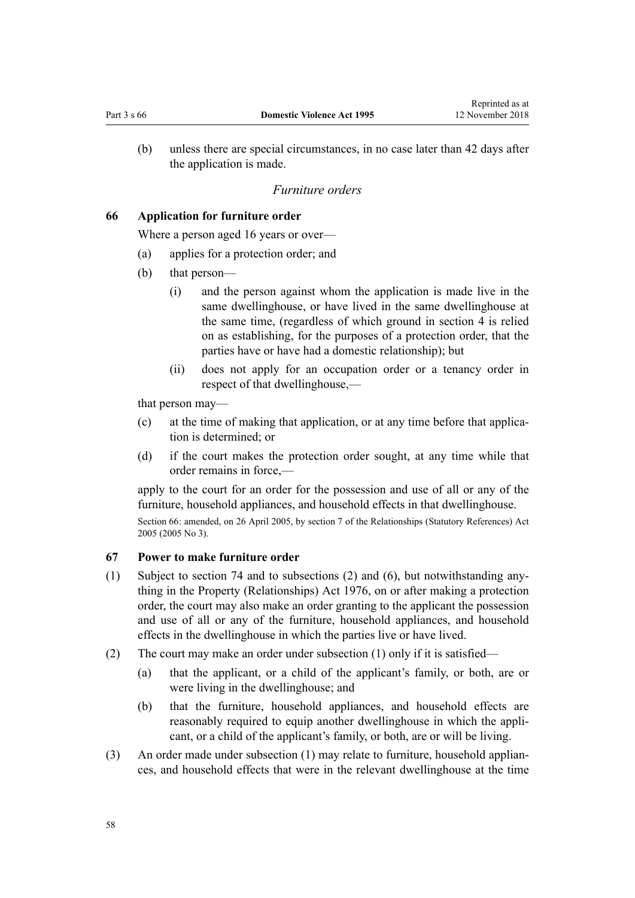(b) unless there are special circumstances, in no case later than 42 days after the application is made.

### *Furniture orders*

### 66 Application for furniture order

Where a person aged 16 years or over—

(a) applies for a protection order; and

(b) that person—

  (i) and the person against whom the application is made live in the same dwellinghouse, or have lived in the same dwellinghouse at the same time, (regardless of which ground in section 4 is relied on as establishing, for the purposes of a protection order, that the parties have or have had a domestic relationship); but

  (ii) does not apply for an occupation order or a tenancy order in respect of that dwellinghouse,—

that person may—

(c) at the time of making that application, or at any time before that application is determined; or

(d) if the court makes the protection order sought, at any time while that order remains in force,—

apply to the court for an order for the possession and use of all or any of the furniture, household appliances, and household effects in that dwellinghouse.

Section 66: amended, on 26 April 2005, by section 7 of the Relationships (Statutory References) Act 2005 (2005 No 3).

### 67 Power to make furniture order

(1) Subject to section 74 and to subsections (2) and (6), but notwithstanding anything in the Property (Relationships) Act 1976, on or after making a protection order, the court may also make an order granting to the applicant the possession and use of all or any of the furniture, household appliances, and household effects in the dwellinghouse in which the parties live or have lived.

(2) The court may make an order under subsection (1) only if it is satisfied—

  (a) that the applicant, or a child of the applicant's family, or both, are or were living in the dwellinghouse; and

  (b) that the furniture, household appliances, and household effects are reasonably required to equip another dwellinghouse in which the applicant, or a child of the applicant's family, or both, are or will be living.

(3) An order made under subsection (1) may relate to furniture, household appliances, and household effects that were in the relevant dwellinghouse at the time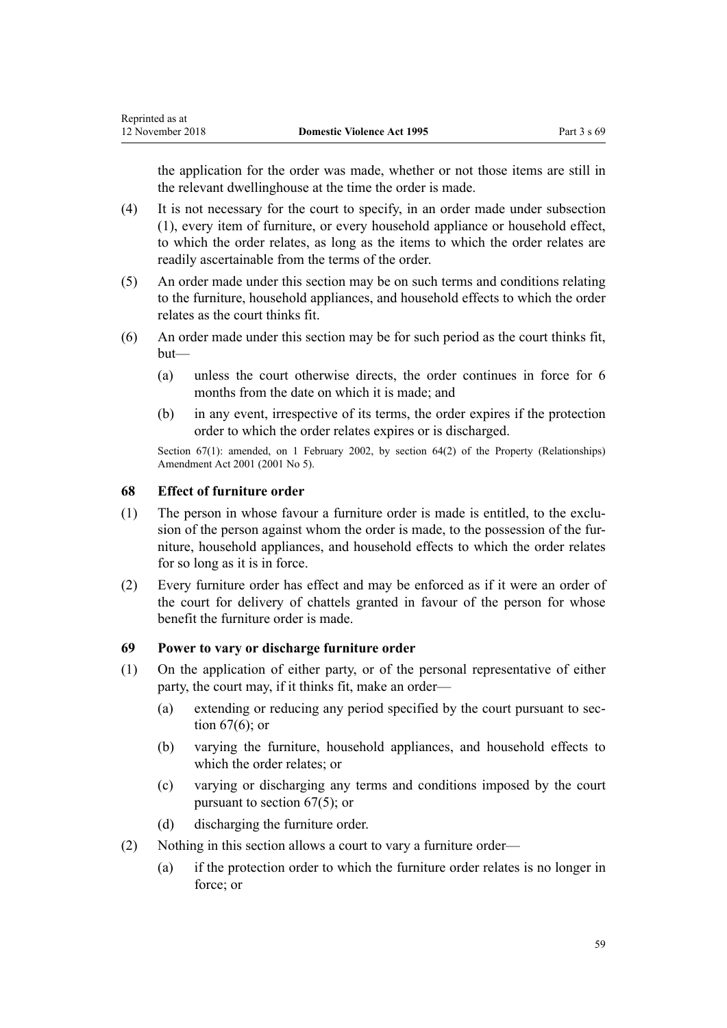the application for the order was made, whether or not those items are still in the relevant dwellinghouse at the time the order is made.

(4) It is not necessary for the court to specify, in an order made under subsection (1), every item of furniture, or every household appliance or household effect, to which the order relates, as long as the items to which the order relates are readily ascertainable from the terms of the order.

(5) An order made under this section may be on such terms and conditions relating to the furniture, household appliances, and household effects to which the order relates as the court thinks fit.

(6) An order made under this section may be for such period as the court thinks fit, but—

(a) unless the court otherwise directs, the order continues in force for 6 months from the date on which it is made; and

(b) in any event, irrespective of its terms, the order expires if the protection order to which the order relates expires or is discharged.

Section 67(1): amended, on 1 February 2002, by section 64(2) of the Property (Relationships) Amendment Act 2001 (2001 No 5).

### 68 Effect of furniture order

(1) The person in whose favour a furniture order is made is entitled, to the exclusion of the person against whom the order is made, to the possession of the furniture, household appliances, and household effects to which the order relates for so long as it is in force.

(2) Every furniture order has effect and may be enforced as if it were an order of the court for delivery of chattels granted in favour of the person for whose benefit the furniture order is made.

### 69 Power to vary or discharge furniture order

(1) On the application of either party, or of the personal representative of either party, the court may, if it thinks fit, make an order—

(a) extending or reducing any period specified by the court pursuant to section 67(6); or

(b) varying the furniture, household appliances, and household effects to which the order relates; or

(c) varying or discharging any terms and conditions imposed by the court pursuant to section 67(5); or

(d) discharging the furniture order.

(2) Nothing in this section allows a court to vary a furniture order—

(a) if the protection order to which the furniture order relates is no longer in force; or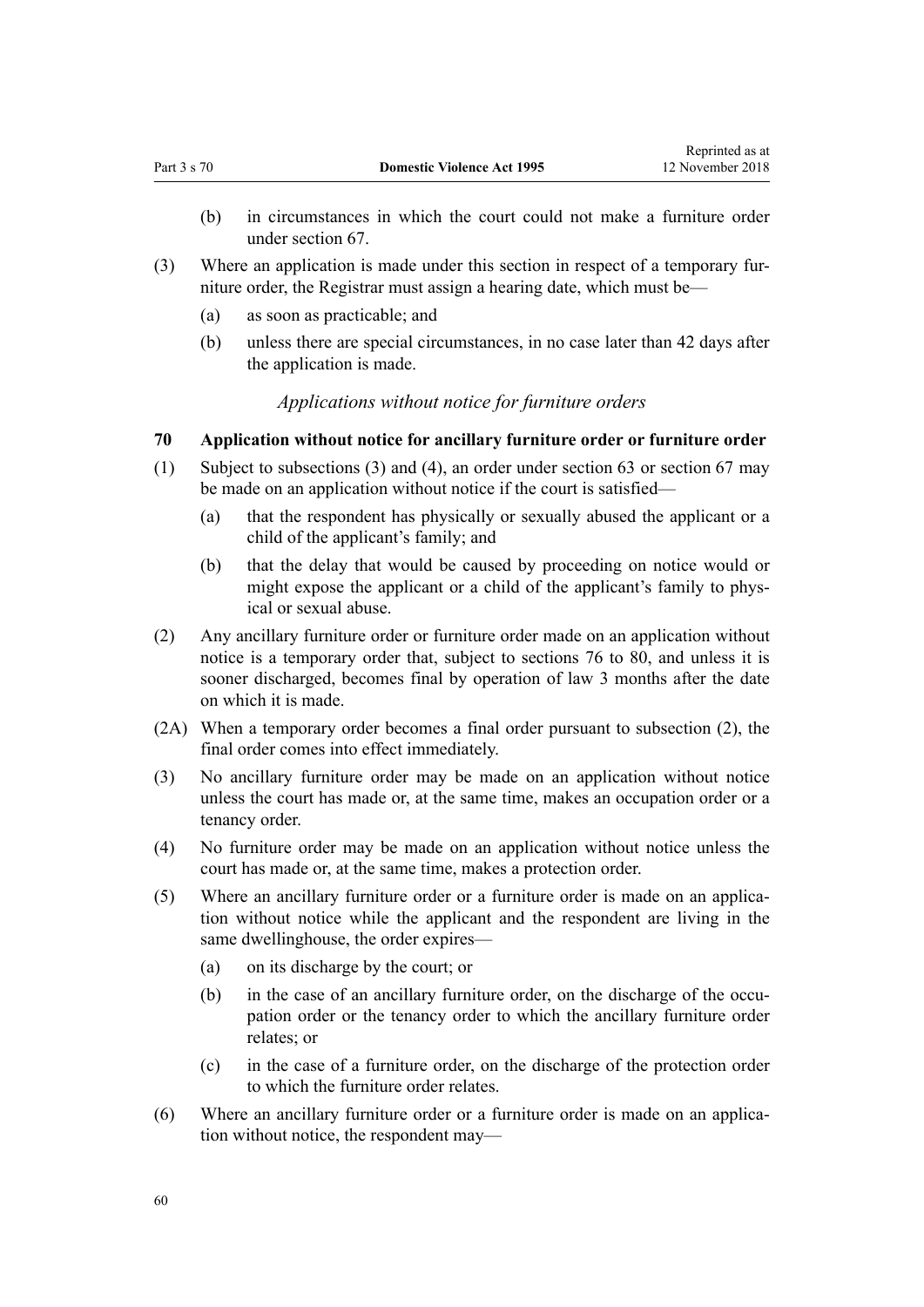(b) in circumstances in which the court could not make a furniture order under section 67.

(3) Where an application is made under this section in respect of a temporary furniture order, the Registrar must assign a hearing date, which must be—

(a) as soon as practicable; and

(b) unless there are special circumstances, in no case later than 42 days after the application is made.

*Applications without notice for furniture orders*

### 70 Application without notice for ancillary furniture order or furniture order

(1) Subject to subsections (3) and (4), an order under section 63 or section 67 may be made on an application without notice if the court is satisfied—

(a) that the respondent has physically or sexually abused the applicant or a child of the applicant's family; and

(b) that the delay that would be caused by proceeding on notice would or might expose the applicant or a child of the applicant's family to physical or sexual abuse.

(2) Any ancillary furniture order or furniture order made on an application without notice is a temporary order that, subject to sections 76 to 80, and unless it is sooner discharged, becomes final by operation of law 3 months after the date on which it is made.

(2A) When a temporary order becomes a final order pursuant to subsection (2), the final order comes into effect immediately.

(3) No ancillary furniture order may be made on an application without notice unless the court has made or, at the same time, makes an occupation order or a tenancy order.

(4) No furniture order may be made on an application without notice unless the court has made or, at the same time, makes a protection order.

(5) Where an ancillary furniture order or a furniture order is made on an application without notice while the applicant and the respondent are living in the same dwellinghouse, the order expires—

(a) on its discharge by the court; or

(b) in the case of an ancillary furniture order, on the discharge of the occupation order or the tenancy order to which the ancillary furniture order relates; or

(c) in the case of a furniture order, on the discharge of the protection order to which the furniture order relates.

(6) Where an ancillary furniture order or a furniture order is made on an application without notice, the respondent may—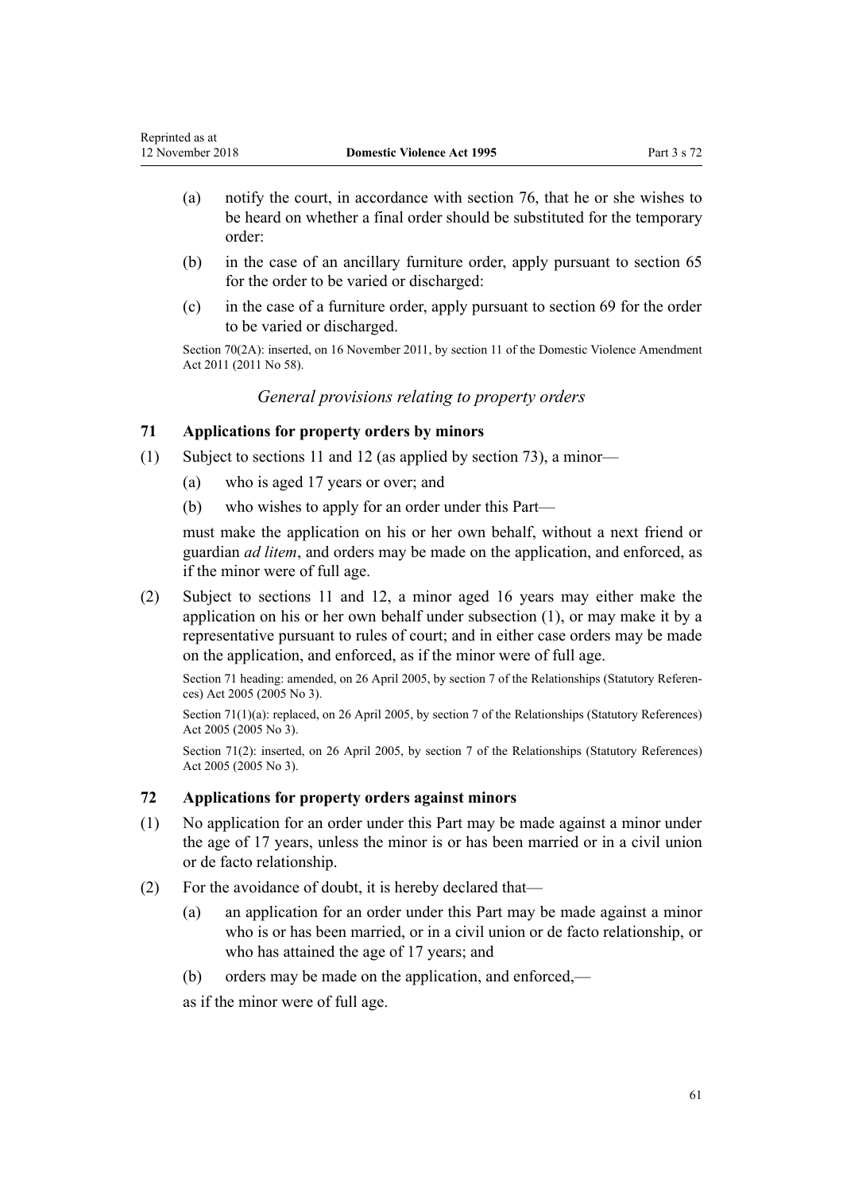(a) notify the court, in accordance with section 76, that he or she wishes to be heard on whether a final order should be substituted for the temporary order:

(b) in the case of an ancillary furniture order, apply pursuant to section 65 for the order to be varied or discharged:

(c) in the case of a furniture order, apply pursuant to section 69 for the order to be varied or discharged.

Section 70(2A): inserted, on 16 November 2011, by section 11 of the Domestic Violence Amendment Act 2011 (2011 No 58).

*General provisions relating to property orders*

### 71 Applications for property orders by minors

(1) Subject to sections 11 and 12 (as applied by section 73), a minor—

(a) who is aged 17 years or over; and

(b) who wishes to apply for an order under this Part—

must make the application on his or her own behalf, without a next friend or guardian *ad litem*, and orders may be made on the application, and enforced, as if the minor were of full age.

(2) Subject to sections 11 and 12, a minor aged 16 years may either make the application on his or her own behalf under subsection (1), or may make it by a representative pursuant to rules of court; and in either case orders may be made on the application, and enforced, as if the minor were of full age.

Section 71 heading: amended, on 26 April 2005, by section 7 of the Relationships (Statutory References) Act 2005 (2005 No 3).

Section 71(1)(a): replaced, on 26 April 2005, by section 7 of the Relationships (Statutory References) Act 2005 (2005 No 3).

Section 71(2): inserted, on 26 April 2005, by section 7 of the Relationships (Statutory References) Act 2005 (2005 No 3).

### 72 Applications for property orders against minors

(1) No application for an order under this Part may be made against a minor under the age of 17 years, unless the minor is or has been married or in a civil union or de facto relationship.

(2) For the avoidance of doubt, it is hereby declared that—

(a) an application for an order under this Part may be made against a minor who is or has been married, or in a civil union or de facto relationship, or who has attained the age of 17 years; and

(b) orders may be made on the application, and enforced,—

as if the minor were of full age.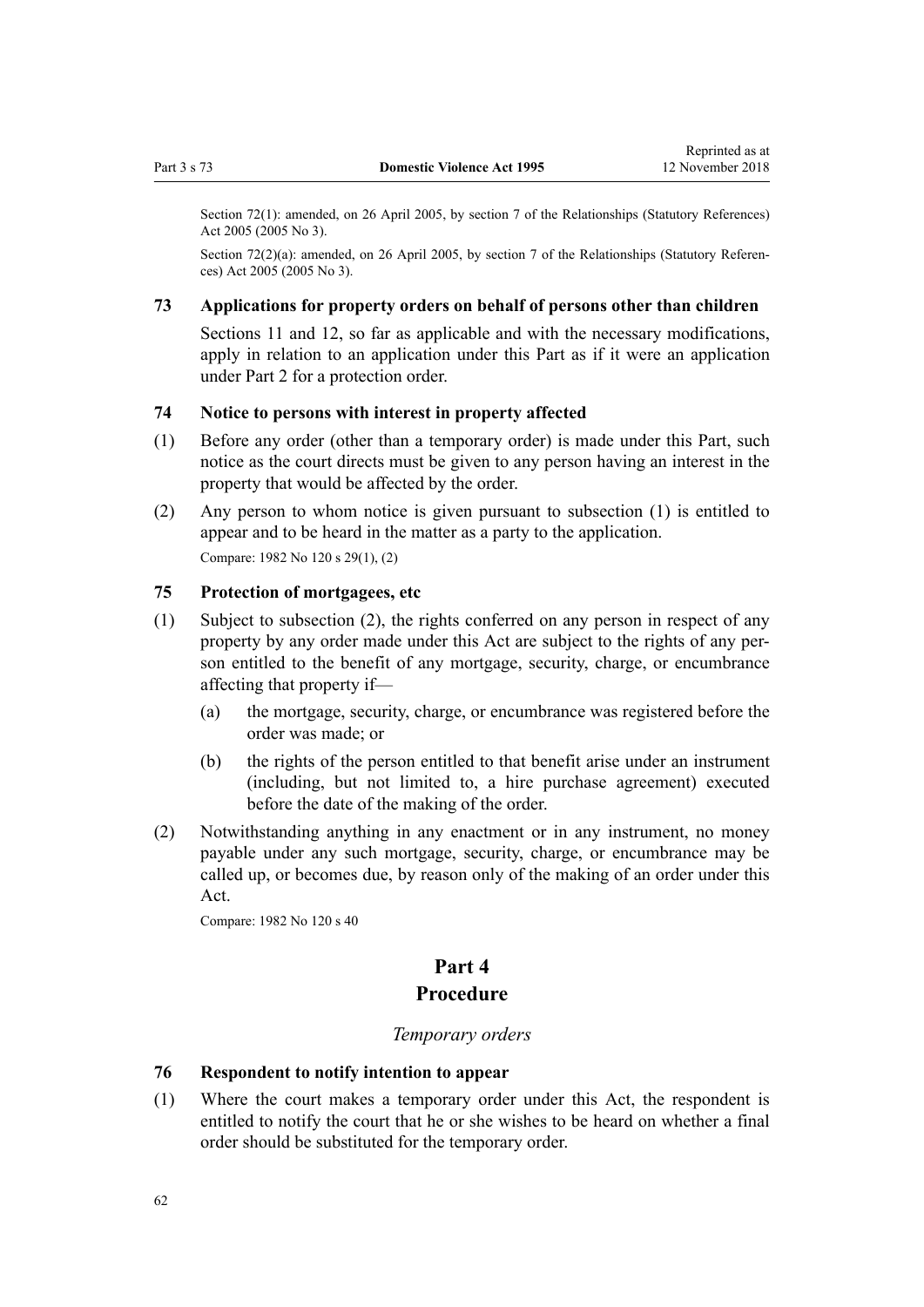Section 72(1): amended, on 26 April 2005, by section 7 of the Relationships (Statutory References) Act 2005 (2005 No 3).

Section 72(2)(a): amended, on 26 April 2005, by section 7 of the Relationships (Statutory References) Act 2005 (2005 No 3).

### 73 Applications for property orders on behalf of persons other than children

Sections 11 and 12, so far as applicable and with the necessary modifications, apply in relation to an application under this Part as if it were an application under Part 2 for a protection order.

### 74 Notice to persons with interest in property affected

(1) Before any order (other than a temporary order) is made under this Part, such notice as the court directs must be given to any person having an interest in the property that would be affected by the order.

(2) Any person to whom notice is given pursuant to subsection (1) is entitled to appear and to be heard in the matter as a party to the application.

Compare: 1982 No 120 s 29(1), (2)

### 75 Protection of mortgagees, etc

(1) Subject to subsection (2), the rights conferred on any person in respect of any property by any order made under this Act are subject to the rights of any person entitled to the benefit of any mortgage, security, charge, or encumbrance affecting that property if—

(a) the mortgage, security, charge, or encumbrance was registered before the order was made; or

(b) the rights of the person entitled to that benefit arise under an instrument (including, but not limited to, a hire purchase agreement) executed before the date of the making of the order.

(2) Notwithstanding anything in any enactment or in any instrument, no money payable under any such mortgage, security, charge, or encumbrance may be called up, or becomes due, by reason only of the making of an order under this Act.

Compare: 1982 No 120 s 40

## Part 4
## Procedure

*Temporary orders*

### 76 Respondent to notify intention to appear

(1) Where the court makes a temporary order under this Act, the respondent is entitled to notify the court that he or she wishes to be heard on whether a final order should be substituted for the temporary order.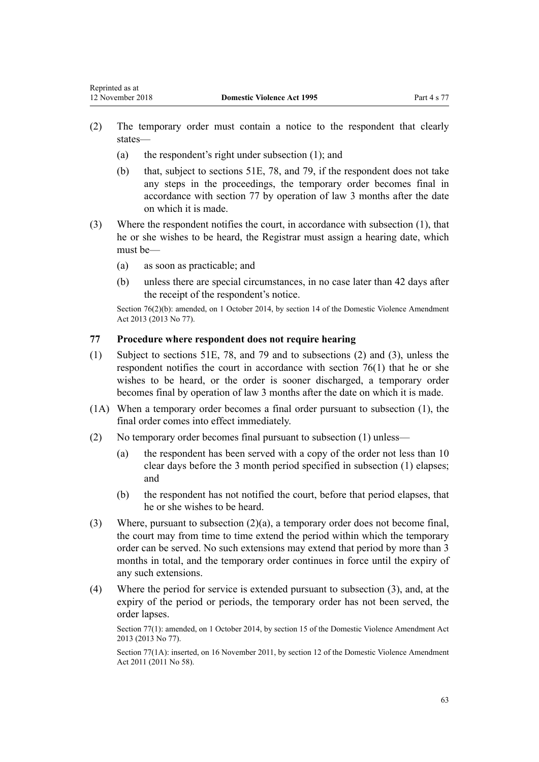(2) The temporary order must contain a notice to the respondent that clearly states—

   (a) the respondent's right under subsection (1); and

   (b) that, subject to sections 51E, 78, and 79, if the respondent does not take any steps in the proceedings, the temporary order becomes final in accordance with section 77 by operation of law 3 months after the date on which it is made.

(3) Where the respondent notifies the court, in accordance with subsection (1), that he or she wishes to be heard, the Registrar must assign a hearing date, which must be—

   (a) as soon as practicable; and

   (b) unless there are special circumstances, in no case later than 42 days after the receipt of the respondent's notice.

Section 76(2)(b): amended, on 1 October 2014, by section 14 of the Domestic Violence Amendment Act 2013 (2013 No 77).

### 77 Procedure where respondent does not require hearing

(1) Subject to sections 51E, 78, and 79 and to subsections (2) and (3), unless the respondent notifies the court in accordance with section 76(1) that he or she wishes to be heard, or the order is sooner discharged, a temporary order becomes final by operation of law 3 months after the date on which it is made.

(1A) When a temporary order becomes a final order pursuant to subsection (1), the final order comes into effect immediately.

(2) No temporary order becomes final pursuant to subsection (1) unless—

   (a) the respondent has been served with a copy of the order not less than 10 clear days before the 3 month period specified in subsection (1) elapses; and

   (b) the respondent has not notified the court, before that period elapses, that he or she wishes to be heard.

(3) Where, pursuant to subsection (2)(a), a temporary order does not become final, the court may from time to time extend the period within which the temporary order can be served. No such extensions may extend that period by more than 3 months in total, and the temporary order continues in force until the expiry of any such extensions.

(4) Where the period for service is extended pursuant to subsection (3), and, at the expiry of the period or periods, the temporary order has not been served, the order lapses.

Section 77(1): amended, on 1 October 2014, by section 15 of the Domestic Violence Amendment Act 2013 (2013 No 77).

Section 77(1A): inserted, on 16 November 2011, by section 12 of the Domestic Violence Amendment Act 2011 (2011 No 58).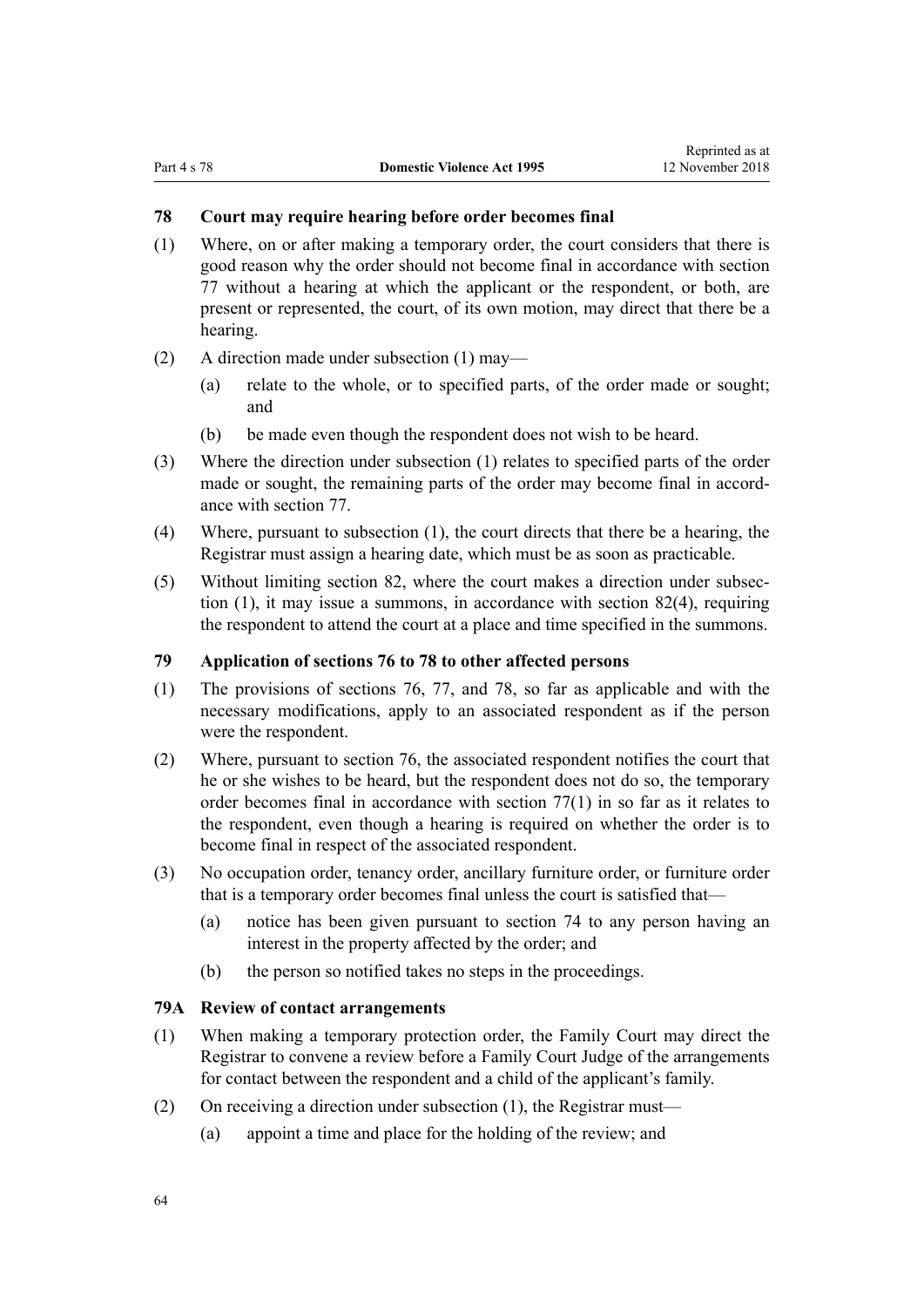### 78 Court may require hearing before order becomes final

(1) Where, on or after making a temporary order, the court considers that there is good reason why the order should not become final in accordance with section 77 without a hearing at which the applicant or the respondent, or both, are present or represented, the court, of its own motion, may direct that there be a hearing.

(2) A direction made under subsection (1) may—

  (a) relate to the whole, or to specified parts, of the order made or sought; and

  (b) be made even though the respondent does not wish to be heard.

(3) Where the direction under subsection (1) relates to specified parts of the order made or sought, the remaining parts of the order may become final in accordance with section 77.

(4) Where, pursuant to subsection (1), the court directs that there be a hearing, the Registrar must assign a hearing date, which must be as soon as practicable.

(5) Without limiting section 82, where the court makes a direction under subsection (1), it may issue a summons, in accordance with section 82(4), requiring the respondent to attend the court at a place and time specified in the summons.

### 79 Application of sections 76 to 78 to other affected persons

(1) The provisions of sections 76, 77, and 78, so far as applicable and with the necessary modifications, apply to an associated respondent as if the person were the respondent.

(2) Where, pursuant to section 76, the associated respondent notifies the court that he or she wishes to be heard, but the respondent does not do so, the temporary order becomes final in accordance with section 77(1) in so far as it relates to the respondent, even though a hearing is required on whether the order is to become final in respect of the associated respondent.

(3) No occupation order, tenancy order, ancillary furniture order, or furniture order that is a temporary order becomes final unless the court is satisfied that—

  (a) notice has been given pursuant to section 74 to any person having an interest in the property affected by the order; and

  (b) the person so notified takes no steps in the proceedings.

### 79A Review of contact arrangements

(1) When making a temporary protection order, the Family Court may direct the Registrar to convene a review before a Family Court Judge of the arrangements for contact between the respondent and a child of the applicant's family.

(2) On receiving a direction under subsection (1), the Registrar must—

  (a) appoint a time and place for the holding of the review; and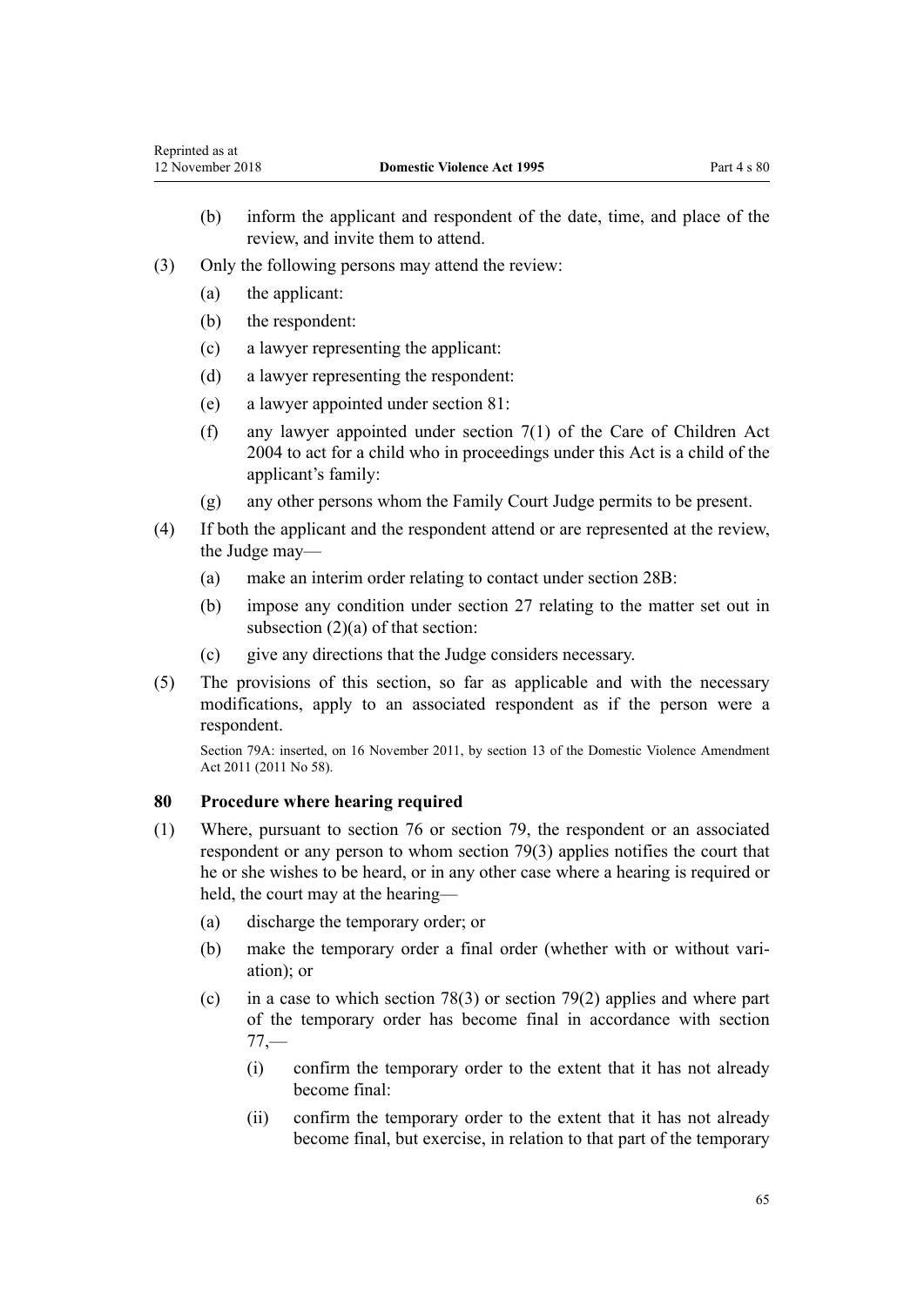(b) inform the applicant and respondent of the date, time, and place of the review, and invite them to attend.

(3) Only the following persons may attend the review:

(a) the applicant:

(b) the respondent:

(c) a lawyer representing the applicant:

(d) a lawyer representing the respondent:

(e) a lawyer appointed under section 81:

(f) any lawyer appointed under section 7(1) of the Care of Children Act 2004 to act for a child who in proceedings under this Act is a child of the applicant's family:

(g) any other persons whom the Family Court Judge permits to be present.

(4) If both the applicant and the respondent attend or are represented at the review, the Judge may—

(a) make an interim order relating to contact under section 28B:

(b) impose any condition under section 27 relating to the matter set out in subsection (2)(a) of that section:

(c) give any directions that the Judge considers necessary.

(5) The provisions of this section, so far as applicable and with the necessary modifications, apply to an associated respondent as if the person were a respondent.

Section 79A: inserted, on 16 November 2011, by section 13 of the Domestic Violence Amendment Act 2011 (2011 No 58).

### 80 Procedure where hearing required

(1) Where, pursuant to section 76 or section 79, the respondent or an associated respondent or any person to whom section 79(3) applies notifies the court that he or she wishes to be heard, or in any other case where a hearing is required or held, the court may at the hearing—

(a) discharge the temporary order; or

(b) make the temporary order a final order (whether with or without variation); or

(c) in a case to which section 78(3) or section 79(2) applies and where part of the temporary order has become final in accordance with section 77,—

(i) confirm the temporary order to the extent that it has not already become final:

(ii) confirm the temporary order to the extent that it has not already become final, but exercise, in relation to that part of the temporary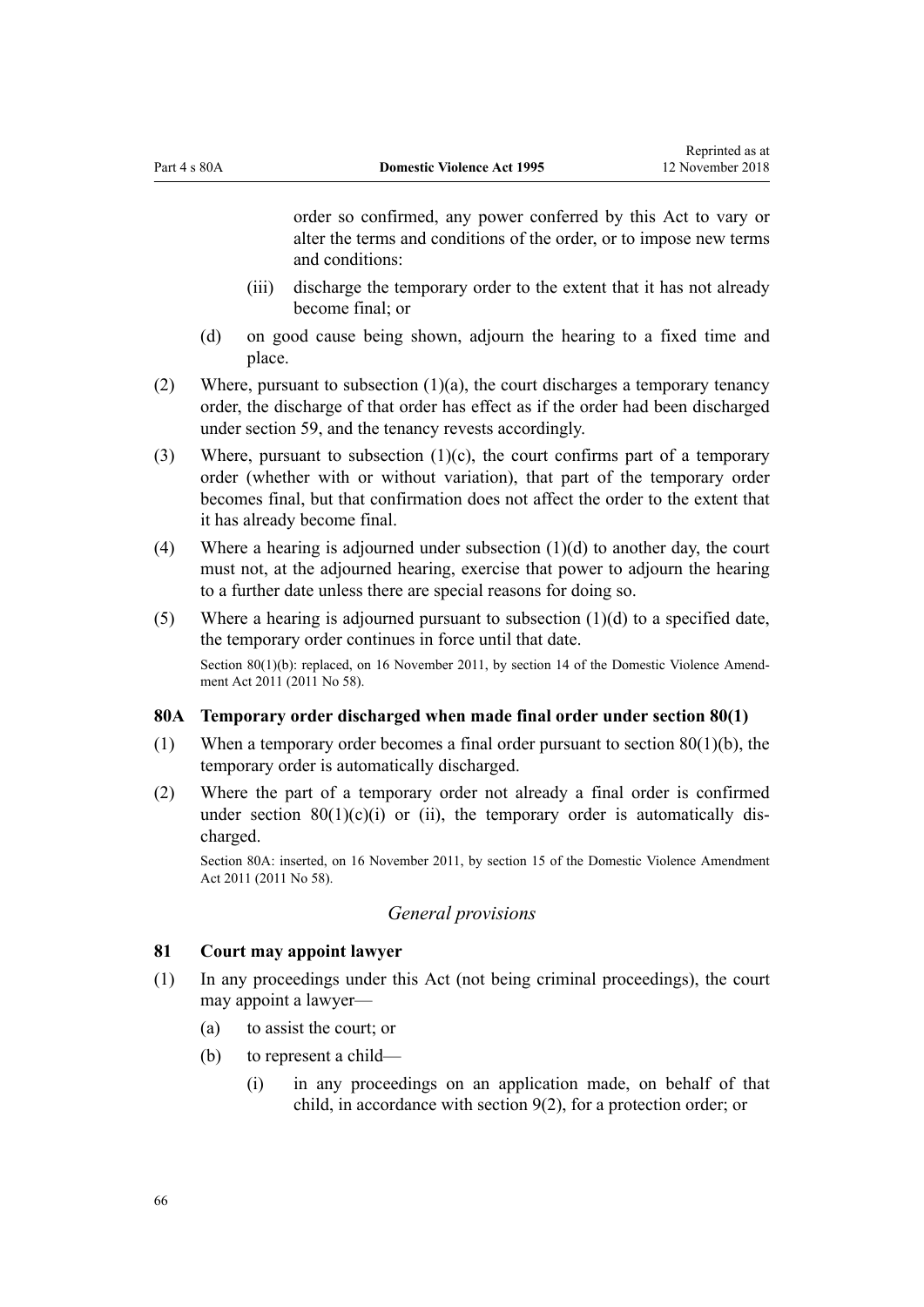order so confirmed, any power conferred by this Act to vary or alter the terms and conditions of the order, or to impose new terms and conditions:

(iii) discharge the temporary order to the extent that it has not already become final; or

(d) on good cause being shown, adjourn the hearing to a fixed time and place.

(2) Where, pursuant to subsection (1)(a), the court discharges a temporary tenancy order, the discharge of that order has effect as if the order had been discharged under section 59, and the tenancy revests accordingly.

(3) Where, pursuant to subsection (1)(c), the court confirms part of a temporary order (whether with or without variation), that part of the temporary order becomes final, but that confirmation does not affect the order to the extent that it has already become final.

(4) Where a hearing is adjourned under subsection (1)(d) to another day, the court must not, at the adjourned hearing, exercise that power to adjourn the hearing to a further date unless there are special reasons for doing so.

(5) Where a hearing is adjourned pursuant to subsection (1)(d) to a specified date, the temporary order continues in force until that date.

Section 80(1)(b): replaced, on 16 November 2011, by section 14 of the Domestic Violence Amendment Act 2011 (2011 No 58).

### 80A Temporary order discharged when made final order under section 80(1)

(1) When a temporary order becomes a final order pursuant to section 80(1)(b), the temporary order is automatically discharged.

(2) Where the part of a temporary order not already a final order is confirmed under section 80(1)(c)(i) or (ii), the temporary order is automatically discharged.

Section 80A: inserted, on 16 November 2011, by section 15 of the Domestic Violence Amendment Act 2011 (2011 No 58).

## *General provisions*

### 81 Court may appoint lawyer

(1) In any proceedings under this Act (not being criminal proceedings), the court may appoint a lawyer—

(a) to assist the court; or

(b) to represent a child—

(i) in any proceedings on an application made, on behalf of that child, in accordance with section 9(2), for a protection order; or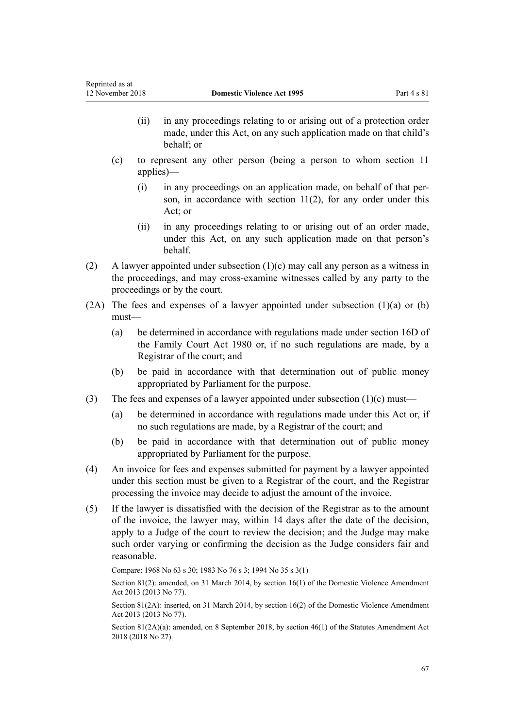(ii) in any proceedings relating to or arising out of a protection order made, under this Act, on any such application made on that child's behalf; or

(c) to represent any other person (being a person to whom section 11 applies)—

(i) in any proceedings on an application made, on behalf of that person, in accordance with section 11(2), for any order under this Act; or

(ii) in any proceedings relating to or arising out of an order made, under this Act, on any such application made on that person's behalf.

(2) A lawyer appointed under subsection (1)(c) may call any person as a witness in the proceedings, and may cross-examine witnesses called by any party to the proceedings or by the court.

(2A) The fees and expenses of a lawyer appointed under subsection (1)(a) or (b) must—

(a) be determined in accordance with regulations made under section 16D of the Family Court Act 1980 or, if no such regulations are made, by a Registrar of the court; and

(b) be paid in accordance with that determination out of public money appropriated by Parliament for the purpose.

(3) The fees and expenses of a lawyer appointed under subsection (1)(c) must—

(a) be determined in accordance with regulations made under this Act or, if no such regulations are made, by a Registrar of the court; and

(b) be paid in accordance with that determination out of public money appropriated by Parliament for the purpose.

(4) An invoice for fees and expenses submitted for payment by a lawyer appointed under this section must be given to a Registrar of the court, and the Registrar processing the invoice may decide to adjust the amount of the invoice.

(5) If the lawyer is dissatisfied with the decision of the Registrar as to the amount of the invoice, the lawyer may, within 14 days after the date of the decision, apply to a Judge of the court to review the decision; and the Judge may make such order varying or confirming the decision as the Judge considers fair and reasonable.

Compare: 1968 No 63 s 30; 1983 No 76 s 3; 1994 No 35 s 3(1)

Section 81(2): amended, on 31 March 2014, by section 16(1) of the Domestic Violence Amendment Act 2013 (2013 No 77).

Section 81(2A): inserted, on 31 March 2014, by section 16(2) of the Domestic Violence Amendment Act 2013 (2013 No 77).

Section 81(2A)(a): amended, on 8 September 2018, by section 46(1) of the Statutes Amendment Act 2018 (2018 No 27).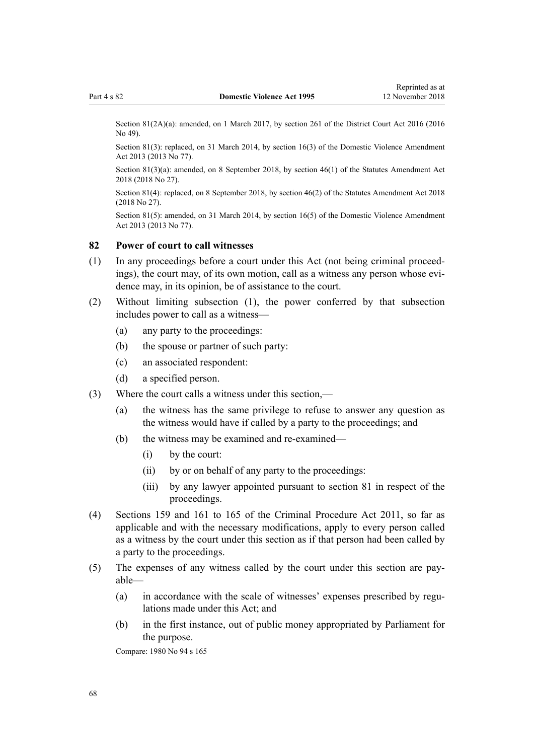Section 81(2A)(a): amended, on 1 March 2017, by section 261 of the District Court Act 2016 (2016 No 49).

Section 81(3): replaced, on 31 March 2014, by section 16(3) of the Domestic Violence Amendment Act 2013 (2013 No 77).

Section 81(3)(a): amended, on 8 September 2018, by section 46(1) of the Statutes Amendment Act 2018 (2018 No 27).

Section 81(4): replaced, on 8 September 2018, by section 46(2) of the Statutes Amendment Act 2018 (2018 No 27).

Section 81(5): amended, on 31 March 2014, by section 16(5) of the Domestic Violence Amendment Act 2013 (2013 No 77).

### 82 Power of court to call witnesses

(1) In any proceedings before a court under this Act (not being criminal proceedings), the court may, of its own motion, call as a witness any person whose evidence may, in its opinion, be of assistance to the court.

(2) Without limiting subsection (1), the power conferred by that subsection includes power to call as a witness—

- (a) any party to the proceedings:
- (b) the spouse or partner of such party:
- (c) an associated respondent:
- (d) a specified person.

(3) Where the court calls a witness under this section,—

- (a) the witness has the same privilege to refuse to answer any question as the witness would have if called by a party to the proceedings; and
- (b) the witness may be examined and re-examined—
  - (i) by the court:
  - (ii) by or on behalf of any party to the proceedings:
  - (iii) by any lawyer appointed pursuant to section 81 in respect of the proceedings.

(4) Sections 159 and 161 to 165 of the Criminal Procedure Act 2011, so far as applicable and with the necessary modifications, apply to every person called as a witness by the court under this section as if that person had been called by a party to the proceedings.

(5) The expenses of any witness called by the court under this section are payable—

- (a) in accordance with the scale of witnesses' expenses prescribed by regulations made under this Act; and
- (b) in the first instance, out of public money appropriated by Parliament for the purpose.

Compare: 1980 No 94 s 165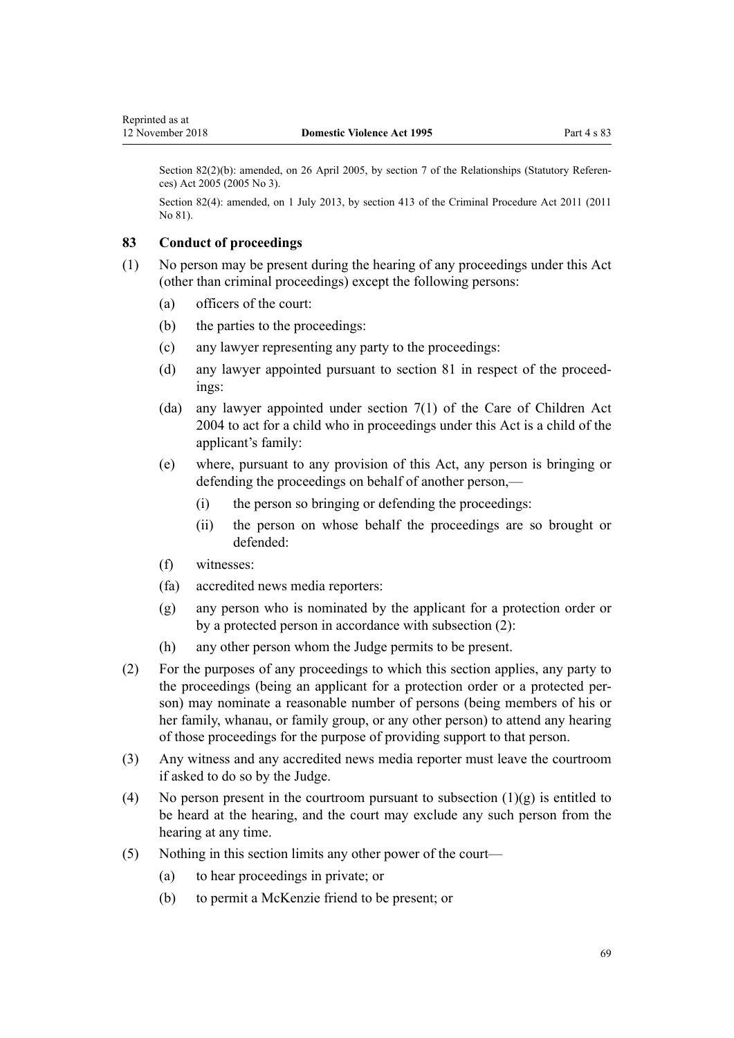Section 82(2)(b): amended, on 26 April 2005, by section 7 of the Relationships (Statutory References) Act 2005 (2005 No 3).

Section 82(4): amended, on 1 July 2013, by section 413 of the Criminal Procedure Act 2011 (2011 No 81).

### 83 Conduct of proceedings

(1) No person may be present during the hearing of any proceedings under this Act (other than criminal proceedings) except the following persons:

- (a) officers of the court:
- (b) the parties to the proceedings:
- (c) any lawyer representing any party to the proceedings:
- (d) any lawyer appointed pursuant to section 81 in respect of the proceedings:
- (da) any lawyer appointed under section 7(1) of the Care of Children Act 2004 to act for a child who in proceedings under this Act is a child of the applicant's family:
- (e) where, pursuant to any provision of this Act, any person is bringing or defending the proceedings on behalf of another person,—
  - (i) the person so bringing or defending the proceedings:
  - (ii) the person on whose behalf the proceedings are so brought or defended:
- (f) witnesses:
- (fa) accredited news media reporters:
- (g) any person who is nominated by the applicant for a protection order or by a protected person in accordance with subsection (2):
- (h) any other person whom the Judge permits to be present.

(2) For the purposes of any proceedings to which this section applies, any party to the proceedings (being an applicant for a protection order or a protected person) may nominate a reasonable number of persons (being members of his or her family, whanau, or family group, or any other person) to attend any hearing of those proceedings for the purpose of providing support to that person.

(3) Any witness and any accredited news media reporter must leave the courtroom if asked to do so by the Judge.

(4) No person present in the courtroom pursuant to subsection (1)(g) is entitled to be heard at the hearing, and the court may exclude any such person from the hearing at any time.

(5) Nothing in this section limits any other power of the court—

- (a) to hear proceedings in private; or
- (b) to permit a McKenzie friend to be present; or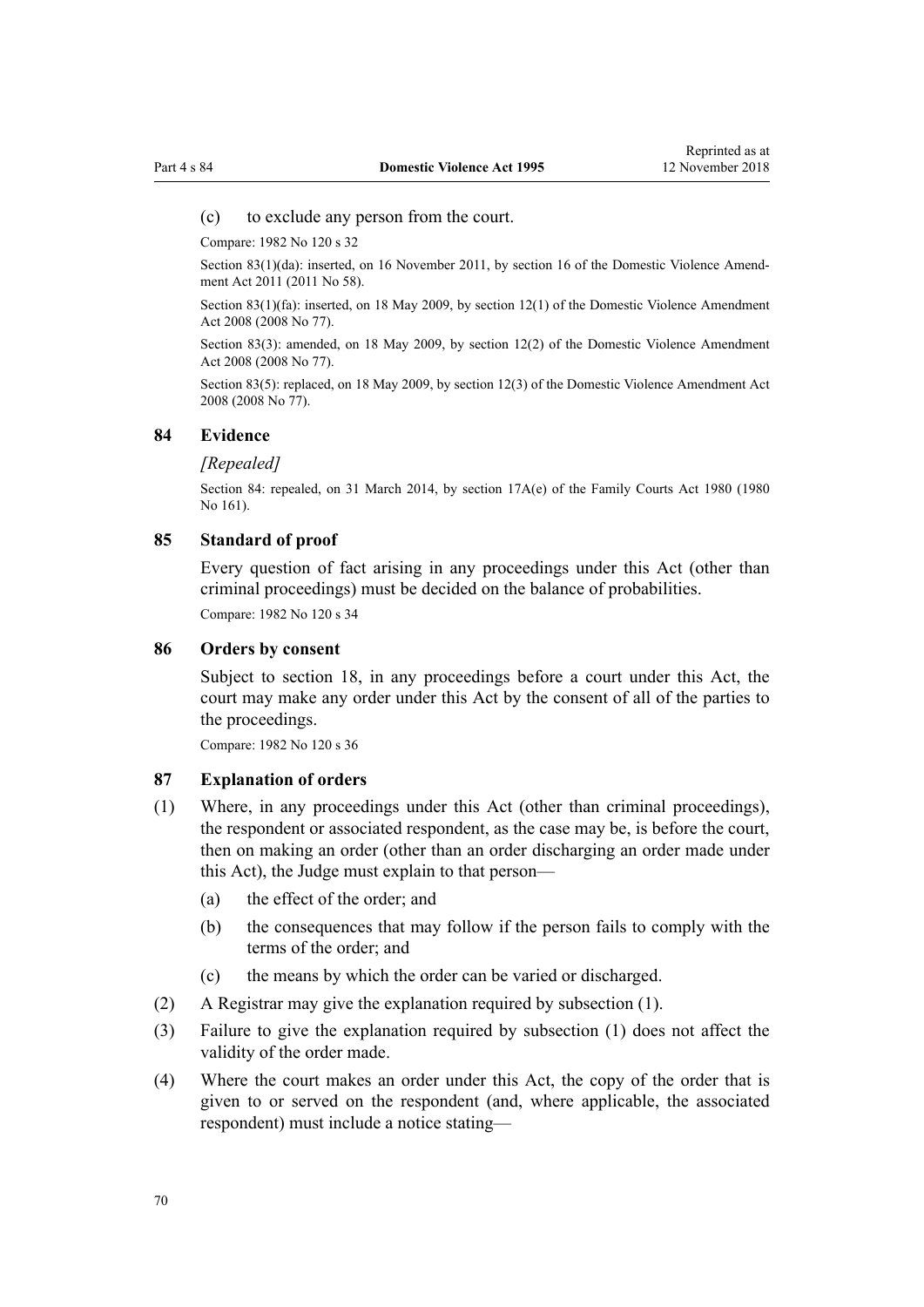(c) to exclude any person from the court.

Compare: 1982 No 120 s 32

Section 83(1)(da): inserted, on 16 November 2011, by section 16 of the Domestic Violence Amendment Act 2011 (2011 No 58).

Section 83(1)(fa): inserted, on 18 May 2009, by section 12(1) of the Domestic Violence Amendment Act 2008 (2008 No 77).

Section 83(3): amended, on 18 May 2009, by section 12(2) of the Domestic Violence Amendment Act 2008 (2008 No 77).

Section 83(5): replaced, on 18 May 2009, by section 12(3) of the Domestic Violence Amendment Act 2008 (2008 No 77).

### 84 Evidence

*[Repealed]*

Section 84: repealed, on 31 March 2014, by section 17A(e) of the Family Courts Act 1980 (1980 No 161).

### 85 Standard of proof

Every question of fact arising in any proceedings under this Act (other than criminal proceedings) must be decided on the balance of probabilities.

Compare: 1982 No 120 s 34

### 86 Orders by consent

Subject to section 18, in any proceedings before a court under this Act, the court may make any order under this Act by the consent of all of the parties to the proceedings.

Compare: 1982 No 120 s 36

### 87 Explanation of orders

(1) Where, in any proceedings under this Act (other than criminal proceedings), the respondent or associated respondent, as the case may be, is before the court, then on making an order (other than an order discharging an order made under this Act), the Judge must explain to that person—

(a) the effect of the order; and

(b) the consequences that may follow if the person fails to comply with the terms of the order; and

(c) the means by which the order can be varied or discharged.

(2) A Registrar may give the explanation required by subsection (1).

(3) Failure to give the explanation required by subsection (1) does not affect the validity of the order made.

(4) Where the court makes an order under this Act, the copy of the order that is given to or served on the respondent (and, where applicable, the associated respondent) must include a notice stating—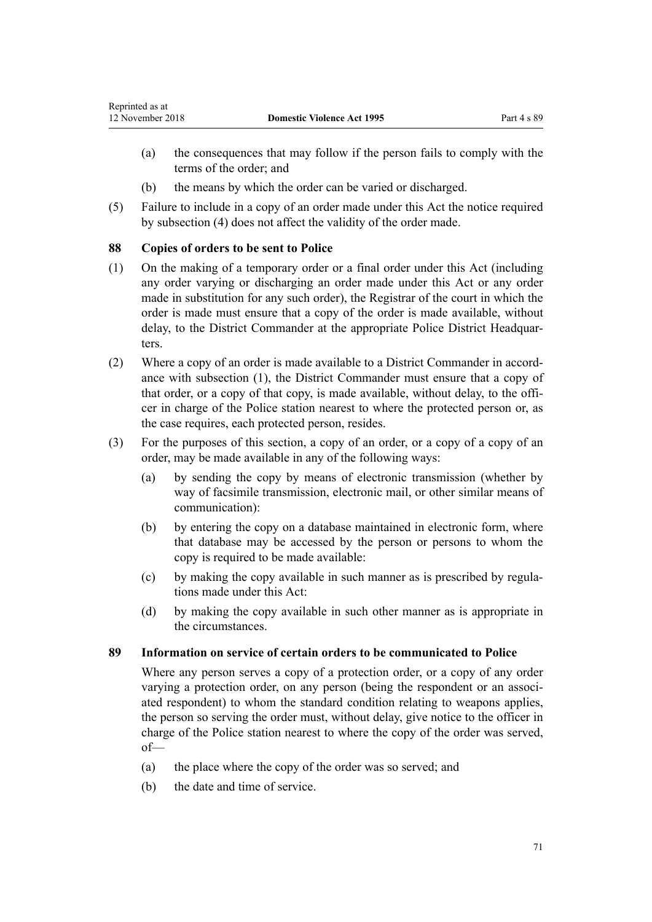(a) the consequences that may follow if the person fails to comply with the terms of the order; and

(b) the means by which the order can be varied or discharged.

(5) Failure to include in a copy of an order made under this Act the notice required by subsection (4) does not affect the validity of the order made.

### 88 Copies of orders to be sent to Police

(1) On the making of a temporary order or a final order under this Act (including any order varying or discharging an order made under this Act or any order made in substitution for any such order), the Registrar of the court in which the order is made must ensure that a copy of the order is made available, without delay, to the District Commander at the appropriate Police District Headquarters.

(2) Where a copy of an order is made available to a District Commander in accordance with subsection (1), the District Commander must ensure that a copy of that order, or a copy of that copy, is made available, without delay, to the officer in charge of the Police station nearest to where the protected person or, as the case requires, each protected person, resides.

(3) For the purposes of this section, a copy of an order, or a copy of a copy of an order, may be made available in any of the following ways:

(a) by sending the copy by means of electronic transmission (whether by way of facsimile transmission, electronic mail, or other similar means of communication):

(b) by entering the copy on a database maintained in electronic form, where that database may be accessed by the person or persons to whom the copy is required to be made available:

(c) by making the copy available in such manner as is prescribed by regulations made under this Act:

(d) by making the copy available in such other manner as is appropriate in the circumstances.

### 89 Information on service of certain orders to be communicated to Police

Where any person serves a copy of a protection order, or a copy of any order varying a protection order, on any person (being the respondent or an associated respondent) to whom the standard condition relating to weapons applies, the person so serving the order must, without delay, give notice to the officer in charge of the Police station nearest to where the copy of the order was served, of—

(a) the place where the copy of the order was so served; and

(b) the date and time of service.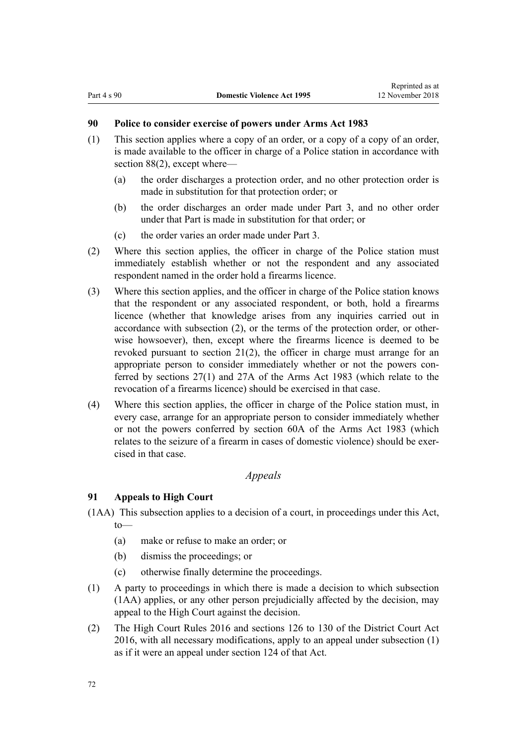### 90 Police to consider exercise of powers under Arms Act 1983

(1) This section applies where a copy of an order, or a copy of a copy of an order, is made available to the officer in charge of a Police station in accordance with section 88(2), except where—

(a) the order discharges a protection order, and no other protection order is made in substitution for that protection order; or

(b) the order discharges an order made under Part 3, and no other order under that Part is made in substitution for that order; or

(c) the order varies an order made under Part 3.

(2) Where this section applies, the officer in charge of the Police station must immediately establish whether or not the respondent and any associated respondent named in the order hold a firearms licence.

(3) Where this section applies, and the officer in charge of the Police station knows that the respondent or any associated respondent, or both, hold a firearms licence (whether that knowledge arises from any inquiries carried out in accordance with subsection (2), or the terms of the protection order, or otherwise howsoever), then, except where the firearms licence is deemed to be revoked pursuant to section 21(2), the officer in charge must arrange for an appropriate person to consider immediately whether or not the powers conferred by sections 27(1) and 27A of the Arms Act 1983 (which relate to the revocation of a firearms licence) should be exercised in that case.

(4) Where this section applies, the officer in charge of the Police station must, in every case, arrange for an appropriate person to consider immediately whether or not the powers conferred by section 60A of the Arms Act 1983 (which relates to the seizure of a firearm in cases of domestic violence) should be exercised in that case.

*Appeals*

### 91 Appeals to High Court

(1AA) This subsection applies to a decision of a court, in proceedings under this Act, to—

(a) make or refuse to make an order; or

(b) dismiss the proceedings; or

(c) otherwise finally determine the proceedings.

(1) A party to proceedings in which there is made a decision to which subsection (1AA) applies, or any other person prejudicially affected by the decision, may appeal to the High Court against the decision.

(2) The High Court Rules 2016 and sections 126 to 130 of the District Court Act 2016, with all necessary modifications, apply to an appeal under subsection (1) as if it were an appeal under section 124 of that Act.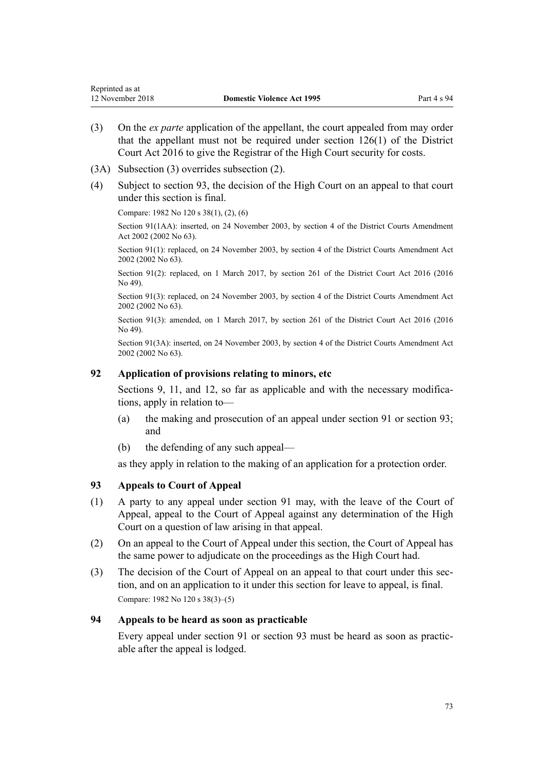(3) On the *ex parte* application of the appellant, the court appealed from may order that the appellant must not be required under section 126(1) of the District Court Act 2016 to give the Registrar of the High Court security for costs.

(3A) Subsection (3) overrides subsection (2).

(4) Subject to section 93, the decision of the High Court on an appeal to that court under this section is final.

Compare: 1982 No 120 s 38(1), (2), (6)

Section 91(1AA): inserted, on 24 November 2003, by section 4 of the District Courts Amendment Act 2002 (2002 No 63).

Section 91(1): replaced, on 24 November 2003, by section 4 of the District Courts Amendment Act 2002 (2002 No 63).

Section 91(2): replaced, on 1 March 2017, by section 261 of the District Court Act 2016 (2016 No 49).

Section 91(3): replaced, on 24 November 2003, by section 4 of the District Courts Amendment Act 2002 (2002 No 63).

Section 91(3): amended, on 1 March 2017, by section 261 of the District Court Act 2016 (2016 No 49).

Section 91(3A): inserted, on 24 November 2003, by section 4 of the District Courts Amendment Act 2002 (2002 No 63).

### 92 Application of provisions relating to minors, etc

Sections 9, 11, and 12, so far as applicable and with the necessary modifications, apply in relation to—

(a) the making and prosecution of an appeal under section 91 or section 93; and

(b) the defending of any such appeal—

as they apply in relation to the making of an application for a protection order.

### 93 Appeals to Court of Appeal

(1) A party to any appeal under section 91 may, with the leave of the Court of Appeal, appeal to the Court of Appeal against any determination of the High Court on a question of law arising in that appeal.

(2) On an appeal to the Court of Appeal under this section, the Court of Appeal has the same power to adjudicate on the proceedings as the High Court had.

(3) The decision of the Court of Appeal on an appeal to that court under this section, and on an application to it under this section for leave to appeal, is final.

Compare: 1982 No 120 s 38(3)–(5)

### 94 Appeals to be heard as soon as practicable

Every appeal under section 91 or section 93 must be heard as soon as practicable after the appeal is lodged.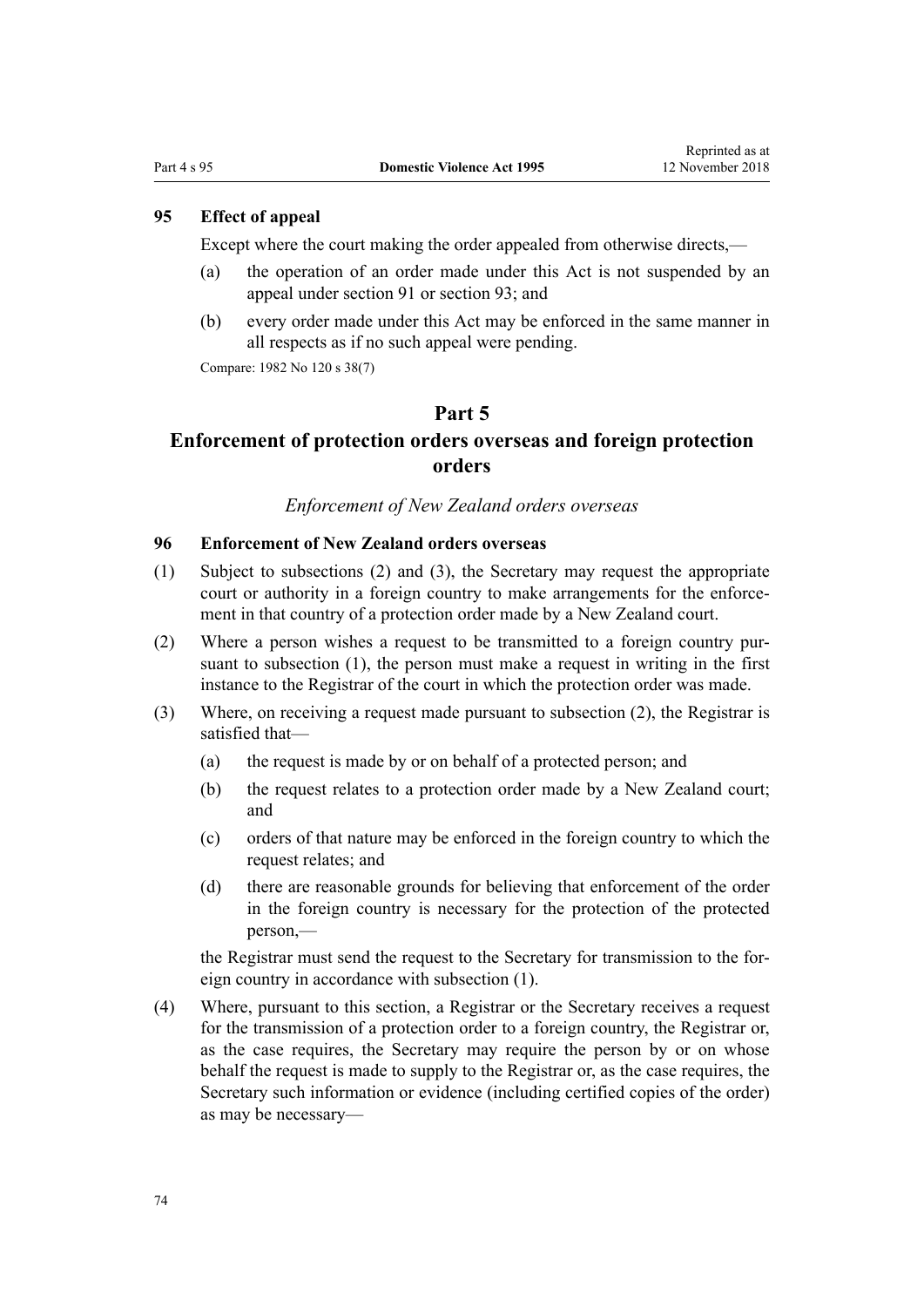### 95 Effect of appeal

Except where the court making the order appealed from otherwise directs,—

(a) the operation of an order made under this Act is not suspended by an appeal under section 91 or section 93; and

(b) every order made under this Act may be enforced in the same manner in all respects as if no such appeal were pending.

Compare: 1982 No 120 s 38(7)

## Part 5
## Enforcement of protection orders overseas and foreign protection orders

*Enforcement of New Zealand orders overseas*

### 96 Enforcement of New Zealand orders overseas

(1) Subject to subsections (2) and (3), the Secretary may request the appropriate court or authority in a foreign country to make arrangements for the enforcement in that country of a protection order made by a New Zealand court.

(2) Where a person wishes a request to be transmitted to a foreign country pursuant to subsection (1), the person must make a request in writing in the first instance to the Registrar of the court in which the protection order was made.

(3) Where, on receiving a request made pursuant to subsection (2), the Registrar is satisfied that—

(a) the request is made by or on behalf of a protected person; and

(b) the request relates to a protection order made by a New Zealand court; and

(c) orders of that nature may be enforced in the foreign country to which the request relates; and

(d) there are reasonable grounds for believing that enforcement of the order in the foreign country is necessary for the protection of the protected person,—

the Registrar must send the request to the Secretary for transmission to the foreign country in accordance with subsection (1).

(4) Where, pursuant to this section, a Registrar or the Secretary receives a request for the transmission of a protection order to a foreign country, the Registrar or, as the case requires, the Secretary may require the person by or on whose behalf the request is made to supply to the Registrar or, as the case requires, the Secretary such information or evidence (including certified copies of the order) as may be necessary—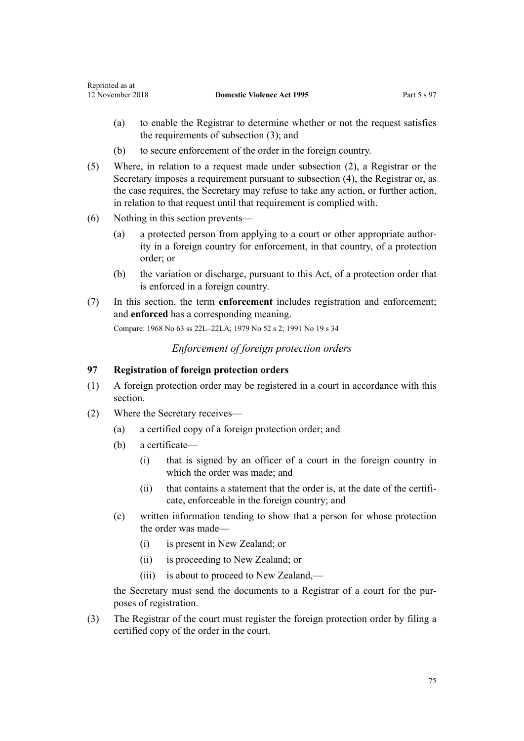(a) to enable the Registrar to determine whether or not the request satisfies the requirements of subsection (3); and

(b) to secure enforcement of the order in the foreign country.

(5) Where, in relation to a request made under subsection (2), a Registrar or the Secretary imposes a requirement pursuant to subsection (4), the Registrar or, as the case requires, the Secretary may refuse to take any action, or further action, in relation to that request until that requirement is complied with.

(6) Nothing in this section prevents—

(a) a protected person from applying to a court or other appropriate authority in a foreign country for enforcement, in that country, of a protection order; or

(b) the variation or discharge, pursuant to this Act, of a protection order that is enforced in a foreign country.

(7) In this section, the term **enforcement** includes registration and enforcement; and **enforced** has a corresponding meaning.

Compare: 1968 No 63 ss 22L–22LA; 1979 No 52 s 2; 1991 No 19 s 34

*Enforcement of foreign protection orders*

### 97 Registration of foreign protection orders

(1) A foreign protection order may be registered in a court in accordance with this section.

(2) Where the Secretary receives—

(a) a certified copy of a foreign protection order; and

(b) a certificate—

(i) that is signed by an officer of a court in the foreign country in which the order was made; and

(ii) that contains a statement that the order is, at the date of the certificate, enforceable in the foreign country; and

(c) written information tending to show that a person for whose protection the order was made—

(i) is present in New Zealand; or

(ii) is proceeding to New Zealand; or

(iii) is about to proceed to New Zealand,—

the Secretary must send the documents to a Registrar of a court for the purposes of registration.

(3) The Registrar of the court must register the foreign protection order by filing a certified copy of the order in the court.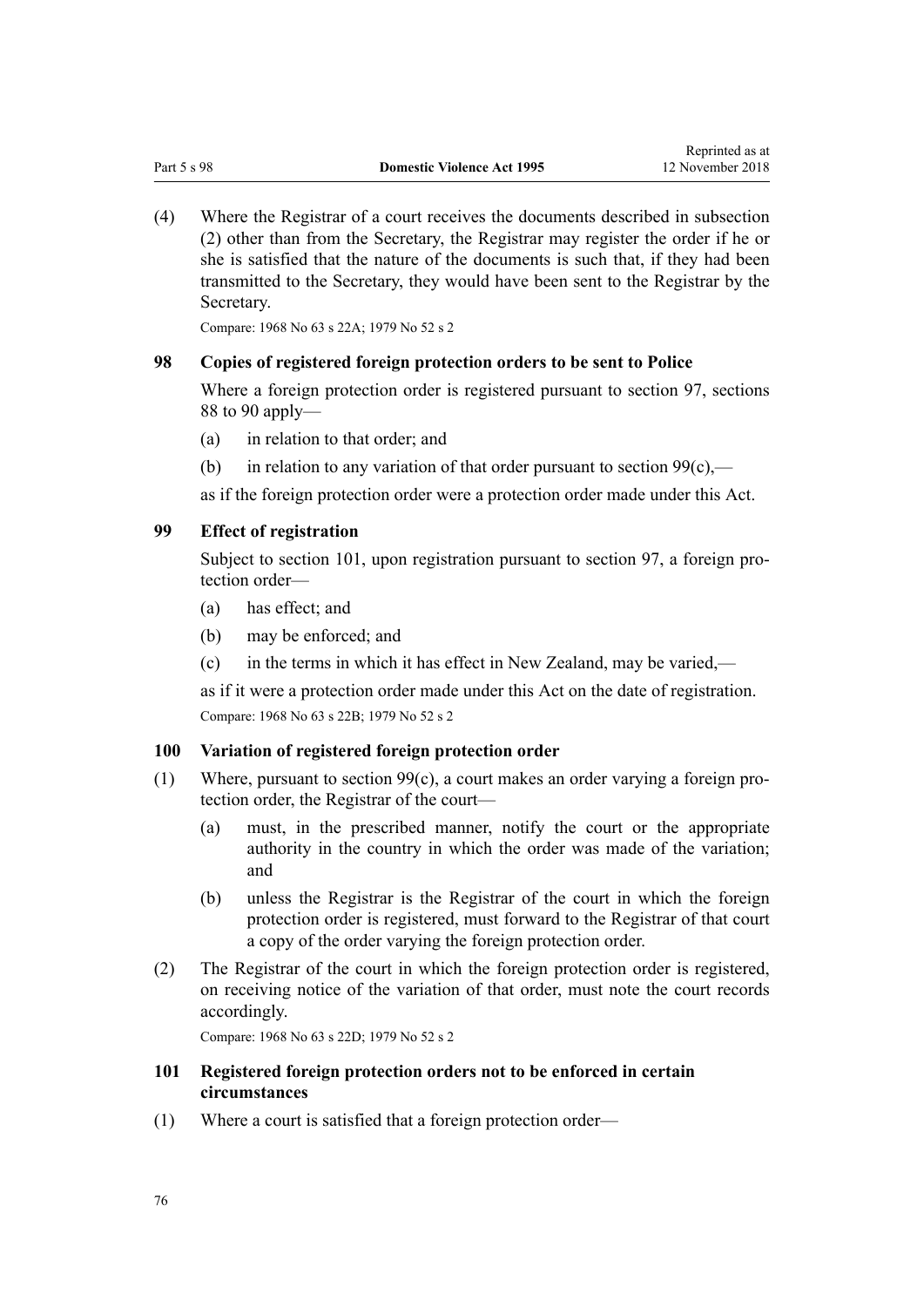(4) Where the Registrar of a court receives the documents described in subsection (2) other than from the Secretary, the Registrar may register the order if he or she is satisfied that the nature of the documents is such that, if they had been transmitted to the Secretary, they would have been sent to the Registrar by the Secretary.

Compare: 1968 No 63 s 22A; 1979 No 52 s 2

### 98 Copies of registered foreign protection orders to be sent to Police

Where a foreign protection order is registered pursuant to section 97, sections 88 to 90 apply—

(a) in relation to that order; and

(b) in relation to any variation of that order pursuant to section 99(c),—

as if the foreign protection order were a protection order made under this Act.

### 99 Effect of registration

Subject to section 101, upon registration pursuant to section 97, a foreign protection order—

(a) has effect; and

(b) may be enforced; and

(c) in the terms in which it has effect in New Zealand, may be varied,—

as if it were a protection order made under this Act on the date of registration.

Compare: 1968 No 63 s 22B; 1979 No 52 s 2

### 100 Variation of registered foreign protection order

(1) Where, pursuant to section 99(c), a court makes an order varying a foreign protection order, the Registrar of the court—

(a) must, in the prescribed manner, notify the court or the appropriate authority in the country in which the order was made of the variation; and

(b) unless the Registrar is the Registrar of the court in which the foreign protection order is registered, must forward to the Registrar of that court a copy of the order varying the foreign protection order.

(2) The Registrar of the court in which the foreign protection order is registered, on receiving notice of the variation of that order, must note the court records accordingly.

Compare: 1968 No 63 s 22D; 1979 No 52 s 2

### 101 Registered foreign protection orders not to be enforced in certain circumstances

(1) Where a court is satisfied that a foreign protection order—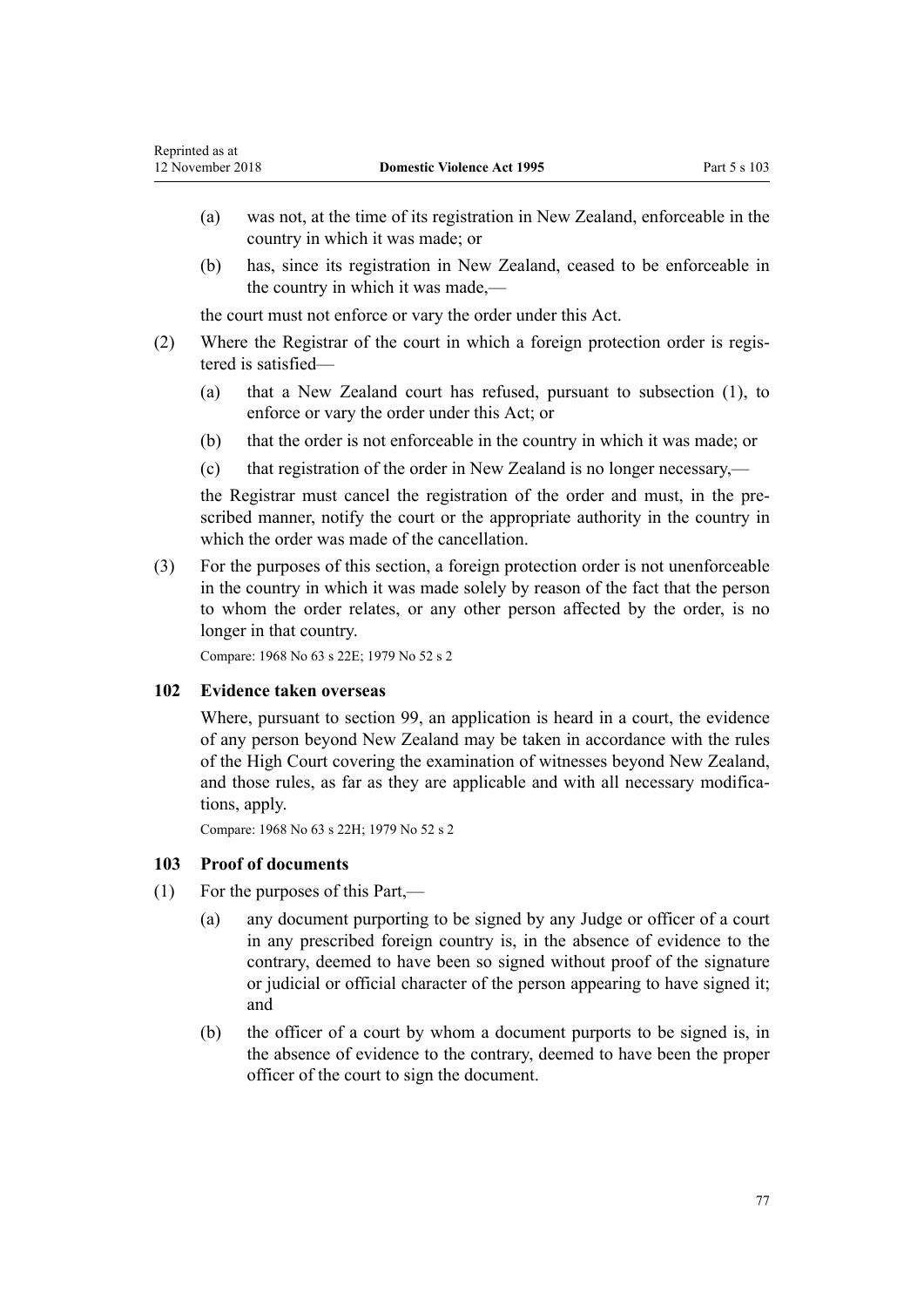(a) was not, at the time of its registration in New Zealand, enforceable in the country in which it was made; or

(b) has, since its registration in New Zealand, ceased to be enforceable in the country in which it was made,—

the court must not enforce or vary the order under this Act.

(2) Where the Registrar of the court in which a foreign protection order is registered is satisfied—

(a) that a New Zealand court has refused, pursuant to subsection (1), to enforce or vary the order under this Act; or

(b) that the order is not enforceable in the country in which it was made; or

(c) that registration of the order in New Zealand is no longer necessary,—

the Registrar must cancel the registration of the order and must, in the prescribed manner, notify the court or the appropriate authority in the country in which the order was made of the cancellation.

(3) For the purposes of this section, a foreign protection order is not unenforceable in the country in which it was made solely by reason of the fact that the person to whom the order relates, or any other person affected by the order, is no longer in that country.

Compare: 1968 No 63 s 22E; 1979 No 52 s 2

### 102 Evidence taken overseas

Where, pursuant to section 99, an application is heard in a court, the evidence of any person beyond New Zealand may be taken in accordance with the rules of the High Court covering the examination of witnesses beyond New Zealand, and those rules, as far as they are applicable and with all necessary modifications, apply.

Compare: 1968 No 63 s 22H; 1979 No 52 s 2

### 103 Proof of documents

(1) For the purposes of this Part,—

(a) any document purporting to be signed by any Judge or officer of a court in any prescribed foreign country is, in the absence of evidence to the contrary, deemed to have been so signed without proof of the signature or judicial or official character of the person appearing to have signed it; and

(b) the officer of a court by whom a document purports to be signed is, in the absence of evidence to the contrary, deemed to have been the proper officer of the court to sign the document.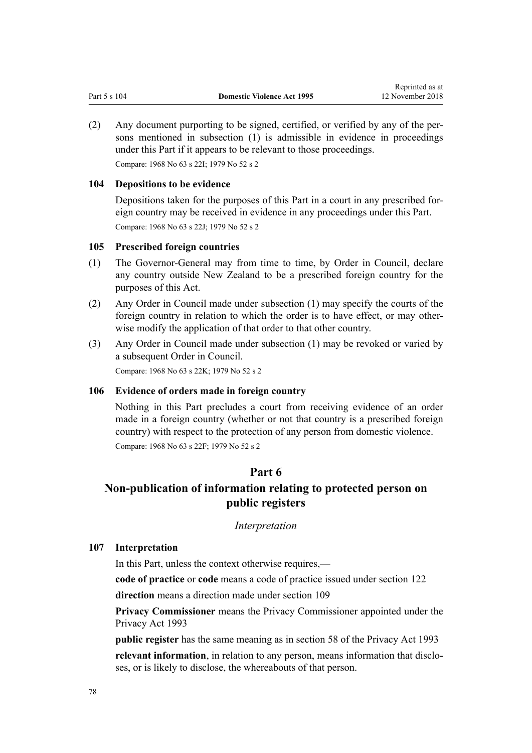(2) Any document purporting to be signed, certified, or verified by any of the persons mentioned in subsection (1) is admissible in evidence in proceedings under this Part if it appears to be relevant to those proceedings.

Compare: 1968 No 63 s 22I; 1979 No 52 s 2

### 104 Depositions to be evidence

Depositions taken for the purposes of this Part in a court in any prescribed foreign country may be received in evidence in any proceedings under this Part.

Compare: 1968 No 63 s 22J; 1979 No 52 s 2

### 105 Prescribed foreign countries

(1) The Governor-General may from time to time, by Order in Council, declare any country outside New Zealand to be a prescribed foreign country for the purposes of this Act.

(2) Any Order in Council made under subsection (1) may specify the courts of the foreign country in relation to which the order is to have effect, or may otherwise modify the application of that order to that other country.

(3) Any Order in Council made under subsection (1) may be revoked or varied by a subsequent Order in Council.

Compare: 1968 No 63 s 22K; 1979 No 52 s 2

### 106 Evidence of orders made in foreign country

Nothing in this Part precludes a court from receiving evidence of an order made in a foreign country (whether or not that country is a prescribed foreign country) with respect to the protection of any person from domestic violence.

Compare: 1968 No 63 s 22F; 1979 No 52 s 2

## Part 6
## Non-publication of information relating to protected person on public registers

*Interpretation*

### 107 Interpretation

In this Part, unless the context otherwise requires,—

**code of practice** or **code** means a code of practice issued under section 122

**direction** means a direction made under section 109

**Privacy Commissioner** means the Privacy Commissioner appointed under the Privacy Act 1993

**public register** has the same meaning as in section 58 of the Privacy Act 1993

**relevant information**, in relation to any person, means information that discloses, or is likely to disclose, the whereabouts of that person.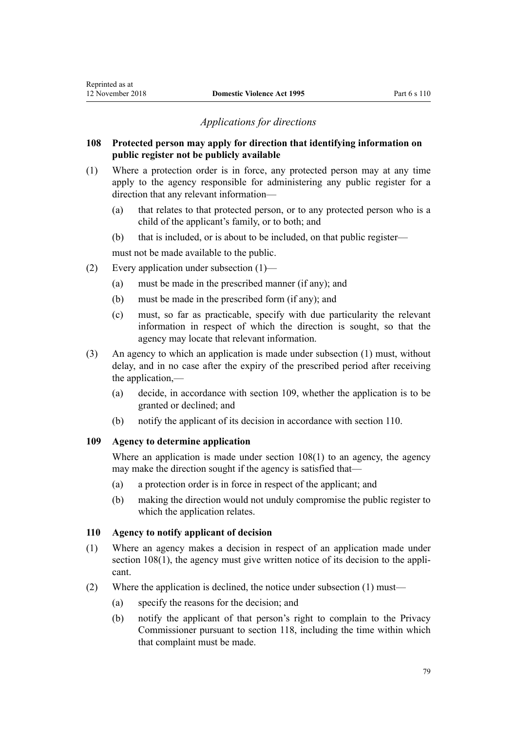*Applications for directions*

## 108 Protected person may apply for direction that identifying information on public register not be publicly available

(1) Where a protection order is in force, any protected person may at any time apply to the agency responsible for administering any public register for a direction that any relevant information—

(a) that relates to that protected person, or to any protected person who is a child of the applicant's family, or to both; and

(b) that is included, or is about to be included, on that public register—

must not be made available to the public.

(2) Every application under subsection (1)—

(a) must be made in the prescribed manner (if any); and

(b) must be made in the prescribed form (if any); and

(c) must, so far as practicable, specify with due particularity the relevant information in respect of which the direction is sought, so that the agency may locate that relevant information.

(3) An agency to which an application is made under subsection (1) must, without delay, and in no case after the expiry of the prescribed period after receiving the application,—

(a) decide, in accordance with section 109, whether the application is to be granted or declined; and

(b) notify the applicant of its decision in accordance with section 110.

## 109 Agency to determine application

Where an application is made under section 108(1) to an agency, the agency may make the direction sought if the agency is satisfied that—

(a) a protection order is in force in respect of the applicant; and

(b) making the direction would not unduly compromise the public register to which the application relates.

## 110 Agency to notify applicant of decision

(1) Where an agency makes a decision in respect of an application made under section 108(1), the agency must give written notice of its decision to the applicant.

(2) Where the application is declined, the notice under subsection (1) must—

(a) specify the reasons for the decision; and

(b) notify the applicant of that person's right to complain to the Privacy Commissioner pursuant to section 118, including the time within which that complaint must be made.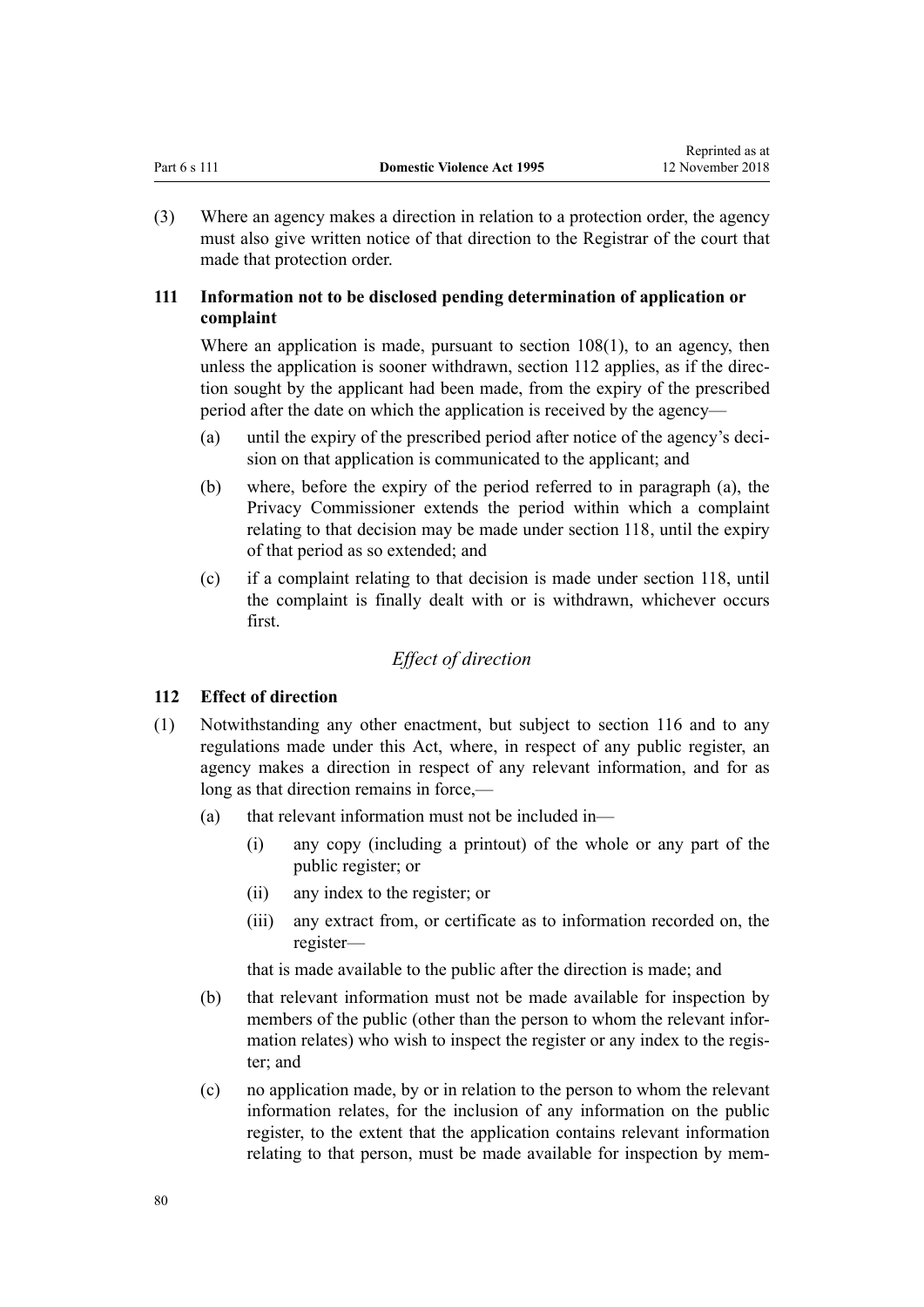(3) Where an agency makes a direction in relation to a protection order, the agency must also give written notice of that direction to the Registrar of the court that made that protection order.

### 111 Information not to be disclosed pending determination of application or complaint

Where an application is made, pursuant to section 108(1), to an agency, then unless the application is sooner withdrawn, section 112 applies, as if the direction sought by the applicant had been made, from the expiry of the prescribed period after the date on which the application is received by the agency—

- (a) until the expiry of the prescribed period after notice of the agency's decision on that application is communicated to the applicant; and
- (b) where, before the expiry of the period referred to in paragraph (a), the Privacy Commissioner extends the period within which a complaint relating to that decision may be made under section 118, until the expiry of that period as so extended; and
- (c) if a complaint relating to that decision is made under section 118, until the complaint is finally dealt with or is withdrawn, whichever occurs first.

## *Effect of direction*

### 112 Effect of direction

(1) Notwithstanding any other enactment, but subject to section 116 and to any regulations made under this Act, where, in respect of any public register, an agency makes a direction in respect of any relevant information, and for as long as that direction remains in force,—

- (a) that relevant information must not be included in—
  - (i) any copy (including a printout) of the whole or any part of the public register; or
  - (ii) any index to the register; or
  - (iii) any extract from, or certificate as to information recorded on, the register—

  that is made available to the public after the direction is made; and
- (b) that relevant information must not be made available for inspection by members of the public (other than the person to whom the relevant information relates) who wish to inspect the register or any index to the register; and
- (c) no application made, by or in relation to the person to whom the relevant information relates, for the inclusion of any information on the public register, to the extent that the application contains relevant information relating to that person, must be made available for inspection by mem-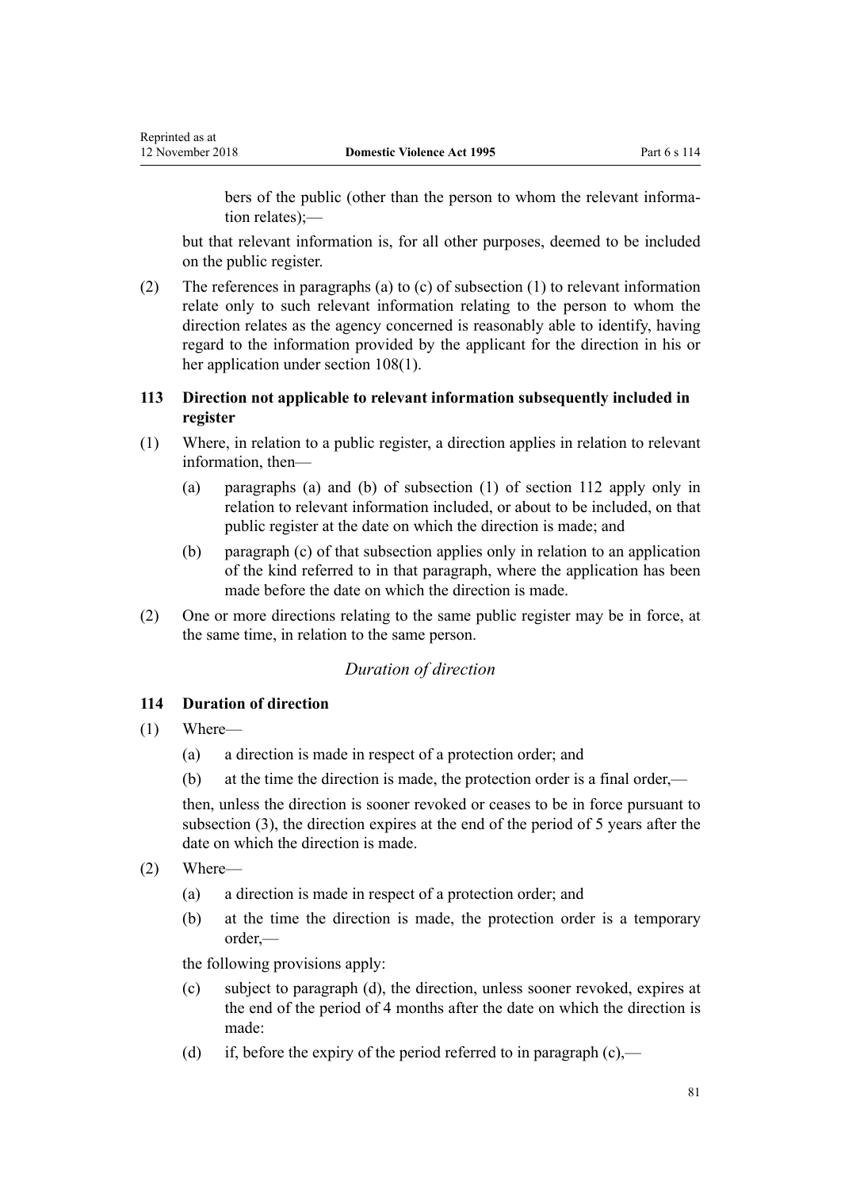bers of the public (other than the person to whom the relevant information relates);—

but that relevant information is, for all other purposes, deemed to be included on the public register.

(2) The references in paragraphs (a) to (c) of subsection (1) to relevant information relate only to such relevant information relating to the person to whom the direction relates as the agency concerned is reasonably able to identify, having regard to the information provided by the applicant for the direction in his or her application under section 108(1).

### 113 Direction not applicable to relevant information subsequently included in register

(1) Where, in relation to a public register, a direction applies in relation to relevant information, then—

- (a) paragraphs (a) and (b) of subsection (1) of section 112 apply only in relation to relevant information included, or about to be included, on that public register at the date on which the direction is made; and
- (b) paragraph (c) of that subsection applies only in relation to an application of the kind referred to in that paragraph, where the application has been made before the date on which the direction is made.

(2) One or more directions relating to the same public register may be in force, at the same time, in relation to the same person.

*Duration of direction*

### 114 Duration of direction

(1) Where—

- (a) a direction is made in respect of a protection order; and
- (b) at the time the direction is made, the protection order is a final order,—

then, unless the direction is sooner revoked or ceases to be in force pursuant to subsection (3), the direction expires at the end of the period of 5 years after the date on which the direction is made.

(2) Where—

- (a) a direction is made in respect of a protection order; and
- (b) at the time the direction is made, the protection order is a temporary order,—

the following provisions apply:

- (c) subject to paragraph (d), the direction, unless sooner revoked, expires at the end of the period of 4 months after the date on which the direction is made:
- (d) if, before the expiry of the period referred to in paragraph (c),—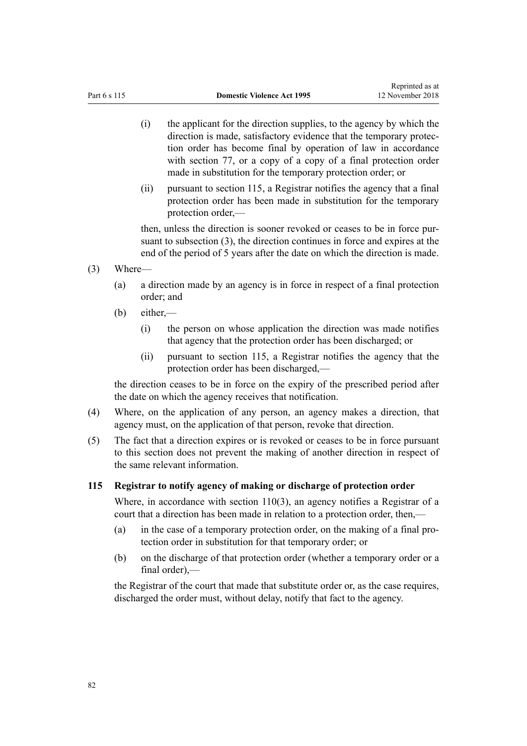(i) the applicant for the direction supplies, to the agency by which the direction is made, satisfactory evidence that the temporary protection order has become final by operation of law in accordance with section 77, or a copy of a copy of a final protection order made in substitution for the temporary protection order; or

(ii) pursuant to section 115, a Registrar notifies the agency that a final protection order has been made in substitution for the temporary protection order,—

then, unless the direction is sooner revoked or ceases to be in force pursuant to subsection (3), the direction continues in force and expires at the end of the period of 5 years after the date on which the direction is made.

(3) Where—

(a) a direction made by an agency is in force in respect of a final protection order; and

(b) either,—

(i) the person on whose application the direction was made notifies that agency that the protection order has been discharged; or

(ii) pursuant to section 115, a Registrar notifies the agency that the protection order has been discharged,—

the direction ceases to be in force on the expiry of the prescribed period after the date on which the agency receives that notification.

(4) Where, on the application of any person, an agency makes a direction, that agency must, on the application of that person, revoke that direction.

(5) The fact that a direction expires or is revoked or ceases to be in force pursuant to this section does not prevent the making of another direction in respect of the same relevant information.

### 115 Registrar to notify agency of making or discharge of protection order

Where, in accordance with section 110(3), an agency notifies a Registrar of a court that a direction has been made in relation to a protection order, then,—

(a) in the case of a temporary protection order, on the making of a final protection order in substitution for that temporary order; or

(b) on the discharge of that protection order (whether a temporary order or a final order),—

the Registrar of the court that made that substitute order or, as the case requires, discharged the order must, without delay, notify that fact to the agency.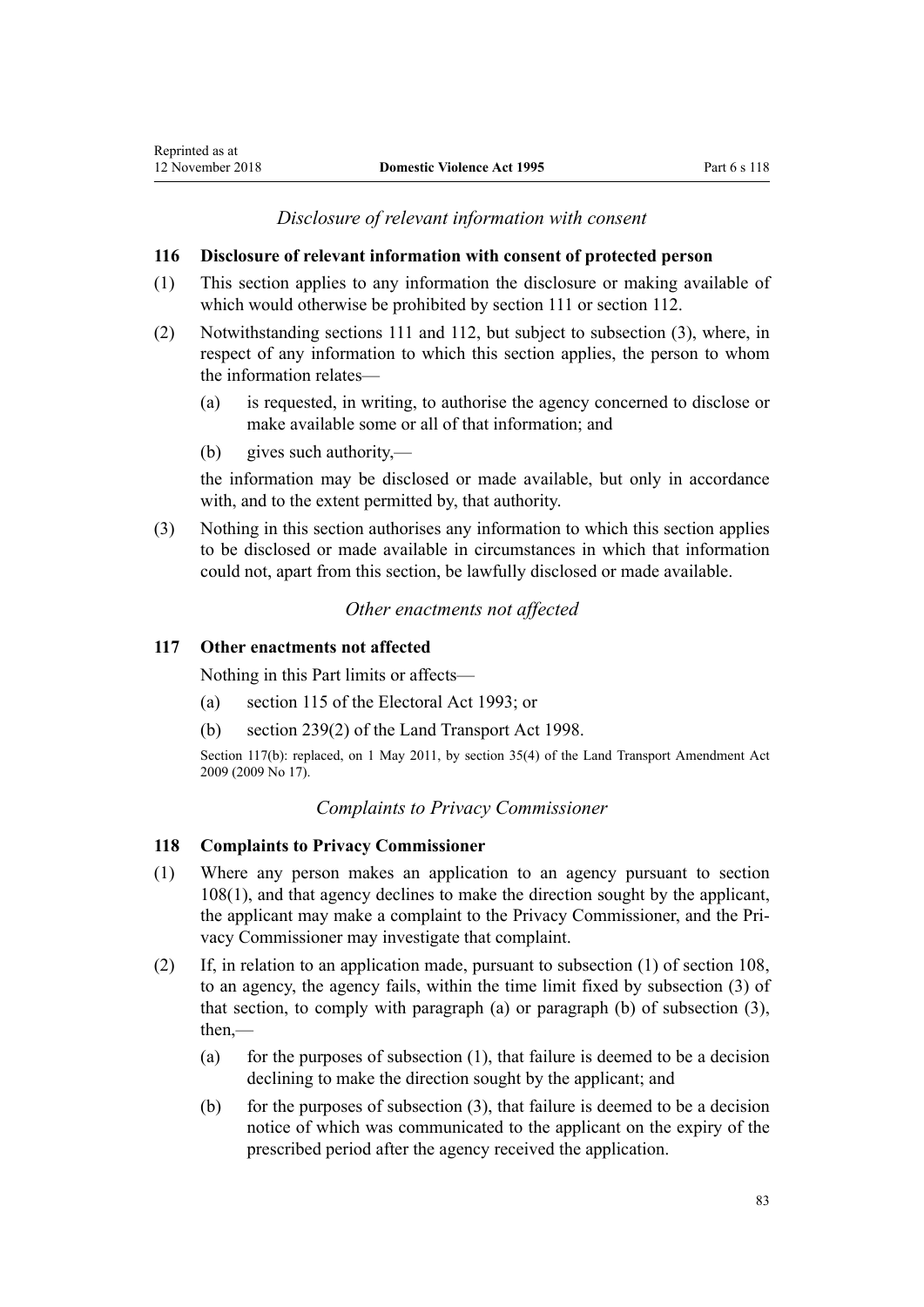*Disclosure of relevant information with consent*

### 116 Disclosure of relevant information with consent of protected person

(1) This section applies to any information the disclosure or making available of which would otherwise be prohibited by section 111 or section 112.

(2) Notwithstanding sections 111 and 112, but subject to subsection (3), where, in respect of any information to which this section applies, the person to whom the information relates—

- (a) is requested, in writing, to authorise the agency concerned to disclose or make available some or all of that information; and
- (b) gives such authority,—

the information may be disclosed or made available, but only in accordance with, and to the extent permitted by, that authority.

(3) Nothing in this section authorises any information to which this section applies to be disclosed or made available in circumstances in which that information could not, apart from this section, be lawfully disclosed or made available.

*Other enactments not affected*

### 117 Other enactments not affected

Nothing in this Part limits or affects—

- (a) section 115 of the Electoral Act 1993; or
- (b) section 239(2) of the Land Transport Act 1998.

Section 117(b): replaced, on 1 May 2011, by section 35(4) of the Land Transport Amendment Act 2009 (2009 No 17).

*Complaints to Privacy Commissioner*

### 118 Complaints to Privacy Commissioner

(1) Where any person makes an application to an agency pursuant to section 108(1), and that agency declines to make the direction sought by the applicant, the applicant may make a complaint to the Privacy Commissioner, and the Privacy Commissioner may investigate that complaint.

(2) If, in relation to an application made, pursuant to subsection (1) of section 108, to an agency, the agency fails, within the time limit fixed by subsection (3) of that section, to comply with paragraph (a) or paragraph (b) of subsection (3), then,—

- (a) for the purposes of subsection (1), that failure is deemed to be a decision declining to make the direction sought by the applicant; and
- (b) for the purposes of subsection (3), that failure is deemed to be a decision notice of which was communicated to the applicant on the expiry of the prescribed period after the agency received the application.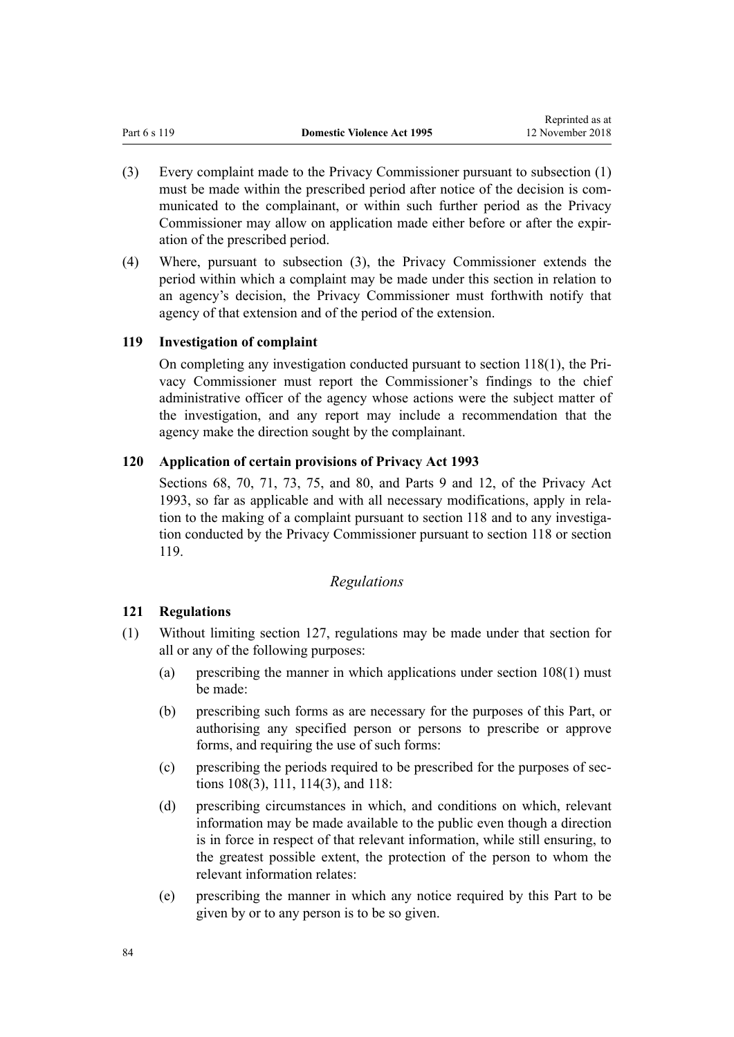(3) Every complaint made to the Privacy Commissioner pursuant to subsection (1) must be made within the prescribed period after notice of the decision is communicated to the complainant, or within such further period as the Privacy Commissioner may allow on application made either before or after the expiration of the prescribed period.

(4) Where, pursuant to subsection (3), the Privacy Commissioner extends the period within which a complaint may be made under this section in relation to an agency's decision, the Privacy Commissioner must forthwith notify that agency of that extension and of the period of the extension.

### 119 Investigation of complaint

On completing any investigation conducted pursuant to section 118(1), the Privacy Commissioner must report the Commissioner's findings to the chief administrative officer of the agency whose actions were the subject matter of the investigation, and any report may include a recommendation that the agency make the direction sought by the complainant.

### 120 Application of certain provisions of Privacy Act 1993

Sections 68, 70, 71, 73, 75, and 80, and Parts 9 and 12, of the Privacy Act 1993, so far as applicable and with all necessary modifications, apply in relation to the making of a complaint pursuant to section 118 and to any investigation conducted by the Privacy Commissioner pursuant to section 118 or section 119.

*Regulations*

### 121 Regulations

(1) Without limiting section 127, regulations may be made under that section for all or any of the following purposes:

(a) prescribing the manner in which applications under section 108(1) must be made:

(b) prescribing such forms as are necessary for the purposes of this Part, or authorising any specified person or persons to prescribe or approve forms, and requiring the use of such forms:

(c) prescribing the periods required to be prescribed for the purposes of sections 108(3), 111, 114(3), and 118:

(d) prescribing circumstances in which, and conditions on which, relevant information may be made available to the public even though a direction is in force in respect of that relevant information, while still ensuring, to the greatest possible extent, the protection of the person to whom the relevant information relates:

(e) prescribing the manner in which any notice required by this Part to be given by or to any person is to be so given.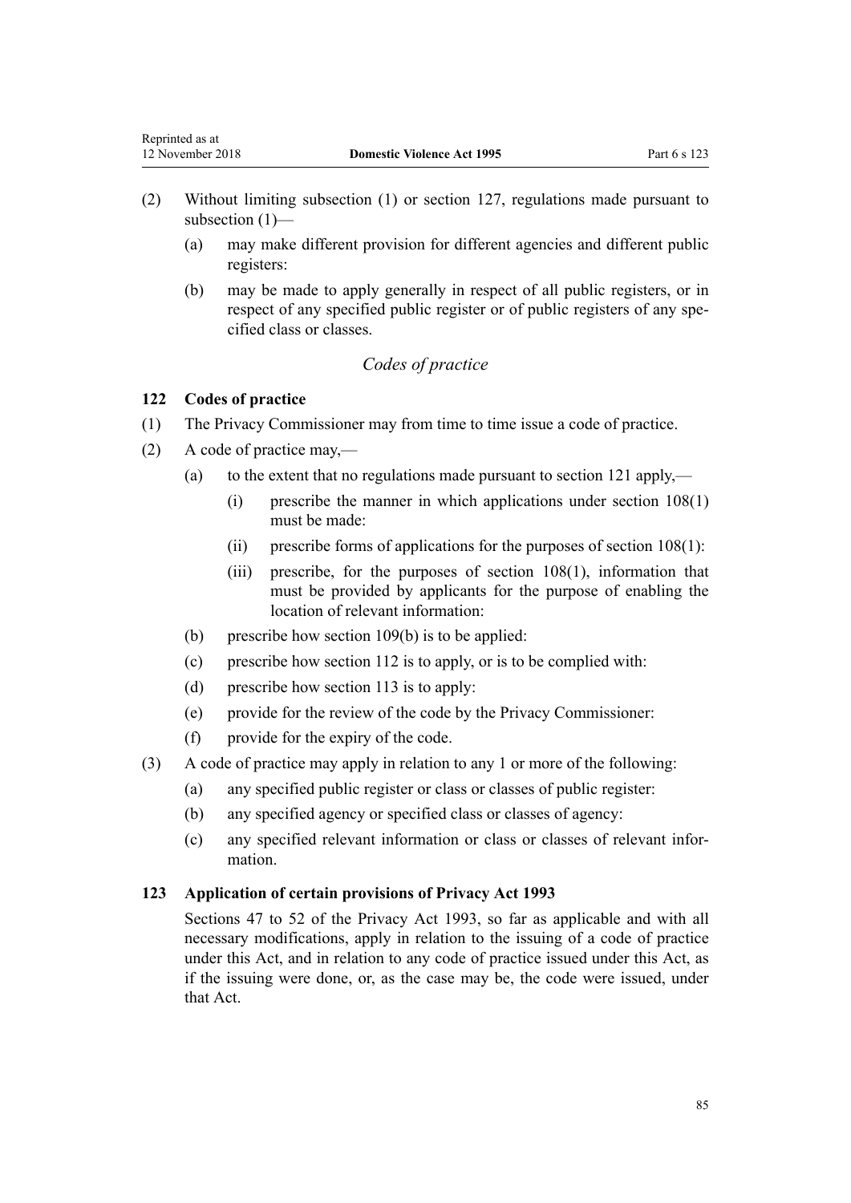(2) Without limiting subsection (1) or section 127, regulations made pursuant to subsection (1)—

(a) may make different provision for different agencies and different public registers:

(b) may be made to apply generally in respect of all public registers, or in respect of any specified public register or of public registers of any specified class or classes.

*Codes of practice*

**122 Codes of practice**

(1) The Privacy Commissioner may from time to time issue a code of practice.

(2) A code of practice may,—

(a) to the extent that no regulations made pursuant to section 121 apply,—

(i) prescribe the manner in which applications under section 108(1) must be made:

(ii) prescribe forms of applications for the purposes of section 108(1):

(iii) prescribe, for the purposes of section 108(1), information that must be provided by applicants for the purpose of enabling the location of relevant information:

(b) prescribe how section 109(b) is to be applied:

(c) prescribe how section 112 is to apply, or is to be complied with:

(d) prescribe how section 113 is to apply:

(e) provide for the review of the code by the Privacy Commissioner:

(f) provide for the expiry of the code.

(3) A code of practice may apply in relation to any 1 or more of the following:

(a) any specified public register or class or classes of public register:

(b) any specified agency or specified class or classes of agency:

(c) any specified relevant information or class or classes of relevant information.

**123 Application of certain provisions of Privacy Act 1993**

Sections 47 to 52 of the Privacy Act 1993, so far as applicable and with all necessary modifications, apply in relation to the issuing of a code of practice under this Act, and in relation to any code of practice issued under this Act, as if the issuing were done, or, as the case may be, the code were issued, under that Act.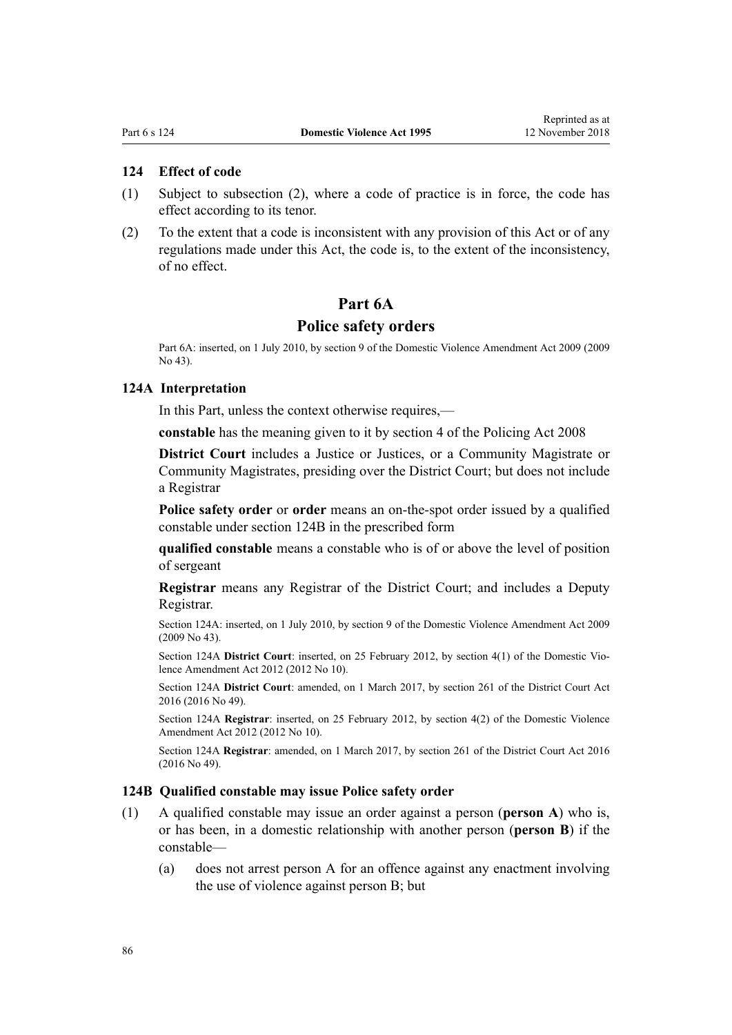### 124 Effect of code

(1) Subject to subsection (2), where a code of practice is in force, the code has effect according to its tenor.

(2) To the extent that a code is inconsistent with any provision of this Act or of any regulations made under this Act, the code is, to the extent of the inconsistency, of no effect.

## Part 6A

## Police safety orders

Part 6A: inserted, on 1 July 2010, by section 9 of the Domestic Violence Amendment Act 2009 (2009 No 43).

### 124A Interpretation

In this Part, unless the context otherwise requires,—

**constable** has the meaning given to it by section 4 of the Policing Act 2008

**District Court** includes a Justice or Justices, or a Community Magistrate or Community Magistrates, presiding over the District Court; but does not include a Registrar

**Police safety order** or **order** means an on-the-spot order issued by a qualified constable under section 124B in the prescribed form

**qualified constable** means a constable who is of or above the level of position of sergeant

**Registrar** means any Registrar of the District Court; and includes a Deputy Registrar.

Section 124A: inserted, on 1 July 2010, by section 9 of the Domestic Violence Amendment Act 2009 (2009 No 43).

Section 124A **District Court**: inserted, on 25 February 2012, by section 4(1) of the Domestic Violence Amendment Act 2012 (2012 No 10).

Section 124A **District Court**: amended, on 1 March 2017, by section 261 of the District Court Act 2016 (2016 No 49).

Section 124A **Registrar**: inserted, on 25 February 2012, by section 4(2) of the Domestic Violence Amendment Act 2012 (2012 No 10).

Section 124A **Registrar**: amended, on 1 March 2017, by section 261 of the District Court Act 2016 (2016 No 49).

### 124B Qualified constable may issue Police safety order

(1) A qualified constable may issue an order against a person (**person A**) who is, or has been, in a domestic relationship with another person (**person B**) if the constable—

(a) does not arrest person A for an offence against any enactment involving the use of violence against person B; but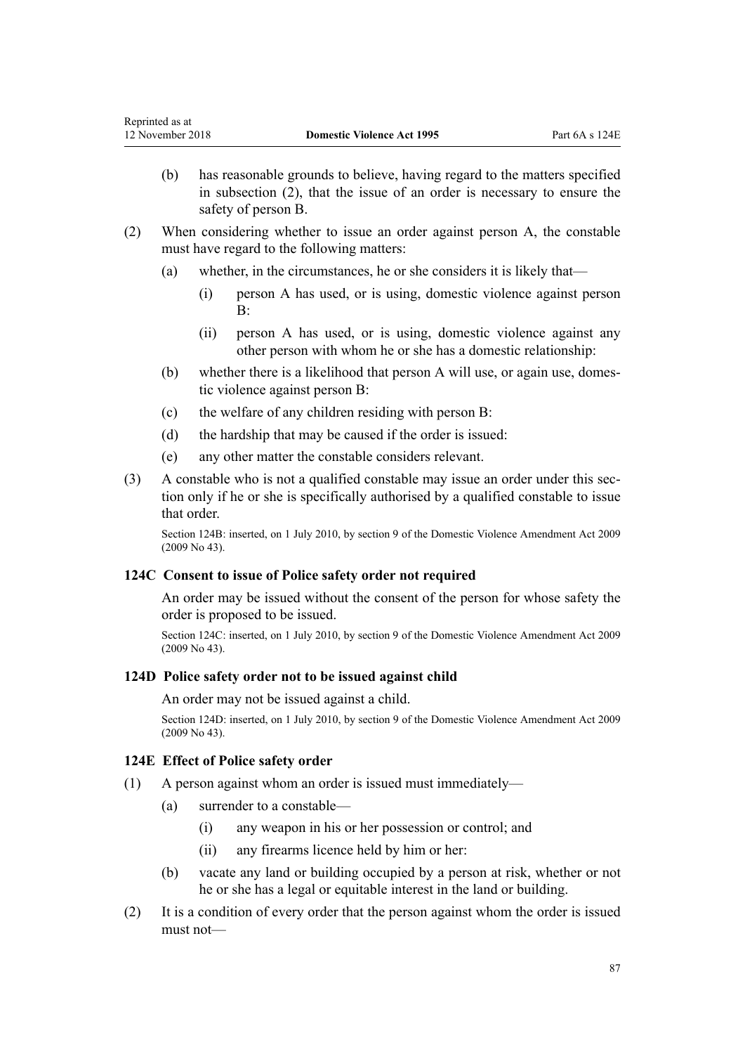(b) has reasonable grounds to believe, having regard to the matters specified in subsection (2), that the issue of an order is necessary to ensure the safety of person B.

(2) When considering whether to issue an order against person A, the constable must have regard to the following matters:

(a) whether, in the circumstances, he or she considers it is likely that—

(i) person A has used, or is using, domestic violence against person B:

(ii) person A has used, or is using, domestic violence against any other person with whom he or she has a domestic relationship:

(b) whether there is a likelihood that person A will use, or again use, domestic violence against person B:

(c) the welfare of any children residing with person B:

(d) the hardship that may be caused if the order is issued:

(e) any other matter the constable considers relevant.

(3) A constable who is not a qualified constable may issue an order under this section only if he or she is specifically authorised by a qualified constable to issue that order.

Section 124B: inserted, on 1 July 2010, by section 9 of the Domestic Violence Amendment Act 2009 (2009 No 43).

### 124C Consent to issue of Police safety order not required

An order may be issued without the consent of the person for whose safety the order is proposed to be issued.

Section 124C: inserted, on 1 July 2010, by section 9 of the Domestic Violence Amendment Act 2009 (2009 No 43).

### 124D Police safety order not to be issued against child

An order may not be issued against a child.

Section 124D: inserted, on 1 July 2010, by section 9 of the Domestic Violence Amendment Act 2009 (2009 No 43).

### 124E Effect of Police safety order

(1) A person against whom an order is issued must immediately—

(a) surrender to a constable—

(i) any weapon in his or her possession or control; and

(ii) any firearms licence held by him or her:

(b) vacate any land or building occupied by a person at risk, whether or not he or she has a legal or equitable interest in the land or building.

(2) It is a condition of every order that the person against whom the order is issued must not—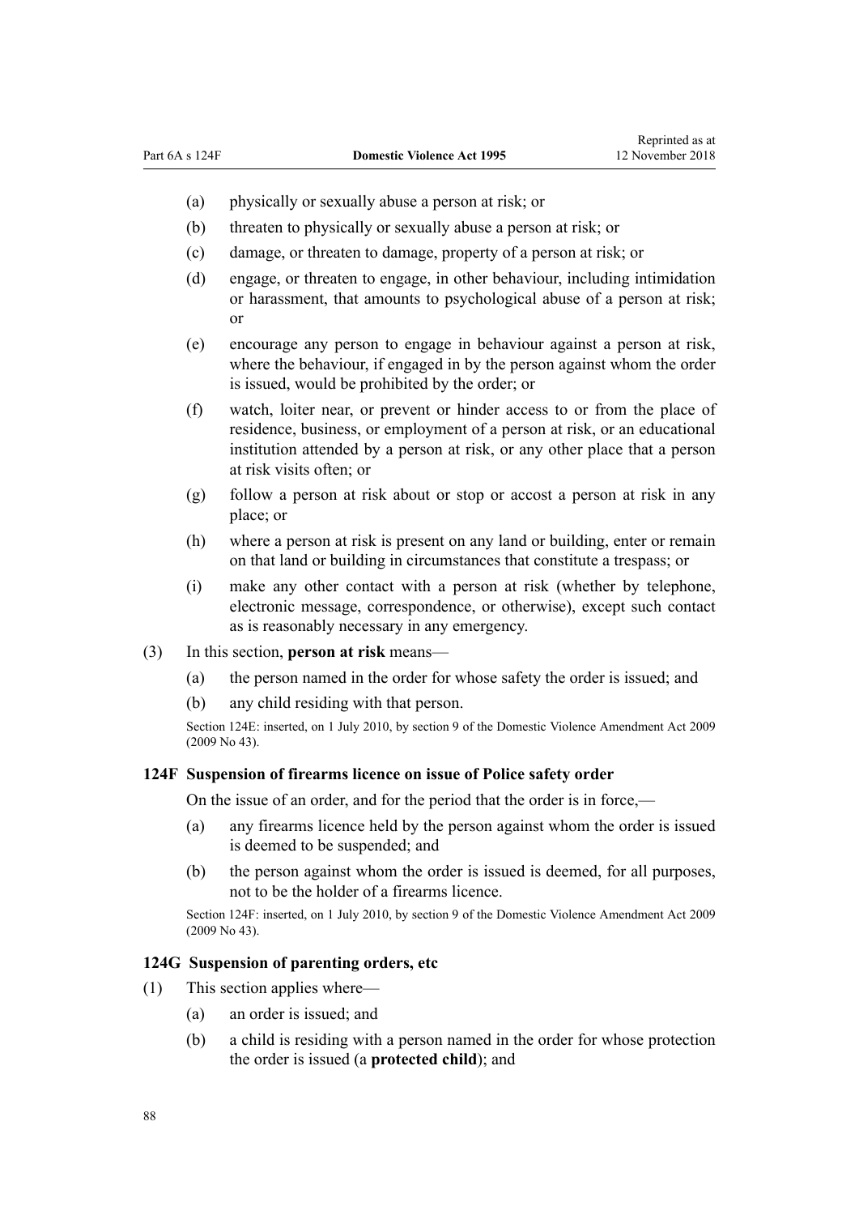(a) physically or sexually abuse a person at risk; or

(b) threaten to physically or sexually abuse a person at risk; or

(c) damage, or threaten to damage, property of a person at risk; or

(d) engage, or threaten to engage, in other behaviour, including intimidation or harassment, that amounts to psychological abuse of a person at risk; or

(e) encourage any person to engage in behaviour against a person at risk, where the behaviour, if engaged in by the person against whom the order is issued, would be prohibited by the order; or

(f) watch, loiter near, or prevent or hinder access to or from the place of residence, business, or employment of a person at risk, or an educational institution attended by a person at risk, or any other place that a person at risk visits often; or

(g) follow a person at risk about or stop or accost a person at risk in any place; or

(h) where a person at risk is present on any land or building, enter or remain on that land or building in circumstances that constitute a trespass; or

(i) make any other contact with a person at risk (whether by telephone, electronic message, correspondence, or otherwise), except such contact as is reasonably necessary in any emergency.

(3) In this section, **person at risk** means—

(a) the person named in the order for whose safety the order is issued; and

(b) any child residing with that person.

Section 124E: inserted, on 1 July 2010, by section 9 of the Domestic Violence Amendment Act 2009 (2009 No 43).

### 124F Suspension of firearms licence on issue of Police safety order

On the issue of an order, and for the period that the order is in force,—

(a) any firearms licence held by the person against whom the order is issued is deemed to be suspended; and

(b) the person against whom the order is issued is deemed, for all purposes, not to be the holder of a firearms licence.

Section 124F: inserted, on 1 July 2010, by section 9 of the Domestic Violence Amendment Act 2009 (2009 No 43).

### 124G Suspension of parenting orders, etc

(1) This section applies where—

(a) an order is issued; and

(b) a child is residing with a person named in the order for whose protection the order is issued (a **protected child**); and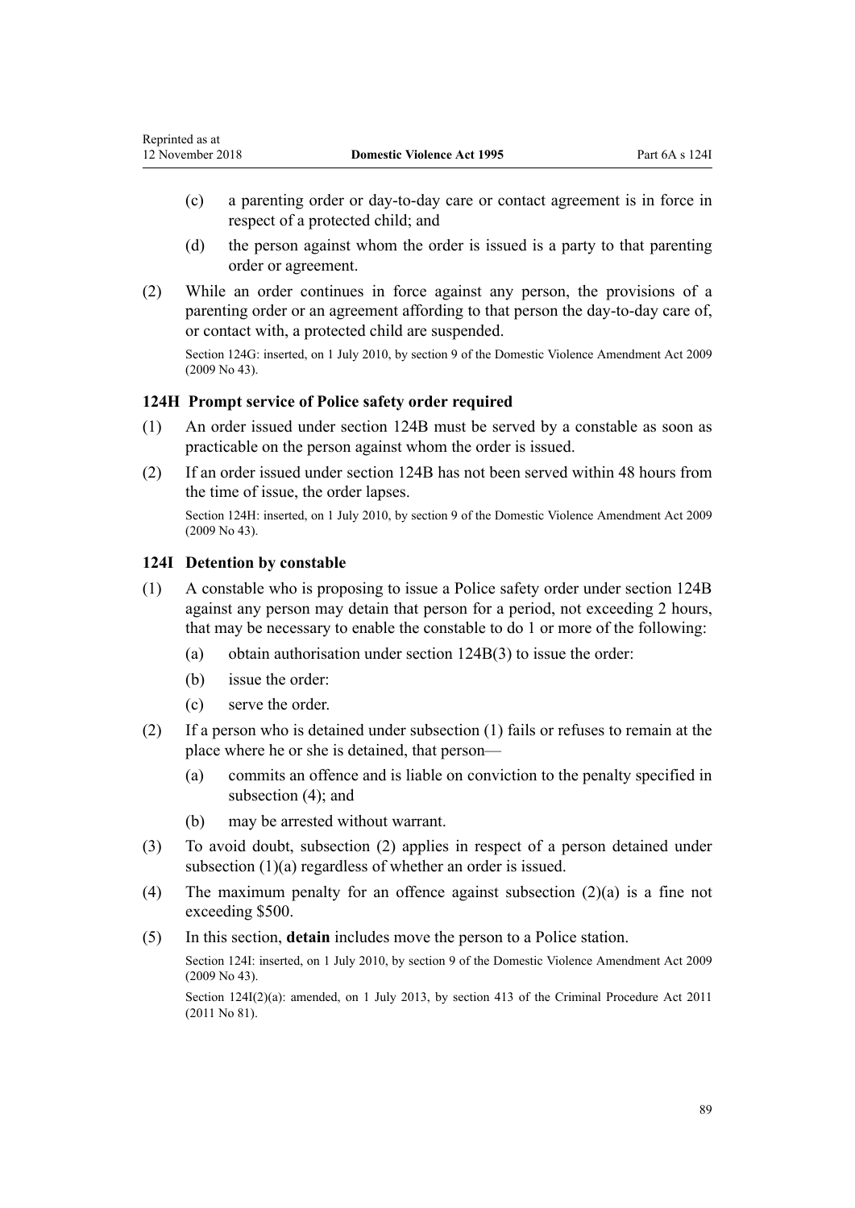(c) a parenting order or day-to-day care or contact agreement is in force in respect of a protected child; and

(d) the person against whom the order is issued is a party to that parenting order or agreement.

(2) While an order continues in force against any person, the provisions of a parenting order or an agreement affording to that person the day-to-day care of, or contact with, a protected child are suspended.

Section 124G: inserted, on 1 July 2010, by section 9 of the Domestic Violence Amendment Act 2009 (2009 No 43).

### 124H Prompt service of Police safety order required

(1) An order issued under section 124B must be served by a constable as soon as practicable on the person against whom the order is issued.

(2) If an order issued under section 124B has not been served within 48 hours from the time of issue, the order lapses.

Section 124H: inserted, on 1 July 2010, by section 9 of the Domestic Violence Amendment Act 2009 (2009 No 43).

### 124I Detention by constable

(1) A constable who is proposing to issue a Police safety order under section 124B against any person may detain that person for a period, not exceeding 2 hours, that may be necessary to enable the constable to do 1 or more of the following:

(a) obtain authorisation under section 124B(3) to issue the order:

(b) issue the order:

(c) serve the order.

(2) If a person who is detained under subsection (1) fails or refuses to remain at the place where he or she is detained, that person—

(a) commits an offence and is liable on conviction to the penalty specified in subsection (4); and

(b) may be arrested without warrant.

(3) To avoid doubt, subsection (2) applies in respect of a person detained under subsection (1)(a) regardless of whether an order is issued.

(4) The maximum penalty for an offence against subsection (2)(a) is a fine not exceeding $500.

(5) In this section, **detain** includes move the person to a Police station.

Section 124I: inserted, on 1 July 2010, by section 9 of the Domestic Violence Amendment Act 2009 (2009 No 43).

Section 124I(2)(a): amended, on 1 July 2013, by section 413 of the Criminal Procedure Act 2011 (2011 No 81).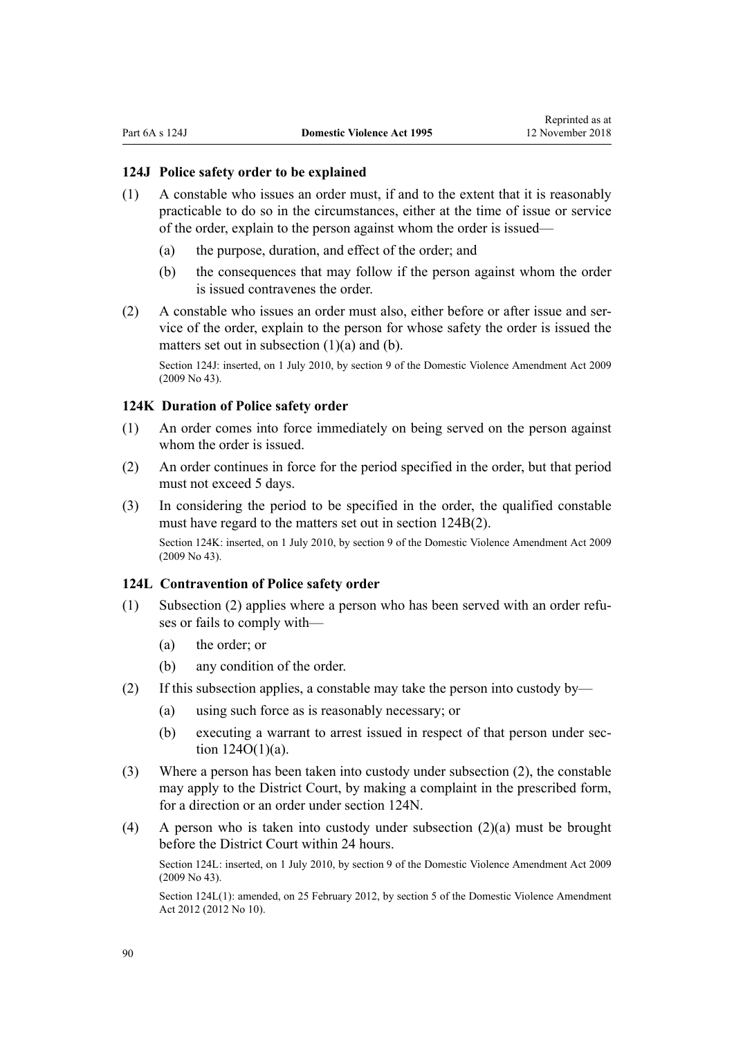### 124J Police safety order to be explained

(1) A constable who issues an order must, if and to the extent that it is reasonably practicable to do so in the circumstances, either at the time of issue or service of the order, explain to the person against whom the order is issued—

  (a) the purpose, duration, and effect of the order; and

  (b) the consequences that may follow if the person against whom the order is issued contravenes the order.

(2) A constable who issues an order must also, either before or after issue and service of the order, explain to the person for whose safety the order is issued the matters set out in subsection (1)(a) and (b).

Section 124J: inserted, on 1 July 2010, by section 9 of the Domestic Violence Amendment Act 2009 (2009 No 43).

### 124K Duration of Police safety order

(1) An order comes into force immediately on being served on the person against whom the order is issued.

(2) An order continues in force for the period specified in the order, but that period must not exceed 5 days.

(3) In considering the period to be specified in the order, the qualified constable must have regard to the matters set out in section 124B(2).

Section 124K: inserted, on 1 July 2010, by section 9 of the Domestic Violence Amendment Act 2009 (2009 No 43).

### 124L Contravention of Police safety order

(1) Subsection (2) applies where a person who has been served with an order refuses or fails to comply with—

  (a) the order; or

  (b) any condition of the order.

(2) If this subsection applies, a constable may take the person into custody by—

  (a) using such force as is reasonably necessary; or

  (b) executing a warrant to arrest issued in respect of that person under section 124O(1)(a).

(3) Where a person has been taken into custody under subsection (2), the constable may apply to the District Court, by making a complaint in the prescribed form, for a direction or an order under section 124N.

(4) A person who is taken into custody under subsection (2)(a) must be brought before the District Court within 24 hours.

Section 124L: inserted, on 1 July 2010, by section 9 of the Domestic Violence Amendment Act 2009 (2009 No 43).

Section 124L(1): amended, on 25 February 2012, by section 5 of the Domestic Violence Amendment Act 2012 (2012 No 10).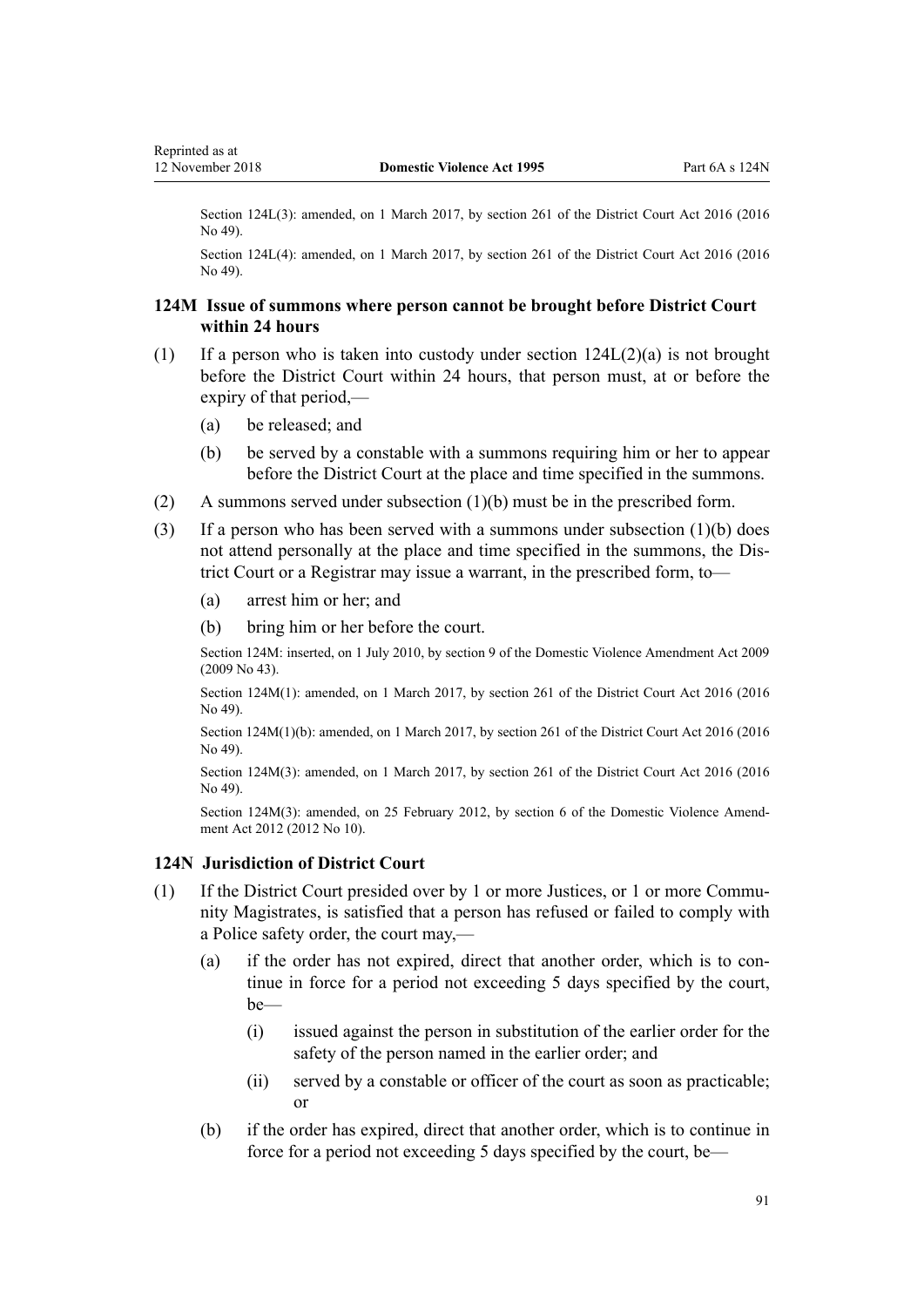Section 124L(3): amended, on 1 March 2017, by section 261 of the District Court Act 2016 (2016 No 49).

Section 124L(4): amended, on 1 March 2017, by section 261 of the District Court Act 2016 (2016 No 49).

### 124M Issue of summons where person cannot be brought before District Court within 24 hours

(1) If a person who is taken into custody under section 124L(2)(a) is not brought before the District Court within 24 hours, that person must, at or before the expiry of that period,—

  (a) be released; and

  (b) be served by a constable with a summons requiring him or her to appear before the District Court at the place and time specified in the summons.

(2) A summons served under subsection (1)(b) must be in the prescribed form.

(3) If a person who has been served with a summons under subsection (1)(b) does not attend personally at the place and time specified in the summons, the District Court or a Registrar may issue a warrant, in the prescribed form, to—

  (a) arrest him or her; and

  (b) bring him or her before the court.

Section 124M: inserted, on 1 July 2010, by section 9 of the Domestic Violence Amendment Act 2009 (2009 No 43).

Section 124M(1): amended, on 1 March 2017, by section 261 of the District Court Act 2016 (2016 No 49).

Section 124M(1)(b): amended, on 1 March 2017, by section 261 of the District Court Act 2016 (2016 No 49).

Section 124M(3): amended, on 1 March 2017, by section 261 of the District Court Act 2016 (2016 No 49).

Section 124M(3): amended, on 25 February 2012, by section 6 of the Domestic Violence Amendment Act 2012 (2012 No 10).

### 124N Jurisdiction of District Court

(1) If the District Court presided over by 1 or more Justices, or 1 or more Community Magistrates, is satisfied that a person has refused or failed to comply with a Police safety order, the court may,—

  (a) if the order has not expired, direct that another order, which is to continue in force for a period not exceeding 5 days specified by the court, be—

    (i) issued against the person in substitution of the earlier order for the safety of the person named in the earlier order; and

    (ii) served by a constable or officer of the court as soon as practicable; or

  (b) if the order has expired, direct that another order, which is to continue in force for a period not exceeding 5 days specified by the court, be—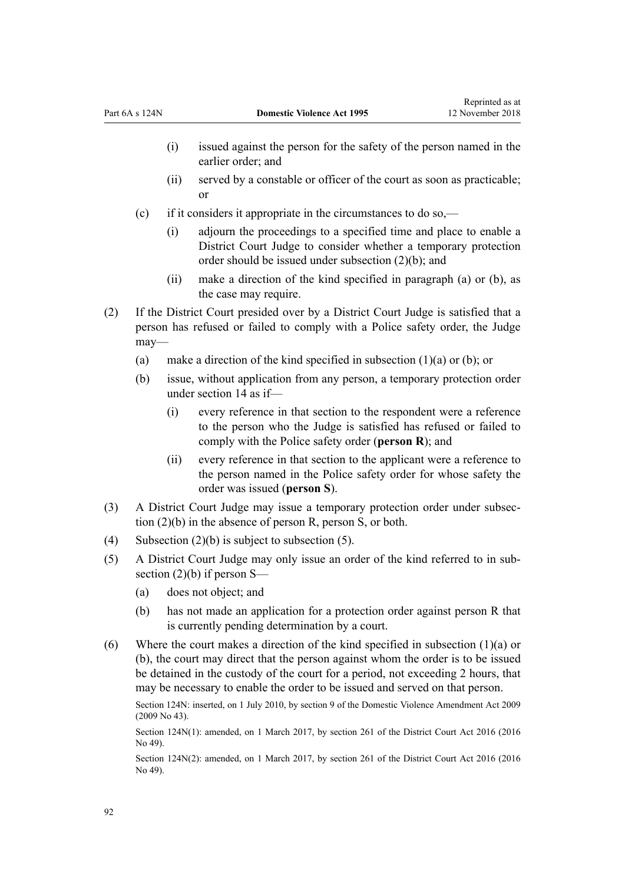- (i) issued against the person for the safety of the person named in the earlier order; and
- (ii) served by a constable or officer of the court as soon as practicable; or

(c) if it considers it appropriate in the circumstances to do so,—

- (i) adjourn the proceedings to a specified time and place to enable a District Court Judge to consider whether a temporary protection order should be issued under subsection (2)(b); and
- (ii) make a direction of the kind specified in paragraph (a) or (b), as the case may require.

(2) If the District Court presided over by a District Court Judge is satisfied that a person has refused or failed to comply with a Police safety order, the Judge may—

- (a) make a direction of the kind specified in subsection (1)(a) or (b); or
- (b) issue, without application from any person, a temporary protection order under section 14 as if—
  - (i) every reference in that section to the respondent were a reference to the person who the Judge is satisfied has refused or failed to comply with the Police safety order (**person R**); and
  - (ii) every reference in that section to the applicant were a reference to the person named in the Police safety order for whose safety the order was issued (**person S**).

(3) A District Court Judge may issue a temporary protection order under subsection (2)(b) in the absence of person R, person S, or both.

(4) Subsection (2)(b) is subject to subsection (5).

(5) A District Court Judge may only issue an order of the kind referred to in subsection (2)(b) if person S—

- (a) does not object; and
- (b) has not made an application for a protection order against person R that is currently pending determination by a court.

(6) Where the court makes a direction of the kind specified in subsection (1)(a) or (b), the court may direct that the person against whom the order is to be issued be detained in the custody of the court for a period, not exceeding 2 hours, that may be necessary to enable the order to be issued and served on that person.

Section 124N: inserted, on 1 July 2010, by section 9 of the Domestic Violence Amendment Act 2009 (2009 No 43).

Section 124N(1): amended, on 1 March 2017, by section 261 of the District Court Act 2016 (2016 No 49).

Section 124N(2): amended, on 1 March 2017, by section 261 of the District Court Act 2016 (2016 No 49).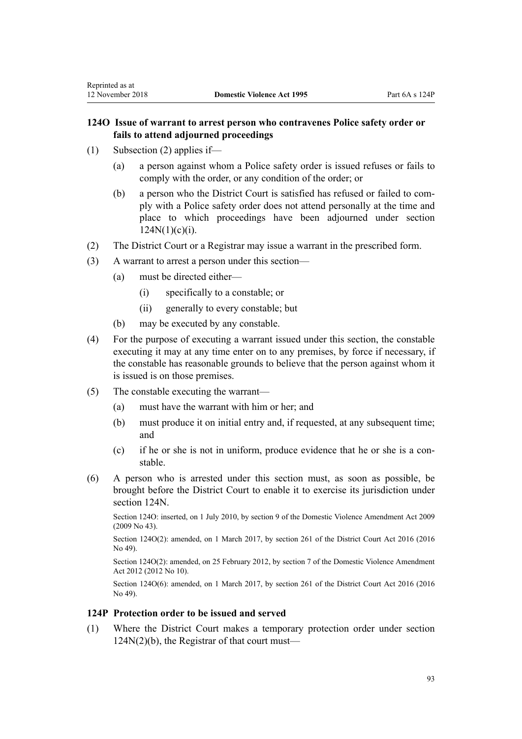## 124O Issue of warrant to arrest person who contravenes Police safety order or fails to attend adjourned proceedings

(1) Subsection (2) applies if—

  (a) a person against whom a Police safety order is issued refuses or fails to comply with the order, or any condition of the order; or

  (b) a person who the District Court is satisfied has refused or failed to comply with a Police safety order does not attend personally at the time and place to which proceedings have been adjourned under section 124N(1)(c)(i).

(2) The District Court or a Registrar may issue a warrant in the prescribed form.

(3) A warrant to arrest a person under this section—

  (a) must be directed either—

    (i) specifically to a constable; or

    (ii) generally to every constable; but

  (b) may be executed by any constable.

(4) For the purpose of executing a warrant issued under this section, the constable executing it may at any time enter on to any premises, by force if necessary, if the constable has reasonable grounds to believe that the person against whom it is issued is on those premises.

(5) The constable executing the warrant—

  (a) must have the warrant with him or her; and

  (b) must produce it on initial entry and, if requested, at any subsequent time; and

  (c) if he or she is not in uniform, produce evidence that he or she is a constable.

(6) A person who is arrested under this section must, as soon as possible, be brought before the District Court to enable it to exercise its jurisdiction under section 124N.

Section 124O: inserted, on 1 July 2010, by section 9 of the Domestic Violence Amendment Act 2009 (2009 No 43).

Section 124O(2): amended, on 1 March 2017, by section 261 of the District Court Act 2016 (2016 No 49).

Section 124O(2): amended, on 25 February 2012, by section 7 of the Domestic Violence Amendment Act 2012 (2012 No 10).

Section 124O(6): amended, on 1 March 2017, by section 261 of the District Court Act 2016 (2016 No 49).

## 124P Protection order to be issued and served

(1) Where the District Court makes a temporary protection order under section 124N(2)(b), the Registrar of that court must—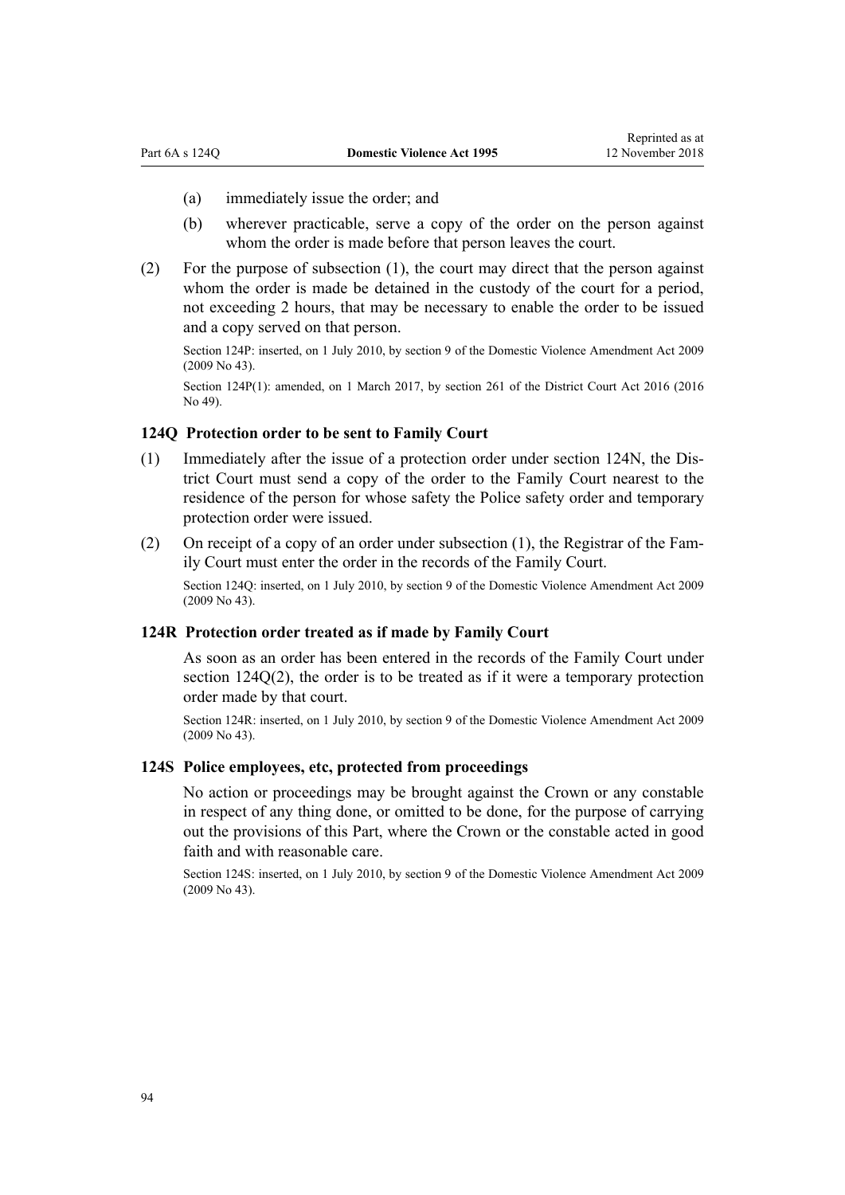(a) immediately issue the order; and

(b) wherever practicable, serve a copy of the order on the person against whom the order is made before that person leaves the court.

(2) For the purpose of subsection (1), the court may direct that the person against whom the order is made be detained in the custody of the court for a period, not exceeding 2 hours, that may be necessary to enable the order to be issued and a copy served on that person.

Section 124P: inserted, on 1 July 2010, by section 9 of the Domestic Violence Amendment Act 2009 (2009 No 43).

Section 124P(1): amended, on 1 March 2017, by section 261 of the District Court Act 2016 (2016 No 49).

### 124Q Protection order to be sent to Family Court

(1) Immediately after the issue of a protection order under section 124N, the District Court must send a copy of the order to the Family Court nearest to the residence of the person for whose safety the Police safety order and temporary protection order were issued.

(2) On receipt of a copy of an order under subsection (1), the Registrar of the Family Court must enter the order in the records of the Family Court.

Section 124Q: inserted, on 1 July 2010, by section 9 of the Domestic Violence Amendment Act 2009 (2009 No 43).

### 124R Protection order treated as if made by Family Court

As soon as an order has been entered in the records of the Family Court under section 124Q(2), the order is to be treated as if it were a temporary protection order made by that court.

Section 124R: inserted, on 1 July 2010, by section 9 of the Domestic Violence Amendment Act 2009 (2009 No 43).

### 124S Police employees, etc, protected from proceedings

No action or proceedings may be brought against the Crown or any constable in respect of any thing done, or omitted to be done, for the purpose of carrying out the provisions of this Part, where the Crown or the constable acted in good faith and with reasonable care.

Section 124S: inserted, on 1 July 2010, by section 9 of the Domestic Violence Amendment Act 2009 (2009 No 43).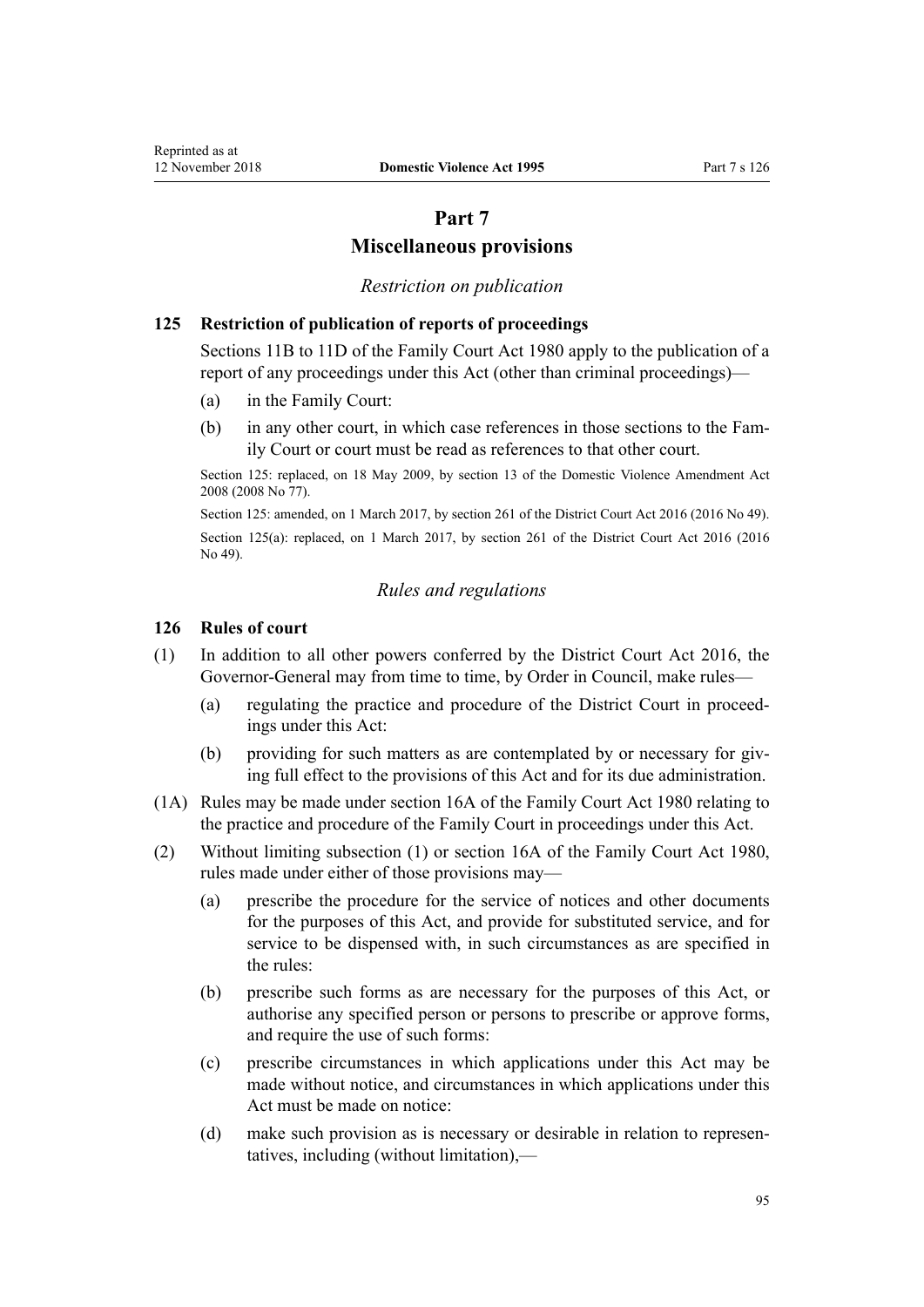# Part 7
# Miscellaneous provisions

*Restriction on publication*

### 125 Restriction of publication of reports of proceedings

Sections 11B to 11D of the Family Court Act 1980 apply to the publication of a report of any proceedings under this Act (other than criminal proceedings)—

- (a) in the Family Court:
- (b) in any other court, in which case references in those sections to the Family Court or court must be read as references to that other court.

Section 125: replaced, on 18 May 2009, by section 13 of the Domestic Violence Amendment Act 2008 (2008 No 77).

Section 125: amended, on 1 March 2017, by section 261 of the District Court Act 2016 (2016 No 49).

Section 125(a): replaced, on 1 March 2017, by section 261 of the District Court Act 2016 (2016 No 49).

*Rules and regulations*

### 126 Rules of court

(1) In addition to all other powers conferred by the District Court Act 2016, the Governor-General may from time to time, by Order in Council, make rules—

- (a) regulating the practice and procedure of the District Court in proceedings under this Act:
- (b) providing for such matters as are contemplated by or necessary for giving full effect to the provisions of this Act and for its due administration.

(1A) Rules may be made under section 16A of the Family Court Act 1980 relating to the practice and procedure of the Family Court in proceedings under this Act.

(2) Without limiting subsection (1) or section 16A of the Family Court Act 1980, rules made under either of those provisions may—

- (a) prescribe the procedure for the service of notices and other documents for the purposes of this Act, and provide for substituted service, and for service to be dispensed with, in such circumstances as are specified in the rules:
- (b) prescribe such forms as are necessary for the purposes of this Act, or authorise any specified person or persons to prescribe or approve forms, and require the use of such forms:
- (c) prescribe circumstances in which applications under this Act may be made without notice, and circumstances in which applications under this Act must be made on notice:
- (d) make such provision as is necessary or desirable in relation to representatives, including (without limitation),—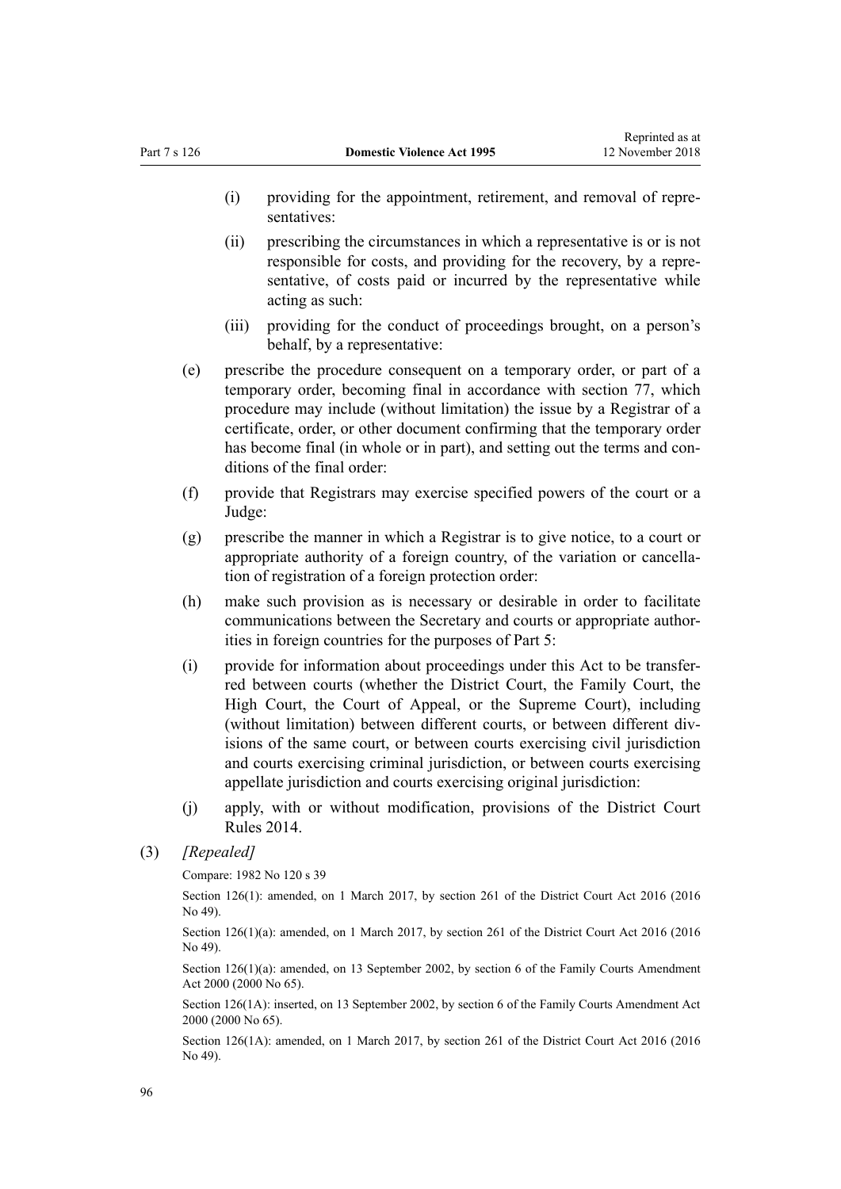(i) providing for the appointment, retirement, and removal of representatives:

(ii) prescribing the circumstances in which a representative is or is not responsible for costs, and providing for the recovery, by a representative, of costs paid or incurred by the representative while acting as such:

(iii) providing for the conduct of proceedings brought, on a person's behalf, by a representative:

(e) prescribe the procedure consequent on a temporary order, or part of a temporary order, becoming final in accordance with section 77, which procedure may include (without limitation) the issue by a Registrar of a certificate, order, or other document confirming that the temporary order has become final (in whole or in part), and setting out the terms and conditions of the final order:

(f) provide that Registrars may exercise specified powers of the court or a Judge:

(g) prescribe the manner in which a Registrar is to give notice, to a court or appropriate authority of a foreign country, of the variation or cancellation of registration of a foreign protection order:

(h) make such provision as is necessary or desirable in order to facilitate communications between the Secretary and courts or appropriate authorities in foreign countries for the purposes of Part 5:

(i) provide for information about proceedings under this Act to be transferred between courts (whether the District Court, the Family Court, the High Court, the Court of Appeal, or the Supreme Court), including (without limitation) between different courts, or between different divisions of the same court, or between courts exercising civil jurisdiction and courts exercising criminal jurisdiction, or between courts exercising appellate jurisdiction and courts exercising original jurisdiction:

(j) apply, with or without modification, provisions of the District Court Rules 2014.

(3) *[Repealed]*

Compare: 1982 No 120 s 39

Section 126(1): amended, on 1 March 2017, by section 261 of the District Court Act 2016 (2016 No 49).

Section 126(1)(a): amended, on 1 March 2017, by section 261 of the District Court Act 2016 (2016 No 49).

Section 126(1)(a): amended, on 13 September 2002, by section 6 of the Family Courts Amendment Act 2000 (2000 No 65).

Section 126(1A): inserted, on 13 September 2002, by section 6 of the Family Courts Amendment Act 2000 (2000 No 65).

Section 126(1A): amended, on 1 March 2017, by section 261 of the District Court Act 2016 (2016 No 49).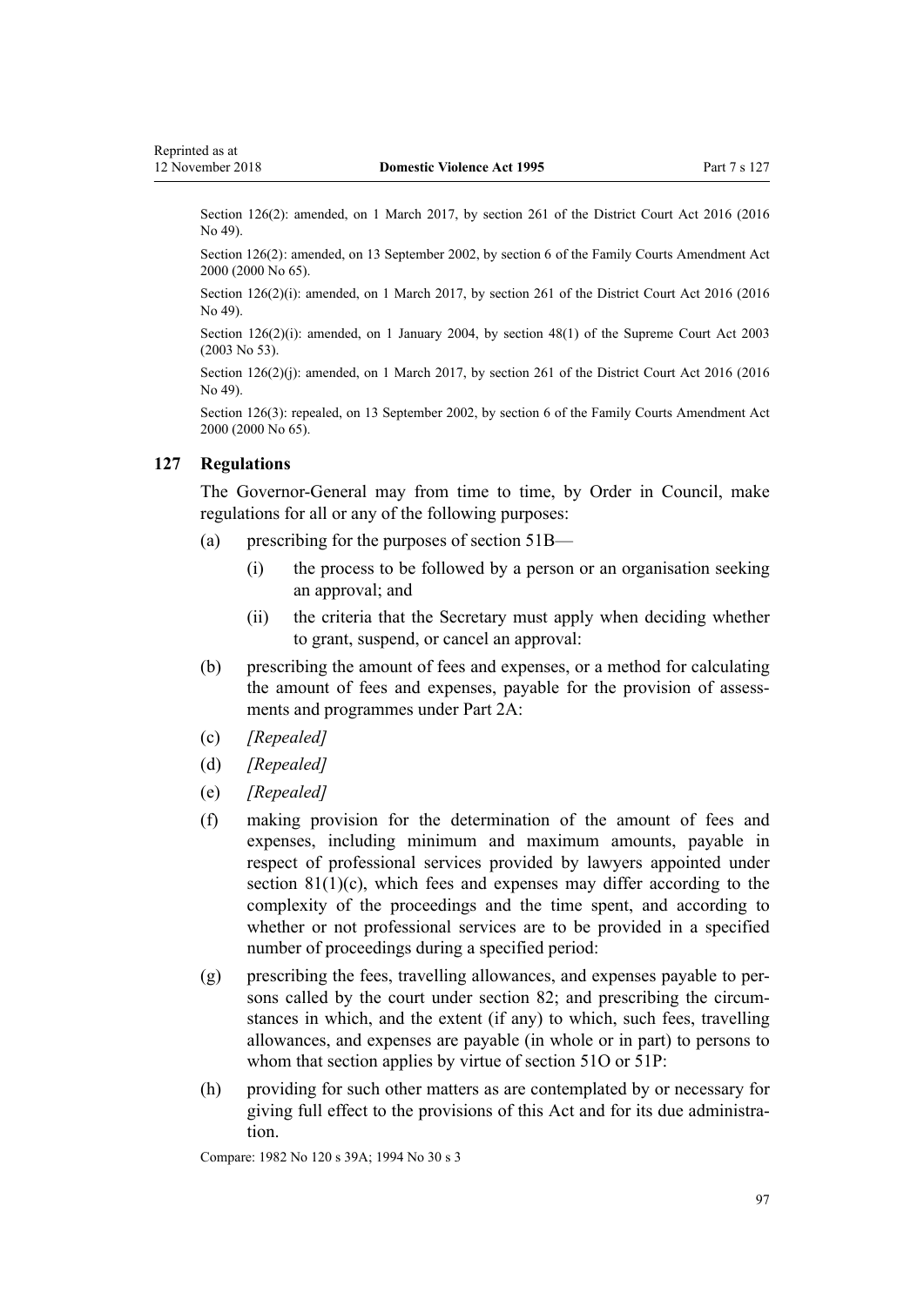Section 126(2): amended, on 1 March 2017, by section 261 of the District Court Act 2016 (2016 No 49).

Section 126(2): amended, on 13 September 2002, by section 6 of the Family Courts Amendment Act 2000 (2000 No 65).

Section 126(2)(i): amended, on 1 March 2017, by section 261 of the District Court Act 2016 (2016 No 49).

Section 126(2)(i): amended, on 1 January 2004, by section 48(1) of the Supreme Court Act 2003 (2003 No 53).

Section 126(2)(j): amended, on 1 March 2017, by section 261 of the District Court Act 2016 (2016 No 49).

Section 126(3): repealed, on 13 September 2002, by section 6 of the Family Courts Amendment Act 2000 (2000 No 65).

### 127 Regulations

The Governor-General may from time to time, by Order in Council, make regulations for all or any of the following purposes:

(a) prescribing for the purposes of section 51B—

  (i) the process to be followed by a person or an organisation seeking an approval; and

  (ii) the criteria that the Secretary must apply when deciding whether to grant, suspend, or cancel an approval:

(b) prescribing the amount of fees and expenses, or a method for calculating the amount of fees and expenses, payable for the provision of assessments and programmes under Part 2A:

(c) *[Repealed]*

(d) *[Repealed]*

(e) *[Repealed]*

(f) making provision for the determination of the amount of fees and expenses, including minimum and maximum amounts, payable in respect of professional services provided by lawyers appointed under section 81(1)(c), which fees and expenses may differ according to the complexity of the proceedings and the time spent, and according to whether or not professional services are to be provided in a specified number of proceedings during a specified period:

(g) prescribing the fees, travelling allowances, and expenses payable to persons called by the court under section 82; and prescribing the circumstances in which, and the extent (if any) to which, such fees, travelling allowances, and expenses are payable (in whole or in part) to persons to whom that section applies by virtue of section 51O or 51P:

(h) providing for such other matters as are contemplated by or necessary for giving full effect to the provisions of this Act and for its due administration.

Compare: 1982 No 120 s 39A; 1994 No 30 s 3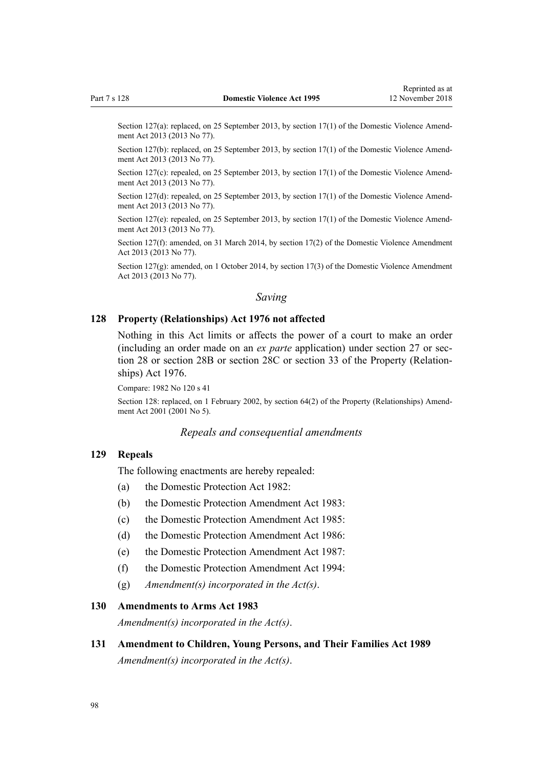Section 127(a): replaced, on 25 September 2013, by section 17(1) of the Domestic Violence Amendment Act 2013 (2013 No 77).

Section 127(b): replaced, on 25 September 2013, by section 17(1) of the Domestic Violence Amendment Act 2013 (2013 No 77).

Section 127(c): repealed, on 25 September 2013, by section 17(1) of the Domestic Violence Amendment Act 2013 (2013 No 77).

Section 127(d): repealed, on 25 September 2013, by section 17(1) of the Domestic Violence Amendment Act 2013 (2013 No 77).

Section 127(e): repealed, on 25 September 2013, by section 17(1) of the Domestic Violence Amendment Act 2013 (2013 No 77).

Section 127(f): amended, on 31 March 2014, by section 17(2) of the Domestic Violence Amendment Act 2013 (2013 No 77).

Section 127(g): amended, on 1 October 2014, by section 17(3) of the Domestic Violence Amendment Act 2013 (2013 No 77).

*Saving*

### 128 Property (Relationships) Act 1976 not affected

Nothing in this Act limits or affects the power of a court to make an order (including an order made on an *ex parte* application) under section 27 or section 28 or section 28B or section 28C or section 33 of the Property (Relationships) Act 1976.

Compare: 1982 No 120 s 41

Section 128: replaced, on 1 February 2002, by section 64(2) of the Property (Relationships) Amendment Act 2001 (2001 No 5).

*Repeals and consequential amendments*

### 129 Repeals

The following enactments are hereby repealed:

(a) the Domestic Protection Act 1982:

(b) the Domestic Protection Amendment Act 1983:

(c) the Domestic Protection Amendment Act 1985:

(d) the Domestic Protection Amendment Act 1986:

(e) the Domestic Protection Amendment Act 1987:

(f) the Domestic Protection Amendment Act 1994:

(g) *Amendment(s) incorporated in the Act(s)*.

### 130 Amendments to Arms Act 1983

*Amendment(s) incorporated in the Act(s)*.

### 131 Amendment to Children, Young Persons, and Their Families Act 1989

*Amendment(s) incorporated in the Act(s)*.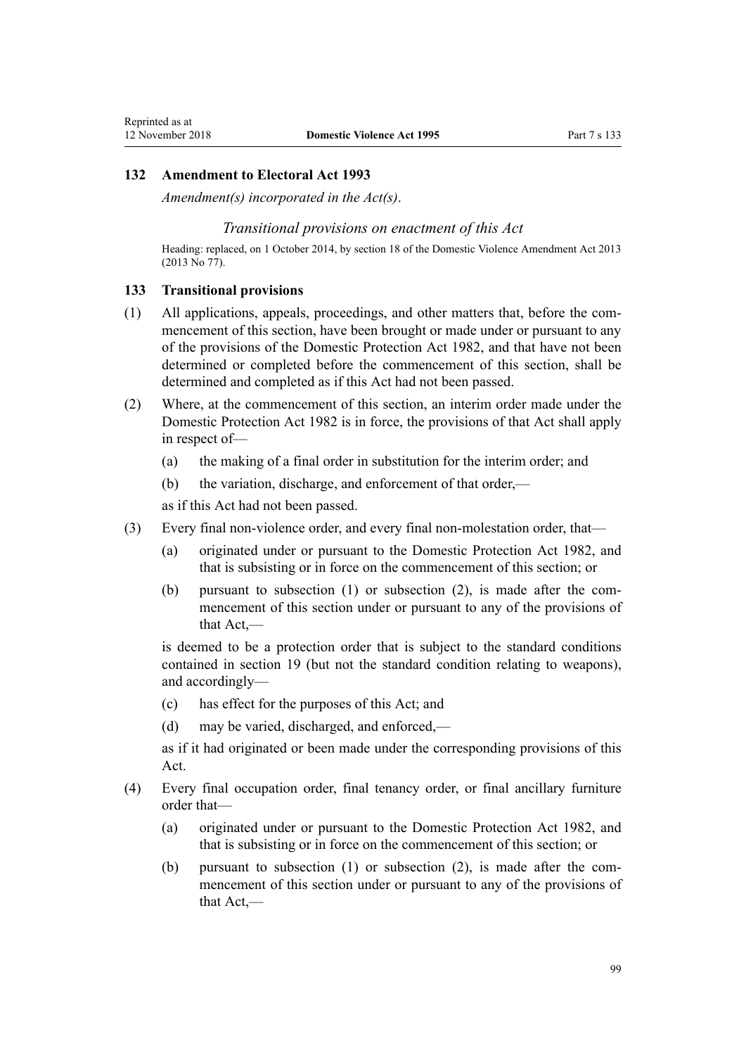### 132 Amendment to Electoral Act 1993

*Amendment(s) incorporated in the Act(s).*

#### *Transitional provisions on enactment of this Act*

Heading: replaced, on 1 October 2014, by section 18 of the Domestic Violence Amendment Act 2013 (2013 No 77).

### 133 Transitional provisions

(1) All applications, appeals, proceedings, and other matters that, before the commencement of this section, have been brought or made under or pursuant to any of the provisions of the Domestic Protection Act 1982, and that have not been determined or completed before the commencement of this section, shall be determined and completed as if this Act had not been passed.

(2) Where, at the commencement of this section, an interim order made under the Domestic Protection Act 1982 is in force, the provisions of that Act shall apply in respect of—

(a) the making of a final order in substitution for the interim order; and

(b) the variation, discharge, and enforcement of that order,—

as if this Act had not been passed.

(3) Every final non-violence order, and every final non-molestation order, that—

(a) originated under or pursuant to the Domestic Protection Act 1982, and that is subsisting or in force on the commencement of this section; or

(b) pursuant to subsection (1) or subsection (2), is made after the commencement of this section under or pursuant to any of the provisions of that Act,—

is deemed to be a protection order that is subject to the standard conditions contained in section 19 (but not the standard condition relating to weapons), and accordingly—

(c) has effect for the purposes of this Act; and

(d) may be varied, discharged, and enforced,—

as if it had originated or been made under the corresponding provisions of this Act.

(4) Every final occupation order, final tenancy order, or final ancillary furniture order that—

(a) originated under or pursuant to the Domestic Protection Act 1982, and that is subsisting or in force on the commencement of this section; or

(b) pursuant to subsection (1) or subsection (2), is made after the commencement of this section under or pursuant to any of the provisions of that Act,—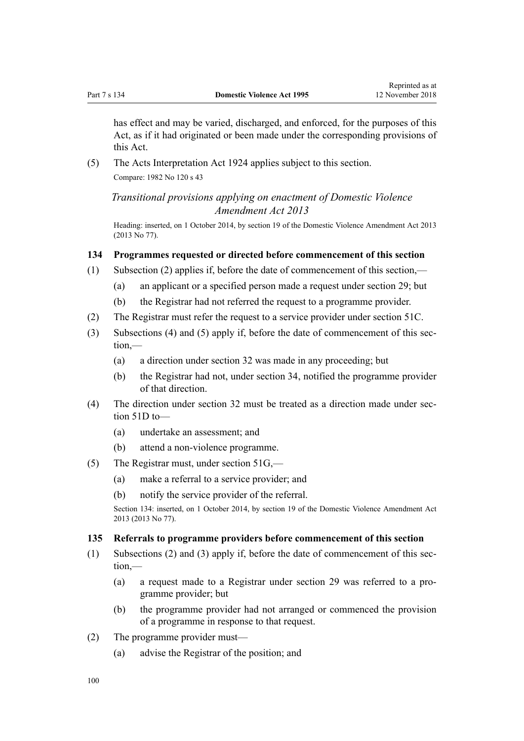has effect and may be varied, discharged, and enforced, for the purposes of this Act, as if it had originated or been made under the corresponding provisions of this Act.

(5) The Acts Interpretation Act 1924 applies subject to this section.

Compare: 1982 No 120 s 43

*Transitional provisions applying on enactment of Domestic Violence Amendment Act 2013*

Heading: inserted, on 1 October 2014, by section 19 of the Domestic Violence Amendment Act 2013 (2013 No 77).

### 134 Programmes requested or directed before commencement of this section

(1) Subsection (2) applies if, before the date of commencement of this section,—

(a) an applicant or a specified person made a request under section 29; but

(b) the Registrar had not referred the request to a programme provider.

(2) The Registrar must refer the request to a service provider under section 51C.

(3) Subsections (4) and (5) apply if, before the date of commencement of this section,—

(a) a direction under section 32 was made in any proceeding; but

(b) the Registrar had not, under section 34, notified the programme provider of that direction.

(4) The direction under section 32 must be treated as a direction made under section 51D to—

(a) undertake an assessment; and

(b) attend a non-violence programme.

(5) The Registrar must, under section 51G,—

(a) make a referral to a service provider; and

(b) notify the service provider of the referral.

Section 134: inserted, on 1 October 2014, by section 19 of the Domestic Violence Amendment Act 2013 (2013 No 77).

### 135 Referrals to programme providers before commencement of this section

(1) Subsections (2) and (3) apply if, before the date of commencement of this section,—

(a) a request made to a Registrar under section 29 was referred to a programme provider; but

(b) the programme provider had not arranged or commenced the provision of a programme in response to that request.

(2) The programme provider must—

(a) advise the Registrar of the position; and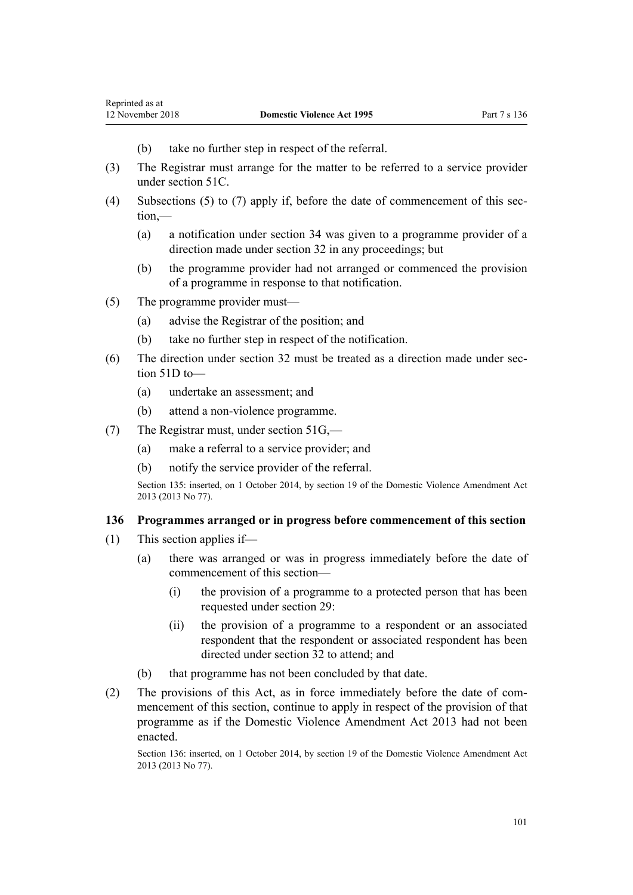(b) take no further step in respect of the referral.

(3) The Registrar must arrange for the matter to be referred to a service provider under section 51C.

(4) Subsections (5) to (7) apply if, before the date of commencement of this section,—

(a) a notification under section 34 was given to a programme provider of a direction made under section 32 in any proceedings; but

(b) the programme provider had not arranged or commenced the provision of a programme in response to that notification.

(5) The programme provider must—

(a) advise the Registrar of the position; and

(b) take no further step in respect of the notification.

(6) The direction under section 32 must be treated as a direction made under section 51D to—

(a) undertake an assessment; and

(b) attend a non-violence programme.

(7) The Registrar must, under section 51G,—

(a) make a referral to a service provider; and

(b) notify the service provider of the referral.

Section 135: inserted, on 1 October 2014, by section 19 of the Domestic Violence Amendment Act 2013 (2013 No 77).

### 136 Programmes arranged or in progress before commencement of this section

(1) This section applies if—

(a) there was arranged or was in progress immediately before the date of commencement of this section—

(i) the provision of a programme to a protected person that has been requested under section 29:

(ii) the provision of a programme to a respondent or an associated respondent that the respondent or associated respondent has been directed under section 32 to attend; and

(b) that programme has not been concluded by that date.

(2) The provisions of this Act, as in force immediately before the date of commencement of this section, continue to apply in respect of the provision of that programme as if the Domestic Violence Amendment Act 2013 had not been enacted.

Section 136: inserted, on 1 October 2014, by section 19 of the Domestic Violence Amendment Act 2013 (2013 No 77).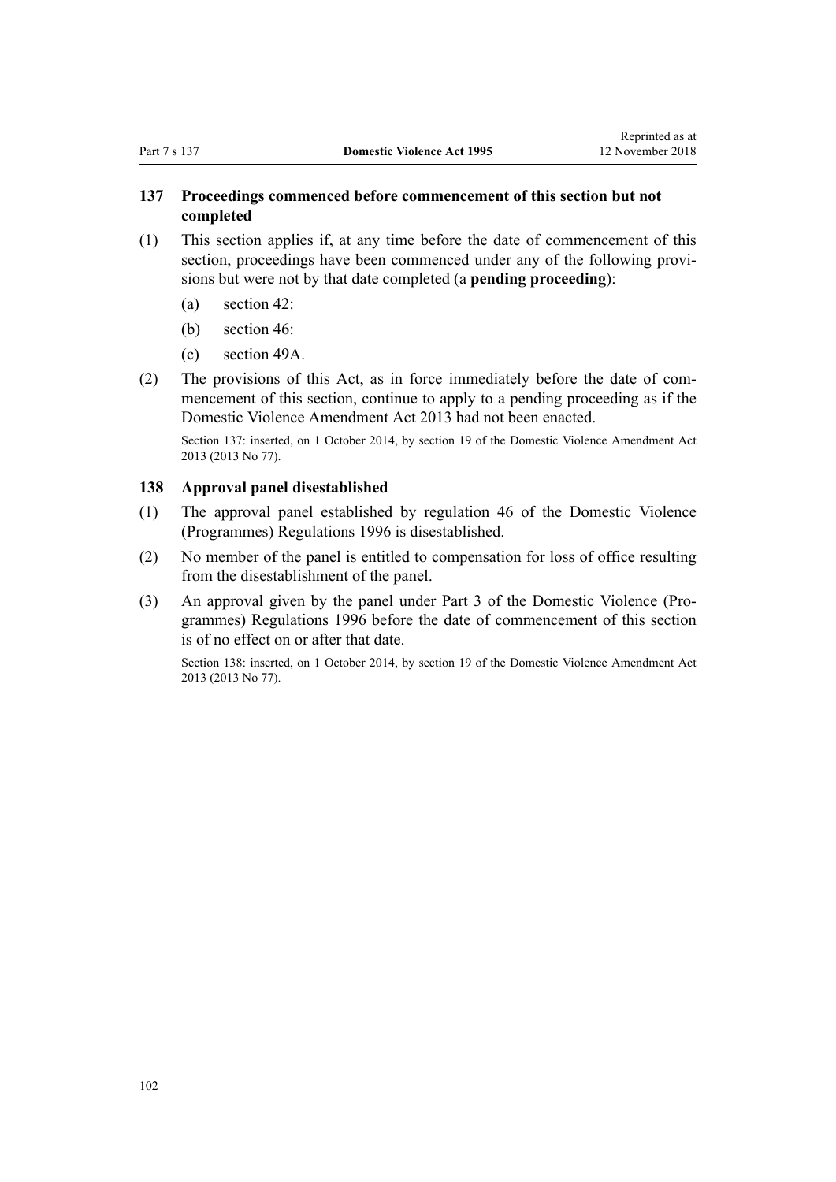### 137 Proceedings commenced before commencement of this section but not completed

(1) This section applies if, at any time before the date of commencement of this section, proceedings have been commenced under any of the following provisions but were not by that date completed (a **pending proceeding**):

(a) section 42:

(b) section 46:

(c) section 49A.

(2) The provisions of this Act, as in force immediately before the date of commencement of this section, continue to apply to a pending proceeding as if the Domestic Violence Amendment Act 2013 had not been enacted.

Section 137: inserted, on 1 October 2014, by section 19 of the Domestic Violence Amendment Act 2013 (2013 No 77).

### 138 Approval panel disestablished

(1) The approval panel established by regulation 46 of the Domestic Violence (Programmes) Regulations 1996 is disestablished.

(2) No member of the panel is entitled to compensation for loss of office resulting from the disestablishment of the panel.

(3) An approval given by the panel under Part 3 of the Domestic Violence (Programmes) Regulations 1996 before the date of commencement of this section is of no effect on or after that date.

Section 138: inserted, on 1 October 2014, by section 19 of the Domestic Violence Amendment Act 2013 (2013 No 77).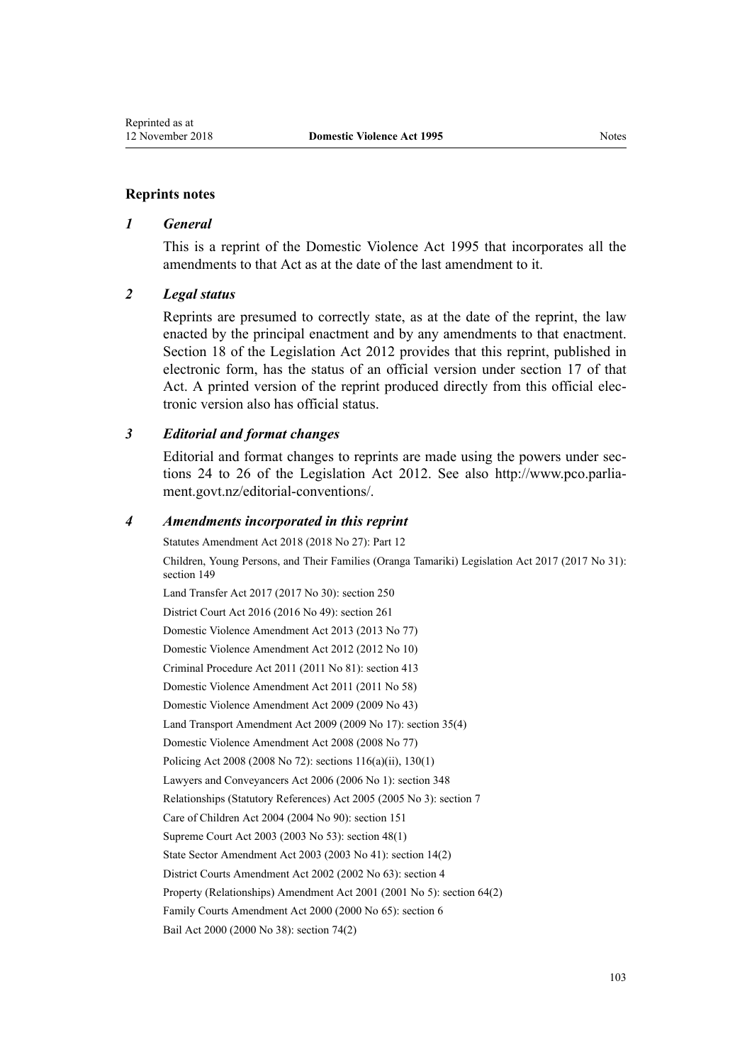## Reprints notes

### *1 General*

This is a reprint of the Domestic Violence Act 1995 that incorporates all the amendments to that Act as at the date of the last amendment to it.

### *2 Legal status*

Reprints are presumed to correctly state, as at the date of the reprint, the law enacted by the principal enactment and by any amendments to that enactment. Section 18 of the Legislation Act 2012 provides that this reprint, published in electronic form, has the status of an official version under section 17 of that Act. A printed version of the reprint produced directly from this official electronic version also has official status.

### *3 Editorial and format changes*

Editorial and format changes to reprints are made using the powers under sections 24 to 26 of the Legislation Act 2012. See also http://www.pco.parliament.govt.nz/editorial-conventions/.

### *4 Amendments incorporated in this reprint*

Statutes Amendment Act 2018 (2018 No 27): Part 12

Children, Young Persons, and Their Families (Oranga Tamariki) Legislation Act 2017 (2017 No 31): section 149

Land Transfer Act 2017 (2017 No 30): section 250

District Court Act 2016 (2016 No 49): section 261

Domestic Violence Amendment Act 2013 (2013 No 77)

Domestic Violence Amendment Act 2012 (2012 No 10)

Criminal Procedure Act 2011 (2011 No 81): section 413

Domestic Violence Amendment Act 2011 (2011 No 58)

Domestic Violence Amendment Act 2009 (2009 No 43)

Land Transport Amendment Act 2009 (2009 No 17): section 35(4)

Domestic Violence Amendment Act 2008 (2008 No 77)

Policing Act 2008 (2008 No 72): sections 116(a)(ii), 130(1)

Lawyers and Conveyancers Act 2006 (2006 No 1): section 348

Relationships (Statutory References) Act 2005 (2005 No 3): section 7

Care of Children Act 2004 (2004 No 90): section 151

Supreme Court Act 2003 (2003 No 53): section 48(1)

State Sector Amendment Act 2003 (2003 No 41): section 14(2)

District Courts Amendment Act 2002 (2002 No 63): section 4

Property (Relationships) Amendment Act 2001 (2001 No 5): section 64(2)

Family Courts Amendment Act 2000 (2000 No 65): section 6

Bail Act 2000 (2000 No 38): section 74(2)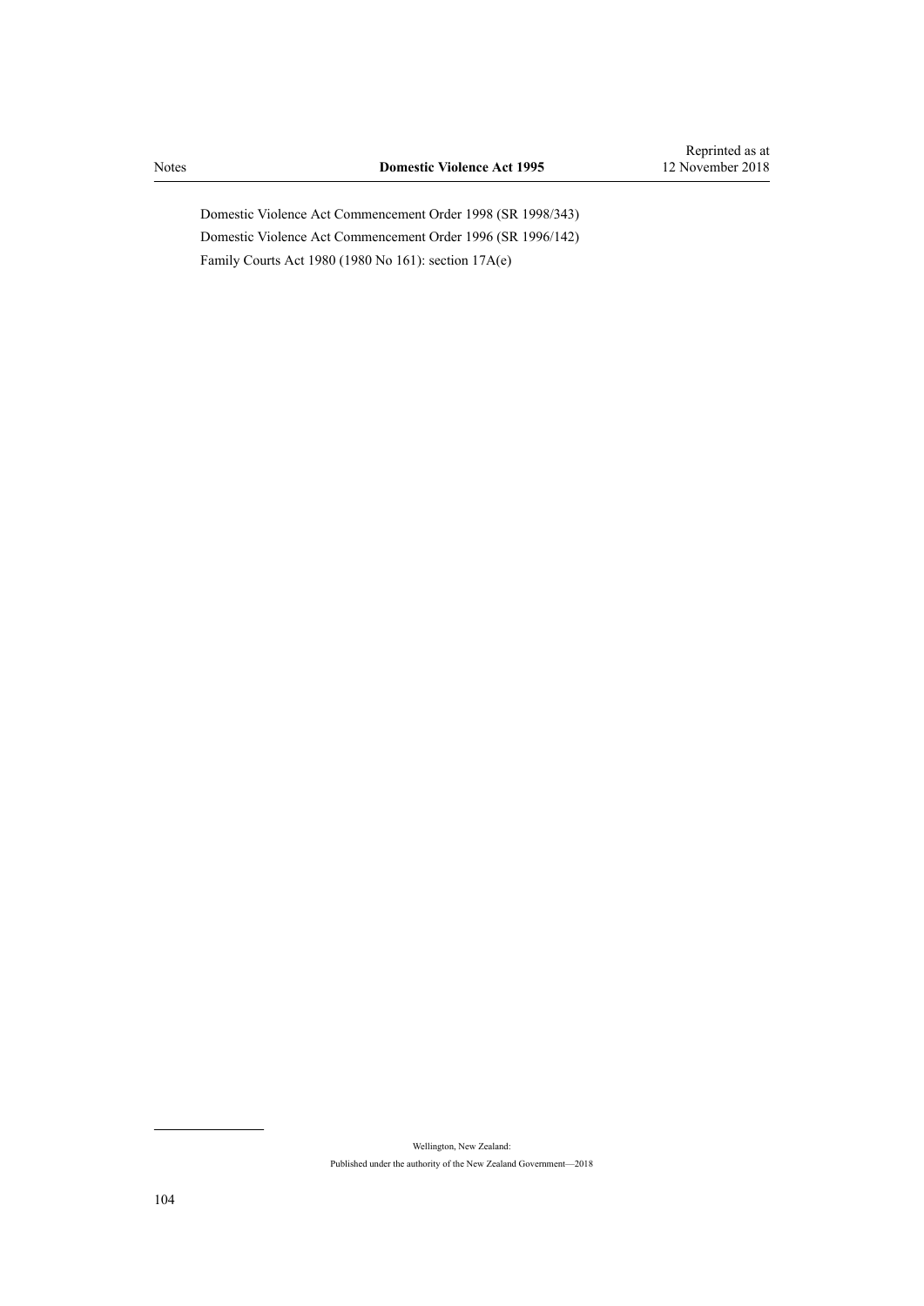Domestic Violence Act Commencement Order 1998 (SR 1998/343)

Domestic Violence Act Commencement Order 1996 (SR 1996/142)

Family Courts Act 1980 (1980 No 161): section 17A(e)

Wellington, New Zealand:

Published under the authority of the New Zealand Government—2018